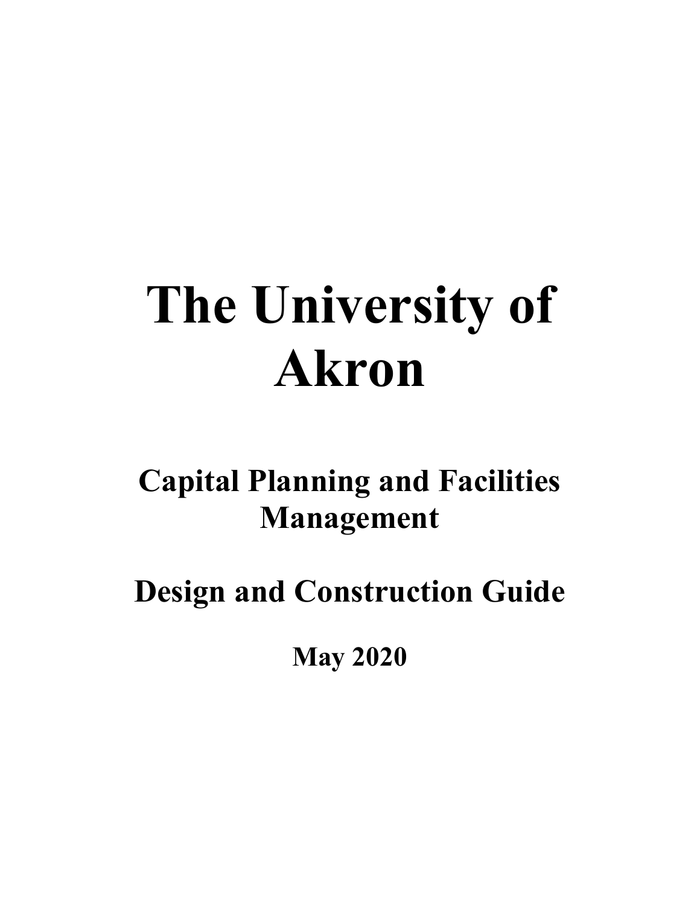# The University of Akron

## Capital Planning and Facilities Management

## Design and Construction Guide

**May 2020**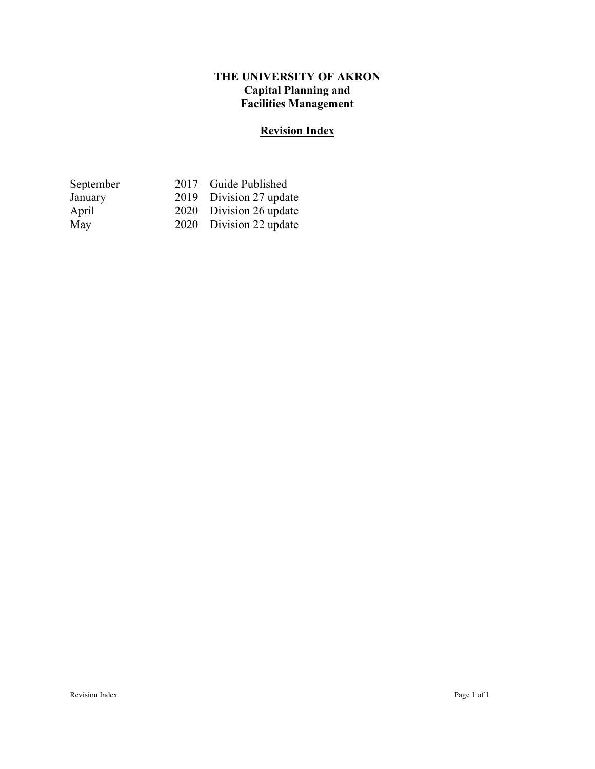**THE UNIVERSITY OF AKRON**
**Capital Planning and**
**Facilities Management**

## Revision Index

| | | |
|---|---|---|
| September | 2017 | Guide Published |
| January | 2019 | Division 27 update |
| April | 2020 | Division 26 update |
| May | 2020 | Division 22 update |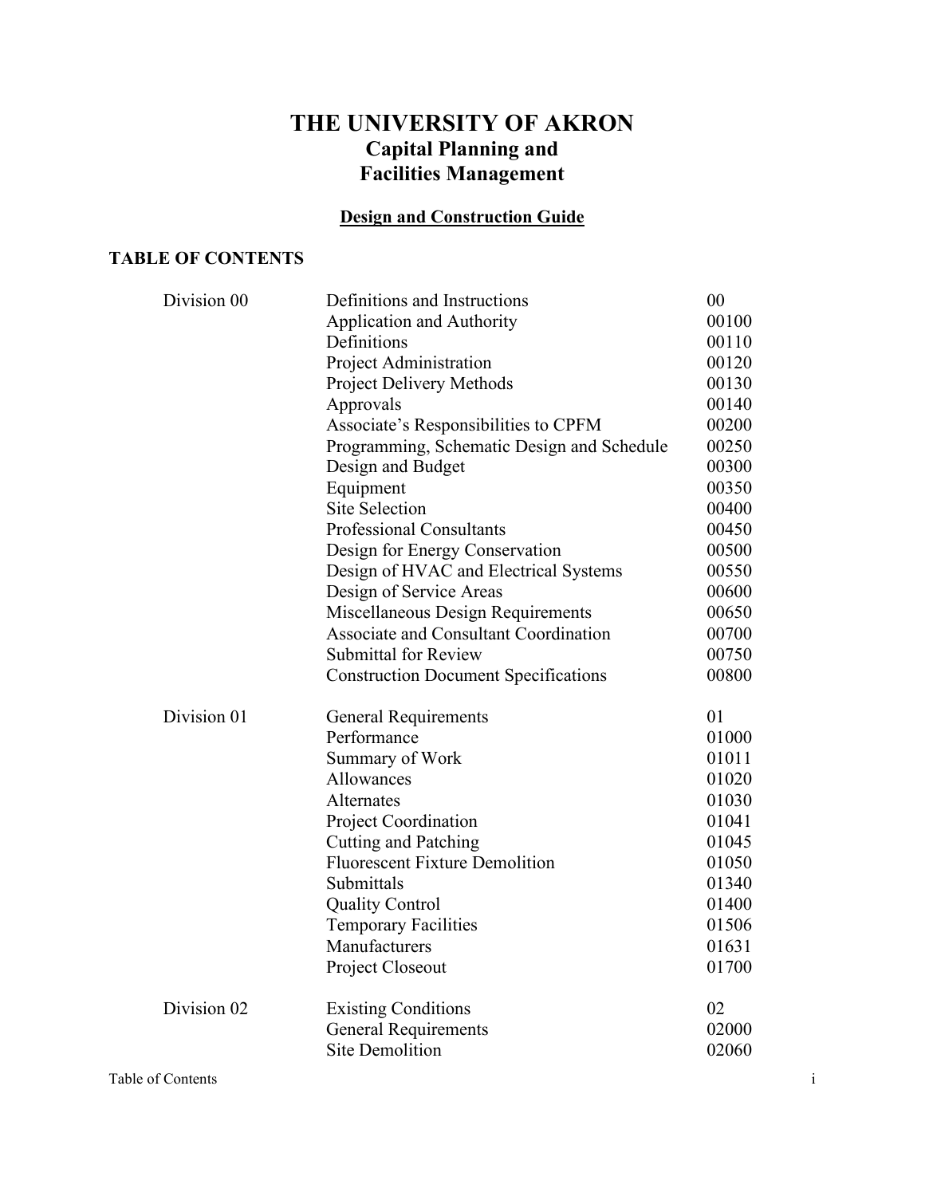# THE UNIVERSITY OF AKRON

## Capital Planning and Facilities Management

### Design and Construction Guide

**TABLE OF CONTENTS**

| | | |
|---|---|---|
| Division 00 | Definitions and Instructions | 00 |
| | Application and Authority | 00100 |
| | Definitions | 00110 |
| | Project Administration | 00120 |
| | Project Delivery Methods | 00130 |
| | Approvals | 00140 |
| | Associate's Responsibilities to CPFM | 00200 |
| | Programming, Schematic Design and Schedule | 00250 |
| | Design and Budget | 00300 |
| | Equipment | 00350 |
| | Site Selection | 00400 |
| | Professional Consultants | 00450 |
| | Design for Energy Conservation | 00500 |
| | Design of HVAC and Electrical Systems | 00550 |
| | Design of Service Areas | 00600 |
| | Miscellaneous Design Requirements | 00650 |
| | Associate and Consultant Coordination | 00700 |
| | Submittal for Review | 00750 |
| | Construction Document Specifications | 00800 |
| Division 01 | General Requirements | 01 |
| | Performance | 01000 |
| | Summary of Work | 01011 |
| | Allowances | 01020 |
| | Alternates | 01030 |
| | Project Coordination | 01041 |
| | Cutting and Patching | 01045 |
| | Fluorescent Fixture Demolition | 01050 |
| | Submittals | 01340 |
| | Quality Control | 01400 |
| | Temporary Facilities | 01506 |
| | Manufacturers | 01631 |
| | Project Closeout | 01700 |
| Division 02 | Existing Conditions | 02 |
| | General Requirements | 02000 |
| | Site Demolition | 02060 |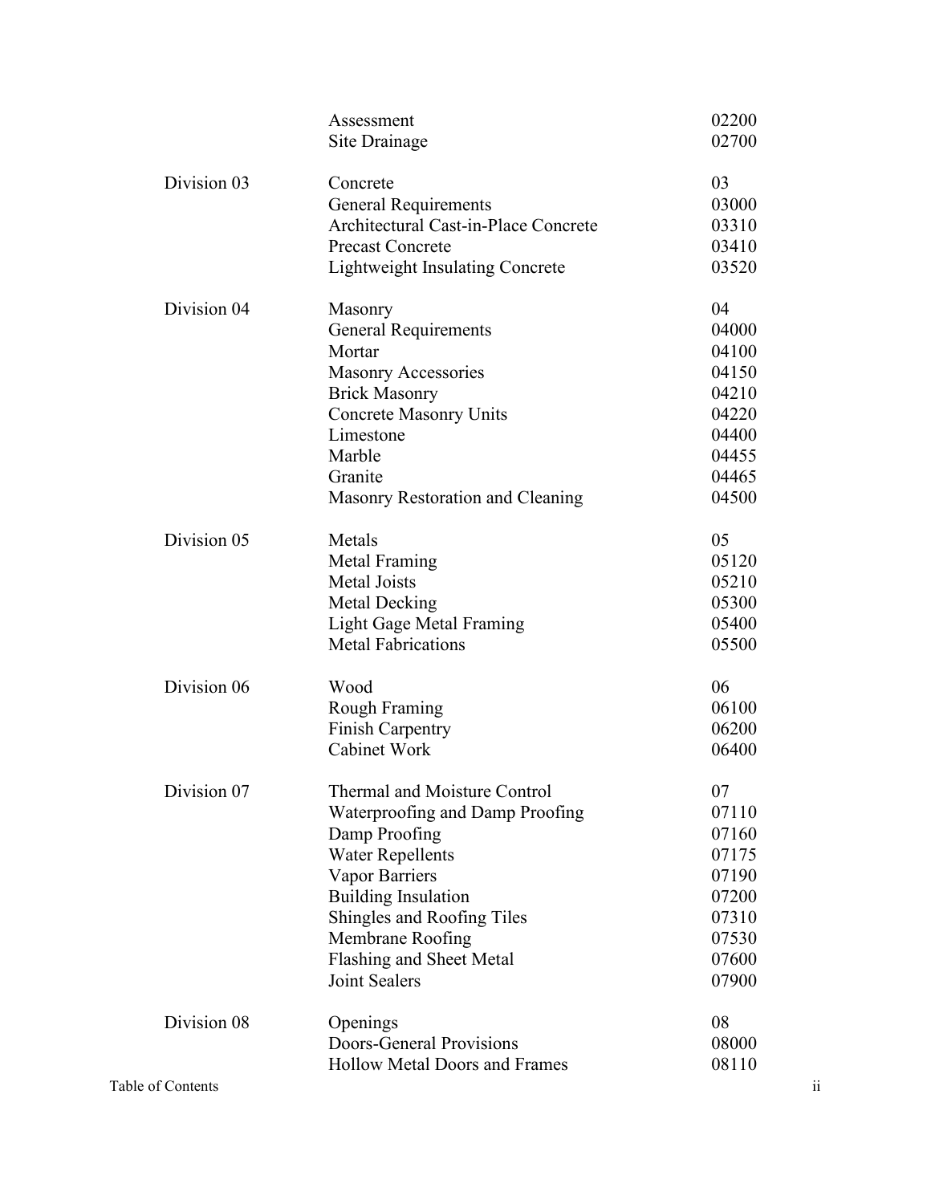| | | |
|---|---|---|
| | Assessment | 02200 |
| | Site Drainage | 02700 |
| Division 03 | Concrete | 03 |
| | General Requirements | 03000 |
| | Architectural Cast-in-Place Concrete | 03310 |
| | Precast Concrete | 03410 |
| | Lightweight Insulating Concrete | 03520 |
| Division 04 | Masonry | 04 |
| | General Requirements | 04000 |
| | Mortar | 04100 |
| | Masonry Accessories | 04150 |
| | Brick Masonry | 04210 |
| | Concrete Masonry Units | 04220 |
| | Limestone | 04400 |
| | Marble | 04455 |
| | Granite | 04465 |
| | Masonry Restoration and Cleaning | 04500 |
| Division 05 | Metals | 05 |
| | Metal Framing | 05120 |
| | Metal Joists | 05210 |
| | Metal Decking | 05300 |
| | Light Gage Metal Framing | 05400 |
| | Metal Fabrications | 05500 |
| Division 06 | Wood | 06 |
| | Rough Framing | 06100 |
| | Finish Carpentry | 06200 |
| | Cabinet Work | 06400 |
| Division 07 | Thermal and Moisture Control | 07 |
| | Waterproofing and Damp Proofing | 07110 |
| | Damp Proofing | 07160 |
| | Water Repellents | 07175 |
| | Vapor Barriers | 07190 |
| | Building Insulation | 07200 |
| | Shingles and Roofing Tiles | 07310 |
| | Membrane Roofing | 07530 |
| | Flashing and Sheet Metal | 07600 |
| | Joint Sealers | 07900 |
| Division 08 | Openings | 08 |
| | Doors-General Provisions | 08000 |
| | Hollow Metal Doors and Frames | 08110 |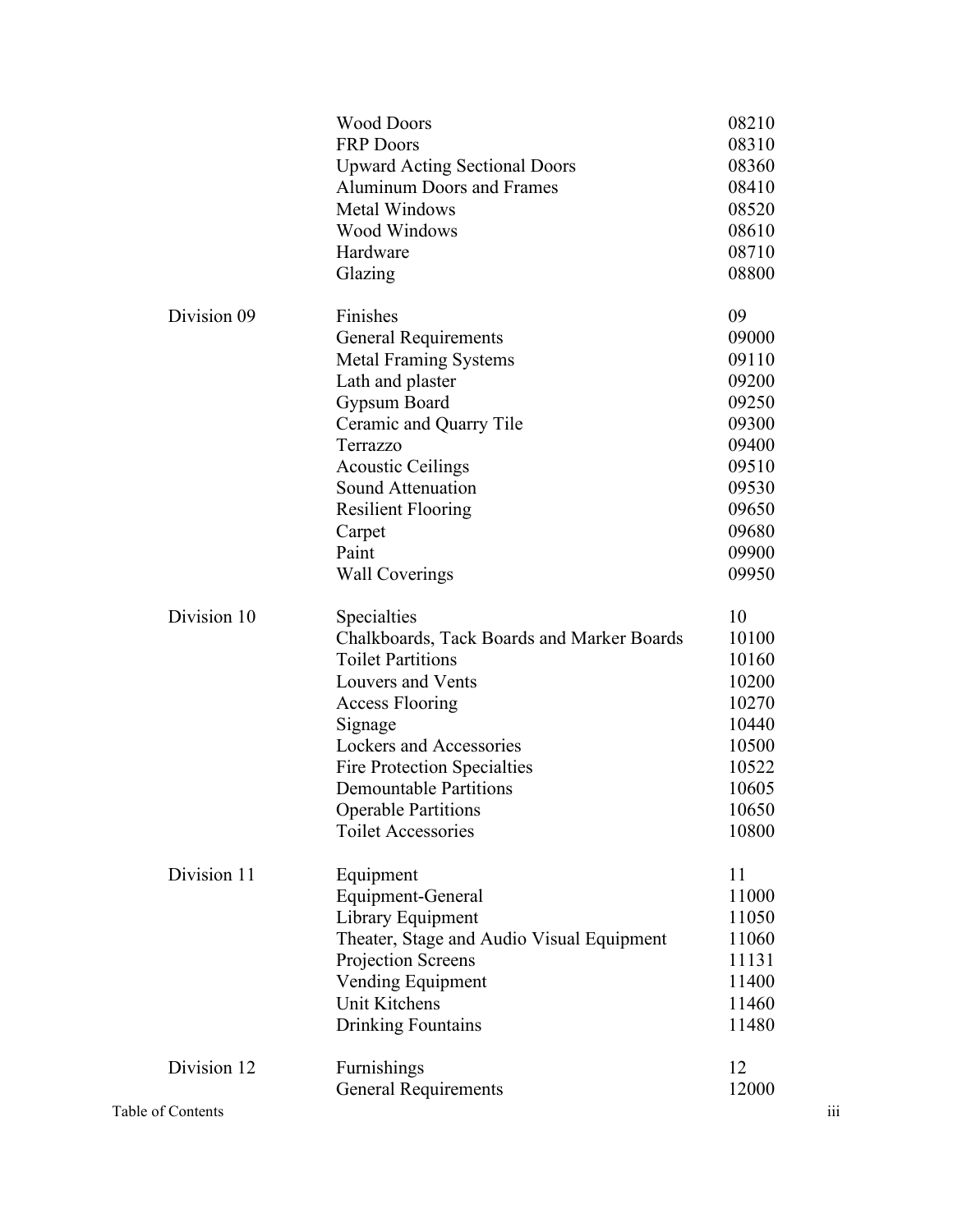| | | |
|---|---|---|
| | Wood Doors | 08210 |
| | FRP Doors | 08310 |
| | Upward Acting Sectional Doors | 08360 |
| | Aluminum Doors and Frames | 08410 |
| | Metal Windows | 08520 |
| | Wood Windows | 08610 |
| | Hardware | 08710 |
| | Glazing | 08800 |
| Division 09 | Finishes | 09 |
| | General Requirements | 09000 |
| | Metal Framing Systems | 09110 |
| | Lath and plaster | 09200 |
| | Gypsum Board | 09250 |
| | Ceramic and Quarry Tile | 09300 |
| | Terrazzo | 09400 |
| | Acoustic Ceilings | 09510 |
| | Sound Attenuation | 09530 |
| | Resilient Flooring | 09650 |
| | Carpet | 09680 |
| | Paint | 09900 |
| | Wall Coverings | 09950 |
| Division 10 | Specialties | 10 |
| | Chalkboards, Tack Boards and Marker Boards | 10100 |
| | Toilet Partitions | 10160 |
| | Louvers and Vents | 10200 |
| | Access Flooring | 10270 |
| | Signage | 10440 |
| | Lockers and Accessories | 10500 |
| | Fire Protection Specialties | 10522 |
| | Demountable Partitions | 10605 |
| | Operable Partitions | 10650 |
| | Toilet Accessories | 10800 |
| Division 11 | Equipment | 11 |
| | Equipment-General | 11000 |
| | Library Equipment | 11050 |
| | Theater, Stage and Audio Visual Equipment | 11060 |
| | Projection Screens | 11131 |
| | Vending Equipment | 11400 |
| | Unit Kitchens | 11460 |
| | Drinking Fountains | 11480 |
| Division 12 | Furnishings | 12 |
| | General Requirements | 12000 |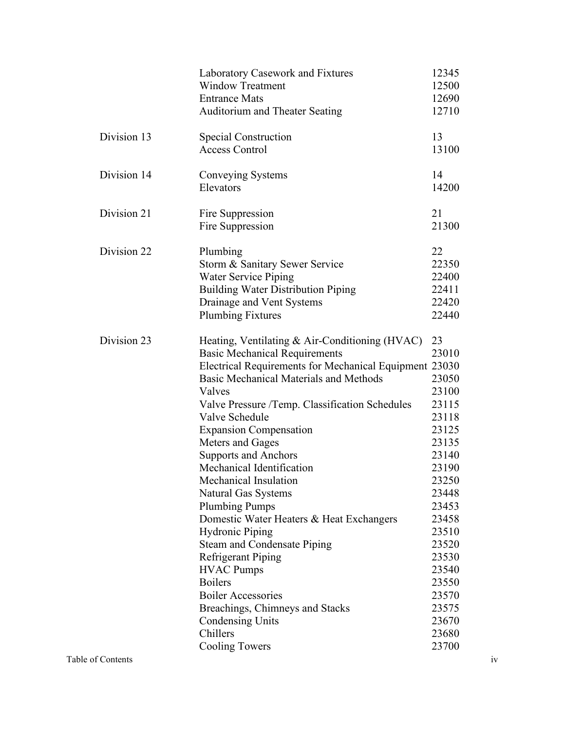| | | |
|---|---|---|
| | Laboratory Casework and Fixtures | 12345 |
| | Window Treatment | 12500 |
| | Entrance Mats | 12690 |
| | Auditorium and Theater Seating | 12710 |
| Division 13 | Special Construction | 13 |
| | Access Control | 13100 |
| Division 14 | Conveying Systems | 14 |
| | Elevators | 14200 |
| Division 21 | Fire Suppression | 21 |
| | Fire Suppression | 21300 |
| Division 22 | Plumbing | 22 |
| | Storm & Sanitary Sewer Service | 22350 |
| | Water Service Piping | 22400 |
| | Building Water Distribution Piping | 22411 |
| | Drainage and Vent Systems | 22420 |
| | Plumbing Fixtures | 22440 |
| Division 23 | Heating, Ventilating & Air-Conditioning (HVAC) | 23 |
| | Basic Mechanical Requirements | 23010 |
| | Electrical Requirements for Mechanical Equipment | 23030 |
| | Basic Mechanical Materials and Methods | 23050 |
| | Valves | 23100 |
| | Valve Pressure /Temp. Classification Schedules | 23115 |
| | Valve Schedule | 23118 |
| | Expansion Compensation | 23125 |
| | Meters and Gages | 23135 |
| | Supports and Anchors | 23140 |
| | Mechanical Identification | 23190 |
| | Mechanical Insulation | 23250 |
| | Natural Gas Systems | 23448 |
| | Plumbing Pumps | 23453 |
| | Domestic Water Heaters & Heat Exchangers | 23458 |
| | Hydronic Piping | 23510 |
| | Steam and Condensate Piping | 23520 |
| | Refrigerant Piping | 23530 |
| | HVAC Pumps | 23540 |
| | Boilers | 23550 |
| | Boiler Accessories | 23570 |
| | Breachings, Chimneys and Stacks | 23575 |
| | Condensing Units | 23670 |
| | Chillers | 23680 |
| | Cooling Towers | 23700 |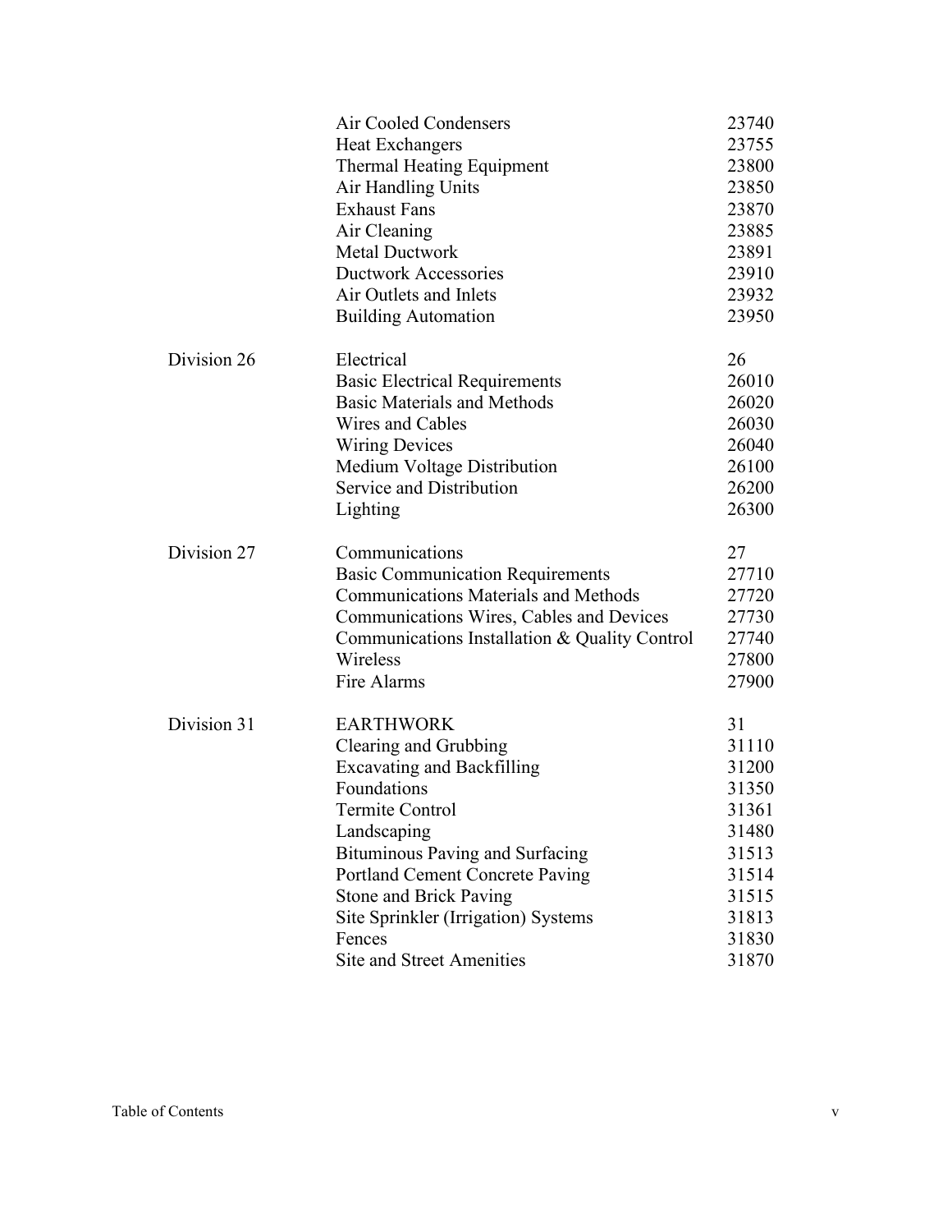| | | |
|---|---|---|
| | Air Cooled Condensers | 23740 |
| | Heat Exchangers | 23755 |
| | Thermal Heating Equipment | 23800 |
| | Air Handling Units | 23850 |
| | Exhaust Fans | 23870 |
| | Air Cleaning | 23885 |
| | Metal Ductwork | 23891 |
| | Ductwork Accessories | 23910 |
| | Air Outlets and Inlets | 23932 |
| | Building Automation | 23950 |
| Division 26 | Electrical | 26 |
| | Basic Electrical Requirements | 26010 |
| | Basic Materials and Methods | 26020 |
| | Wires and Cables | 26030 |
| | Wiring Devices | 26040 |
| | Medium Voltage Distribution | 26100 |
| | Service and Distribution | 26200 |
| | Lighting | 26300 |
| Division 27 | Communications | 27 |
| | Basic Communication Requirements | 27710 |
| | Communications Materials and Methods | 27720 |
| | Communications Wires, Cables and Devices | 27730 |
| | Communications Installation & Quality Control | 27740 |
| | Wireless | 27800 |
| | Fire Alarms | 27900 |
| Division 31 | EARTHWORK | 31 |
| | Clearing and Grubbing | 31110 |
| | Excavating and Backfilling | 31200 |
| | Foundations | 31350 |
| | Termite Control | 31361 |
| | Landscaping | 31480 |
| | Bituminous Paving and Surfacing | 31513 |
| | Portland Cement Concrete Paving | 31514 |
| | Stone and Brick Paving | 31515 |
| | Site Sprinkler (Irrigation) Systems | 31813 |
| | Fences | 31830 |
| | Site and Street Amenities | 31870 |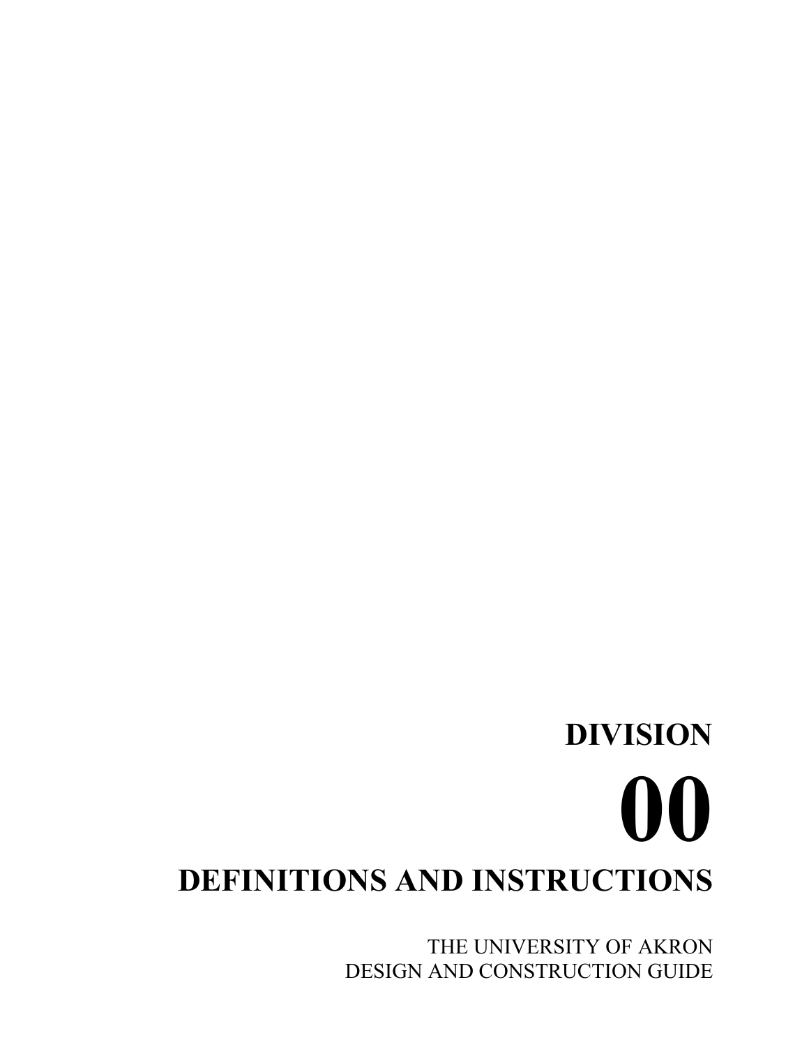# DIVISION

# 00

# DEFINITIONS AND INSTRUCTIONS

THE UNIVERSITY OF AKRON
DESIGN AND CONSTRUCTION GUIDE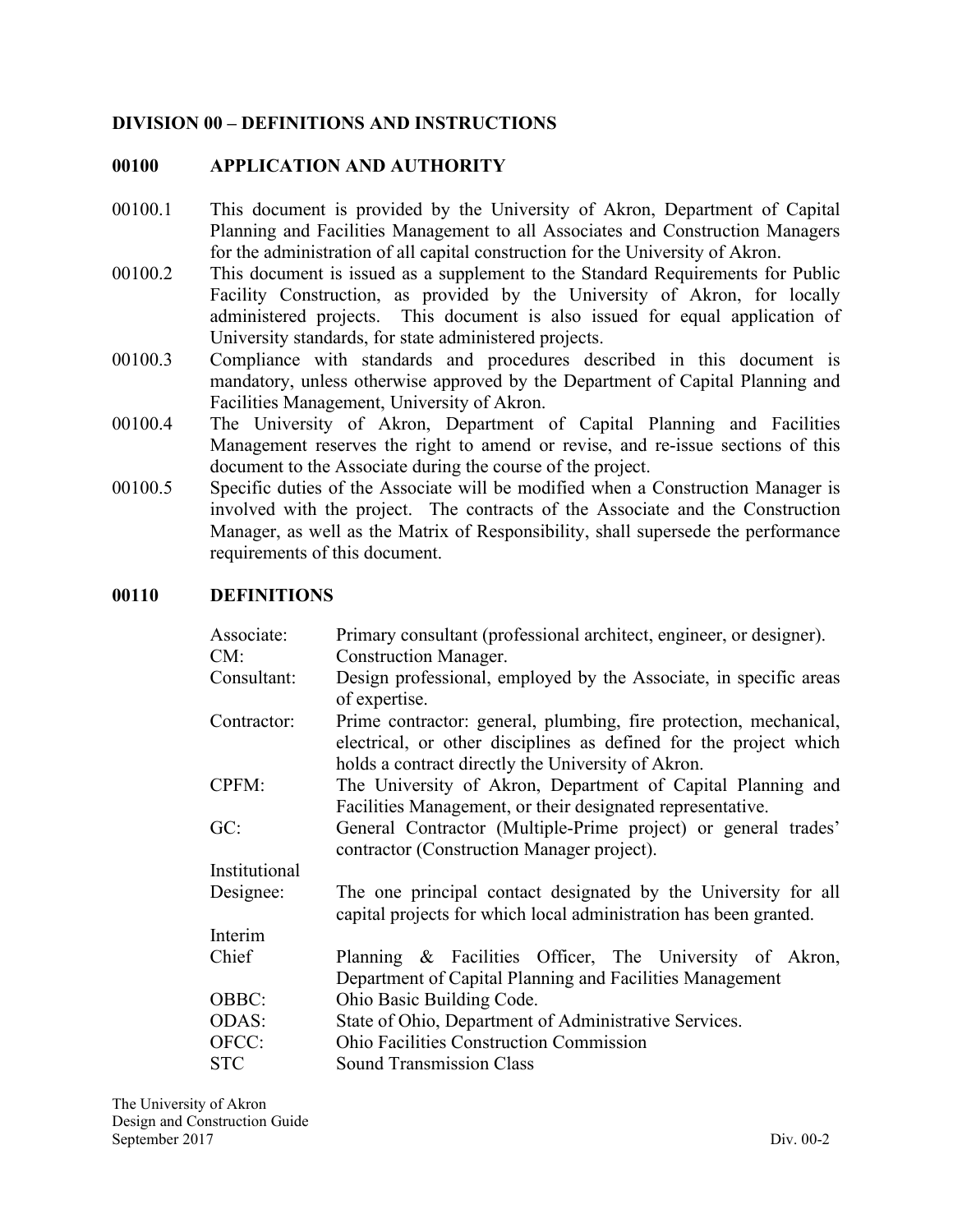## DIVISION 00 – DEFINITIONS AND INSTRUCTIONS

### 00100 APPLICATION AND AUTHORITY

00100.1 This document is provided by the University of Akron, Department of Capital Planning and Facilities Management to all Associates and Construction Managers for the administration of all capital construction for the University of Akron.

00100.2 This document is issued as a supplement to the Standard Requirements for Public Facility Construction, as provided by the University of Akron, for locally administered projects. This document is also issued for equal application of University standards, for state administered projects.

00100.3 Compliance with standards and procedures described in this document is mandatory, unless otherwise approved by the Department of Capital Planning and Facilities Management, University of Akron.

00100.4 The University of Akron, Department of Capital Planning and Facilities Management reserves the right to amend or revise, and re-issue sections of this document to the Associate during the course of the project.

00100.5 Specific duties of the Associate will be modified when a Construction Manager is involved with the project. The contracts of the Associate and the Construction Manager, as well as the Matrix of Responsibility, shall supersede the performance requirements of this document.

### 00110 DEFINITIONS

| | |
|---|---|
| Associate: | Primary consultant (professional architect, engineer, or designer). |
| CM: | Construction Manager. |
| Consultant: | Design professional, employed by the Associate, in specific areas of expertise. |
| Contractor: | Prime contractor: general, plumbing, fire protection, mechanical, electrical, or other disciplines as defined for the project which holds a contract directly the University of Akron. |
| CPFM: | The University of Akron, Department of Capital Planning and Facilities Management, or their designated representative. |
| GC: | General Contractor (Multiple-Prime project) or general trades' contractor (Construction Manager project). |
| Institutional Designee: | The one principal contact designated by the University for all capital projects for which local administration has been granted. |
| Interim Chief | Planning & Facilities Officer, The University of Akron, Department of Capital Planning and Facilities Management |
| OBBC: | Ohio Basic Building Code. |
| ODAS: | State of Ohio, Department of Administrative Services. |
| OFCC: | Ohio Facilities Construction Commission |
| STC | Sound Transmission Class |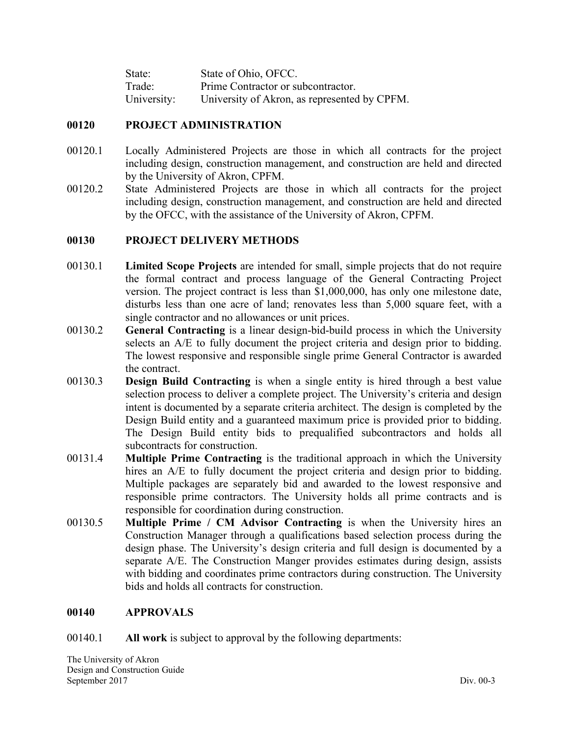| | |
|---|---|
| State: | State of Ohio, OFCC. |
| Trade: | Prime Contractor or subcontractor. |
| University: | University of Akron, as represented by CPFM. |

## 00120 PROJECT ADMINISTRATION

00120.1 Locally Administered Projects are those in which all contracts for the project including design, construction management, and construction are held and directed by the University of Akron, CPFM.

00120.2 State Administered Projects are those in which all contracts for the project including design, construction management, and construction are held and directed by the OFCC, with the assistance of the University of Akron, CPFM.

## 00130 PROJECT DELIVERY METHODS

00130.1 **Limited Scope Projects** are intended for small, simple projects that do not require the formal contract and process language of the General Contracting Project version. The project contract is less than $1,000,000, has only one milestone date, disturbs less than one acre of land; renovates less than 5,000 square feet, with a single contractor and no allowances or unit prices.

00130.2 **General Contracting** is a linear design-bid-build process in which the University selects an A/E to fully document the project criteria and design prior to bidding. The lowest responsive and responsible single prime General Contractor is awarded the contract.

00130.3 **Design Build Contracting** is when a single entity is hired through a best value selection process to deliver a complete project. The University's criteria and design intent is documented by a separate criteria architect. The design is completed by the Design Build entity and a guaranteed maximum price is provided prior to bidding. The Design Build entity bids to prequalified subcontractors and holds all subcontracts for construction.

00131.4 **Multiple Prime Contracting** is the traditional approach in which the University hires an A/E to fully document the project criteria and design prior to bidding. Multiple packages are separately bid and awarded to the lowest responsive and responsible prime contractors. The University holds all prime contracts and is responsible for coordination during construction.

00130.5 **Multiple Prime / CM Advisor Contracting** is when the University hires an Construction Manager through a qualifications based selection process during the design phase. The University's design criteria and full design is documented by a separate A/E. The Construction Manger provides estimates during design, assists with bidding and coordinates prime contractors during construction. The University bids and holds all contracts for construction.

## 00140 APPROVALS

00140.1 **All work** is subject to approval by the following departments: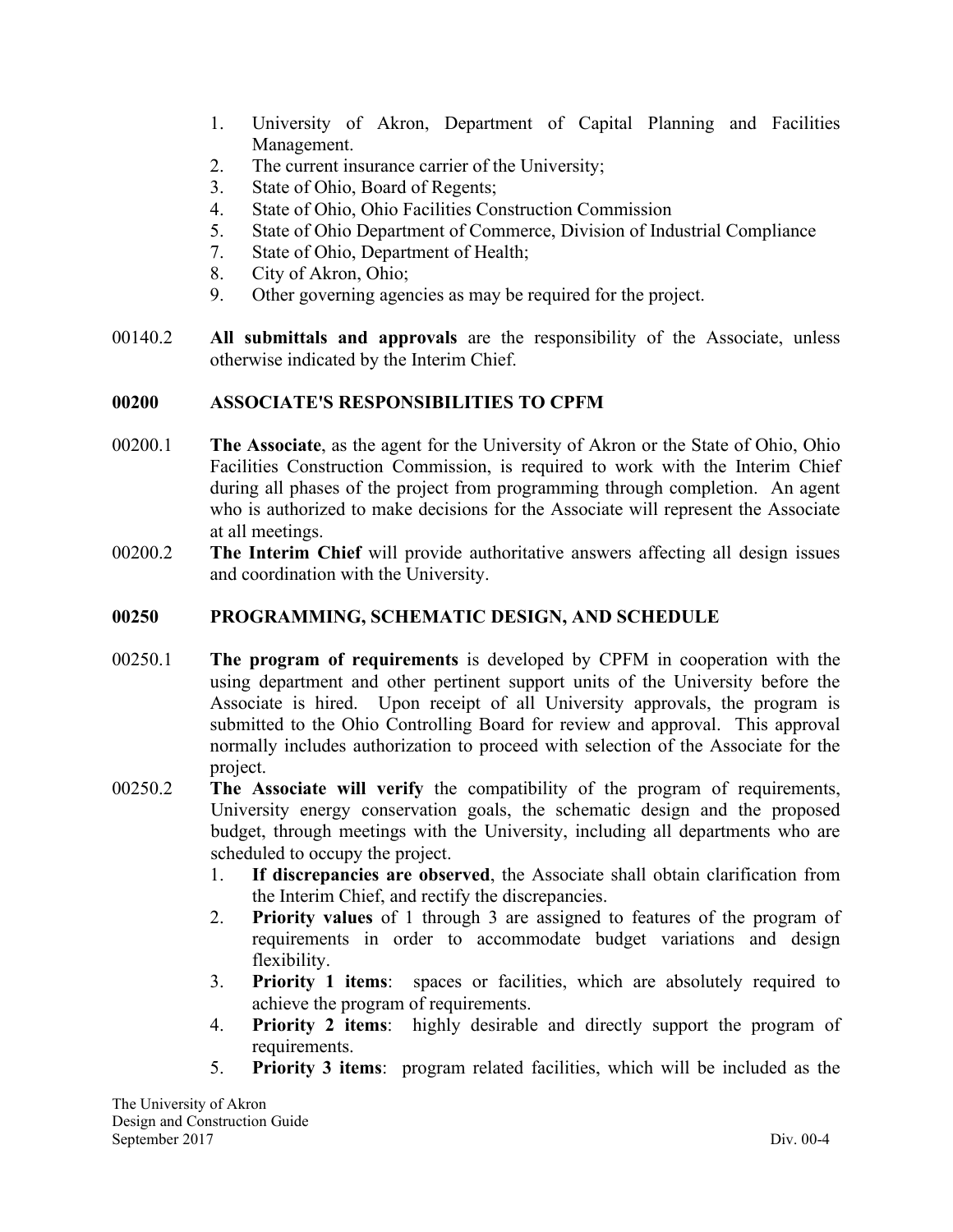1. University of Akron, Department of Capital Planning and Facilities Management.
2. The current insurance carrier of the University;
3. State of Ohio, Board of Regents;
4. State of Ohio, Ohio Facilities Construction Commission
5. State of Ohio Department of Commerce, Division of Industrial Compliance
7. State of Ohio, Department of Health;
8. City of Akron, Ohio;
9. Other governing agencies as may be required for the project.

00140.2 **All submittals and approvals** are the responsibility of the Associate, unless otherwise indicated by the Interim Chief.

## 00200 ASSOCIATE'S RESPONSIBILITIES TO CPFM

00200.1 **The Associate**, as the agent for the University of Akron or the State of Ohio, Ohio Facilities Construction Commission, is required to work with the Interim Chief during all phases of the project from programming through completion. An agent who is authorized to make decisions for the Associate will represent the Associate at all meetings.

00200.2 **The Interim Chief** will provide authoritative answers affecting all design issues and coordination with the University.

## 00250 PROGRAMMING, SCHEMATIC DESIGN, AND SCHEDULE

00250.1 **The program of requirements** is developed by CPFM in cooperation with the using department and other pertinent support units of the University before the Associate is hired. Upon receipt of all University approvals, the program is submitted to the Ohio Controlling Board for review and approval. This approval normally includes authorization to proceed with selection of the Associate for the project.

00250.2 **The Associate will verify** the compatibility of the program of requirements, University energy conservation goals, the schematic design and the proposed budget, through meetings with the University, including all departments who are scheduled to occupy the project.

1. **If discrepancies are observed**, the Associate shall obtain clarification from the Interim Chief, and rectify the discrepancies.
2. **Priority values** of 1 through 3 are assigned to features of the program of requirements in order to accommodate budget variations and design flexibility.
3. **Priority 1 items**: spaces or facilities, which are absolutely required to achieve the program of requirements.
4. **Priority 2 items**: highly desirable and directly support the program of requirements.
5. **Priority 3 items**: program related facilities, which will be included as the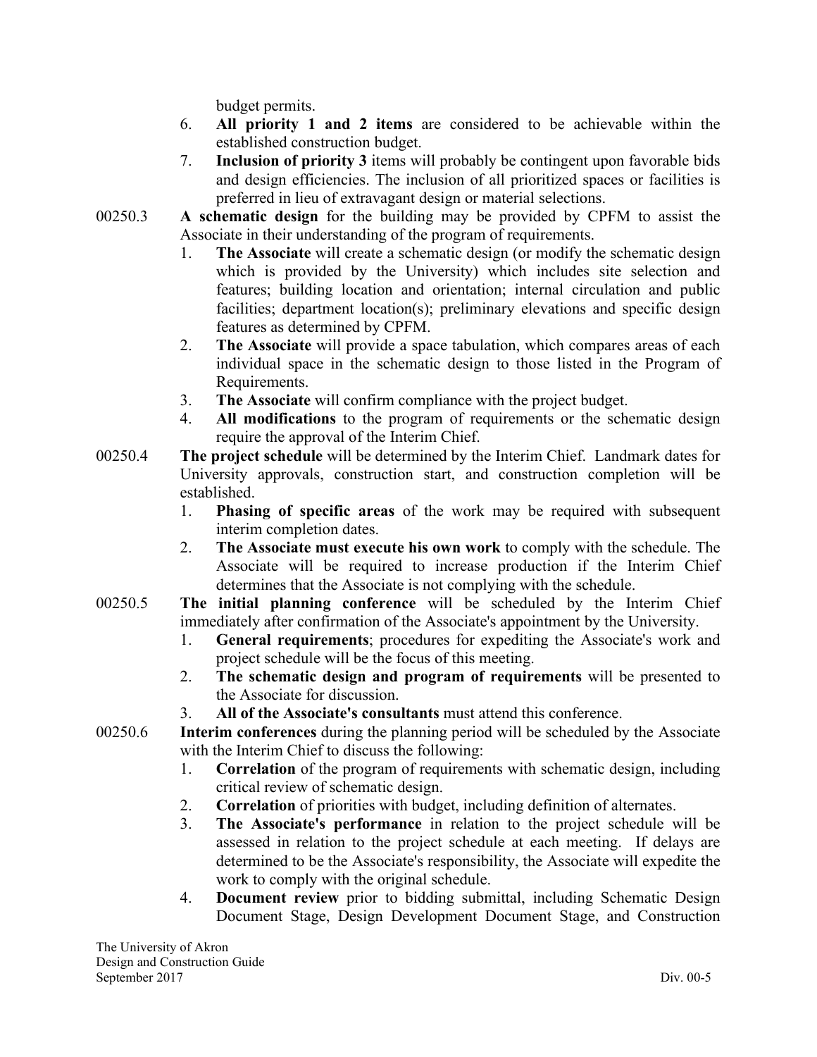budget permits.

6. **All priority 1 and 2 items** are considered to be achievable within the established construction budget.
7. **Inclusion of priority 3** items will probably be contingent upon favorable bids and design efficiencies. The inclusion of all prioritized spaces or facilities is preferred in lieu of extravagant design or material selections.

00250.3 **A schematic design** for the building may be provided by CPFM to assist the Associate in their understanding of the program of requirements.

1. **The Associate** will create a schematic design (or modify the schematic design which is provided by the University) which includes site selection and features; building location and orientation; internal circulation and public facilities; department location(s); preliminary elevations and specific design features as determined by CPFM.
2. **The Associate** will provide a space tabulation, which compares areas of each individual space in the schematic design to those listed in the Program of Requirements.
3. **The Associate** will confirm compliance with the project budget.
4. **All modifications** to the program of requirements or the schematic design require the approval of the Interim Chief.

00250.4 **The project schedule** will be determined by the Interim Chief. Landmark dates for University approvals, construction start, and construction completion will be established.

1. **Phasing of specific areas** of the work may be required with subsequent interim completion dates.
2. **The Associate must execute his own work** to comply with the schedule. The Associate will be required to increase production if the Interim Chief determines that the Associate is not complying with the schedule.

00250.5 **The initial planning conference** will be scheduled by the Interim Chief immediately after confirmation of the Associate's appointment by the University.

1. **General requirements**; procedures for expediting the Associate's work and project schedule will be the focus of this meeting.
2. **The schematic design and program of requirements** will be presented to the Associate for discussion.
3. **All of the Associate's consultants** must attend this conference.

00250.6 **Interim conferences** during the planning period will be scheduled by the Associate with the Interim Chief to discuss the following:

1. **Correlation** of the program of requirements with schematic design, including critical review of schematic design.
2. **Correlation** of priorities with budget, including definition of alternates.
3. **The Associate's performance** in relation to the project schedule will be assessed in relation to the project schedule at each meeting. If delays are determined to be the Associate's responsibility, the Associate will expedite the work to comply with the original schedule.
4. **Document review** prior to bidding submittal, including Schematic Design Document Stage, Design Development Document Stage, and Construction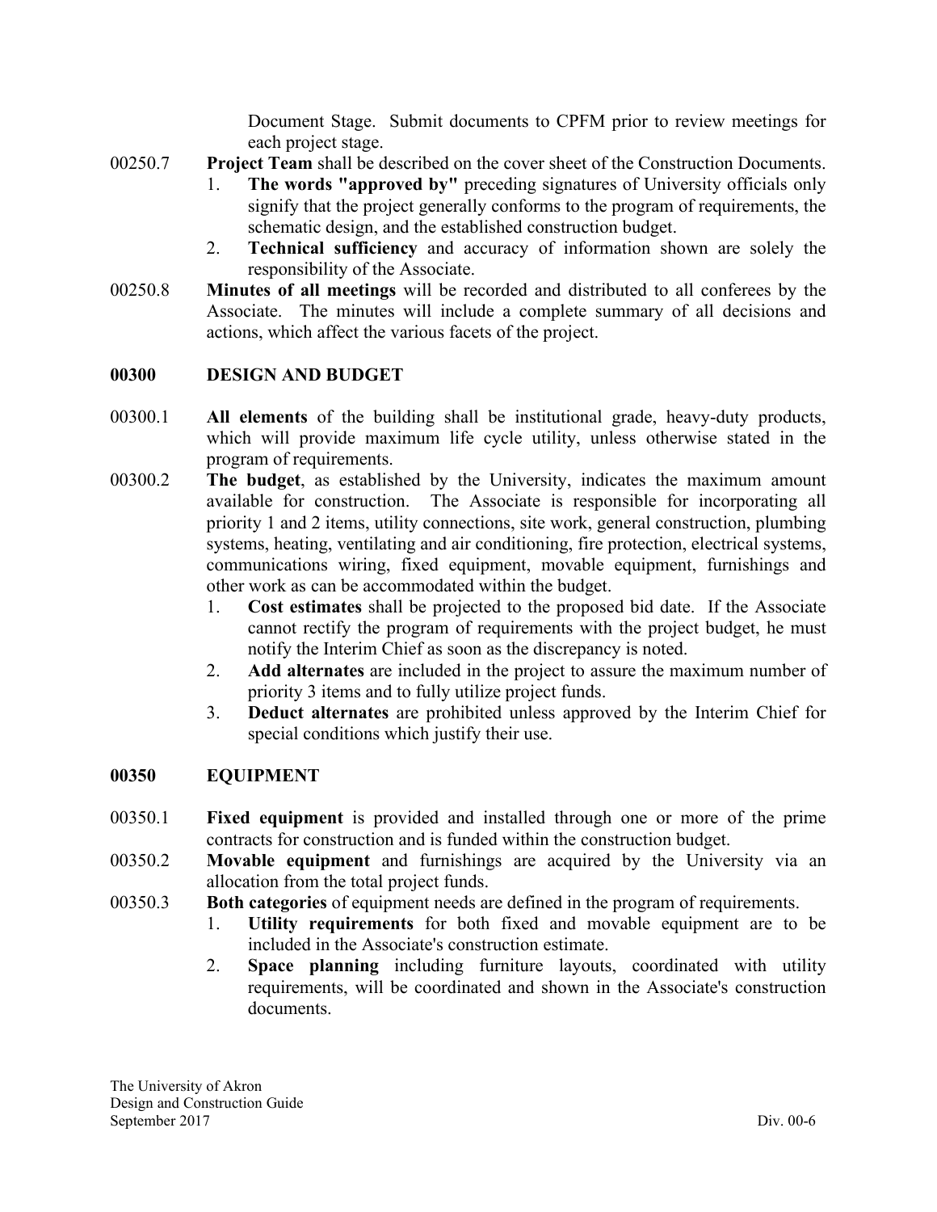Document Stage. Submit documents to CPFM prior to review meetings for each project stage.

00250.7 **Project Team** shall be described on the cover sheet of the Construction Documents.

1. **The words "approved by"** preceding signatures of University officials only signify that the project generally conforms to the program of requirements, the schematic design, and the established construction budget.
2. **Technical sufficiency** and accuracy of information shown are solely the responsibility of the Associate.

00250.8 **Minutes of all meetings** will be recorded and distributed to all conferees by the Associate. The minutes will include a complete summary of all decisions and actions, which affect the various facets of the project.

## 00300 DESIGN AND BUDGET

00300.1 **All elements** of the building shall be institutional grade, heavy-duty products, which will provide maximum life cycle utility, unless otherwise stated in the program of requirements.

00300.2 **The budget**, as established by the University, indicates the maximum amount available for construction. The Associate is responsible for incorporating all priority 1 and 2 items, utility connections, site work, general construction, plumbing systems, heating, ventilating and air conditioning, fire protection, electrical systems, communications wiring, fixed equipment, movable equipment, furnishings and other work as can be accommodated within the budget.

1. **Cost estimates** shall be projected to the proposed bid date. If the Associate cannot rectify the program of requirements with the project budget, he must notify the Interim Chief as soon as the discrepancy is noted.
2. **Add alternates** are included in the project to assure the maximum number of priority 3 items and to fully utilize project funds.
3. **Deduct alternates** are prohibited unless approved by the Interim Chief for special conditions which justify their use.

## 00350 EQUIPMENT

00350.1 **Fixed equipment** is provided and installed through one or more of the prime contracts for construction and is funded within the construction budget.

00350.2 **Movable equipment** and furnishings are acquired by the University via an allocation from the total project funds.

00350.3 **Both categories** of equipment needs are defined in the program of requirements.

1. **Utility requirements** for both fixed and movable equipment are to be included in the Associate's construction estimate.
2. **Space planning** including furniture layouts, coordinated with utility requirements, will be coordinated and shown in the Associate's construction documents.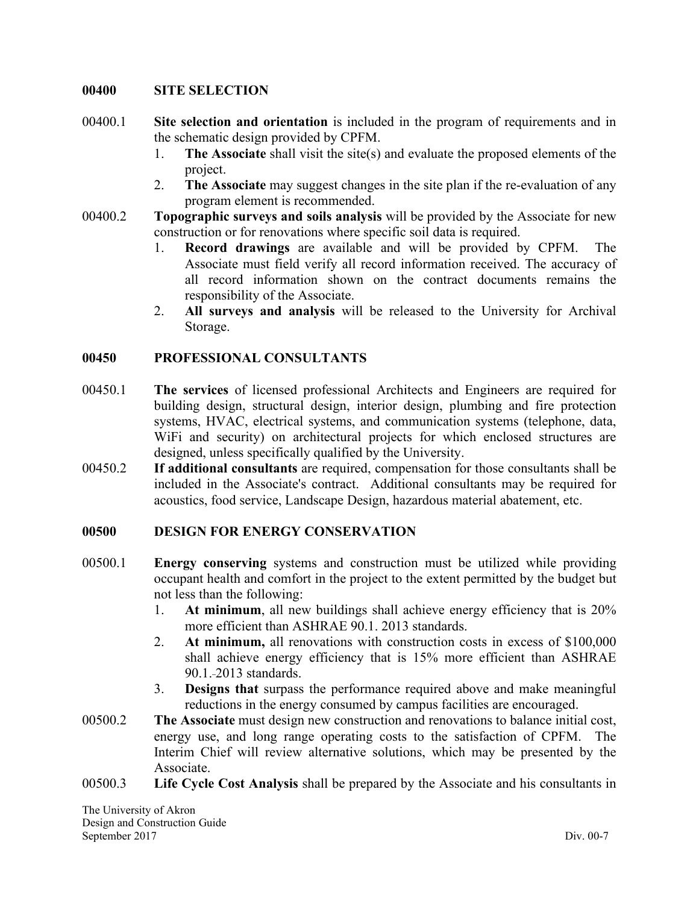## 00400 SITE SELECTION

00400.1 **Site selection and orientation** is included in the program of requirements and in the schematic design provided by CPFM.

1. **The Associate** shall visit the site(s) and evaluate the proposed elements of the project.
2. **The Associate** may suggest changes in the site plan if the re-evaluation of any program element is recommended.

00400.2 **Topographic surveys and soils analysis** will be provided by the Associate for new construction or for renovations where specific soil data is required.

1. **Record drawings** are available and will be provided by CPFM. The Associate must field verify all record information received. The accuracy of all record information shown on the contract documents remains the responsibility of the Associate.
2. **All surveys and analysis** will be released to the University for Archival Storage.

## 00450 PROFESSIONAL CONSULTANTS

00450.1 **The services** of licensed professional Architects and Engineers are required for building design, structural design, interior design, plumbing and fire protection systems, HVAC, electrical systems, and communication systems (telephone, data, WiFi and security) on architectural projects for which enclosed structures are designed, unless specifically qualified by the University.

00450.2 **If additional consultants** are required, compensation for those consultants shall be included in the Associate's contract. Additional consultants may be required for acoustics, food service, Landscape Design, hazardous material abatement, etc.

## 00500 DESIGN FOR ENERGY CONSERVATION

00500.1 **Energy conserving** systems and construction must be utilized while providing occupant health and comfort in the project to the extent permitted by the budget but not less than the following:

1. **At minimum**, all new buildings shall achieve energy efficiency that is 20% more efficient than ASHRAE 90.1. 2013 standards.
2. **At minimum,** all renovations with construction costs in excess of $100,000 shall achieve energy efficiency that is 15% more efficient than ASHRAE 90.1.-2013 standards.
3. **Designs that** surpass the performance required above and make meaningful reductions in the energy consumed by campus facilities are encouraged.

00500.2 **The Associate** must design new construction and renovations to balance initial cost, energy use, and long range operating costs to the satisfaction of CPFM. The Interim Chief will review alternative solutions, which may be presented by the Associate.

00500.3 **Life Cycle Cost Analysis** shall be prepared by the Associate and his consultants in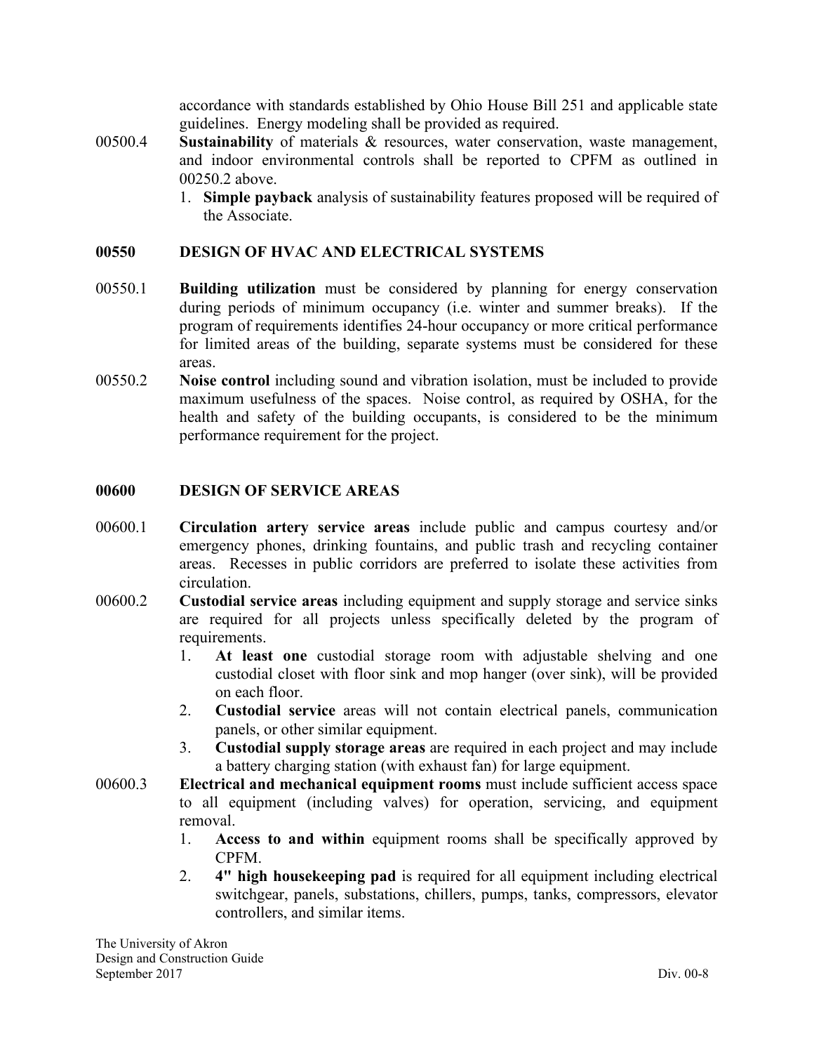accordance with standards established by Ohio House Bill 251 and applicable state guidelines. Energy modeling shall be provided as required.

00500.4 **Sustainability** of materials & resources, water conservation, waste management, and indoor environmental controls shall be reported to CPFM as outlined in 00250.2 above.

1. **Simple payback** analysis of sustainability features proposed will be required of the Associate.

## 00550 DESIGN OF HVAC AND ELECTRICAL SYSTEMS

00550.1 **Building utilization** must be considered by planning for energy conservation during periods of minimum occupancy (i.e. winter and summer breaks). If the program of requirements identifies 24-hour occupancy or more critical performance for limited areas of the building, separate systems must be considered for these areas.

00550.2 **Noise control** including sound and vibration isolation, must be included to provide maximum usefulness of the spaces. Noise control, as required by OSHA, for the health and safety of the building occupants, is considered to be the minimum performance requirement for the project.

## 00600 DESIGN OF SERVICE AREAS

00600.1 **Circulation artery service areas** include public and campus courtesy and/or emergency phones, drinking fountains, and public trash and recycling container areas. Recesses in public corridors are preferred to isolate these activities from circulation.

00600.2 **Custodial service areas** including equipment and supply storage and service sinks are required for all projects unless specifically deleted by the program of requirements.

1. **At least one** custodial storage room with adjustable shelving and one custodial closet with floor sink and mop hanger (over sink), will be provided on each floor.
2. **Custodial service** areas will not contain electrical panels, communication panels, or other similar equipment.
3. **Custodial supply storage areas** are required in each project and may include a battery charging station (with exhaust fan) for large equipment.

00600.3 **Electrical and mechanical equipment rooms** must include sufficient access space to all equipment (including valves) for operation, servicing, and equipment removal.

1. **Access to and within** equipment rooms shall be specifically approved by CPFM.
2. **4" high housekeeping pad** is required for all equipment including electrical switchgear, panels, substations, chillers, pumps, tanks, compressors, elevator controllers, and similar items.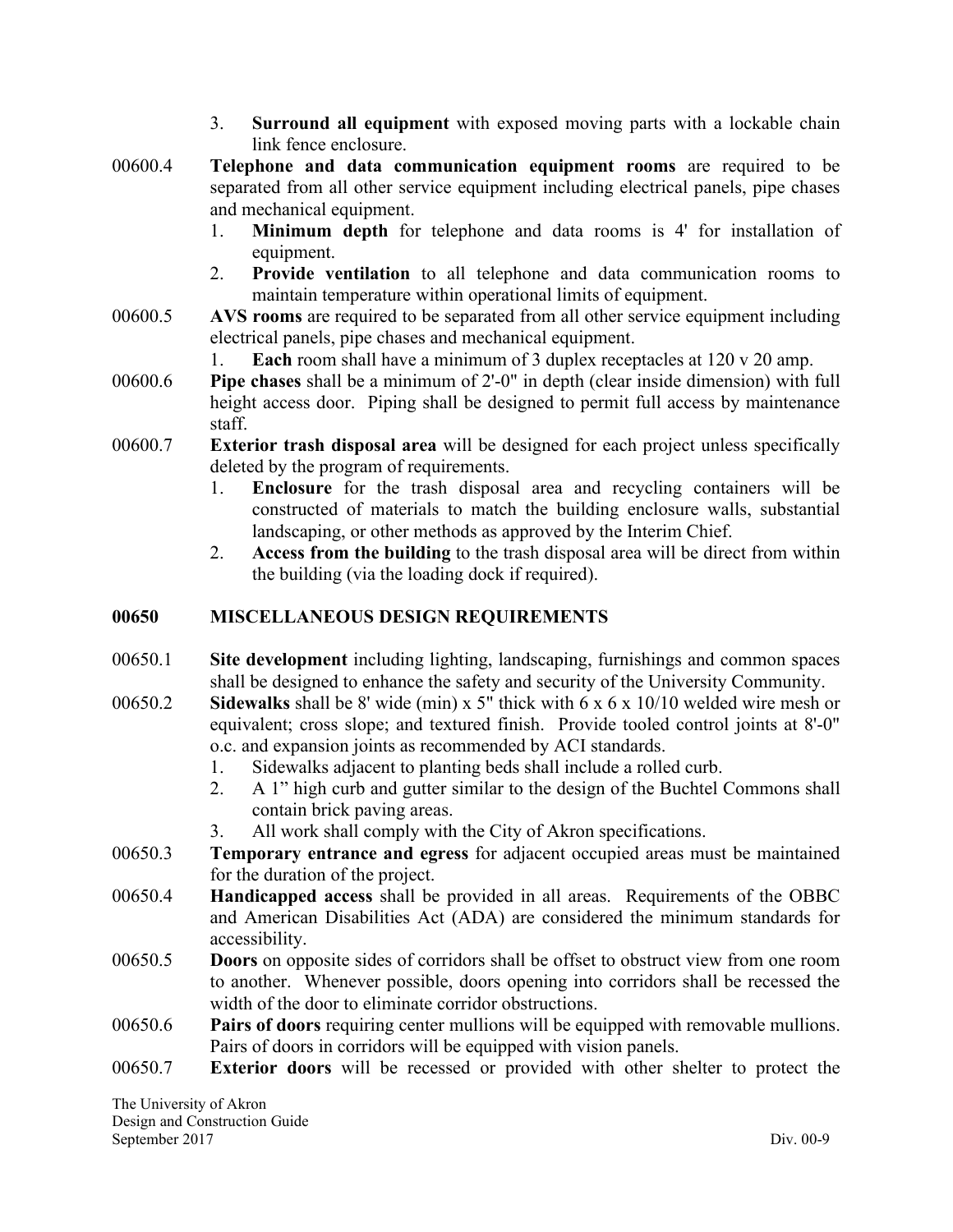3. **Surround all equipment** with exposed moving parts with a lockable chain link fence enclosure.

00600.4 **Telephone and data communication equipment rooms** are required to be separated from all other service equipment including electrical panels, pipe chases and mechanical equipment.

1. **Minimum depth** for telephone and data rooms is 4' for installation of equipment.
2. **Provide ventilation** to all telephone and data communication rooms to maintain temperature within operational limits of equipment.

00600.5 **AVS rooms** are required to be separated from all other service equipment including electrical panels, pipe chases and mechanical equipment.

1. **Each** room shall have a minimum of 3 duplex receptacles at 120 v 20 amp.

00600.6 **Pipe chases** shall be a minimum of 2'-0" in depth (clear inside dimension) with full height access door. Piping shall be designed to permit full access by maintenance staff.

00600.7 **Exterior trash disposal area** will be designed for each project unless specifically deleted by the program of requirements.

1. **Enclosure** for the trash disposal area and recycling containers will be constructed of materials to match the building enclosure walls, substantial landscaping, or other methods as approved by the Interim Chief.
2. **Access from the building** to the trash disposal area will be direct from within the building (via the loading dock if required).

## 00650 MISCELLANEOUS DESIGN REQUIREMENTS

00650.1 **Site development** including lighting, landscaping, furnishings and common spaces shall be designed to enhance the safety and security of the University Community.

00650.2 **Sidewalks** shall be 8' wide (min) x 5" thick with 6 x 6 x 10/10 welded wire mesh or equivalent; cross slope; and textured finish. Provide tooled control joints at 8'-0" o.c. and expansion joints as recommended by ACI standards.

1. Sidewalks adjacent to planting beds shall include a rolled curb.
2. A 1" high curb and gutter similar to the design of the Buchtel Commons shall contain brick paving areas.
3. All work shall comply with the City of Akron specifications.

00650.3 **Temporary entrance and egress** for adjacent occupied areas must be maintained for the duration of the project.

00650.4 **Handicapped access** shall be provided in all areas. Requirements of the OBBC and American Disabilities Act (ADA) are considered the minimum standards for accessibility.

00650.5 **Doors** on opposite sides of corridors shall be offset to obstruct view from one room to another. Whenever possible, doors opening into corridors shall be recessed the width of the door to eliminate corridor obstructions.

00650.6 **Pairs of doors** requiring center mullions will be equipped with removable mullions. Pairs of doors in corridors will be equipped with vision panels.

00650.7 **Exterior doors** will be recessed or provided with other shelter to protect the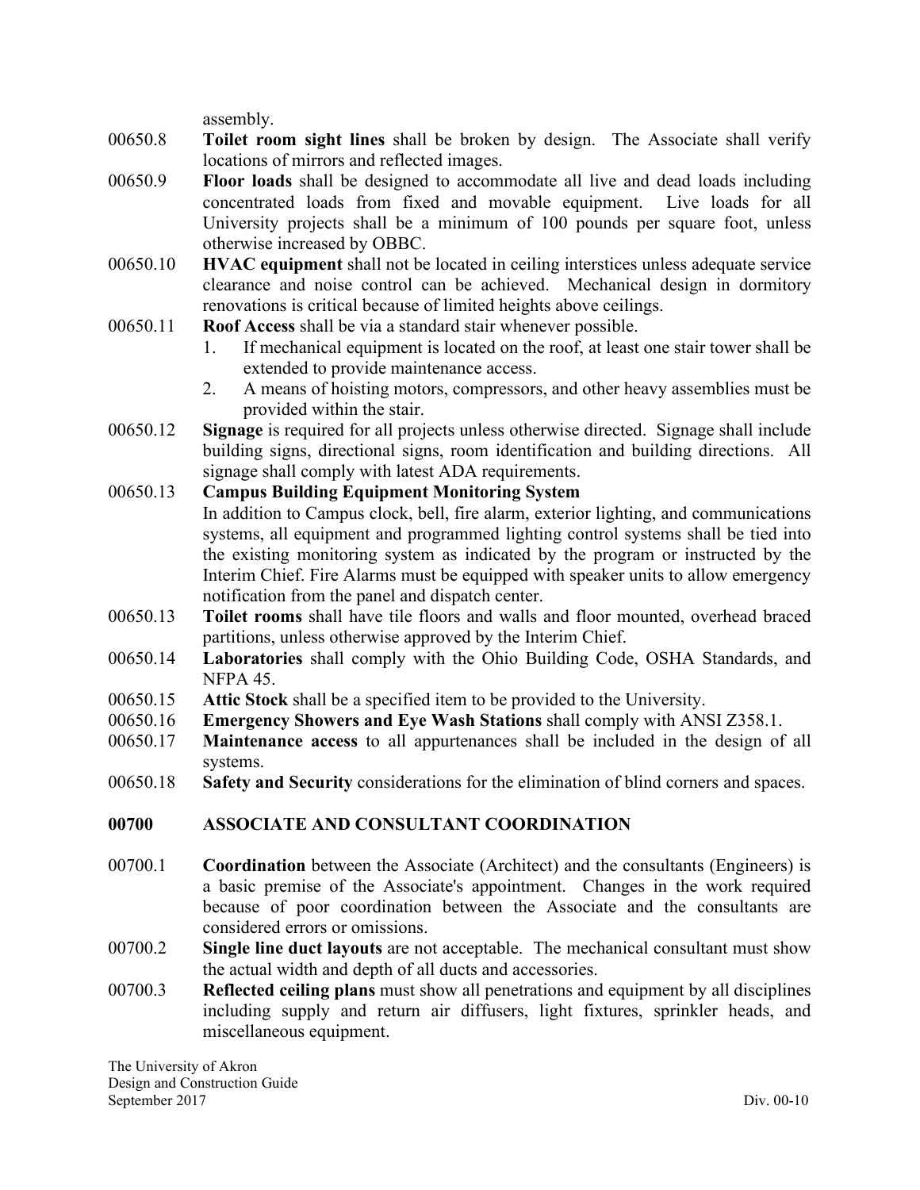assembly.

00650.8 **Toilet room sight lines** shall be broken by design. The Associate shall verify locations of mirrors and reflected images.

00650.9 **Floor loads** shall be designed to accommodate all live and dead loads including concentrated loads from fixed and movable equipment. Live loads for all University projects shall be a minimum of 100 pounds per square foot, unless otherwise increased by OBBC.

00650.10 **HVAC equipment** shall not be located in ceiling interstices unless adequate service clearance and noise control can be achieved. Mechanical design in dormitory renovations is critical because of limited heights above ceilings.

00650.11 **Roof Access** shall be via a standard stair whenever possible.

1. If mechanical equipment is located on the roof, at least one stair tower shall be extended to provide maintenance access.
2. A means of hoisting motors, compressors, and other heavy assemblies must be provided within the stair.

00650.12 **Signage** is required for all projects unless otherwise directed. Signage shall include building signs, directional signs, room identification and building directions. All signage shall comply with latest ADA requirements.

00650.13 **Campus Building Equipment Monitoring System**
In addition to Campus clock, bell, fire alarm, exterior lighting, and communications systems, all equipment and programmed lighting control systems shall be tied into the existing monitoring system as indicated by the program or instructed by the Interim Chief. Fire Alarms must be equipped with speaker units to allow emergency notification from the panel and dispatch center.

00650.13 **Toilet rooms** shall have tile floors and walls and floor mounted, overhead braced partitions, unless otherwise approved by the Interim Chief.

00650.14 **Laboratories** shall comply with the Ohio Building Code, OSHA Standards, and NFPA 45.

00650.15 **Attic Stock** shall be a specified item to be provided to the University.

00650.16 **Emergency Showers and Eye Wash Stations** shall comply with ANSI Z358.1.

00650.17 **Maintenance access** to all appurtenances shall be included in the design of all systems.

00650.18 **Safety and Security** considerations for the elimination of blind corners and spaces.

## 00700 ASSOCIATE AND CONSULTANT COORDINATION

00700.1 **Coordination** between the Associate (Architect) and the consultants (Engineers) is a basic premise of the Associate's appointment. Changes in the work required because of poor coordination between the Associate and the consultants are considered errors or omissions.

00700.2 **Single line duct layouts** are not acceptable. The mechanical consultant must show the actual width and depth of all ducts and accessories.

00700.3 **Reflected ceiling plans** must show all penetrations and equipment by all disciplines including supply and return air diffusers, light fixtures, sprinkler heads, and miscellaneous equipment.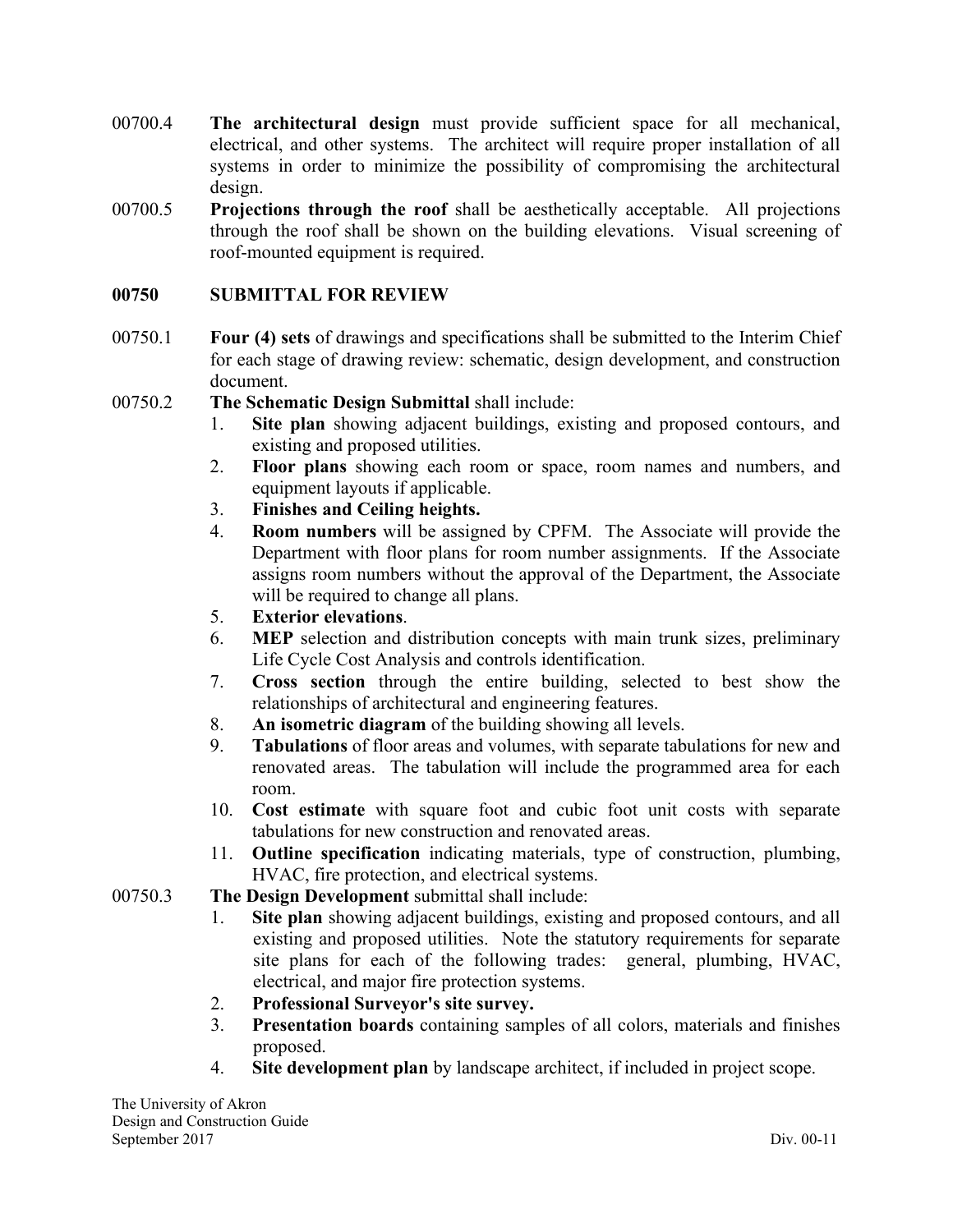00700.4 **The architectural design** must provide sufficient space for all mechanical, electrical, and other systems. The architect will require proper installation of all systems in order to minimize the possibility of compromising the architectural design.

00700.5 **Projections through the roof** shall be aesthetically acceptable. All projections through the roof shall be shown on the building elevations. Visual screening of roof-mounted equipment is required.

## 00750 SUBMITTAL FOR REVIEW

00750.1 **Four (4) sets** of drawings and specifications shall be submitted to the Interim Chief for each stage of drawing review: schematic, design development, and construction document.

00750.2 **The Schematic Design Submittal** shall include:

1. **Site plan** showing adjacent buildings, existing and proposed contours, and existing and proposed utilities.
2. **Floor plans** showing each room or space, room names and numbers, and equipment layouts if applicable.
3. **Finishes and Ceiling heights.**
4. **Room numbers** will be assigned by CPFM. The Associate will provide the Department with floor plans for room number assignments. If the Associate assigns room numbers without the approval of the Department, the Associate will be required to change all plans.
5. **Exterior elevations**.
6. **MEP** selection and distribution concepts with main trunk sizes, preliminary Life Cycle Cost Analysis and controls identification.
7. **Cross section** through the entire building, selected to best show the relationships of architectural and engineering features.
8. **An isometric diagram** of the building showing all levels.
9. **Tabulations** of floor areas and volumes, with separate tabulations for new and renovated areas. The tabulation will include the programmed area for each room.
10. **Cost estimate** with square foot and cubic foot unit costs with separate tabulations for new construction and renovated areas.
11. **Outline specification** indicating materials, type of construction, plumbing, HVAC, fire protection, and electrical systems.

00750.3 **The Design Development** submittal shall include:

1. **Site plan** showing adjacent buildings, existing and proposed contours, and all existing and proposed utilities. Note the statutory requirements for separate site plans for each of the following trades: general, plumbing, HVAC, electrical, and major fire protection systems.
2. **Professional Surveyor's site survey.**
3. **Presentation boards** containing samples of all colors, materials and finishes proposed.
4. **Site development plan** by landscape architect, if included in project scope.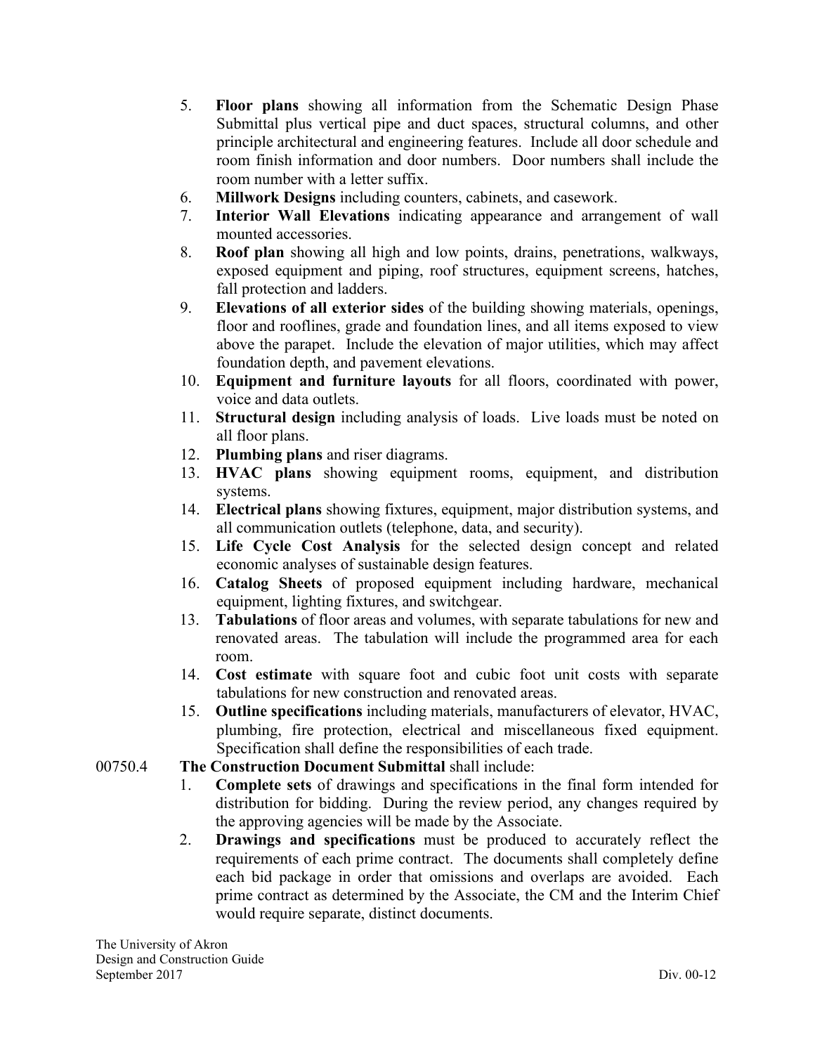5. **Floor plans** showing all information from the Schematic Design Phase Submittal plus vertical pipe and duct spaces, structural columns, and other principle architectural and engineering features. Include all door schedule and room finish information and door numbers. Door numbers shall include the room number with a letter suffix.
6. **Millwork Designs** including counters, cabinets, and casework.
7. **Interior Wall Elevations** indicating appearance and arrangement of wall mounted accessories.
8. **Roof plan** showing all high and low points, drains, penetrations, walkways, exposed equipment and piping, roof structures, equipment screens, hatches, fall protection and ladders.
9. **Elevations of all exterior sides** of the building showing materials, openings, floor and rooflines, grade and foundation lines, and all items exposed to view above the parapet. Include the elevation of major utilities, which may affect foundation depth, and pavement elevations.
10. **Equipment and furniture layouts** for all floors, coordinated with power, voice and data outlets.
11. **Structural design** including analysis of loads. Live loads must be noted on all floor plans.
12. **Plumbing plans** and riser diagrams.
13. **HVAC plans** showing equipment rooms, equipment, and distribution systems.
14. **Electrical plans** showing fixtures, equipment, major distribution systems, and all communication outlets (telephone, data, and security).
15. **Life Cycle Cost Analysis** for the selected design concept and related economic analyses of sustainable design features.
16. **Catalog Sheets** of proposed equipment including hardware, mechanical equipment, lighting fixtures, and switchgear.
13. **Tabulations** of floor areas and volumes, with separate tabulations for new and renovated areas. The tabulation will include the programmed area for each room.
14. **Cost estimate** with square foot and cubic foot unit costs with separate tabulations for new construction and renovated areas.
15. **Outline specifications** including materials, manufacturers of elevator, HVAC, plumbing, fire protection, electrical and miscellaneous fixed equipment. Specification shall define the responsibilities of each trade.

00750.4 **The Construction Document Submittal** shall include:

1. **Complete sets** of drawings and specifications in the final form intended for distribution for bidding. During the review period, any changes required by the approving agencies will be made by the Associate.
2. **Drawings and specifications** must be produced to accurately reflect the requirements of each prime contract. The documents shall completely define each bid package in order that omissions and overlaps are avoided. Each prime contract as determined by the Associate, the CM and the Interim Chief would require separate, distinct documents.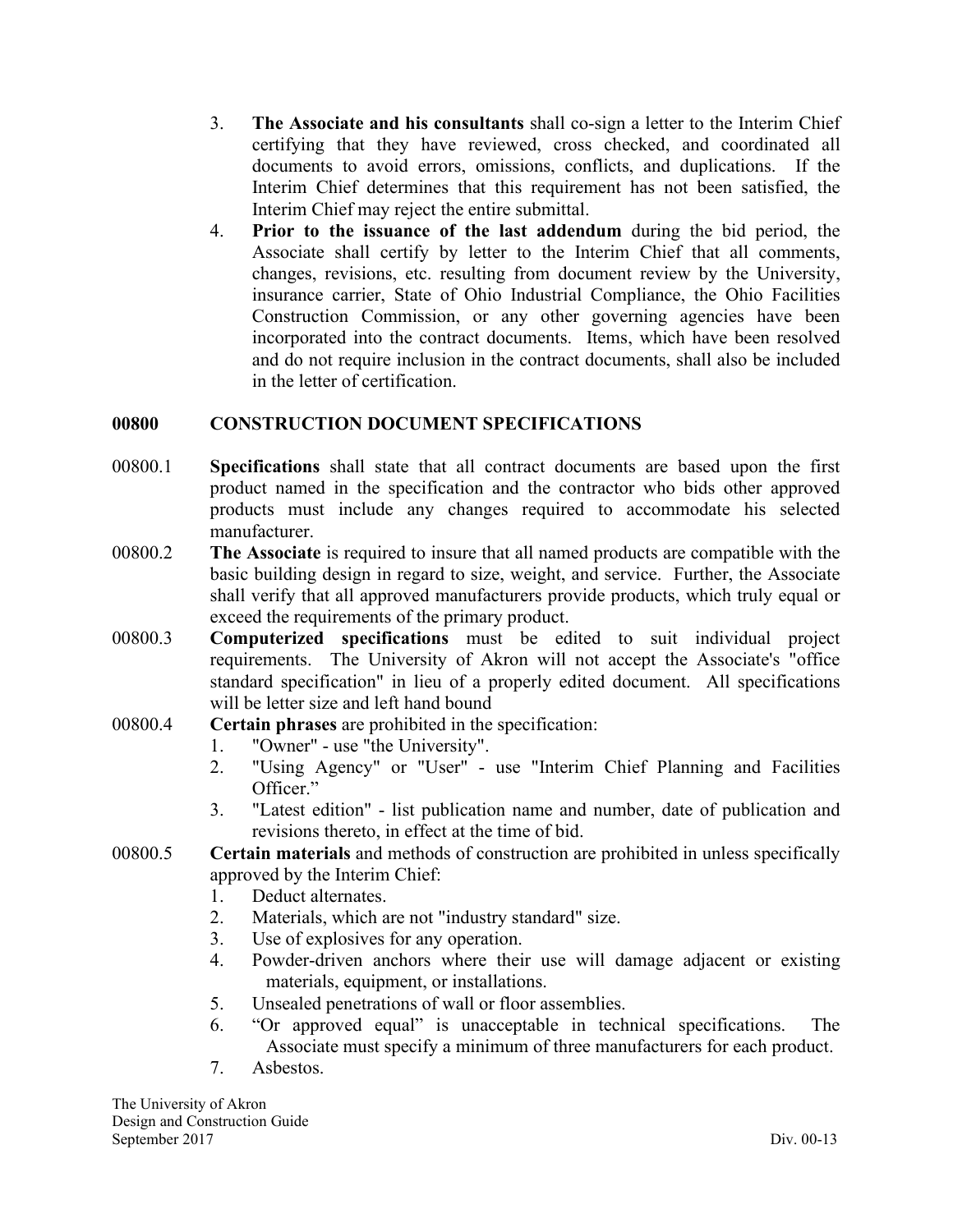3. **The Associate and his consultants** shall co-sign a letter to the Interim Chief certifying that they have reviewed, cross checked, and coordinated all documents to avoid errors, omissions, conflicts, and duplications. If the Interim Chief determines that this requirement has not been satisfied, the Interim Chief may reject the entire submittal.
4. **Prior to the issuance of the last addendum** during the bid period, the Associate shall certify by letter to the Interim Chief that all comments, changes, revisions, etc. resulting from document review by the University, insurance carrier, State of Ohio Industrial Compliance, the Ohio Facilities Construction Commission, or any other governing agencies have been incorporated into the contract documents. Items, which have been resolved and do not require inclusion in the contract documents, shall also be included in the letter of certification.

## 00800 CONSTRUCTION DOCUMENT SPECIFICATIONS

00800.1 **Specifications** shall state that all contract documents are based upon the first product named in the specification and the contractor who bids other approved products must include any changes required to accommodate his selected manufacturer.

00800.2 **The Associate** is required to insure that all named products are compatible with the basic building design in regard to size, weight, and service. Further, the Associate shall verify that all approved manufacturers provide products, which truly equal or exceed the requirements of the primary product.

00800.3 **Computerized specifications** must be edited to suit individual project requirements. The University of Akron will not accept the Associate's "office standard specification" in lieu of a properly edited document. All specifications will be letter size and left hand bound

00800.4 **Certain phrases** are prohibited in the specification:

1. "Owner" - use "the University".
2. "Using Agency" or "User" - use "Interim Chief Planning and Facilities Officer."
3. "Latest edition" - list publication name and number, date of publication and revisions thereto, in effect at the time of bid.

00800.5 **Certain materials** and methods of construction are prohibited in unless specifically approved by the Interim Chief:

1. Deduct alternates.
2. Materials, which are not "industry standard" size.
3. Use of explosives for any operation.
4. Powder-driven anchors where their use will damage adjacent or existing materials, equipment, or installations.
5. Unsealed penetrations of wall or floor assemblies.
6. "Or approved equal" is unacceptable in technical specifications. The Associate must specify a minimum of three manufacturers for each product.
7. Asbestos.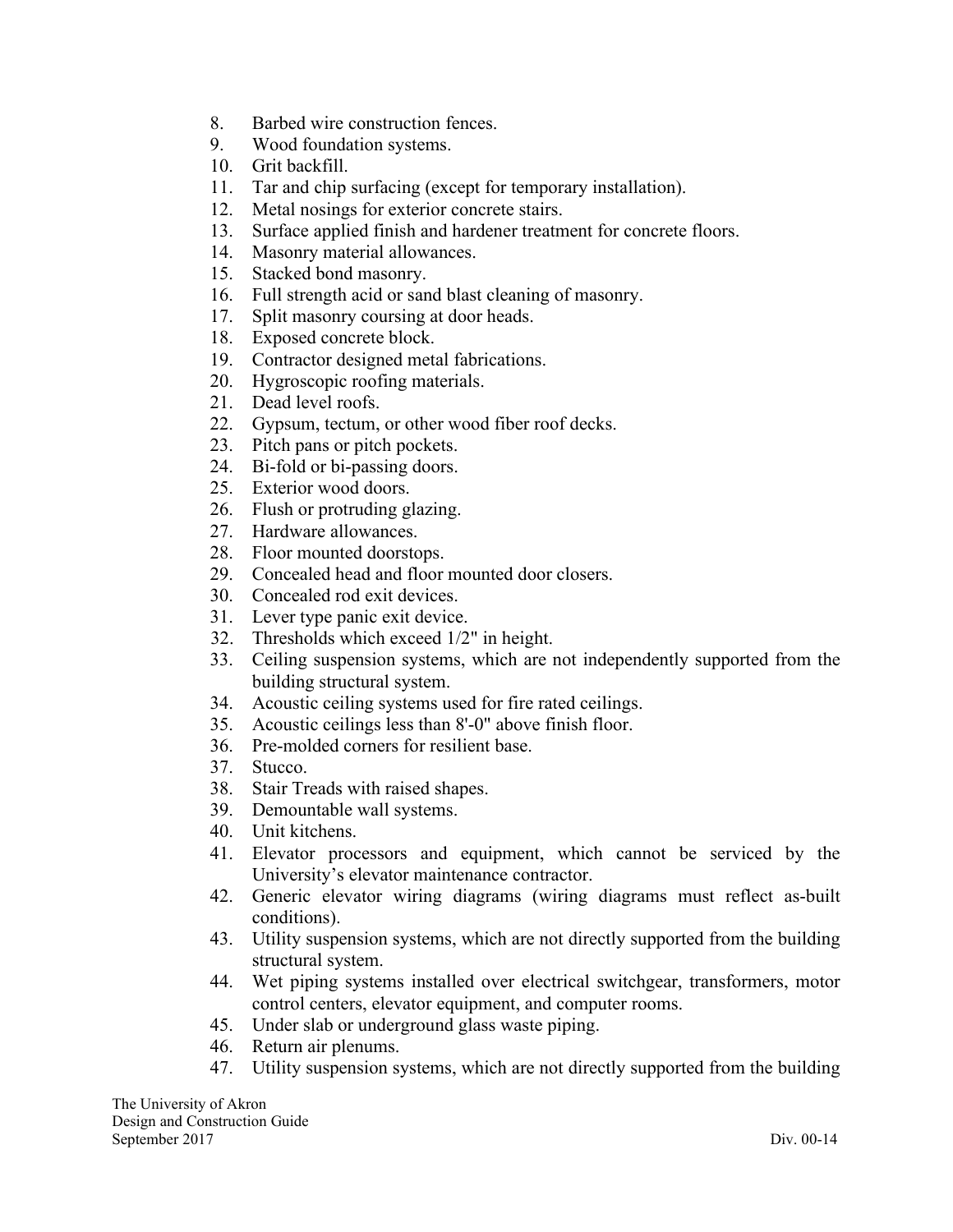8. Barbed wire construction fences.
9. Wood foundation systems.
10. Grit backfill.
11. Tar and chip surfacing (except for temporary installation).
12. Metal nosings for exterior concrete stairs.
13. Surface applied finish and hardener treatment for concrete floors.
14. Masonry material allowances.
15. Stacked bond masonry.
16. Full strength acid or sand blast cleaning of masonry.
17. Split masonry coursing at door heads.
18. Exposed concrete block.
19. Contractor designed metal fabrications.
20. Hygroscopic roofing materials.
21. Dead level roofs.
22. Gypsum, tectum, or other wood fiber roof decks.
23. Pitch pans or pitch pockets.
24. Bi-fold or bi-passing doors.
25. Exterior wood doors.
26. Flush or protruding glazing.
27. Hardware allowances.
28. Floor mounted doorstops.
29. Concealed head and floor mounted door closers.
30. Concealed rod exit devices.
31. Lever type panic exit device.
32. Thresholds which exceed 1/2" in height.
33. Ceiling suspension systems, which are not independently supported from the building structural system.
34. Acoustic ceiling systems used for fire rated ceilings.
35. Acoustic ceilings less than 8'-0" above finish floor.
36. Pre-molded corners for resilient base.
37. Stucco.
38. Stair Treads with raised shapes.
39. Demountable wall systems.
40. Unit kitchens.
41. Elevator processors and equipment, which cannot be serviced by the University's elevator maintenance contractor.
42. Generic elevator wiring diagrams (wiring diagrams must reflect as-built conditions).
43. Utility suspension systems, which are not directly supported from the building structural system.
44. Wet piping systems installed over electrical switchgear, transformers, motor control centers, elevator equipment, and computer rooms.
45. Under slab or underground glass waste piping.
46. Return air plenums.
47. Utility suspension systems, which are not directly supported from the building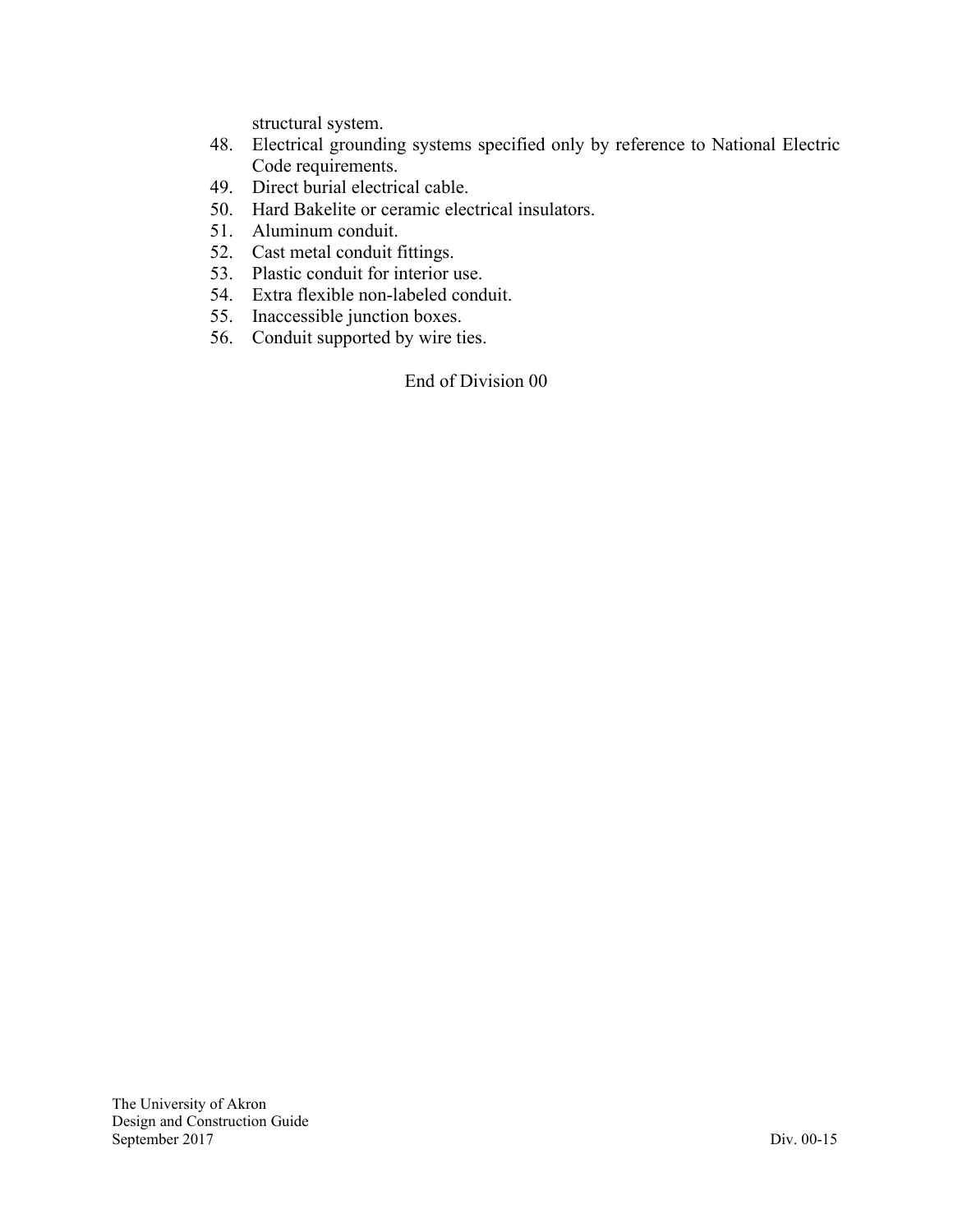structural system.

48. Electrical grounding systems specified only by reference to National Electric Code requirements.
49. Direct burial electrical cable.
50. Hard Bakelite or ceramic electrical insulators.
51. Aluminum conduit.
52. Cast metal conduit fittings.
53. Plastic conduit for interior use.
54. Extra flexible non-labeled conduit.
55. Inaccessible junction boxes.
56. Conduit supported by wire ties.

End of Division 00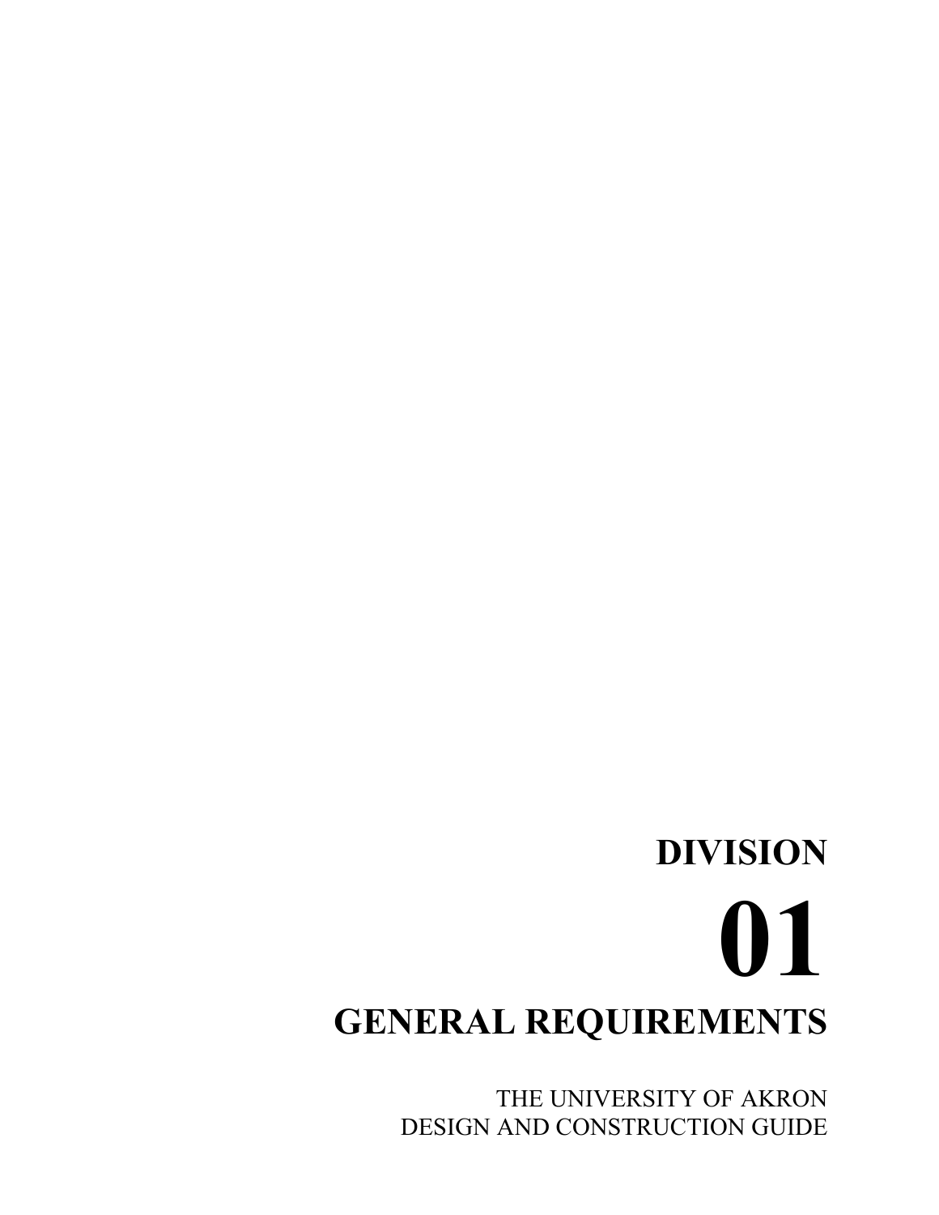# DIVISION

# 01

# GENERAL REQUIREMENTS

THE UNIVERSITY OF AKRON
DESIGN AND CONSTRUCTION GUIDE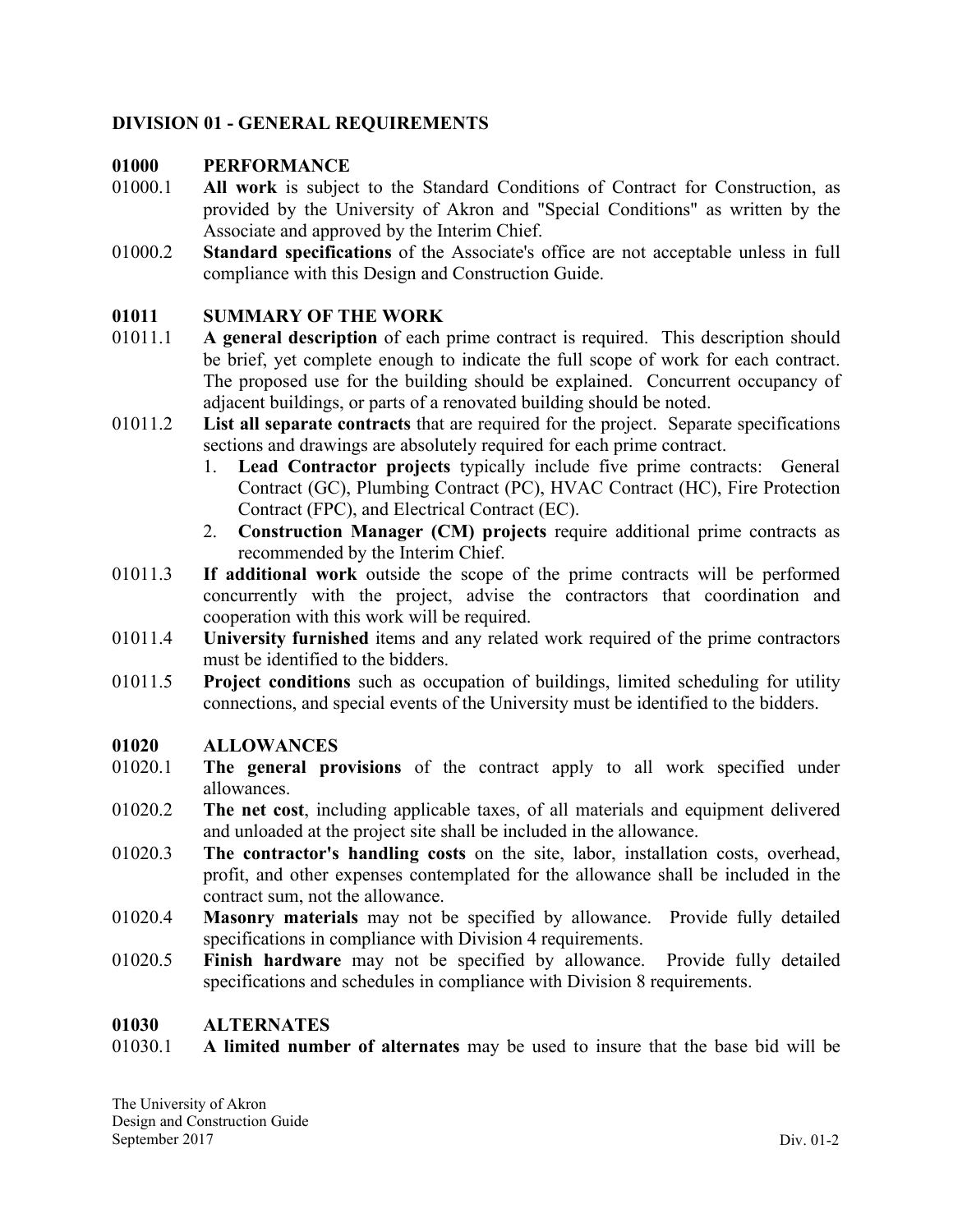## DIVISION 01 - GENERAL REQUIREMENTS

### 01000 PERFORMANCE

01000.1 **All work** is subject to the Standard Conditions of Contract for Construction, as provided by the University of Akron and "Special Conditions" as written by the Associate and approved by the Interim Chief.

01000.2 **Standard specifications** of the Associate's office are not acceptable unless in full compliance with this Design and Construction Guide.

### 01011 SUMMARY OF THE WORK

01011.1 **A general description** of each prime contract is required. This description should be brief, yet complete enough to indicate the full scope of work for each contract. The proposed use for the building should be explained. Concurrent occupancy of adjacent buildings, or parts of a renovated building should be noted.

01011.2 **List all separate contracts** that are required for the project. Separate specifications sections and drawings are absolutely required for each prime contract.

1. **Lead Contractor projects** typically include five prime contracts: General Contract (GC), Plumbing Contract (PC), HVAC Contract (HC), Fire Protection Contract (FPC), and Electrical Contract (EC).
2. **Construction Manager (CM) projects** require additional prime contracts as recommended by the Interim Chief.

01011.3 **If additional work** outside the scope of the prime contracts will be performed concurrently with the project, advise the contractors that coordination and cooperation with this work will be required.

01011.4 **University furnished** items and any related work required of the prime contractors must be identified to the bidders.

01011.5 **Project conditions** such as occupation of buildings, limited scheduling for utility connections, and special events of the University must be identified to the bidders.

### 01020 ALLOWANCES

01020.1 **The general provisions** of the contract apply to all work specified under allowances.

01020.2 **The net cost**, including applicable taxes, of all materials and equipment delivered and unloaded at the project site shall be included in the allowance.

01020.3 **The contractor's handling costs** on the site, labor, installation costs, overhead, profit, and other expenses contemplated for the allowance shall be included in the contract sum, not the allowance.

01020.4 **Masonry materials** may not be specified by allowance. Provide fully detailed specifications in compliance with Division 4 requirements.

01020.5 **Finish hardware** may not be specified by allowance. Provide fully detailed specifications and schedules in compliance with Division 8 requirements.

### 01030 ALTERNATES

01030.1 **A limited number of alternates** may be used to insure that the base bid will be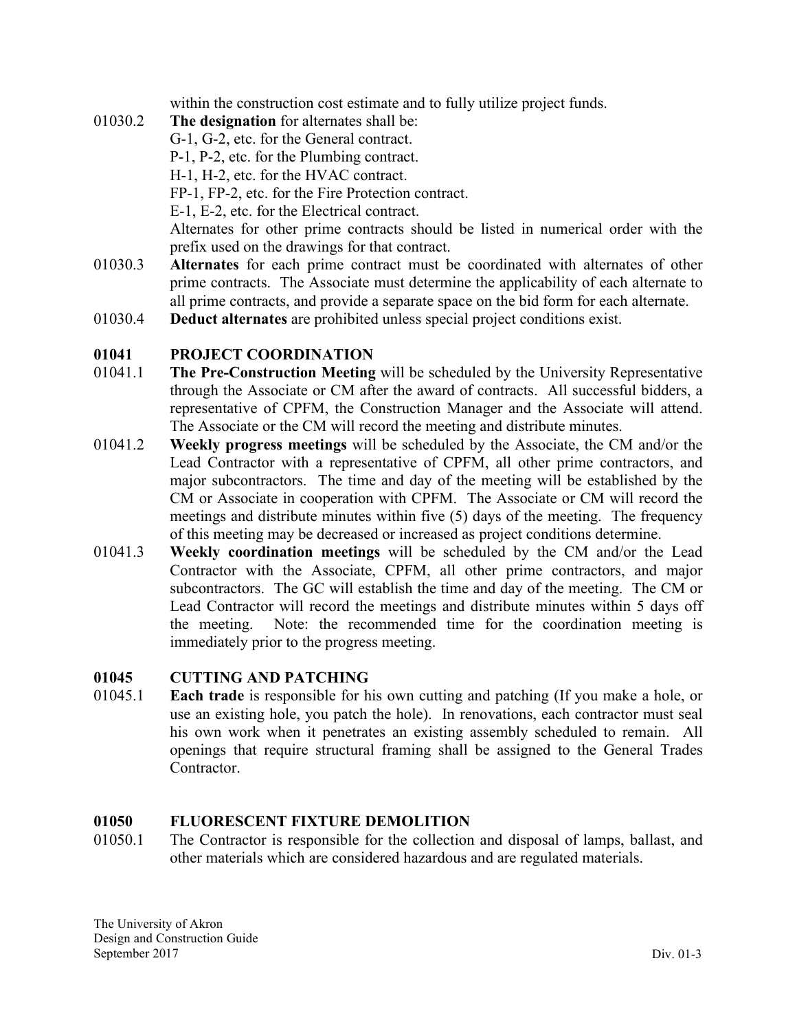within the construction cost estimate and to fully utilize project funds.

01030.2 **The designation** for alternates shall be:
G-1, G-2, etc. for the General contract.
P-1, P-2, etc. for the Plumbing contract.
H-1, H-2, etc. for the HVAC contract.
FP-1, FP-2, etc. for the Fire Protection contract.
E-1, E-2, etc. for the Electrical contract.
Alternates for other prime contracts should be listed in numerical order with the prefix used on the drawings for that contract.

01030.3 **Alternates** for each prime contract must be coordinated with alternates of other prime contracts. The Associate must determine the applicability of each alternate to all prime contracts, and provide a separate space on the bid form for each alternate.

01030.4 **Deduct alternates** are prohibited unless special project conditions exist.

## 01041 PROJECT COORDINATION

01041.1 **The Pre-Construction Meeting** will be scheduled by the University Representative through the Associate or CM after the award of contracts. All successful bidders, a representative of CPFM, the Construction Manager and the Associate will attend. The Associate or the CM will record the meeting and distribute minutes.

01041.2 **Weekly progress meetings** will be scheduled by the Associate, the CM and/or the Lead Contractor with a representative of CPFM, all other prime contractors, and major subcontractors. The time and day of the meeting will be established by the CM or Associate in cooperation with CPFM. The Associate or CM will record the meetings and distribute minutes within five (5) days of the meeting. The frequency of this meeting may be decreased or increased as project conditions determine.

01041.3 **Weekly coordination meetings** will be scheduled by the CM and/or the Lead Contractor with the Associate, CPFM, all other prime contractors, and major subcontractors. The GC will establish the time and day of the meeting. The CM or Lead Contractor will record the meetings and distribute minutes within 5 days off the meeting. Note: the recommended time for the coordination meeting is immediately prior to the progress meeting.

## 01045 CUTTING AND PATCHING

01045.1 **Each trade** is responsible for his own cutting and patching (If you make a hole, or use an existing hole, you patch the hole). In renovations, each contractor must seal his own work when it penetrates an existing assembly scheduled to remain. All openings that require structural framing shall be assigned to the General Trades Contractor.

## 01050 FLUORESCENT FIXTURE DEMOLITION

01050.1 The Contractor is responsible for the collection and disposal of lamps, ballast, and other materials which are considered hazardous and are regulated materials.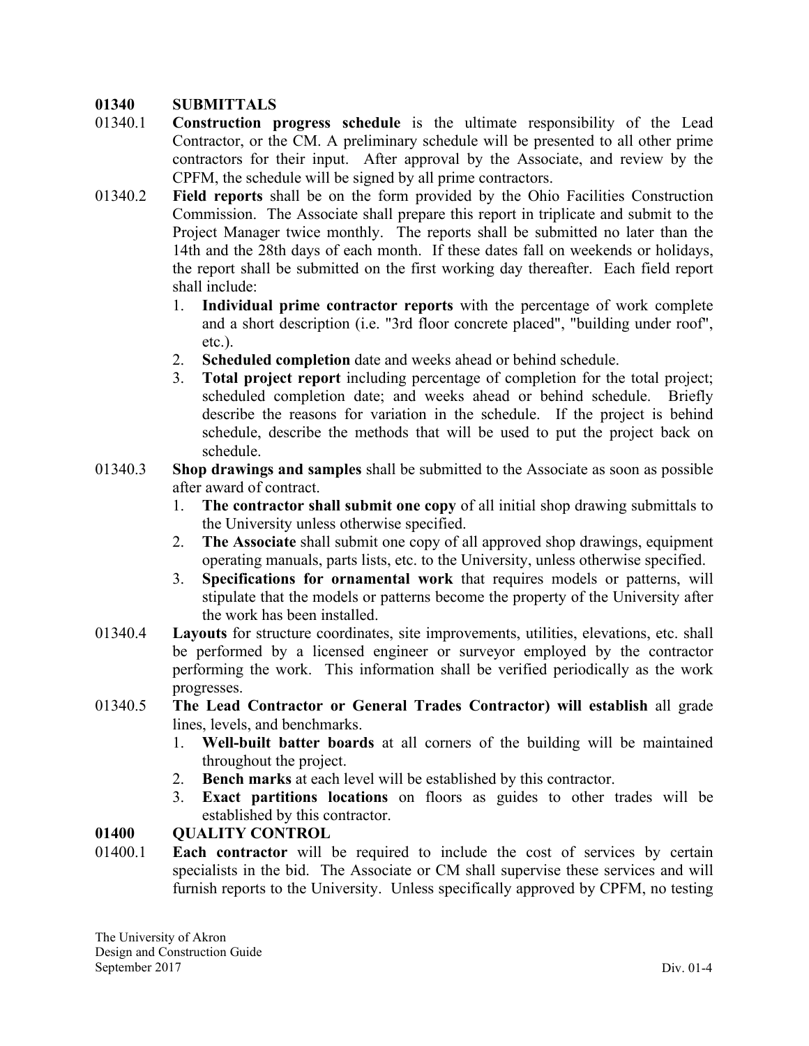## 01340 SUBMITTALS

01340.1 **Construction progress schedule** is the ultimate responsibility of the Lead Contractor, or the CM. A preliminary schedule will be presented to all other prime contractors for their input. After approval by the Associate, and review by the CPFM, the schedule will be signed by all prime contractors.

01340.2 **Field reports** shall be on the form provided by the Ohio Facilities Construction Commission. The Associate shall prepare this report in triplicate and submit to the Project Manager twice monthly. The reports shall be submitted no later than the 14th and the 28th days of each month. If these dates fall on weekends or holidays, the report shall be submitted on the first working day thereafter. Each field report shall include:

1. **Individual prime contractor reports** with the percentage of work complete and a short description (i.e. "3rd floor concrete placed", "building under roof", etc.).
2. **Scheduled completion** date and weeks ahead or behind schedule.
3. **Total project report** including percentage of completion for the total project; scheduled completion date; and weeks ahead or behind schedule. Briefly describe the reasons for variation in the schedule. If the project is behind schedule, describe the methods that will be used to put the project back on schedule.

01340.3 **Shop drawings and samples** shall be submitted to the Associate as soon as possible after award of contract.

1. **The contractor shall submit one copy** of all initial shop drawing submittals to the University unless otherwise specified.
2. **The Associate** shall submit one copy of all approved shop drawings, equipment operating manuals, parts lists, etc. to the University, unless otherwise specified.
3. **Specifications for ornamental work** that requires models or patterns, will stipulate that the models or patterns become the property of the University after the work has been installed.

01340.4 **Layouts** for structure coordinates, site improvements, utilities, elevations, etc. shall be performed by a licensed engineer or surveyor employed by the contractor performing the work. This information shall be verified periodically as the work progresses.

01340.5 **The Lead Contractor or General Trades Contractor) will establish** all grade lines, levels, and benchmarks.

1. **Well-built batter boards** at all corners of the building will be maintained throughout the project.
2. **Bench marks** at each level will be established by this contractor.
3. **Exact partitions locations** on floors as guides to other trades will be established by this contractor.

## 01400 QUALITY CONTROL

01400.1 **Each contractor** will be required to include the cost of services by certain specialists in the bid. The Associate or CM shall supervise these services and will furnish reports to the University. Unless specifically approved by CPFM, no testing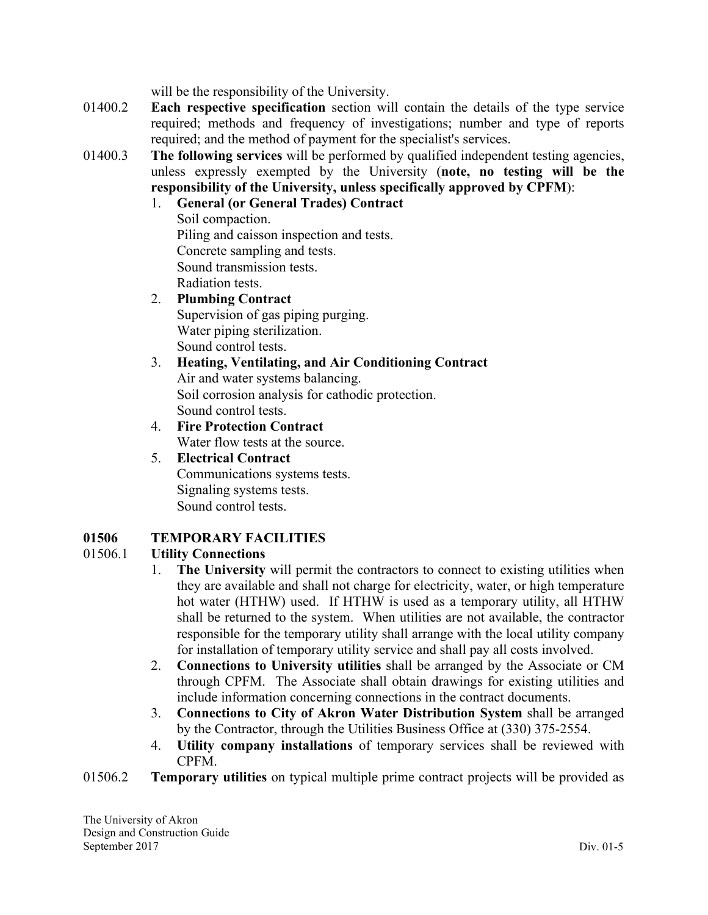will be the responsibility of the University.

01400.2 **Each respective specification** section will contain the details of the type service required; methods and frequency of investigations; number and type of reports required; and the method of payment for the specialist's services.

01400.3 **The following services** will be performed by qualified independent testing agencies, unless expressly exempted by the University (**note, no testing will be the responsibility of the University, unless specifically approved by CPFM**):

1. **General (or General Trades) Contract**
   Soil compaction.
   Piling and caisson inspection and tests.
   Concrete sampling and tests.
   Sound transmission tests.
   Radiation tests.
2. **Plumbing Contract**
   Supervision of gas piping purging.
   Water piping sterilization.
   Sound control tests.
3. **Heating, Ventilating, and Air Conditioning Contract**
   Air and water systems balancing.
   Soil corrosion analysis for cathodic protection.
   Sound control tests.
4. **Fire Protection Contract**
   Water flow tests at the source.
5. **Electrical Contract**
   Communications systems tests.
   Signaling systems tests.
   Sound control tests.

## 01506 TEMPORARY FACILITIES

### 01506.1 Utility Connections

1. **The University** will permit the contractors to connect to existing utilities when they are available and shall not charge for electricity, water, or high temperature hot water (HTHW) used. If HTHW is used as a temporary utility, all HTHW shall be returned to the system. When utilities are not available, the contractor responsible for the temporary utility shall arrange with the local utility company for installation of temporary utility service and shall pay all costs involved.
2. **Connections to University utilities** shall be arranged by the Associate or CM through CPFM. The Associate shall obtain drawings for existing utilities and include information concerning connections in the contract documents.
3. **Connections to City of Akron Water Distribution System** shall be arranged by the Contractor, through the Utilities Business Office at (330) 375-2554.
4. **Utility company installations** of temporary services shall be reviewed with CPFM.

01506.2 **Temporary utilities** on typical multiple prime contract projects will be provided as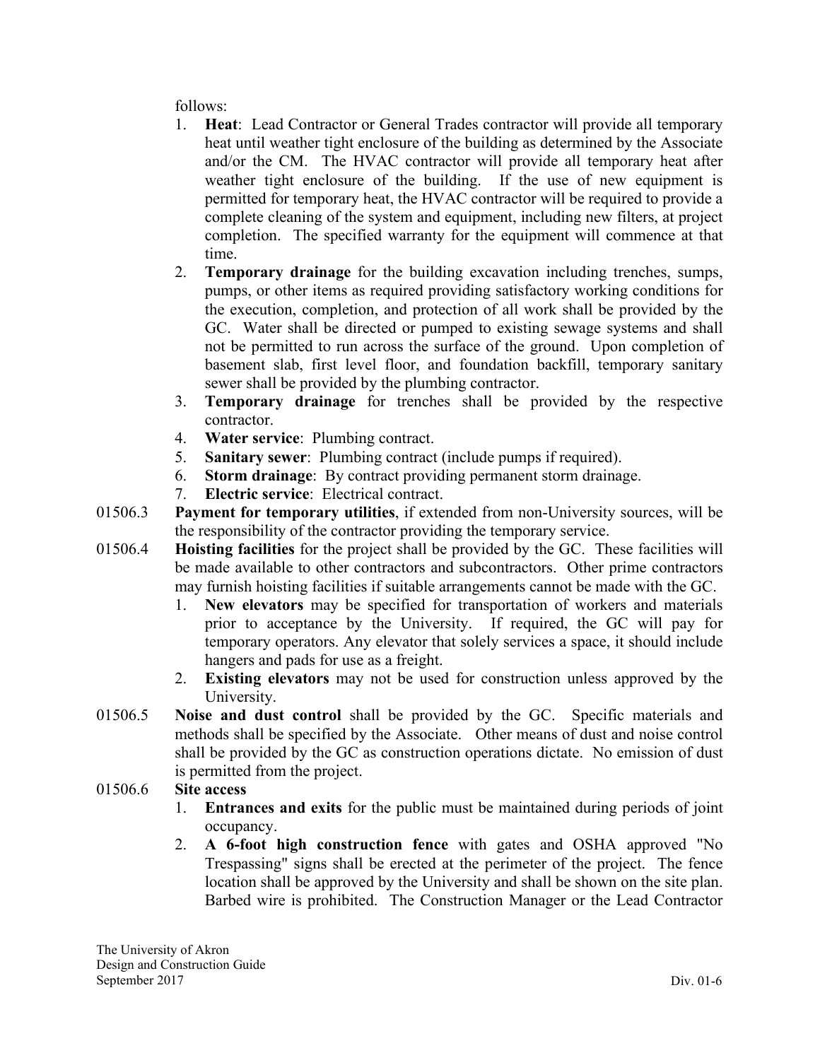follows:

1. **Heat**: Lead Contractor or General Trades contractor will provide all temporary heat until weather tight enclosure of the building as determined by the Associate and/or the CM. The HVAC contractor will provide all temporary heat after weather tight enclosure of the building. If the use of new equipment is permitted for temporary heat, the HVAC contractor will be required to provide a complete cleaning of the system and equipment, including new filters, at project completion. The specified warranty for the equipment will commence at that time.
2. **Temporary drainage** for the building excavation including trenches, sumps, pumps, or other items as required providing satisfactory working conditions for the execution, completion, and protection of all work shall be provided by the GC. Water shall be directed or pumped to existing sewage systems and shall not be permitted to run across the surface of the ground. Upon completion of basement slab, first level floor, and foundation backfill, temporary sanitary sewer shall be provided by the plumbing contractor.
3. **Temporary drainage** for trenches shall be provided by the respective contractor.
4. **Water service**: Plumbing contract.
5. **Sanitary sewer**: Plumbing contract (include pumps if required).
6. **Storm drainage**: By contract providing permanent storm drainage.
7. **Electric service**: Electrical contract.

01506.3 **Payment for temporary utilities**, if extended from non-University sources, will be the responsibility of the contractor providing the temporary service.

01506.4 **Hoisting facilities** for the project shall be provided by the GC. These facilities will be made available to other contractors and subcontractors. Other prime contractors may furnish hoisting facilities if suitable arrangements cannot be made with the GC.

1. **New elevators** may be specified for transportation of workers and materials prior to acceptance by the University. If required, the GC will pay for temporary operators. Any elevator that solely services a space, it should include hangers and pads for use as a freight.
2. **Existing elevators** may not be used for construction unless approved by the University.

01506.5 **Noise and dust control** shall be provided by the GC. Specific materials and methods shall be specified by the Associate. Other means of dust and noise control shall be provided by the GC as construction operations dictate. No emission of dust is permitted from the project.

01506.6 **Site access**

1. **Entrances and exits** for the public must be maintained during periods of joint occupancy.
2. **A 6-foot high construction fence** with gates and OSHA approved "No Trespassing" signs shall be erected at the perimeter of the project. The fence location shall be approved by the University and shall be shown on the site plan. Barbed wire is prohibited. The Construction Manager or the Lead Contractor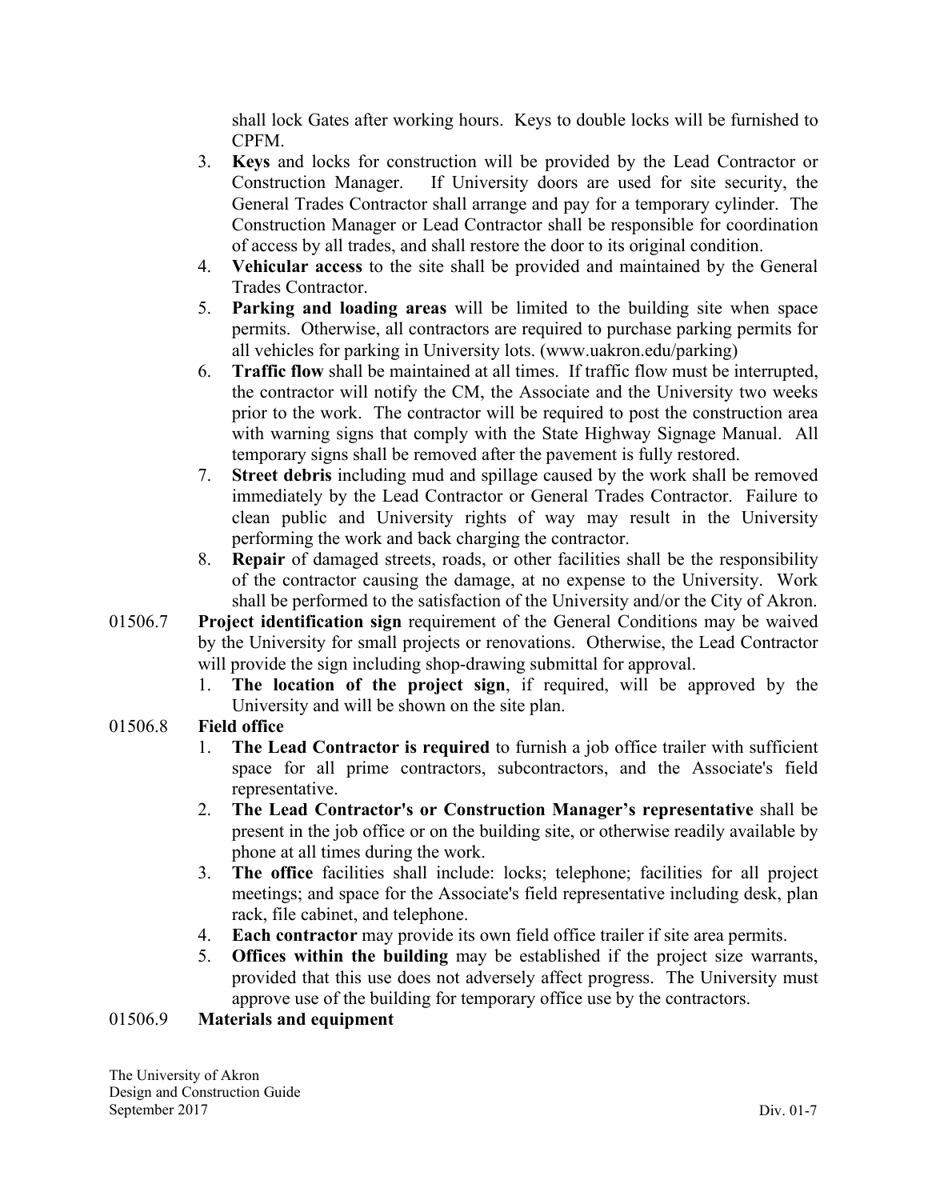shall lock Gates after working hours. Keys to double locks will be furnished to CPFM.

3. **Keys** and locks for construction will be provided by the Lead Contractor or Construction Manager. If University doors are used for site security, the General Trades Contractor shall arrange and pay for a temporary cylinder. The Construction Manager or Lead Contractor shall be responsible for coordination of access by all trades, and shall restore the door to its original condition.
4. **Vehicular access** to the site shall be provided and maintained by the General Trades Contractor.
5. **Parking and loading areas** will be limited to the building site when space permits. Otherwise, all contractors are required to purchase parking permits for all vehicles for parking in University lots. (www.uakron.edu/parking)
6. **Traffic flow** shall be maintained at all times. If traffic flow must be interrupted, the contractor will notify the CM, the Associate and the University two weeks prior to the work. The contractor will be required to post the construction area with warning signs that comply with the State Highway Signage Manual. All temporary signs shall be removed after the pavement is fully restored.
7. **Street debris** including mud and spillage caused by the work shall be removed immediately by the Lead Contractor or General Trades Contractor. Failure to clean public and University rights of way may result in the University performing the work and back charging the contractor.
8. **Repair** of damaged streets, roads, or other facilities shall be the responsibility of the contractor causing the damage, at no expense to the University. Work shall be performed to the satisfaction of the University and/or the City of Akron.

01506.7 **Project identification sign** requirement of the General Conditions may be waived by the University for small projects or renovations. Otherwise, the Lead Contractor will provide the sign including shop-drawing submittal for approval.

1. **The location of the project sign**, if required, will be approved by the University and will be shown on the site plan.

01506.8 **Field office**

1. **The Lead Contractor is required** to furnish a job office trailer with sufficient space for all prime contractors, subcontractors, and the Associate's field representative.
2. **The Lead Contractor's or Construction Manager's representative** shall be present in the job office or on the building site, or otherwise readily available by phone at all times during the work.
3. **The office** facilities shall include: locks; telephone; facilities for all project meetings; and space for the Associate's field representative including desk, plan rack, file cabinet, and telephone.
4. **Each contractor** may provide its own field office trailer if site area permits.
5. **Offices within the building** may be established if the project size warrants, provided that this use does not adversely affect progress. The University must approve use of the building for temporary office use by the contractors.

01506.9 **Materials and equipment**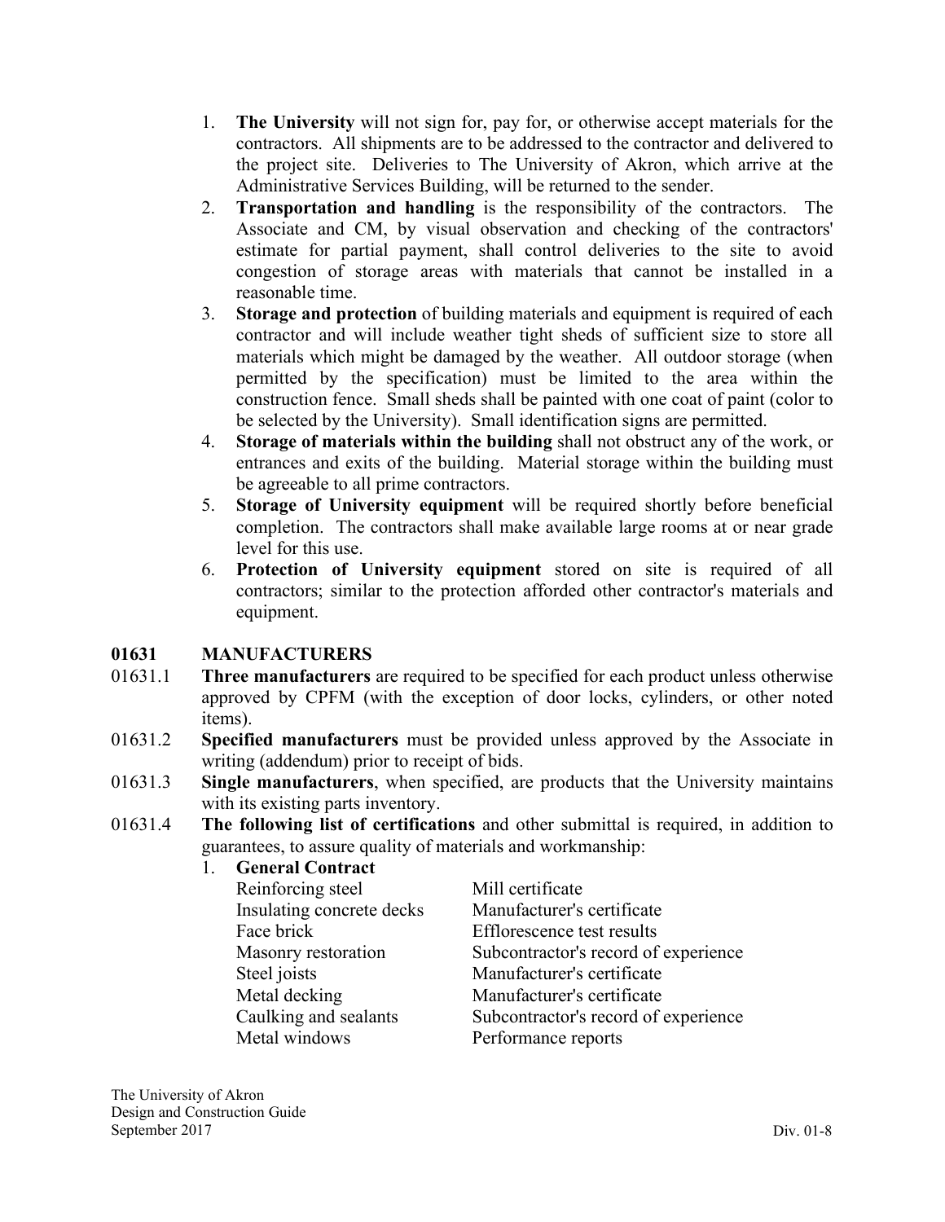1. **The University** will not sign for, pay for, or otherwise accept materials for the contractors. All shipments are to be addressed to the contractor and delivered to the project site. Deliveries to The University of Akron, which arrive at the Administrative Services Building, will be returned to the sender.
2. **Transportation and handling** is the responsibility of the contractors. The Associate and CM, by visual observation and checking of the contractors' estimate for partial payment, shall control deliveries to the site to avoid congestion of storage areas with materials that cannot be installed in a reasonable time.
3. **Storage and protection** of building materials and equipment is required of each contractor and will include weather tight sheds of sufficient size to store all materials which might be damaged by the weather. All outdoor storage (when permitted by the specification) must be limited to the area within the construction fence. Small sheds shall be painted with one coat of paint (color to be selected by the University). Small identification signs are permitted.
4. **Storage of materials within the building** shall not obstruct any of the work, or entrances and exits of the building. Material storage within the building must be agreeable to all prime contractors.
5. **Storage of University equipment** will be required shortly before beneficial completion. The contractors shall make available large rooms at or near grade level for this use.
6. **Protection of University equipment** stored on site is required of all contractors; similar to the protection afforded other contractor's materials and equipment.

## 01631 MANUFACTURERS

01631.1 **Three manufacturers** are required to be specified for each product unless otherwise approved by CPFM (with the exception of door locks, cylinders, or other noted items).

01631.2 **Specified manufacturers** must be provided unless approved by the Associate in writing (addendum) prior to receipt of bids.

01631.3 **Single manufacturers**, when specified, are products that the University maintains with its existing parts inventory.

01631.4 **The following list of certifications** and other submittal is required, in addition to guarantees, to assure quality of materials and workmanship:

1. **General Contract**

| | |
|---|---|
| Reinforcing steel | Mill certificate |
| Insulating concrete decks | Manufacturer's certificate |
| Face brick | Efflorescence test results |
| Masonry restoration | Subcontractor's record of experience |
| Steel joists | Manufacturer's certificate |
| Metal decking | Manufacturer's certificate |
| Caulking and sealants | Subcontractor's record of experience |
| Metal windows | Performance reports |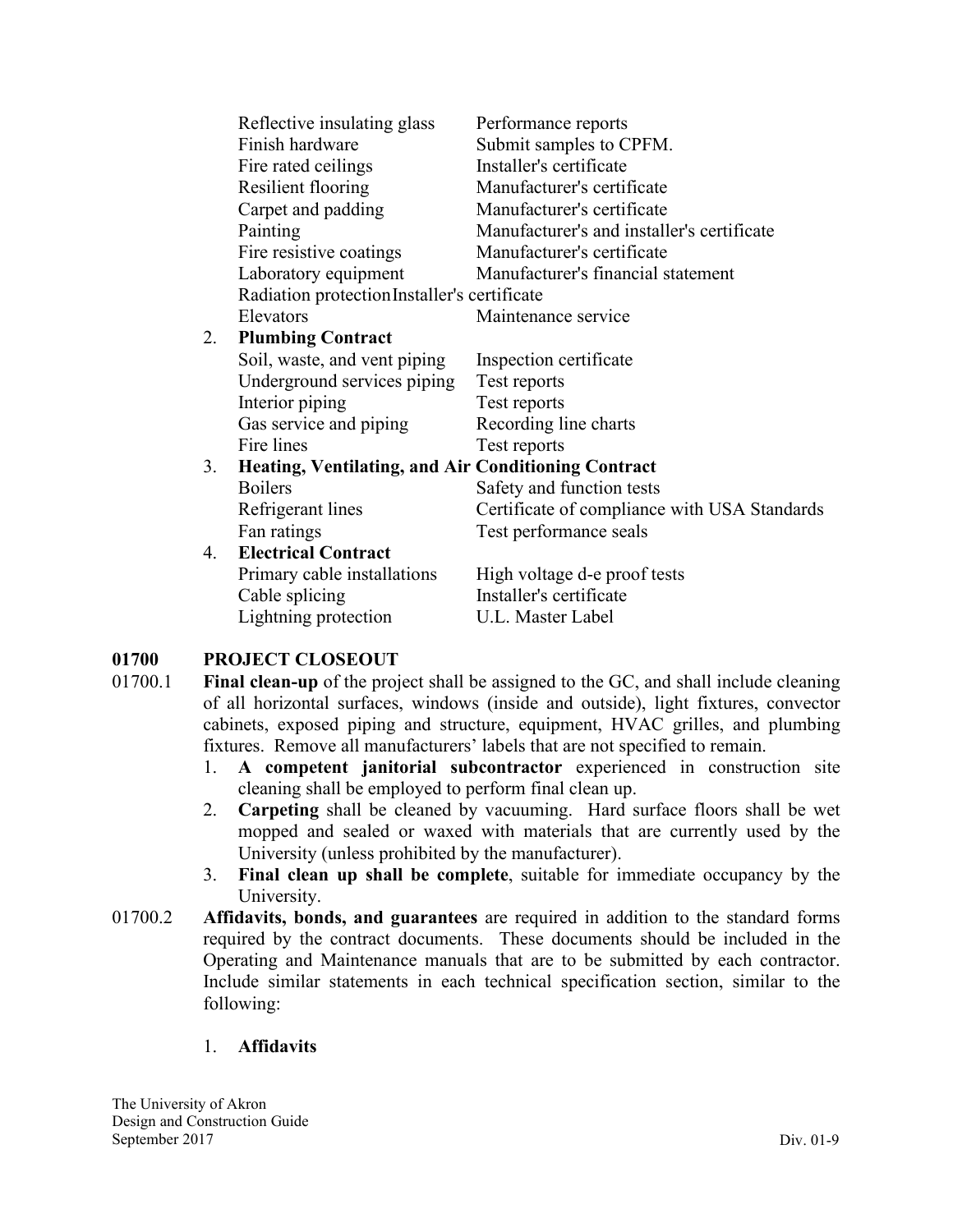| | |
|---|---|
| Reflective insulating glass | Performance reports |
| Finish hardware | Submit samples to CPFM. |
| Fire rated ceilings | Installer's certificate |
| Resilient flooring | Manufacturer's certificate |
| Carpet and padding | Manufacturer's certificate |
| Painting | Manufacturer's and installer's certificate |
| Fire resistive coatings | Manufacturer's certificate |
| Laboratory equipment | Manufacturer's financial statement |
| Radiation protection | Installer's certificate |
| Elevators | Maintenance service |

2. **Plumbing Contract**

| | |
|---|---|
| Soil, waste, and vent piping | Inspection certificate |
| Underground services piping | Test reports |
| Interior piping | Test reports |
| Gas service and piping | Recording line charts |
| Fire lines | Test reports |

3. **Heating, Ventilating, and Air Conditioning Contract**

| | |
|---|---|
| Boilers | Safety and function tests |
| Refrigerant lines | Certificate of compliance with USA Standards |
| Fan ratings | Test performance seals |

4. **Electrical Contract**

| | |
|---|---|
| Primary cable installations | High voltage d-e proof tests |
| Cable splicing | Installer's certificate |
| Lightning protection | U.L. Master Label |

## 01700 PROJECT CLOSEOUT

01700.1 **Final clean-up** of the project shall be assigned to the GC, and shall include cleaning of all horizontal surfaces, windows (inside and outside), light fixtures, convector cabinets, exposed piping and structure, equipment, HVAC grilles, and plumbing fixtures. Remove all manufacturers' labels that are not specified to remain.

1. **A competent janitorial subcontractor** experienced in construction site cleaning shall be employed to perform final clean up.
2. **Carpeting** shall be cleaned by vacuuming. Hard surface floors shall be wet mopped and sealed or waxed with materials that are currently used by the University (unless prohibited by the manufacturer).
3. **Final clean up shall be complete**, suitable for immediate occupancy by the University.

01700.2 **Affidavits, bonds, and guarantees** are required in addition to the standard forms required by the contract documents. These documents should be included in the Operating and Maintenance manuals that are to be submitted by each contractor. Include similar statements in each technical specification section, similar to the following:

1. **Affidavits**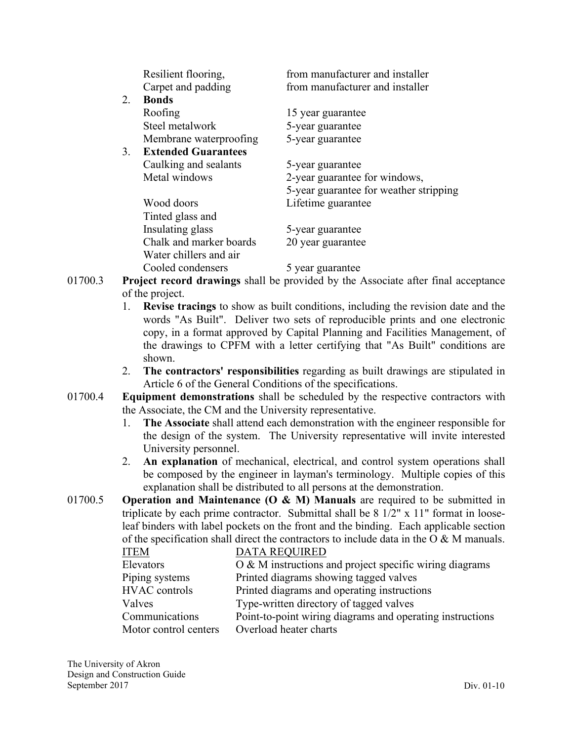| | |
|---|---|
| Resilient flooring, | from manufacturer and installer |
| Carpet and padding | from manufacturer and installer |

2. **Bonds**

| | |
|---|---|
| Roofing | 15 year guarantee |
| Steel metalwork | 5-year guarantee |
| Membrane waterproofing | 5-year guarantee |

3. **Extended Guarantees**

| | |
|---|---|
| Caulking and sealants | 5-year guarantee |
| Metal windows | 2-year guarantee for windows, 5-year guarantee for weather stripping |
| Wood doors | Lifetime guarantee |
| Tinted glass and Insulating glass | 5-year guarantee |
| Chalk and marker boards | 20 year guarantee |
| Water chillers and air Cooled condensers | 5 year guarantee |

01700.3 **Project record drawings** shall be provided by the Associate after final acceptance of the project.

1. **Revise tracings** to show as built conditions, including the revision date and the words "As Built". Deliver two sets of reproducible prints and one electronic copy, in a format approved by Capital Planning and Facilities Management, of the drawings to CPFM with a letter certifying that "As Built" conditions are shown.
2. **The contractors' responsibilities** regarding as built drawings are stipulated in Article 6 of the General Conditions of the specifications.

01700.4 **Equipment demonstrations** shall be scheduled by the respective contractors with the Associate, the CM and the University representative.

1. **The Associate** shall attend each demonstration with the engineer responsible for the design of the system. The University representative will invite interested University personnel.
2. **An explanation** of mechanical, electrical, and control system operations shall be composed by the engineer in layman's terminology. Multiple copies of this explanation shall be distributed to all persons at the demonstration.

01700.5 **Operation and Maintenance (O & M) Manuals** are required to be submitted in triplicate by each prime contractor. Submittal shall be 8 1/2" x 11" format in loose-leaf binders with label pockets on the front and the binding. Each applicable section of the specification shall direct the contractors to include data in the O & M manuals.

| ITEM | DATA REQUIRED |
|---|---|
| Elevators | O & M instructions and project specific wiring diagrams |
| Piping systems | Printed diagrams showing tagged valves |
| HVAC controls | Printed diagrams and operating instructions |
| Valves | Type-written directory of tagged valves |
| Communications | Point-to-point wiring diagrams and operating instructions |
| Motor control centers | Overload heater charts |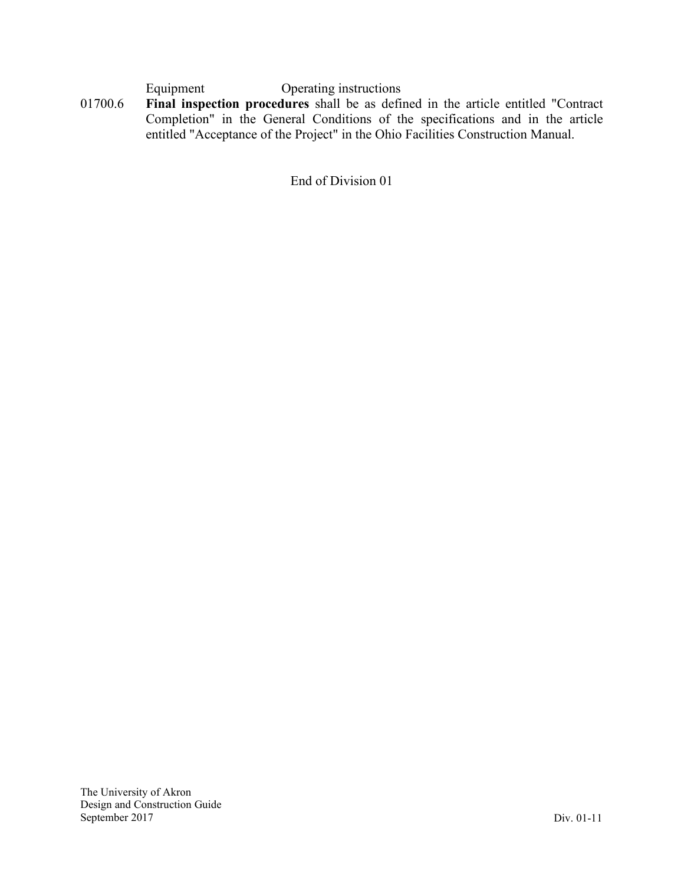| | |
|---|---|
| Equipment | Operating instructions |

01700.6 **Final inspection procedures** shall be as defined in the article entitled "Contract Completion" in the General Conditions of the specifications and in the article entitled "Acceptance of the Project" in the Ohio Facilities Construction Manual.

End of Division 01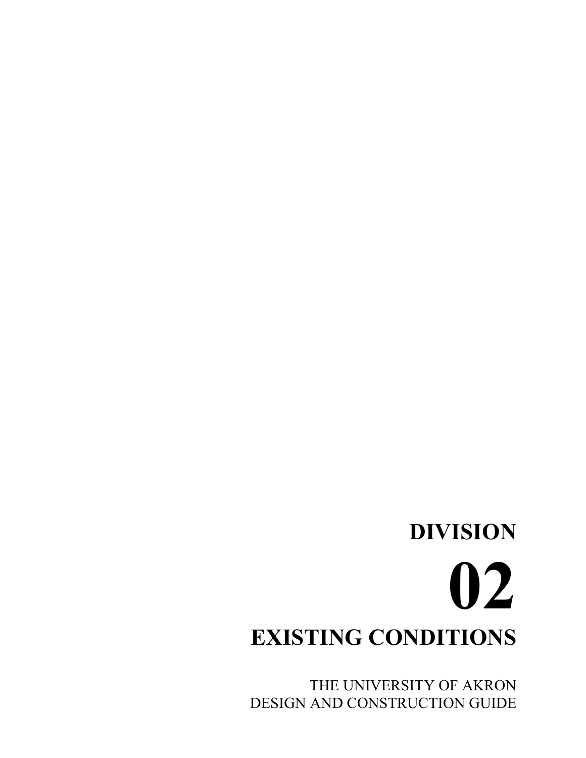# DIVISION

# 02

# EXISTING CONDITIONS

THE UNIVERSITY OF AKRON
DESIGN AND CONSTRUCTION GUIDE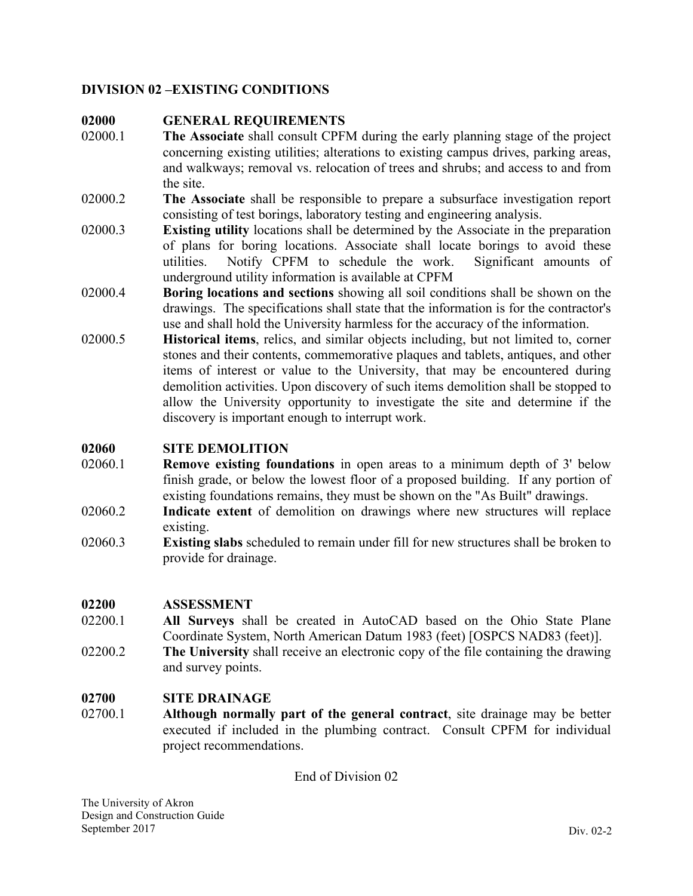# DIVISION 02 –EXISTING CONDITIONS

## 02000 GENERAL REQUIREMENTS

02000.1 **The Associate** shall consult CPFM during the early planning stage of the project concerning existing utilities; alterations to existing campus drives, parking areas, and walkways; removal vs. relocation of trees and shrubs; and access to and from the site.

02000.2 **The Associate** shall be responsible to prepare a subsurface investigation report consisting of test borings, laboratory testing and engineering analysis.

02000.3 **Existing utility** locations shall be determined by the Associate in the preparation of plans for boring locations. Associate shall locate borings to avoid these utilities. Notify CPFM to schedule the work. Significant amounts of underground utility information is available at CPFM

02000.4 **Boring locations and sections** showing all soil conditions shall be shown on the drawings. The specifications shall state that the information is for the contractor's use and shall hold the University harmless for the accuracy of the information.

02000.5 **Historical items**, relics, and similar objects including, but not limited to, corner stones and their contents, commemorative plaques and tablets, antiques, and other items of interest or value to the University, that may be encountered during demolition activities. Upon discovery of such items demolition shall be stopped to allow the University opportunity to investigate the site and determine if the discovery is important enough to interrupt work.

## 02060 SITE DEMOLITION

02060.1 **Remove existing foundations** in open areas to a minimum depth of 3' below finish grade, or below the lowest floor of a proposed building. If any portion of existing foundations remains, they must be shown on the "As Built" drawings.

02060.2 **Indicate extent** of demolition on drawings where new structures will replace existing.

02060.3 **Existing slabs** scheduled to remain under fill for new structures shall be broken to provide for drainage.

## 02200 ASSESSMENT

02200.1 **All Surveys** shall be created in AutoCAD based on the Ohio State Plane Coordinate System, North American Datum 1983 (feet) [OSPCS NAD83 (feet)].

02200.2 **The University** shall receive an electronic copy of the file containing the drawing and survey points.

## 02700 SITE DRAINAGE

02700.1 **Although normally part of the general contract**, site drainage may be better executed if included in the plumbing contract. Consult CPFM for individual project recommendations.

End of Division 02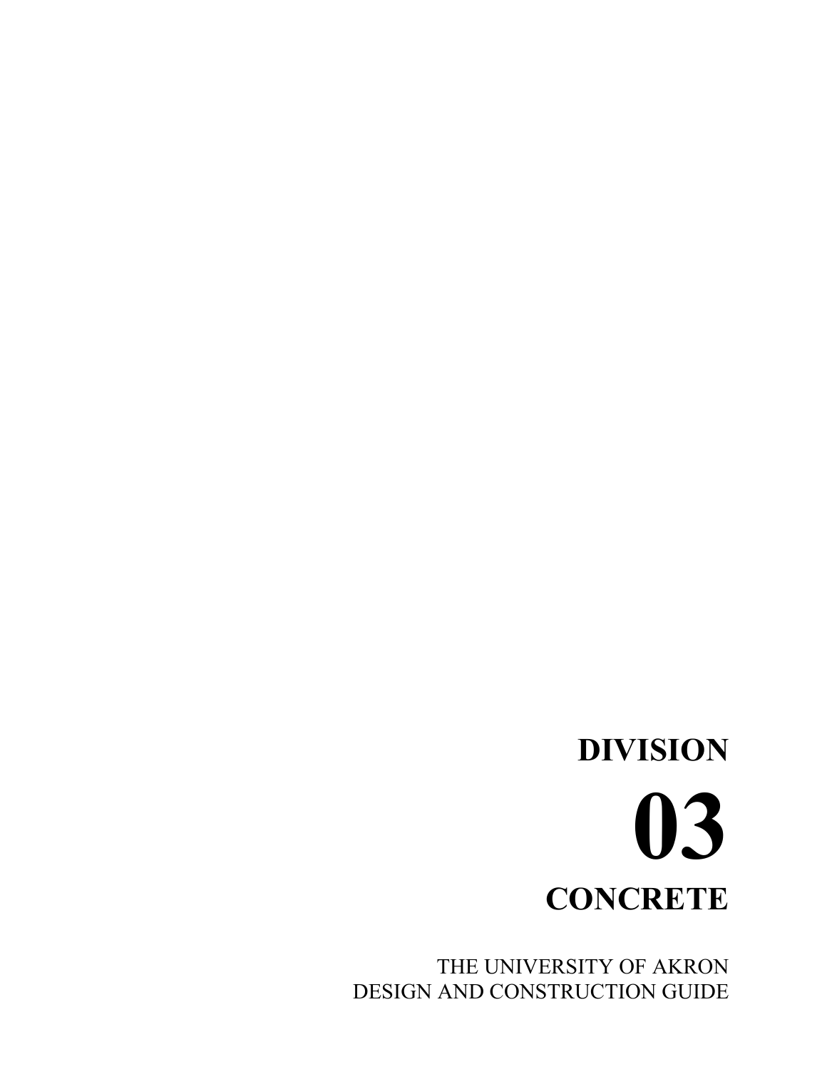# DIVISION

# 03

# CONCRETE

THE UNIVERSITY OF AKRON
DESIGN AND CONSTRUCTION GUIDE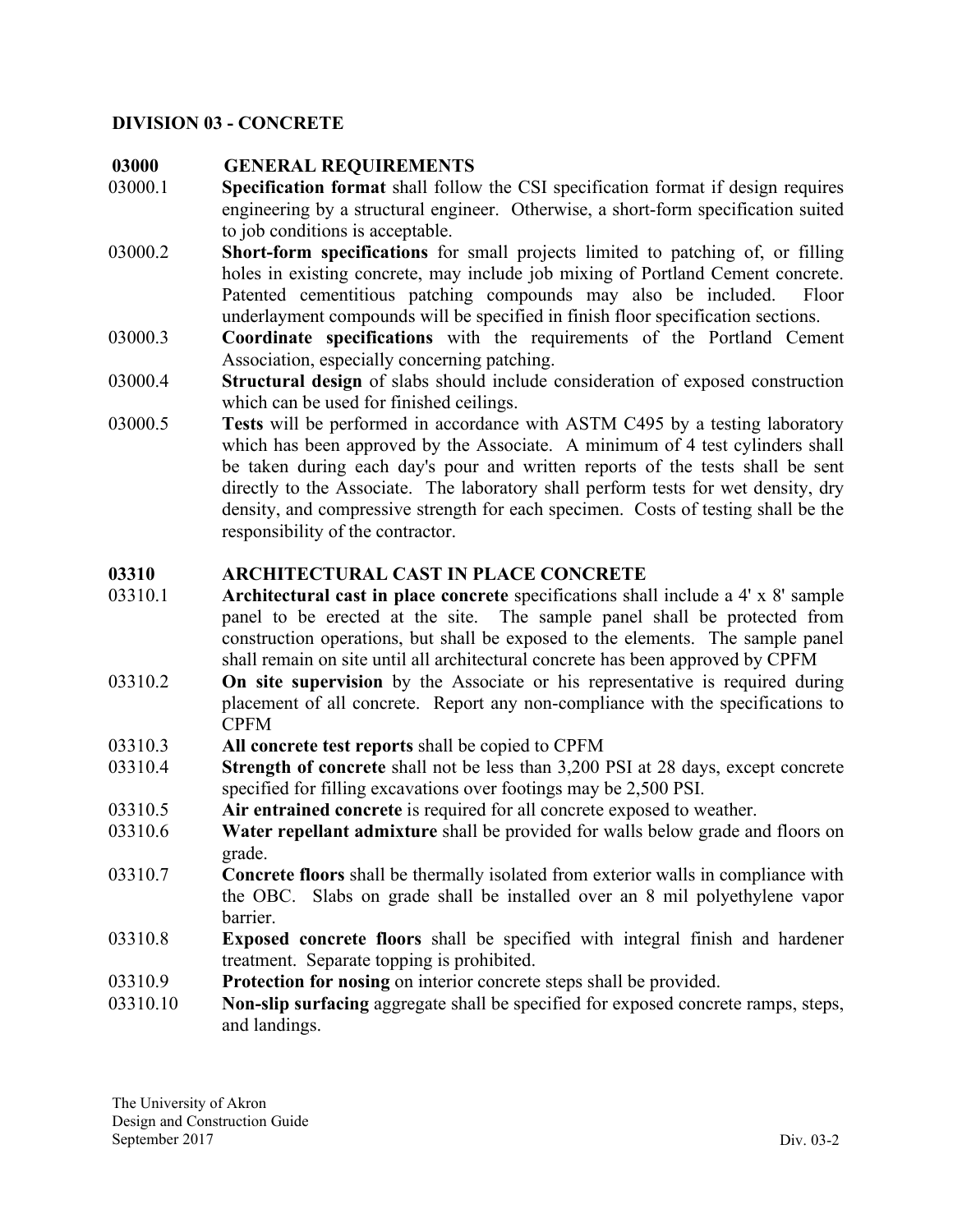# DIVISION 03 - CONCRETE

## 03000 GENERAL REQUIREMENTS

03000.1 **Specification format** shall follow the CSI specification format if design requires engineering by a structural engineer. Otherwise, a short-form specification suited to job conditions is acceptable.

03000.2 **Short-form specifications** for small projects limited to patching of, or filling holes in existing concrete, may include job mixing of Portland Cement concrete. Patented cementitious patching compounds may also be included. Floor underlayment compounds will be specified in finish floor specification sections.

03000.3 **Coordinate specifications** with the requirements of the Portland Cement Association, especially concerning patching.

03000.4 **Structural design** of slabs should include consideration of exposed construction which can be used for finished ceilings.

03000.5 **Tests** will be performed in accordance with ASTM C495 by a testing laboratory which has been approved by the Associate. A minimum of 4 test cylinders shall be taken during each day's pour and written reports of the tests shall be sent directly to the Associate. The laboratory shall perform tests for wet density, dry density, and compressive strength for each specimen. Costs of testing shall be the responsibility of the contractor.

## 03310 ARCHITECTURAL CAST IN PLACE CONCRETE

03310.1 **Architectural cast in place concrete** specifications shall include a 4' x 8' sample panel to be erected at the site. The sample panel shall be protected from construction operations, but shall be exposed to the elements. The sample panel shall remain on site until all architectural concrete has been approved by CPFM

03310.2 **On site supervision** by the Associate or his representative is required during placement of all concrete. Report any non-compliance with the specifications to CPFM

03310.3 **All concrete test reports** shall be copied to CPFM

03310.4 **Strength of concrete** shall not be less than 3,200 PSI at 28 days, except concrete specified for filling excavations over footings may be 2,500 PSI.

03310.5 **Air entrained concrete** is required for all concrete exposed to weather.

03310.6 **Water repellant admixture** shall be provided for walls below grade and floors on grade.

03310.7 **Concrete floors** shall be thermally isolated from exterior walls in compliance with the OBC. Slabs on grade shall be installed over an 8 mil polyethylene vapor barrier.

03310.8 **Exposed concrete floors** shall be specified with integral finish and hardener treatment. Separate topping is prohibited.

03310.9 **Protection for nosing** on interior concrete steps shall be provided.

03310.10 **Non-slip surfacing** aggregate shall be specified for exposed concrete ramps, steps, and landings.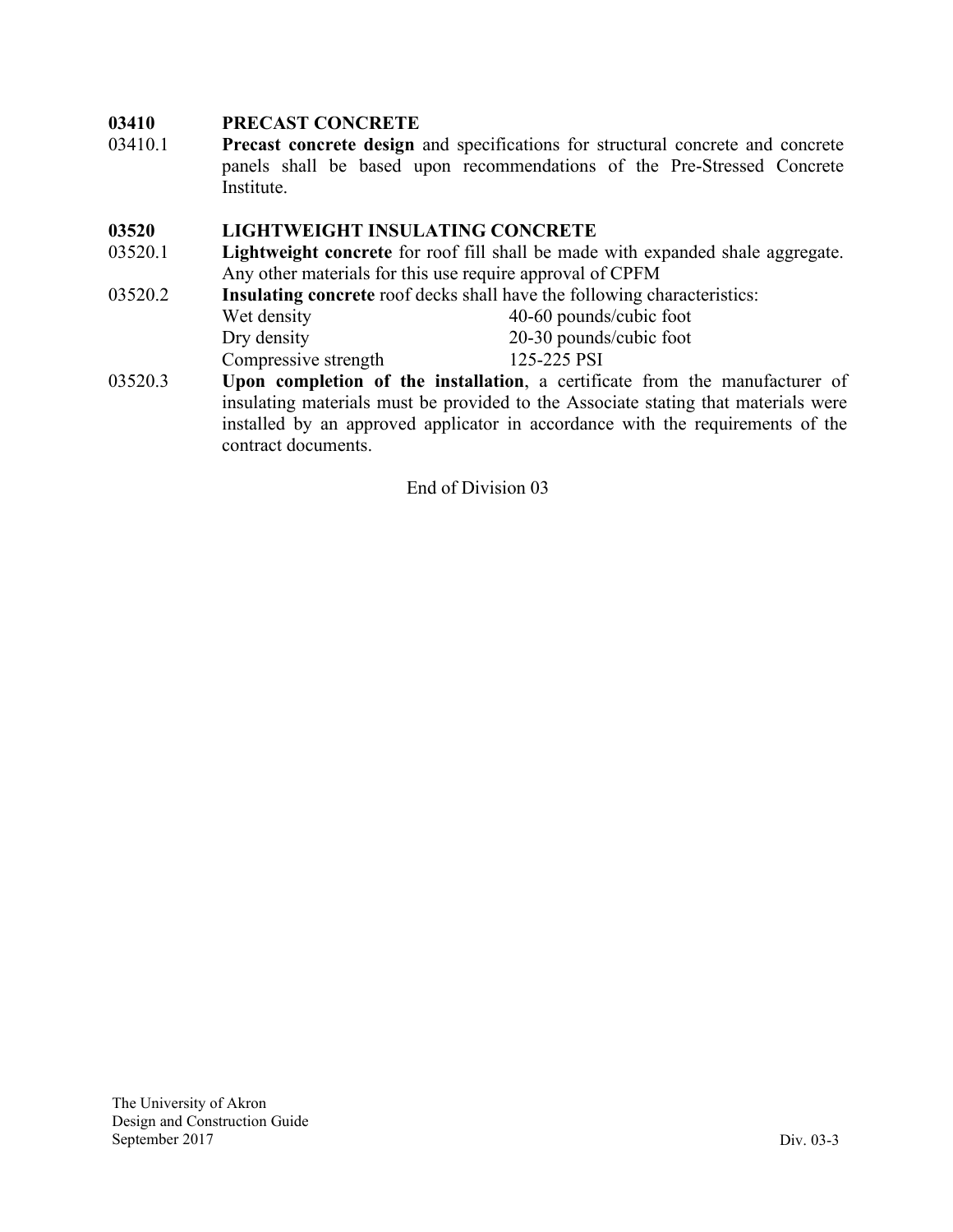## 03410 PRECAST CONCRETE

03410.1 **Precast concrete design** and specifications for structural concrete and concrete panels shall be based upon recommendations of the Pre-Stressed Concrete Institute.

## 03520 LIGHTWEIGHT INSULATING CONCRETE

03520.1 **Lightweight concrete** for roof fill shall be made with expanded shale aggregate. Any other materials for this use require approval of CPFM

03520.2 **Insulating concrete** roof decks shall have the following characteristics:

| | |
|---|---|
| Wet density | 40-60 pounds/cubic foot |
| Dry density | 20-30 pounds/cubic foot |
| Compressive strength | 125-225 PSI |

03520.3 **Upon completion of the installation**, a certificate from the manufacturer of insulating materials must be provided to the Associate stating that materials were installed by an approved applicator in accordance with the requirements of the contract documents.

End of Division 03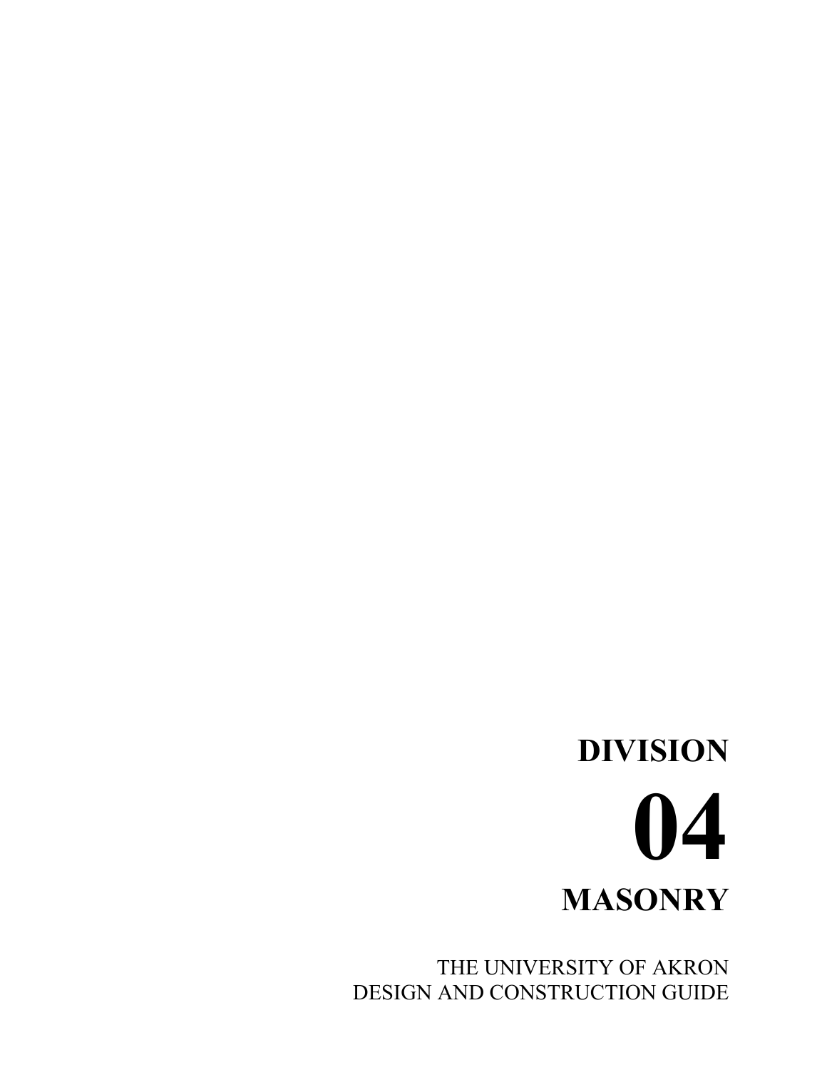# DIVISION

# 04

# MASONRY

THE UNIVERSITY OF AKRON
DESIGN AND CONSTRUCTION GUIDE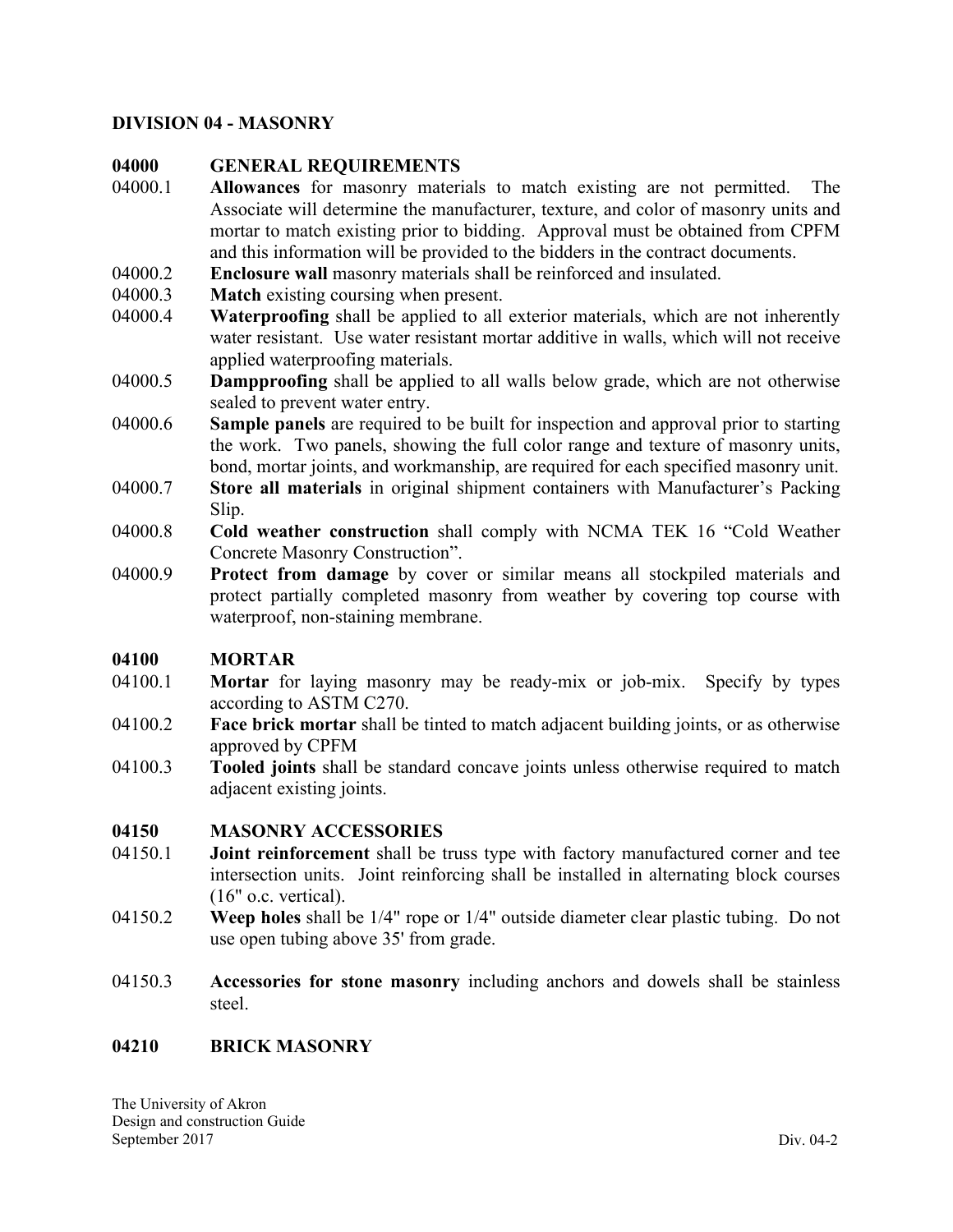## DIVISION 04 - MASONRY

### 04000 GENERAL REQUIREMENTS

04000.1 **Allowances** for masonry materials to match existing are not permitted. The Associate will determine the manufacturer, texture, and color of masonry units and mortar to match existing prior to bidding. Approval must be obtained from CPFM and this information will be provided to the bidders in the contract documents.

04000.2 **Enclosure wall** masonry materials shall be reinforced and insulated.

04000.3 **Match** existing coursing when present.

04000.4 **Waterproofing** shall be applied to all exterior materials, which are not inherently water resistant. Use water resistant mortar additive in walls, which will not receive applied waterproofing materials.

04000.5 **Dampproofing** shall be applied to all walls below grade, which are not otherwise sealed to prevent water entry.

04000.6 **Sample panels** are required to be built for inspection and approval prior to starting the work. Two panels, showing the full color range and texture of masonry units, bond, mortar joints, and workmanship, are required for each specified masonry unit.

04000.7 **Store all materials** in original shipment containers with Manufacturer's Packing Slip.

04000.8 **Cold weather construction** shall comply with NCMA TEK 16 "Cold Weather Concrete Masonry Construction".

04000.9 **Protect from damage** by cover or similar means all stockpiled materials and protect partially completed masonry from weather by covering top course with waterproof, non-staining membrane.

### 04100 MORTAR

04100.1 **Mortar** for laying masonry may be ready-mix or job-mix. Specify by types according to ASTM C270.

04100.2 **Face brick mortar** shall be tinted to match adjacent building joints, or as otherwise approved by CPFM

04100.3 **Tooled joints** shall be standard concave joints unless otherwise required to match adjacent existing joints.

### 04150 MASONRY ACCESSORIES

04150.1 **Joint reinforcement** shall be truss type with factory manufactured corner and tee intersection units. Joint reinforcing shall be installed in alternating block courses (16" o.c. vertical).

04150.2 **Weep holes** shall be 1/4" rope or 1/4" outside diameter clear plastic tubing. Do not use open tubing above 35' from grade.

04150.3 **Accessories for stone masonry** including anchors and dowels shall be stainless steel.

### 04210 BRICK MASONRY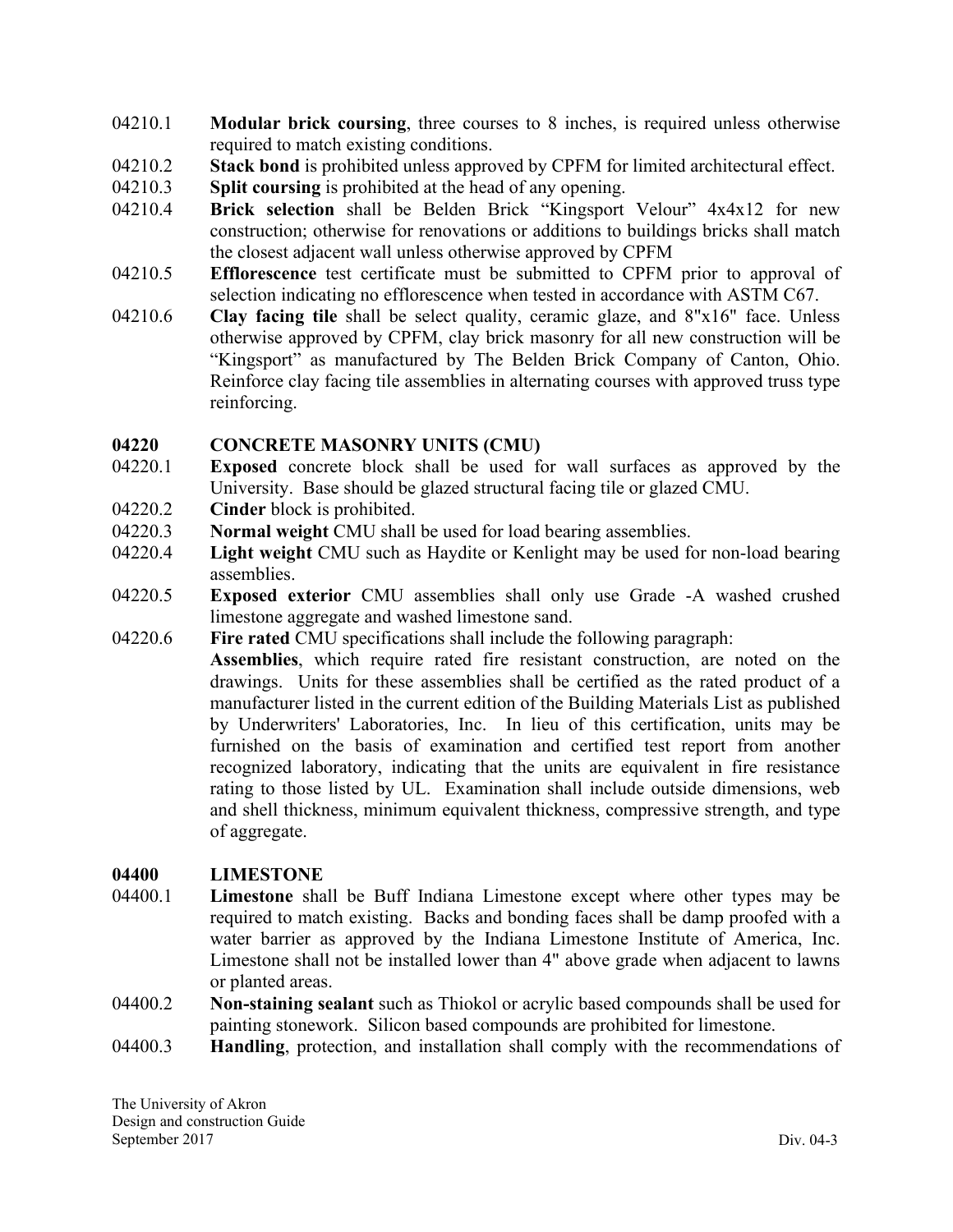04210.1 **Modular brick coursing**, three courses to 8 inches, is required unless otherwise required to match existing conditions.

04210.2 **Stack bond** is prohibited unless approved by CPFM for limited architectural effect.

04210.3 **Split coursing** is prohibited at the head of any opening.

04210.4 **Brick selection** shall be Belden Brick "Kingsport Velour" 4x4x12 for new construction; otherwise for renovations or additions to buildings bricks shall match the closest adjacent wall unless otherwise approved by CPFM

04210.5 **Efflorescence** test certificate must be submitted to CPFM prior to approval of selection indicating no efflorescence when tested in accordance with ASTM C67.

04210.6 **Clay facing tile** shall be select quality, ceramic glaze, and 8"x16" face. Unless otherwise approved by CPFM, clay brick masonry for all new construction will be "Kingsport" as manufactured by The Belden Brick Company of Canton, Ohio. Reinforce clay facing tile assemblies in alternating courses with approved truss type reinforcing.

## 04220 CONCRETE MASONRY UNITS (CMU)

04220.1 **Exposed** concrete block shall be used for wall surfaces as approved by the University. Base should be glazed structural facing tile or glazed CMU.

04220.2 **Cinder** block is prohibited.

04220.3 **Normal weight** CMU shall be used for load bearing assemblies.

04220.4 **Light weight** CMU such as Haydite or Kenlight may be used for non-load bearing assemblies.

04220.5 **Exposed exterior** CMU assemblies shall only use Grade -A washed crushed limestone aggregate and washed limestone sand.

04220.6 **Fire rated** CMU specifications shall include the following paragraph:

**Assemblies**, which require rated fire resistant construction, are noted on the drawings. Units for these assemblies shall be certified as the rated product of a manufacturer listed in the current edition of the Building Materials List as published by Underwriters' Laboratories, Inc. In lieu of this certification, units may be furnished on the basis of examination and certified test report from another recognized laboratory, indicating that the units are equivalent in fire resistance rating to those listed by UL. Examination shall include outside dimensions, web and shell thickness, minimum equivalent thickness, compressive strength, and type of aggregate.

## 04400 LIMESTONE

04400.1 **Limestone** shall be Buff Indiana Limestone except where other types may be required to match existing. Backs and bonding faces shall be damp proofed with a water barrier as approved by the Indiana Limestone Institute of America, Inc. Limestone shall not be installed lower than 4" above grade when adjacent to lawns or planted areas.

04400.2 **Non-staining sealant** such as Thiokol or acrylic based compounds shall be used for painting stonework. Silicon based compounds are prohibited for limestone.

04400.3 **Handling**, protection, and installation shall comply with the recommendations of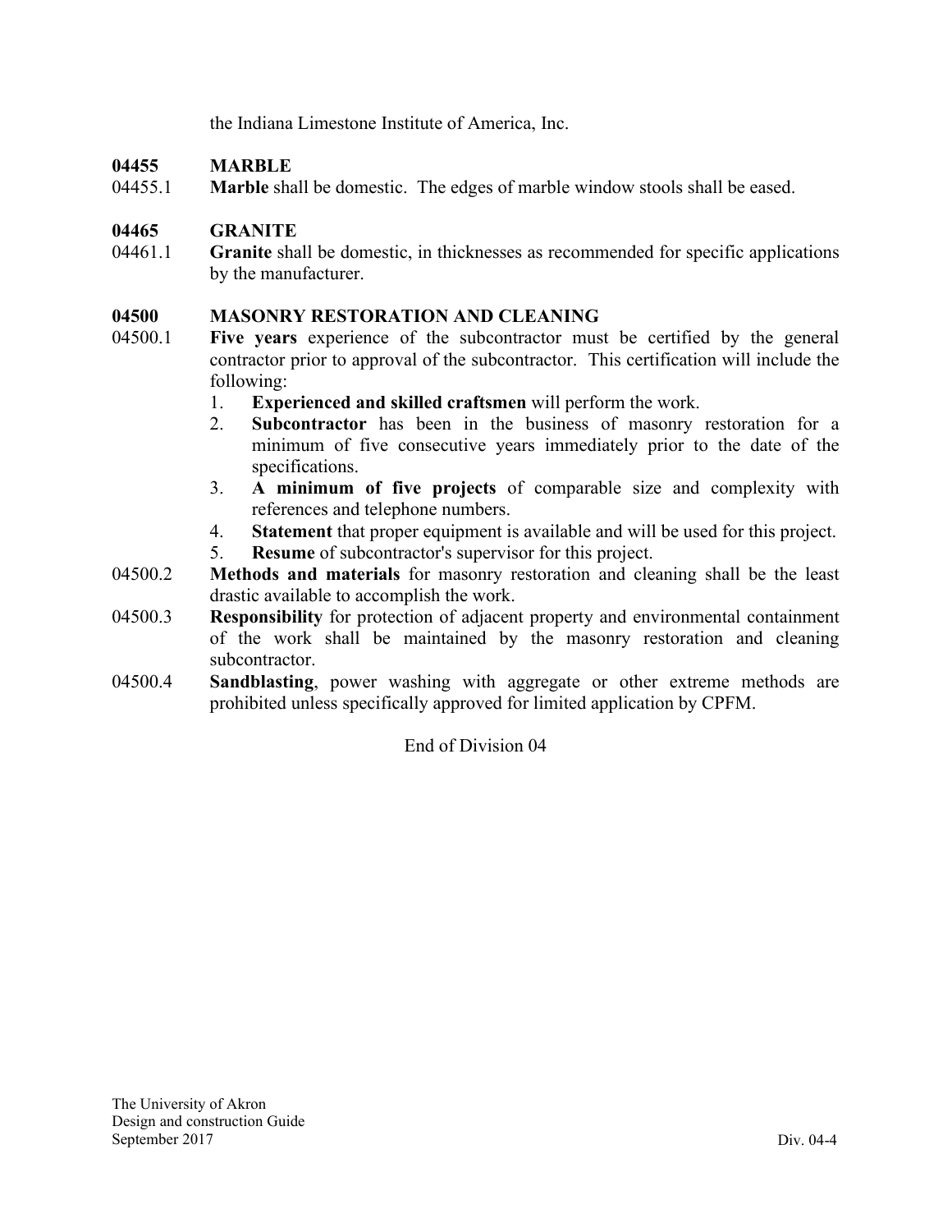the Indiana Limestone Institute of America, Inc.

### 04455 MARBLE

04455.1 **Marble** shall be domestic. The edges of marble window stools shall be eased.

### 04465 GRANITE

04461.1 **Granite** shall be domestic, in thicknesses as recommended for specific applications by the manufacturer.

### 04500 MASONRY RESTORATION AND CLEANING

04500.1 **Five years** experience of the subcontractor must be certified by the general contractor prior to approval of the subcontractor. This certification will include the following:

1. **Experienced and skilled craftsmen** will perform the work.
2. **Subcontractor** has been in the business of masonry restoration for a minimum of five consecutive years immediately prior to the date of the specifications.
3. **A minimum of five projects** of comparable size and complexity with references and telephone numbers.
4. **Statement** that proper equipment is available and will be used for this project.
5. **Resume** of subcontractor's supervisor for this project.

04500.2 **Methods and materials** for masonry restoration and cleaning shall be the least drastic available to accomplish the work.

04500.3 **Responsibility** for protection of adjacent property and environmental containment of the work shall be maintained by the masonry restoration and cleaning subcontractor.

04500.4 **Sandblasting**, power washing with aggregate or other extreme methods are prohibited unless specifically approved for limited application by CPFM.

End of Division 04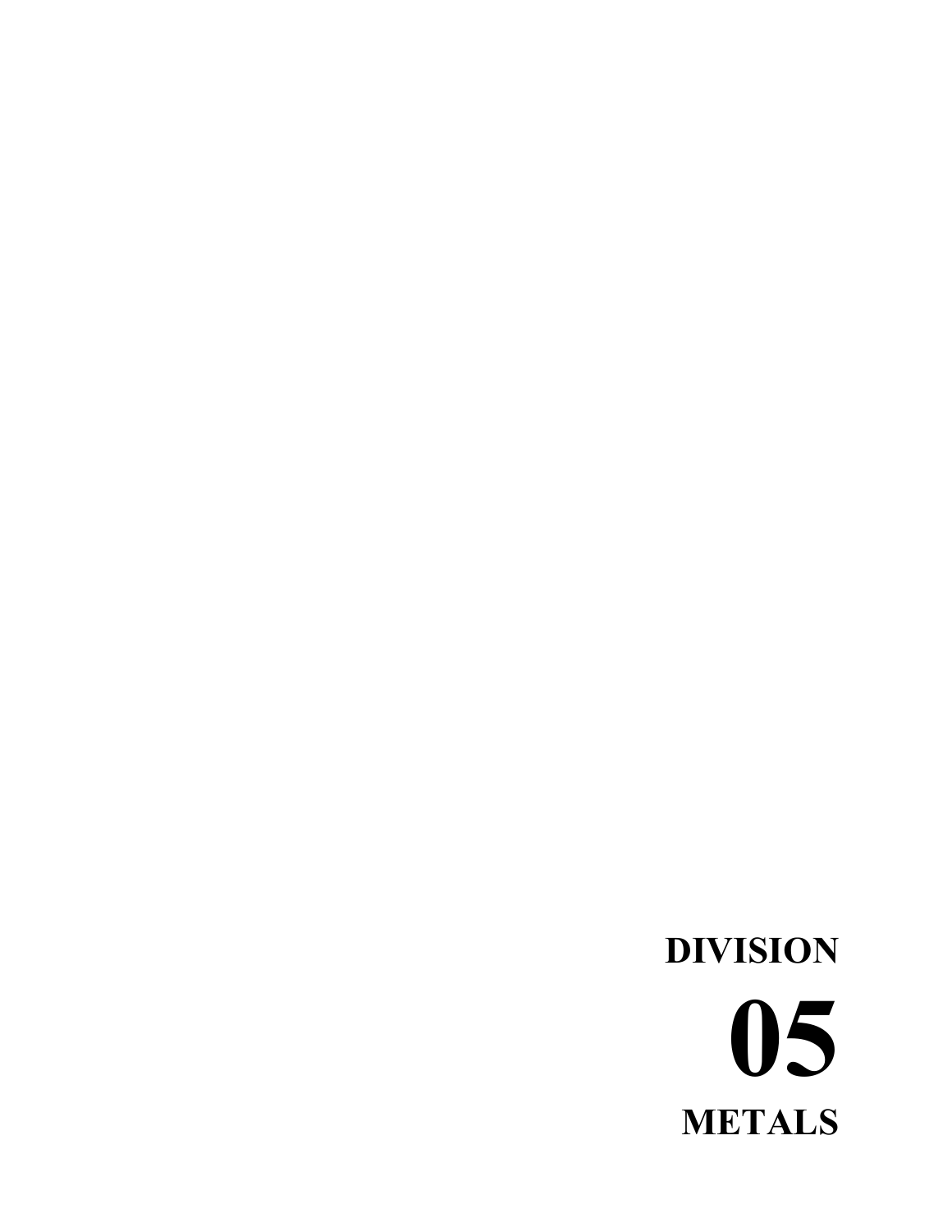# DIVISION

# 05

# METALS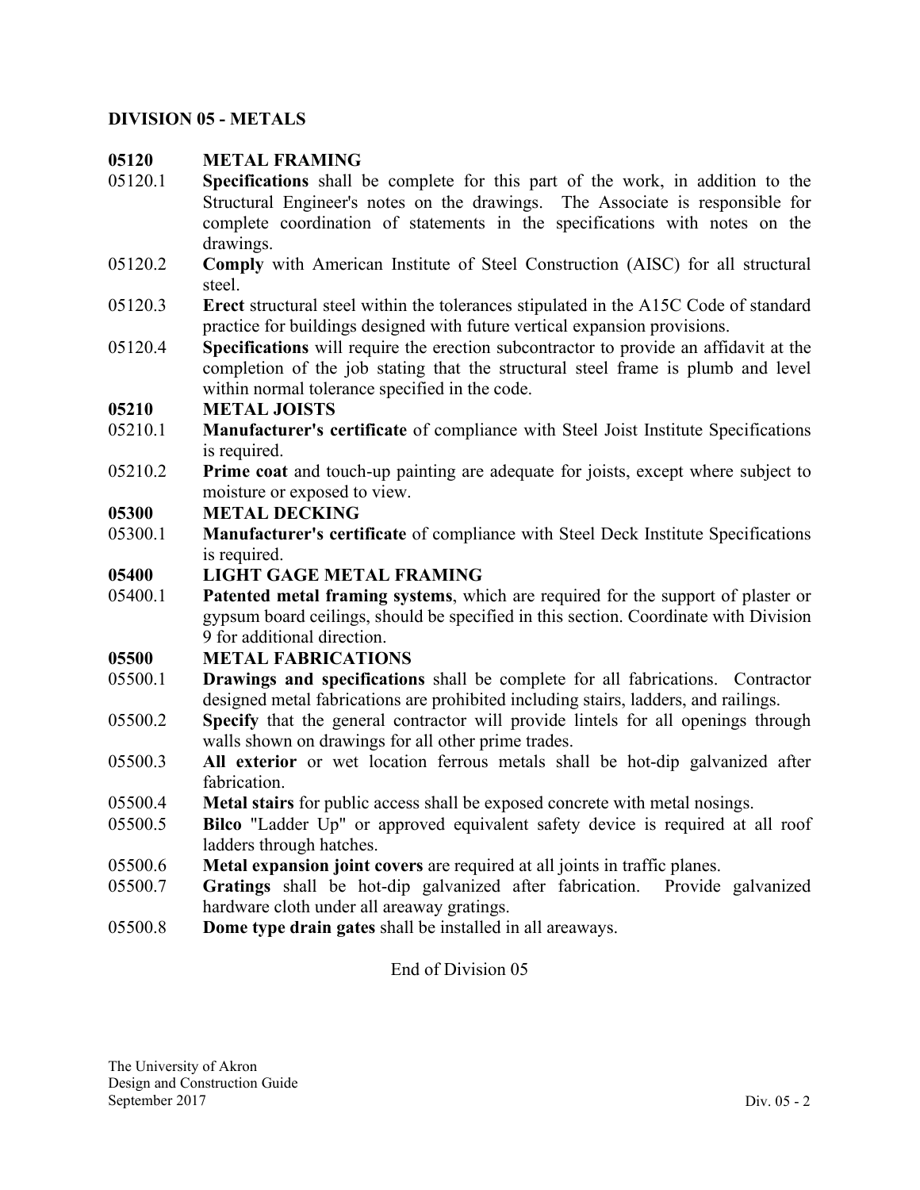## DIVISION 05 - METALS

### 05120 METAL FRAMING

05120.1 **Specifications** shall be complete for this part of the work, in addition to the Structural Engineer's notes on the drawings. The Associate is responsible for complete coordination of statements in the specifications with notes on the drawings.

05120.2 **Comply** with American Institute of Steel Construction (AISC) for all structural steel.

05120.3 **Erect** structural steel within the tolerances stipulated in the A15C Code of standard practice for buildings designed with future vertical expansion provisions.

05120.4 **Specifications** will require the erection subcontractor to provide an affidavit at the completion of the job stating that the structural steel frame is plumb and level within normal tolerance specified in the code.

### 05210 METAL JOISTS

05210.1 **Manufacturer's certificate** of compliance with Steel Joist Institute Specifications is required.

05210.2 **Prime coat** and touch-up painting are adequate for joists, except where subject to moisture or exposed to view.

### 05300 METAL DECKING

05300.1 **Manufacturer's certificate** of compliance with Steel Deck Institute Specifications is required.

### 05400 LIGHT GAGE METAL FRAMING

05400.1 **Patented metal framing systems**, which are required for the support of plaster or gypsum board ceilings, should be specified in this section. Coordinate with Division 9 for additional direction.

### 05500 METAL FABRICATIONS

05500.1 **Drawings and specifications** shall be complete for all fabrications. Contractor designed metal fabrications are prohibited including stairs, ladders, and railings.

05500.2 **Specify** that the general contractor will provide lintels for all openings through walls shown on drawings for all other prime trades.

05500.3 **All exterior** or wet location ferrous metals shall be hot-dip galvanized after fabrication.

05500.4 **Metal stairs** for public access shall be exposed concrete with metal nosings.

05500.5 **Bilco** "Ladder Up" or approved equivalent safety device is required at all roof ladders through hatches.

05500.6 **Metal expansion joint covers** are required at all joints in traffic planes.

05500.7 **Gratings** shall be hot-dip galvanized after fabrication. Provide galvanized hardware cloth under all areaway gratings.

05500.8 **Dome type drain gates** shall be installed in all areaways.

End of Division 05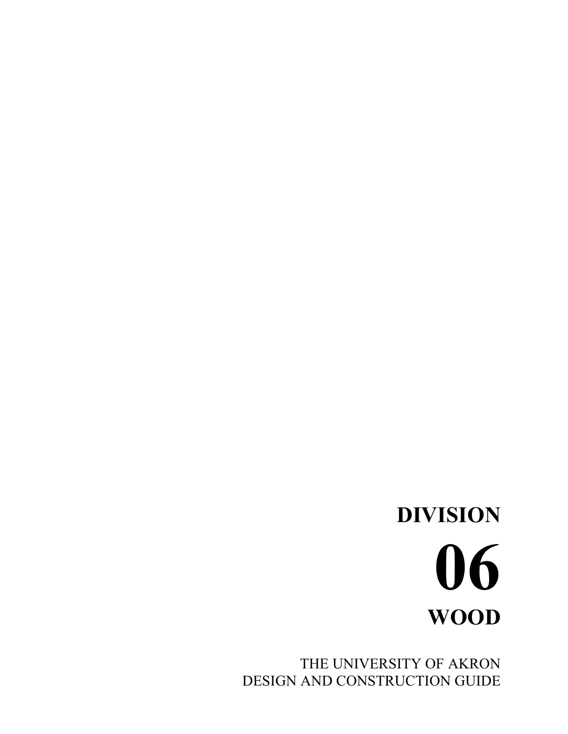# DIVISION

# 06

# WOOD

THE UNIVERSITY OF AKRON
DESIGN AND CONSTRUCTION GUIDE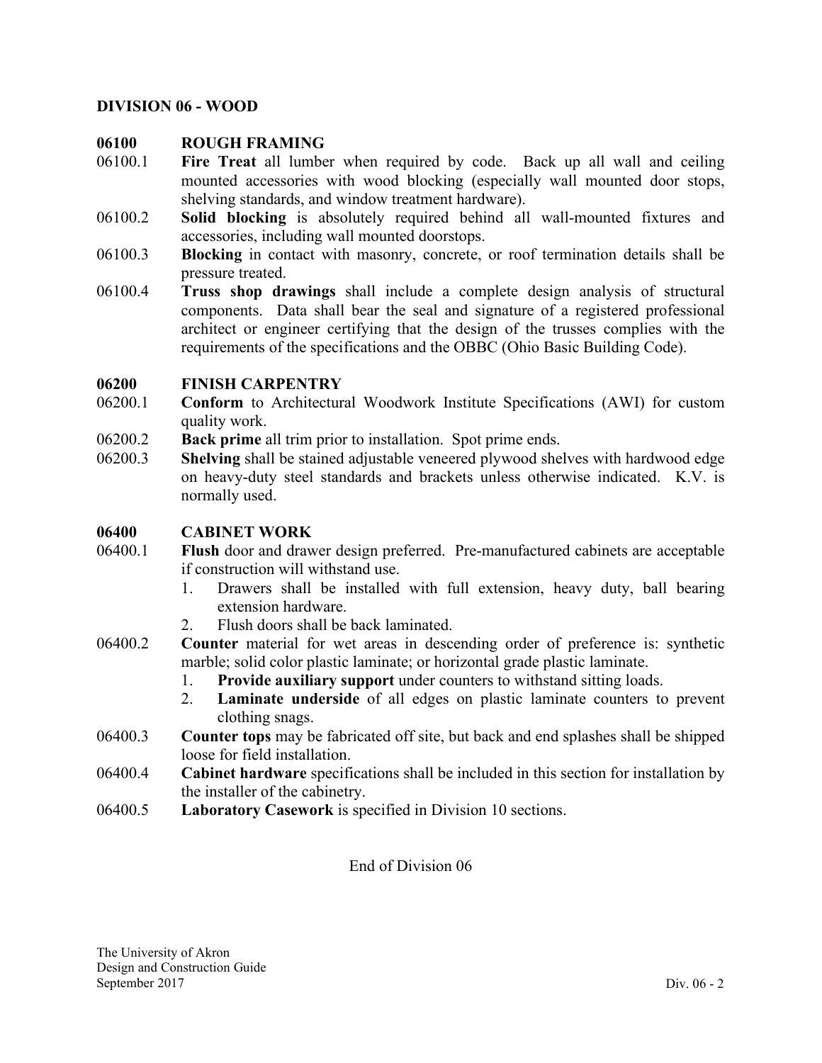## DIVISION 06 - WOOD

### 06100 ROUGH FRAMING

06100.1 **Fire Treat** all lumber when required by code. Back up all wall and ceiling mounted accessories with wood blocking (especially wall mounted door stops, shelving standards, and window treatment hardware).

06100.2 **Solid blocking** is absolutely required behind all wall-mounted fixtures and accessories, including wall mounted doorstops.

06100.3 **Blocking** in contact with masonry, concrete, or roof termination details shall be pressure treated.

06100.4 **Truss shop drawings** shall include a complete design analysis of structural components. Data shall bear the seal and signature of a registered professional architect or engineer certifying that the design of the trusses complies with the requirements of the specifications and the OBBC (Ohio Basic Building Code).

### 06200 FINISH CARPENTRY

06200.1 **Conform** to Architectural Woodwork Institute Specifications (AWI) for custom quality work.

06200.2 **Back prime** all trim prior to installation. Spot prime ends.

06200.3 **Shelving** shall be stained adjustable veneered plywood shelves with hardwood edge on heavy-duty steel standards and brackets unless otherwise indicated. K.V. is normally used.

### 06400 CABINET WORK

06400.1 **Flush** door and drawer design preferred. Pre-manufactured cabinets are acceptable if construction will withstand use.

1. Drawers shall be installed with full extension, heavy duty, ball bearing extension hardware.
2. Flush doors shall be back laminated.

06400.2 **Counter** material for wet areas in descending order of preference is: synthetic marble; solid color plastic laminate; or horizontal grade plastic laminate.

1. **Provide auxiliary support** under counters to withstand sitting loads.
2. **Laminate underside** of all edges on plastic laminate counters to prevent clothing snags.

06400.3 **Counter tops** may be fabricated off site, but back and end splashes shall be shipped loose for field installation.

06400.4 **Cabinet hardware** specifications shall be included in this section for installation by the installer of the cabinetry.

06400.5 **Laboratory Casework** is specified in Division 10 sections.

End of Division 06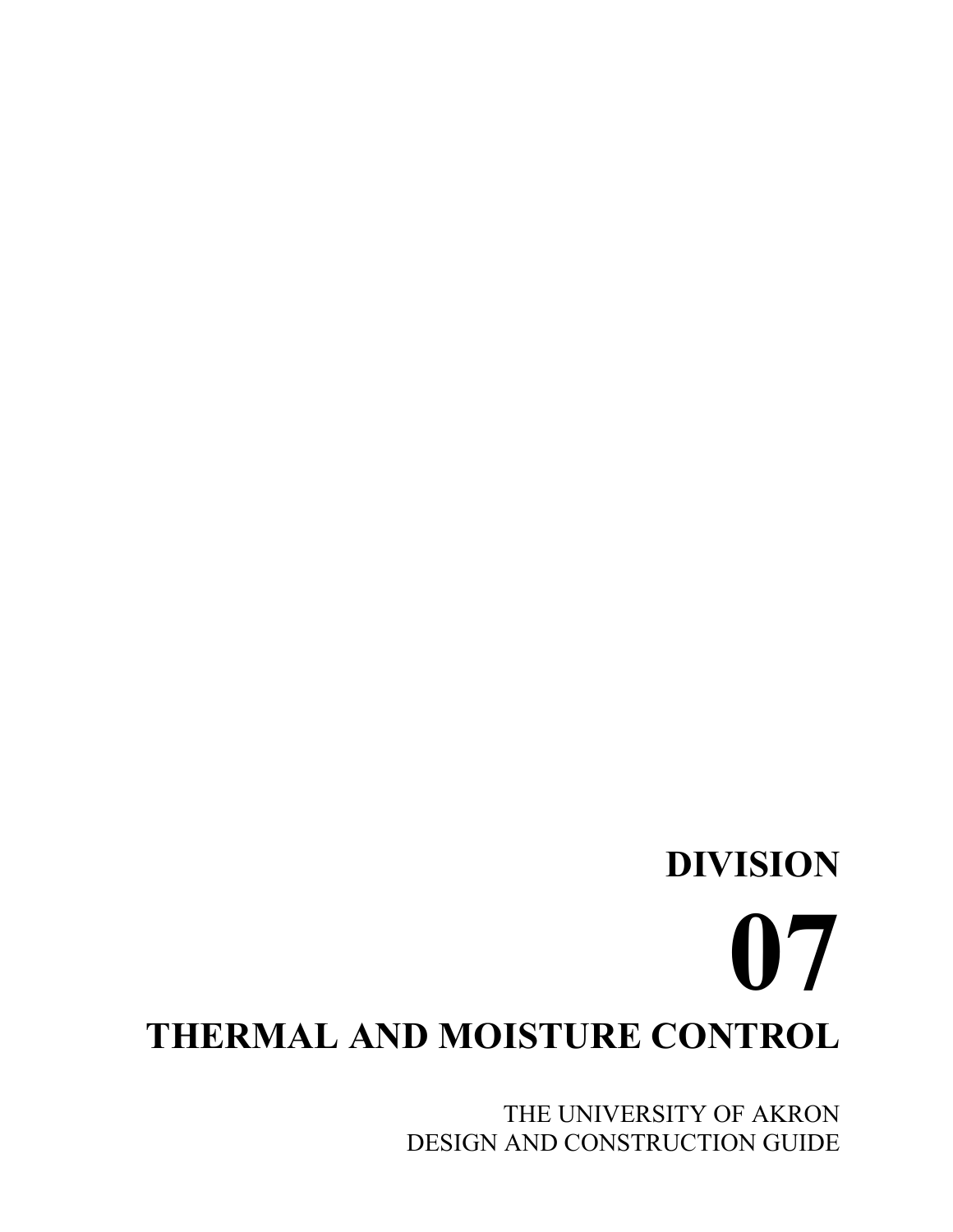# DIVISION

# 07

# THERMAL AND MOISTURE CONTROL

THE UNIVERSITY OF AKRON
DESIGN AND CONSTRUCTION GUIDE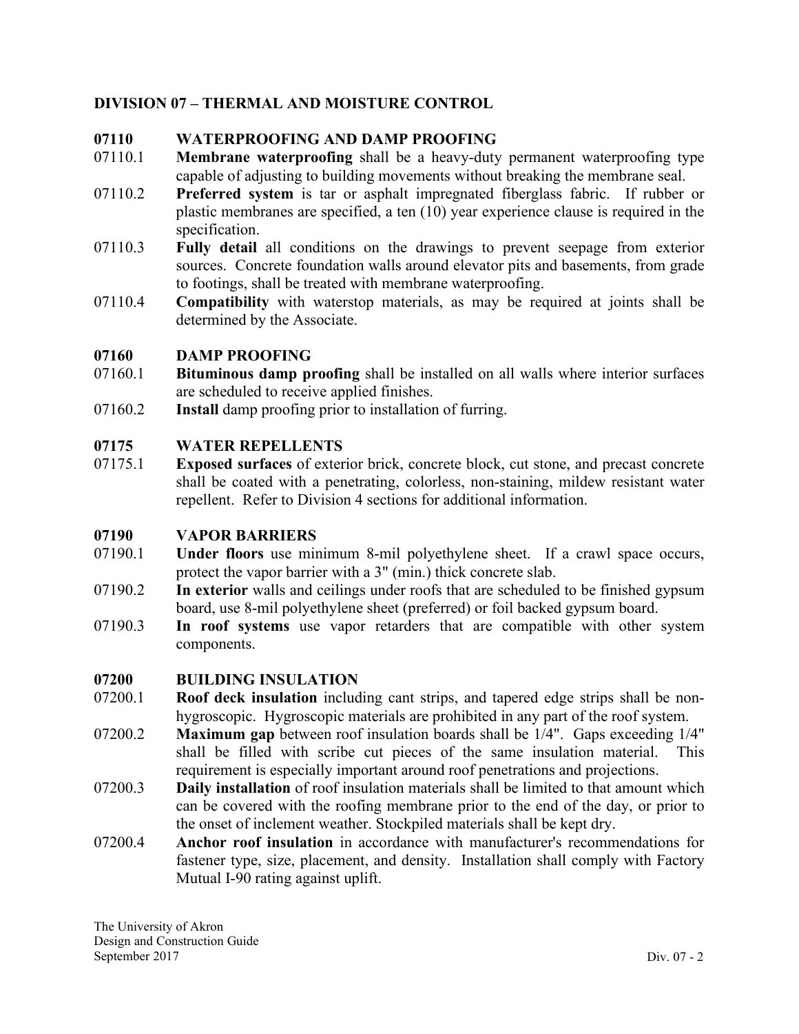## DIVISION 07 – THERMAL AND MOISTURE CONTROL

### 07110 WATERPROOFING AND DAMP PROOFING

07110.1 **Membrane waterproofing** shall be a heavy-duty permanent waterproofing type capable of adjusting to building movements without breaking the membrane seal.

07110.2 **Preferred system** is tar or asphalt impregnated fiberglass fabric. If rubber or plastic membranes are specified, a ten (10) year experience clause is required in the specification.

07110.3 **Fully detail** all conditions on the drawings to prevent seepage from exterior sources. Concrete foundation walls around elevator pits and basements, from grade to footings, shall be treated with membrane waterproofing.

07110.4 **Compatibility** with waterstop materials, as may be required at joints shall be determined by the Associate.

### 07160 DAMP PROOFING

07160.1 **Bituminous damp proofing** shall be installed on all walls where interior surfaces are scheduled to receive applied finishes.

07160.2 **Install** damp proofing prior to installation of furring.

### 07175 WATER REPELLENTS

07175.1 **Exposed surfaces** of exterior brick, concrete block, cut stone, and precast concrete shall be coated with a penetrating, colorless, non-staining, mildew resistant water repellent. Refer to Division 4 sections for additional information.

### 07190 VAPOR BARRIERS

07190.1 **Under floors** use minimum 8-mil polyethylene sheet. If a crawl space occurs, protect the vapor barrier with a 3" (min.) thick concrete slab.

07190.2 **In exterior** walls and ceilings under roofs that are scheduled to be finished gypsum board, use 8-mil polyethylene sheet (preferred) or foil backed gypsum board.

07190.3 **In roof systems** use vapor retarders that are compatible with other system components.

### 07200 BUILDING INSULATION

07200.1 **Roof deck insulation** including cant strips, and tapered edge strips shall be non-hygroscopic. Hygroscopic materials are prohibited in any part of the roof system.

07200.2 **Maximum gap** between roof insulation boards shall be 1/4". Gaps exceeding 1/4" shall be filled with scribe cut pieces of the same insulation material. This requirement is especially important around roof penetrations and projections.

07200.3 **Daily installation** of roof insulation materials shall be limited to that amount which can be covered with the roofing membrane prior to the end of the day, or prior to the onset of inclement weather. Stockpiled materials shall be kept dry.

07200.4 **Anchor roof insulation** in accordance with manufacturer's recommendations for fastener type, size, placement, and density. Installation shall comply with Factory Mutual I-90 rating against uplift.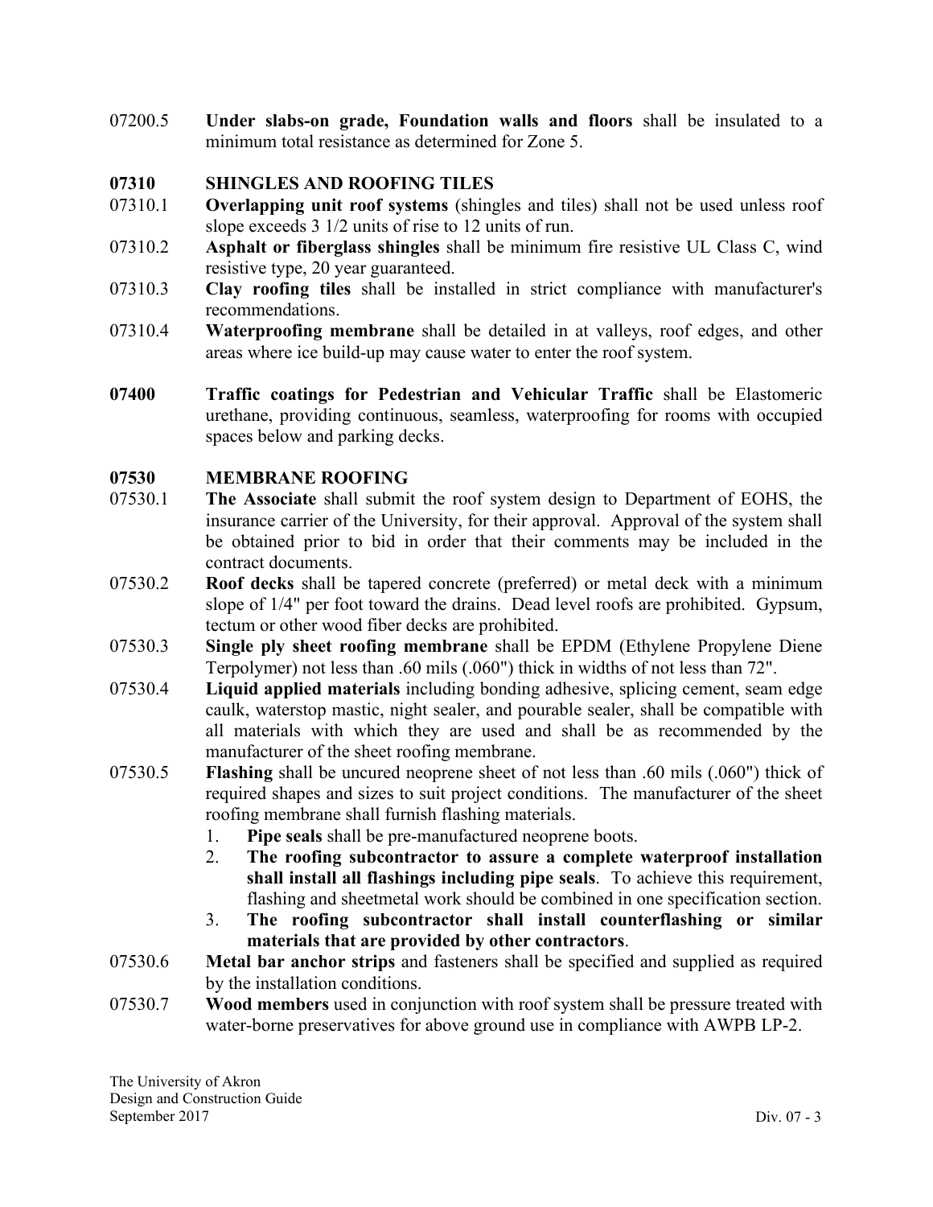07200.5 **Under slabs-on grade, Foundation walls and floors** shall be insulated to a minimum total resistance as determined for Zone 5.

## 07310 SHINGLES AND ROOFING TILES

07310.1 **Overlapping unit roof systems** (shingles and tiles) shall not be used unless roof slope exceeds 3 1/2 units of rise to 12 units of run.

07310.2 **Asphalt or fiberglass shingles** shall be minimum fire resistive UL Class C, wind resistive type, 20 year guaranteed.

07310.3 **Clay roofing tiles** shall be installed in strict compliance with manufacturer's recommendations.

07310.4 **Waterproofing membrane** shall be detailed in at valleys, roof edges, and other areas where ice build-up may cause water to enter the roof system.

**07400** **Traffic coatings for Pedestrian and Vehicular Traffic** shall be Elastomeric urethane, providing continuous, seamless, waterproofing for rooms with occupied spaces below and parking decks.

## 07530 MEMBRANE ROOFING

07530.1 **The Associate** shall submit the roof system design to Department of EOHS, the insurance carrier of the University, for their approval. Approval of the system shall be obtained prior to bid in order that their comments may be included in the contract documents.

07530.2 **Roof decks** shall be tapered concrete (preferred) or metal deck with a minimum slope of 1/4" per foot toward the drains. Dead level roofs are prohibited. Gypsum, tectum or other wood fiber decks are prohibited.

07530.3 **Single ply sheet roofing membrane** shall be EPDM (Ethylene Propylene Diene Terpolymer) not less than .60 mils (.060") thick in widths of not less than 72".

07530.4 **Liquid applied materials** including bonding adhesive, splicing cement, seam edge caulk, waterstop mastic, night sealer, and pourable sealer, shall be compatible with all materials with which they are used and shall be as recommended by the manufacturer of the sheet roofing membrane.

07530.5 **Flashing** shall be uncured neoprene sheet of not less than .60 mils (.060") thick of required shapes and sizes to suit project conditions. The manufacturer of the sheet roofing membrane shall furnish flashing materials.

1. **Pipe seals** shall be pre-manufactured neoprene boots.
2. **The roofing subcontractor to assure a complete waterproof installation shall install all flashings including pipe seals**. To achieve this requirement, flashing and sheetmetal work should be combined in one specification section.
3. **The roofing subcontractor shall install counterflashing or similar materials that are provided by other contractors**.

07530.6 **Metal bar anchor strips** and fasteners shall be specified and supplied as required by the installation conditions.

07530.7 **Wood members** used in conjunction with roof system shall be pressure treated with water-borne preservatives for above ground use in compliance with AWPB LP-2.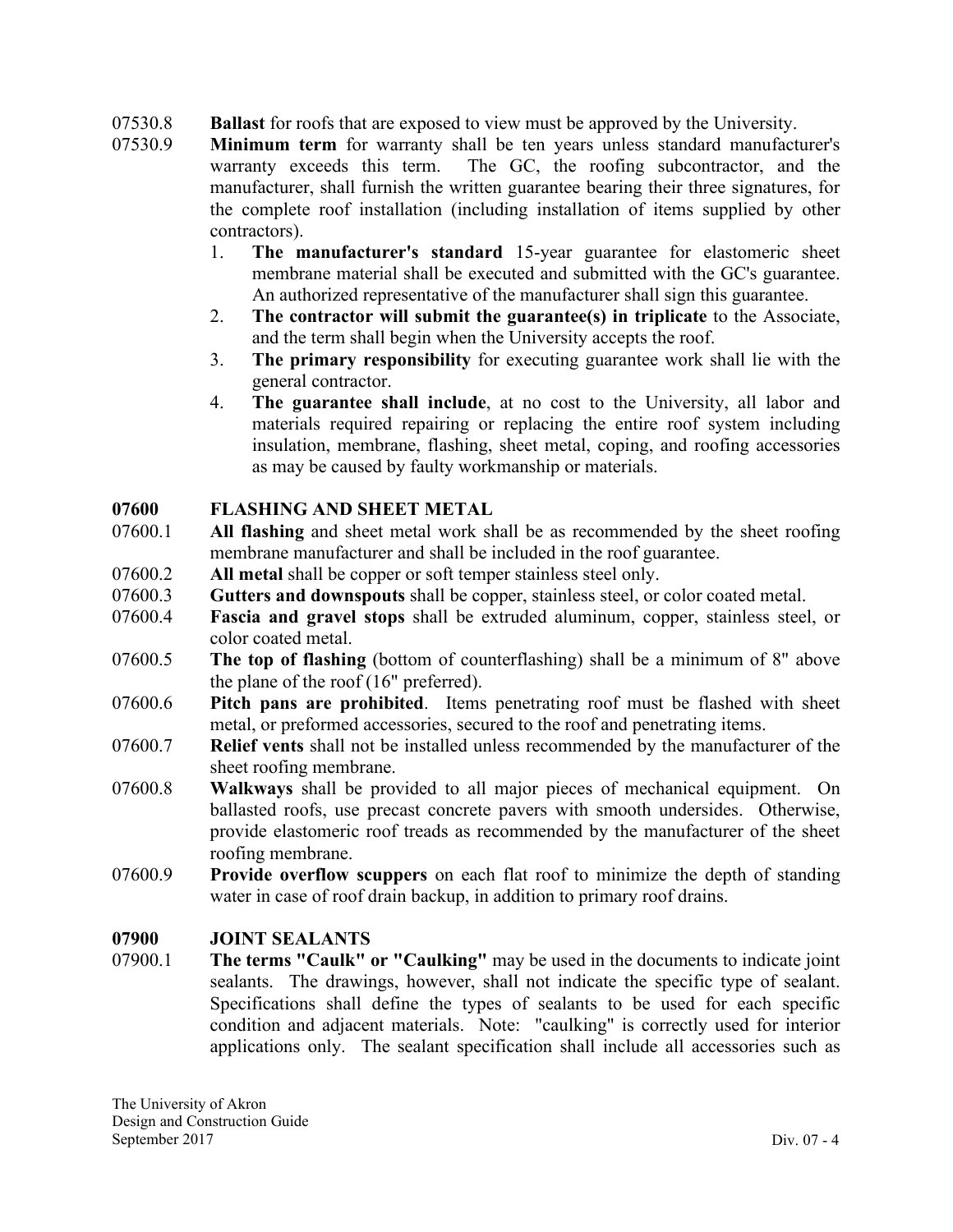07530.8 **Ballast** for roofs that are exposed to view must be approved by the University.

07530.9 **Minimum term** for warranty shall be ten years unless standard manufacturer's warranty exceeds this term. The GC, the roofing subcontractor, and the manufacturer, shall furnish the written guarantee bearing their three signatures, for the complete roof installation (including installation of items supplied by other contractors).

1. **The manufacturer's standard** 15-year guarantee for elastomeric sheet membrane material shall be executed and submitted with the GC's guarantee. An authorized representative of the manufacturer shall sign this guarantee.
2. **The contractor will submit the guarantee(s) in triplicate** to the Associate, and the term shall begin when the University accepts the roof.
3. **The primary responsibility** for executing guarantee work shall lie with the general contractor.
4. **The guarantee shall include**, at no cost to the University, all labor and materials required repairing or replacing the entire roof system including insulation, membrane, flashing, sheet metal, coping, and roofing accessories as may be caused by faulty workmanship or materials.

## 07600 FLASHING AND SHEET METAL

07600.1 **All flashing** and sheet metal work shall be as recommended by the sheet roofing membrane manufacturer and shall be included in the roof guarantee.

07600.2 **All metal** shall be copper or soft temper stainless steel only.

07600.3 **Gutters and downspouts** shall be copper, stainless steel, or color coated metal.

07600.4 **Fascia and gravel stops** shall be extruded aluminum, copper, stainless steel, or color coated metal.

07600.5 **The top of flashing** (bottom of counterflashing) shall be a minimum of 8" above the plane of the roof (16" preferred).

07600.6 **Pitch pans are prohibited**. Items penetrating roof must be flashed with sheet metal, or preformed accessories, secured to the roof and penetrating items.

07600.7 **Relief vents** shall not be installed unless recommended by the manufacturer of the sheet roofing membrane.

07600.8 **Walkways** shall be provided to all major pieces of mechanical equipment. On ballasted roofs, use precast concrete pavers with smooth undersides. Otherwise, provide elastomeric roof treads as recommended by the manufacturer of the sheet roofing membrane.

07600.9 **Provide overflow scuppers** on each flat roof to minimize the depth of standing water in case of roof drain backup, in addition to primary roof drains.

## 07900 JOINT SEALANTS

07900.1 **The terms "Caulk" or "Caulking"** may be used in the documents to indicate joint sealants. The drawings, however, shall not indicate the specific type of sealant. Specifications shall define the types of sealants to be used for each specific condition and adjacent materials. Note: "caulking" is correctly used for interior applications only. The sealant specification shall include all accessories such as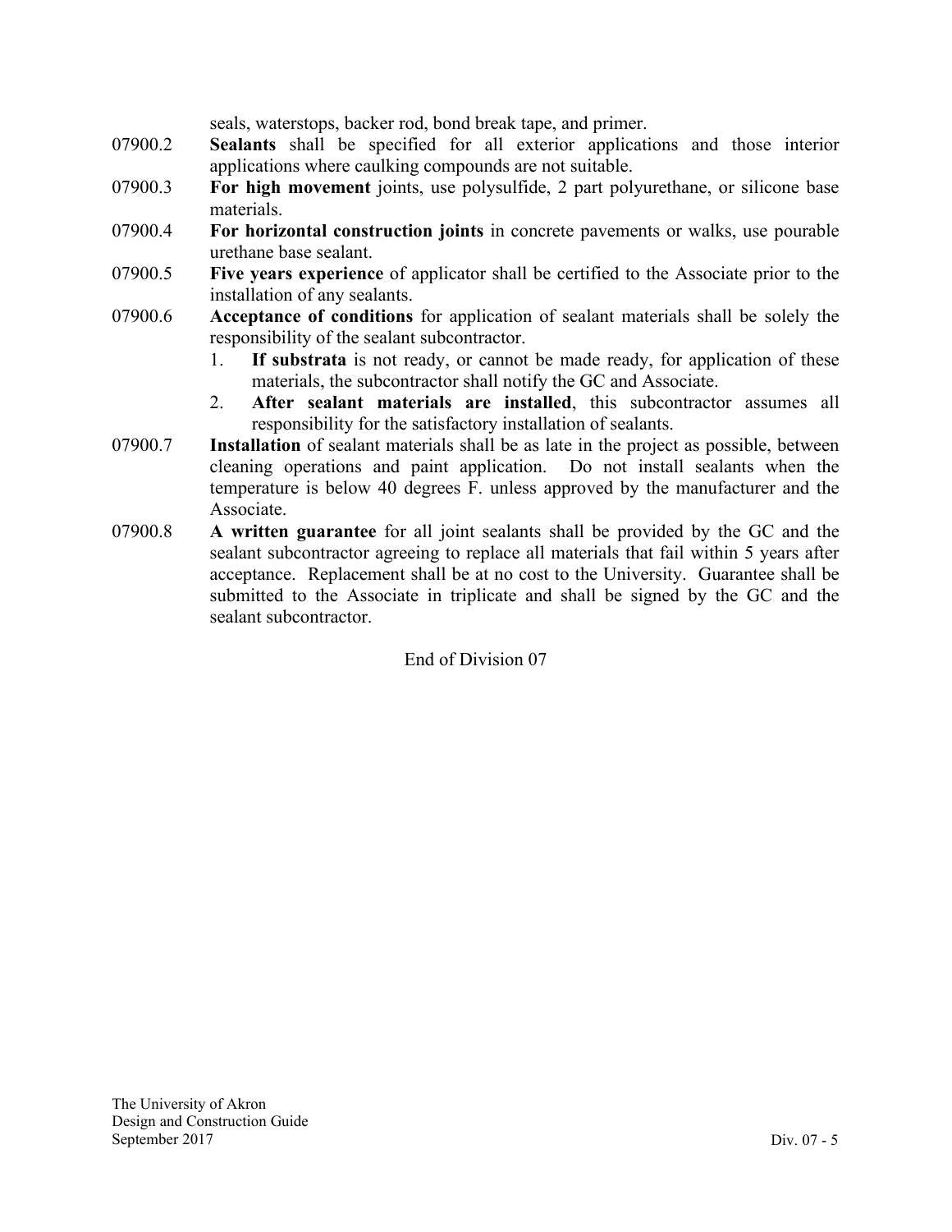seals, waterstops, backer rod, bond break tape, and primer.

07900.2 **Sealants** shall be specified for all exterior applications and those interior applications where caulking compounds are not suitable.

07900.3 **For high movement** joints, use polysulfide, 2 part polyurethane, or silicone base materials.

07900.4 **For horizontal construction joints** in concrete pavements or walks, use pourable urethane base sealant.

07900.5 **Five years experience** of applicator shall be certified to the Associate prior to the installation of any sealants.

07900.6 **Acceptance of conditions** for application of sealant materials shall be solely the responsibility of the sealant subcontractor.

1. **If substrata** is not ready, or cannot be made ready, for application of these materials, the subcontractor shall notify the GC and Associate.
2. **After sealant materials are installed**, this subcontractor assumes all responsibility for the satisfactory installation of sealants.

07900.7 **Installation** of sealant materials shall be as late in the project as possible, between cleaning operations and paint application. Do not install sealants when the temperature is below 40 degrees F. unless approved by the manufacturer and the Associate.

07900.8 **A written guarantee** for all joint sealants shall be provided by the GC and the sealant subcontractor agreeing to replace all materials that fail within 5 years after acceptance. Replacement shall be at no cost to the University. Guarantee shall be submitted to the Associate in triplicate and shall be signed by the GC and the sealant subcontractor.

End of Division 07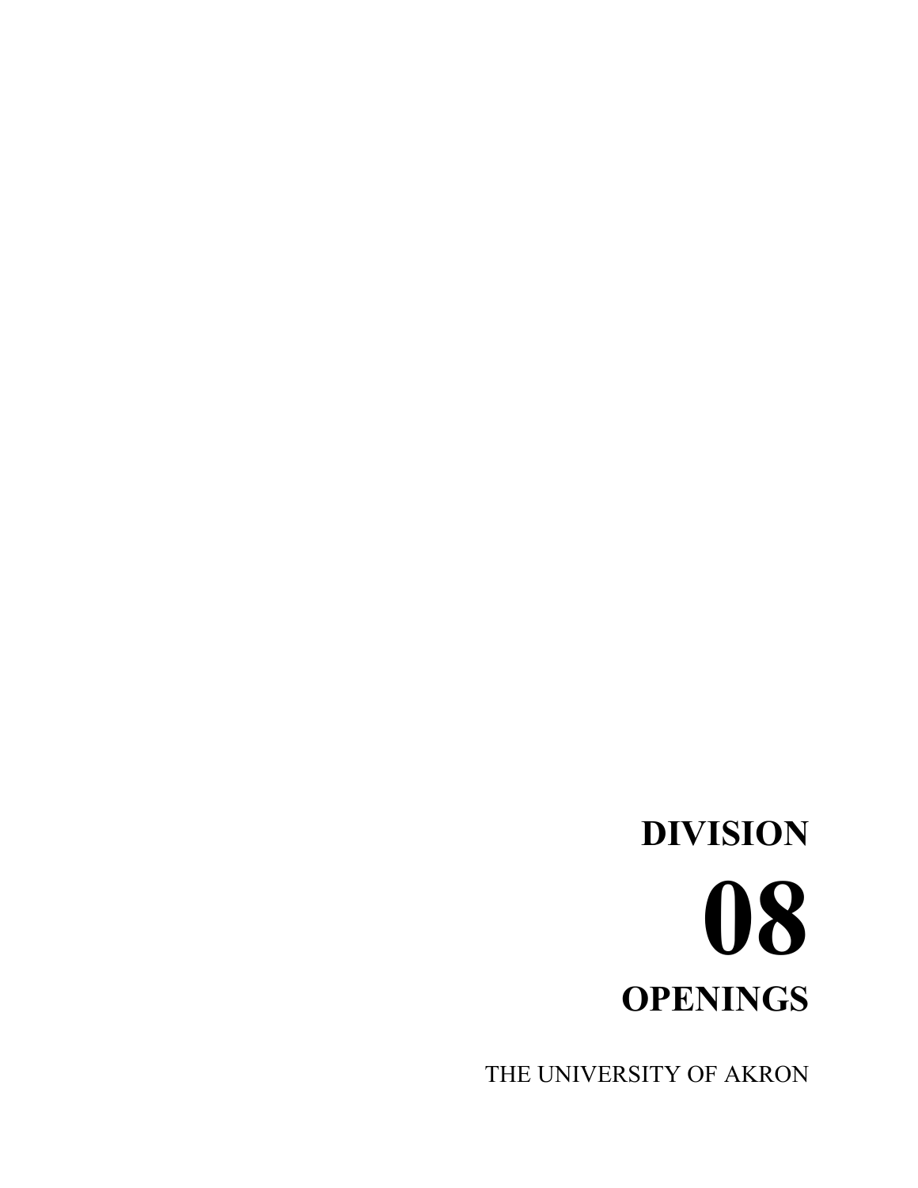# DIVISION

# 08

# OPENINGS

THE UNIVERSITY OF AKRON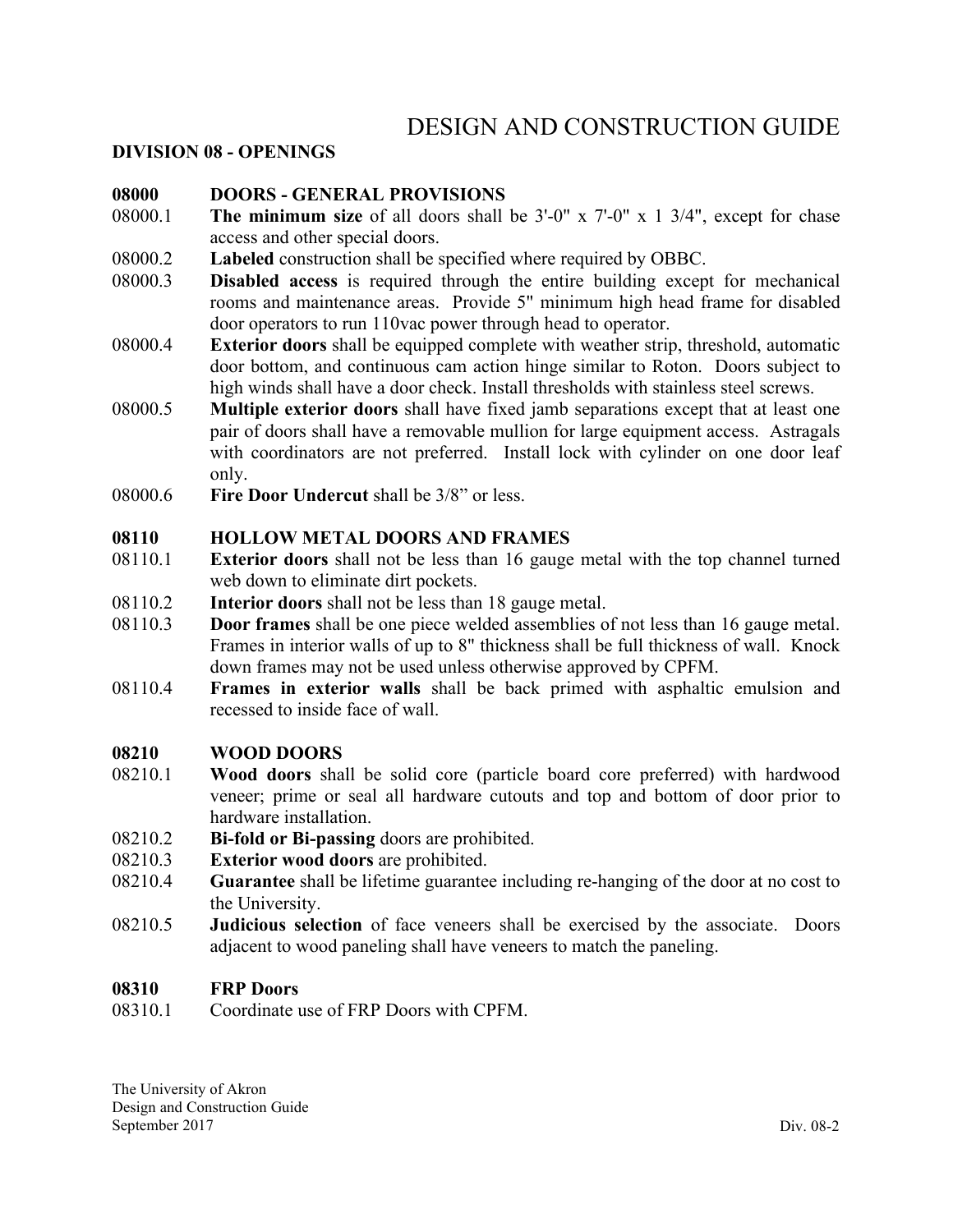# DESIGN AND CONSTRUCTION GUIDE

## DIVISION 08 - OPENINGS

### 08000 DOORS - GENERAL PROVISIONS

08000.1 **The minimum size** of all doors shall be 3'-0" x 7'-0" x 1 3/4", except for chase access and other special doors.

08000.2 **Labeled** construction shall be specified where required by OBBC.

08000.3 **Disabled access** is required through the entire building except for mechanical rooms and maintenance areas. Provide 5" minimum high head frame for disabled door operators to run 110vac power through head to operator.

08000.4 **Exterior doors** shall be equipped complete with weather strip, threshold, automatic door bottom, and continuous cam action hinge similar to Roton. Doors subject to high winds shall have a door check. Install thresholds with stainless steel screws.

08000.5 **Multiple exterior doors** shall have fixed jamb separations except that at least one pair of doors shall have a removable mullion for large equipment access. Astragals with coordinators are not preferred. Install lock with cylinder on one door leaf only.

08000.6 **Fire Door Undercut** shall be 3/8" or less.

### 08110 HOLLOW METAL DOORS AND FRAMES

08110.1 **Exterior doors** shall not be less than 16 gauge metal with the top channel turned web down to eliminate dirt pockets.

08110.2 **Interior doors** shall not be less than 18 gauge metal.

08110.3 **Door frames** shall be one piece welded assemblies of not less than 16 gauge metal. Frames in interior walls of up to 8" thickness shall be full thickness of wall. Knock down frames may not be used unless otherwise approved by CPFM.

08110.4 **Frames in exterior walls** shall be back primed with asphaltic emulsion and recessed to inside face of wall.

### 08210 WOOD DOORS

08210.1 **Wood doors** shall be solid core (particle board core preferred) with hardwood veneer; prime or seal all hardware cutouts and top and bottom of door prior to hardware installation.

08210.2 **Bi-fold or Bi-passing** doors are prohibited.

08210.3 **Exterior wood doors** are prohibited.

08210.4 **Guarantee** shall be lifetime guarantee including re-hanging of the door at no cost to the University.

08210.5 **Judicious selection** of face veneers shall be exercised by the associate. Doors adjacent to wood paneling shall have veneers to match the paneling.

### 08310 FRP Doors

08310.1 Coordinate use of FRP Doors with CPFM.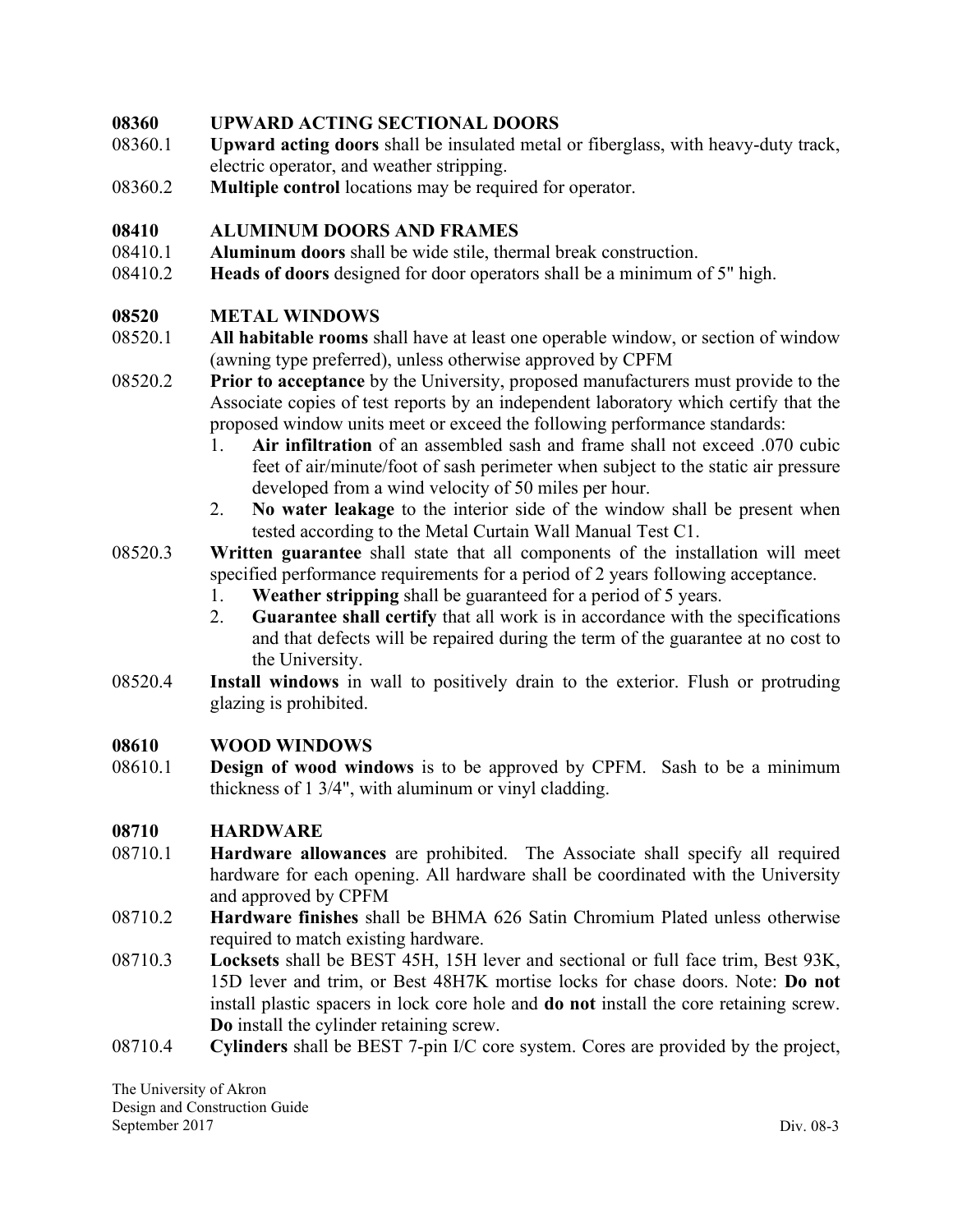## 08360 UPWARD ACTING SECTIONAL DOORS

08360.1 **Upward acting doors** shall be insulated metal or fiberglass, with heavy-duty track, electric operator, and weather stripping.

08360.2 **Multiple control** locations may be required for operator.

## 08410 ALUMINUM DOORS AND FRAMES

08410.1 **Aluminum doors** shall be wide stile, thermal break construction.

08410.2 **Heads of doors** designed for door operators shall be a minimum of 5" high.

## 08520 METAL WINDOWS

08520.1 **All habitable rooms** shall have at least one operable window, or section of window (awning type preferred), unless otherwise approved by CPFM

08520.2 **Prior to acceptance** by the University, proposed manufacturers must provide to the Associate copies of test reports by an independent laboratory which certify that the proposed window units meet or exceed the following performance standards:

1. **Air infiltration** of an assembled sash and frame shall not exceed .070 cubic feet of air/minute/foot of sash perimeter when subject to the static air pressure developed from a wind velocity of 50 miles per hour.
2. **No water leakage** to the interior side of the window shall be present when tested according to the Metal Curtain Wall Manual Test C1.

08520.3 **Written guarantee** shall state that all components of the installation will meet specified performance requirements for a period of 2 years following acceptance.

1. **Weather stripping** shall be guaranteed for a period of 5 years.
2. **Guarantee shall certify** that all work is in accordance with the specifications and that defects will be repaired during the term of the guarantee at no cost to the University.

08520.4 **Install windows** in wall to positively drain to the exterior. Flush or protruding glazing is prohibited.

## 08610 WOOD WINDOWS

08610.1 **Design of wood windows** is to be approved by CPFM. Sash to be a minimum thickness of 1 3/4", with aluminum or vinyl cladding.

## 08710 HARDWARE

08710.1 **Hardware allowances** are prohibited. The Associate shall specify all required hardware for each opening. All hardware shall be coordinated with the University and approved by CPFM

08710.2 **Hardware finishes** shall be BHMA 626 Satin Chromium Plated unless otherwise required to match existing hardware.

08710.3 **Locksets** shall be BEST 45H, 15H lever and sectional or full face trim, Best 93K, 15D lever and trim, or Best 48H7K mortise locks for chase doors. Note: **Do not** install plastic spacers in lock core hole and **do not** install the core retaining screw. **Do** install the cylinder retaining screw.

08710.4 **Cylinders** shall be BEST 7-pin I/C core system. Cores are provided by the project,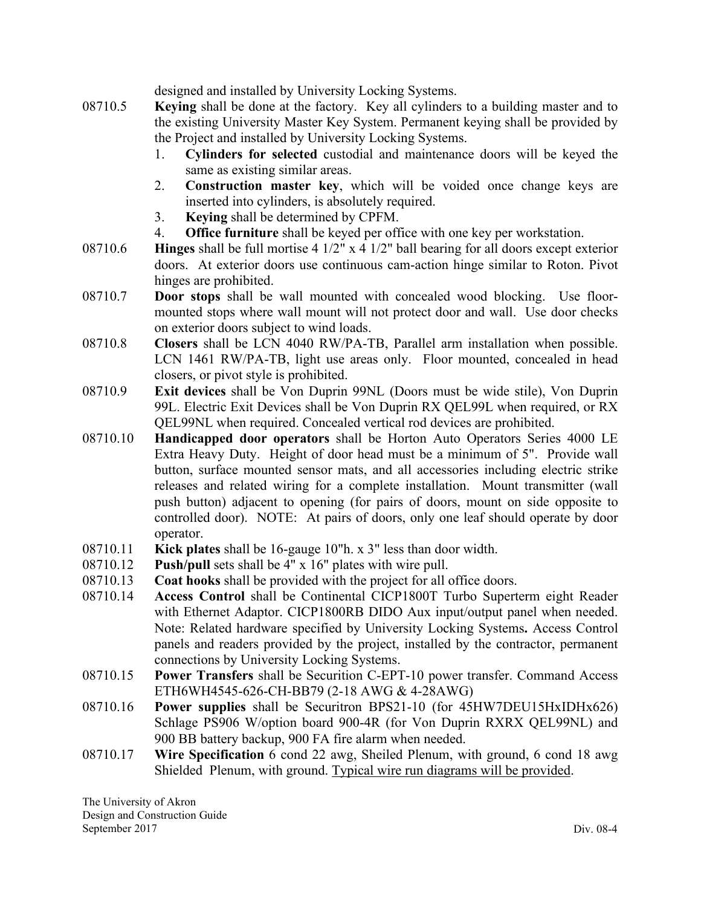designed and installed by University Locking Systems.

08710.5 **Keying** shall be done at the factory. Key all cylinders to a building master and to the existing University Master Key System. Permanent keying shall be provided by the Project and installed by University Locking Systems.

1. **Cylinders for selected** custodial and maintenance doors will be keyed the same as existing similar areas.
2. **Construction master key**, which will be voided once change keys are inserted into cylinders, is absolutely required.
3. **Keying** shall be determined by CPFM.
4. **Office furniture** shall be keyed per office with one key per workstation.

08710.6 **Hinges** shall be full mortise 4 1/2" x 4 1/2" ball bearing for all doors except exterior doors. At exterior doors use continuous cam-action hinge similar to Roton. Pivot hinges are prohibited.

08710.7 **Door stops** shall be wall mounted with concealed wood blocking. Use floor-mounted stops where wall mount will not protect door and wall. Use door checks on exterior doors subject to wind loads.

08710.8 **Closers** shall be LCN 4040 RW/PA-TB, Parallel arm installation when possible. LCN 1461 RW/PA-TB, light use areas only. Floor mounted, concealed in head closers, or pivot style is prohibited.

08710.9 **Exit devices** shall be Von Duprin 99NL (Doors must be wide stile), Von Duprin 99L. Electric Exit Devices shall be Von Duprin RX QEL99L when required, or RX QEL99NL when required. Concealed vertical rod devices are prohibited.

08710.10 **Handicapped door operators** shall be Horton Auto Operators Series 4000 LE Extra Heavy Duty. Height of door head must be a minimum of 5". Provide wall button, surface mounted sensor mats, and all accessories including electric strike releases and related wiring for a complete installation. Mount transmitter (wall push button) adjacent to opening (for pairs of doors, mount on side opposite to controlled door). NOTE: At pairs of doors, only one leaf should operate by door operator.

08710.11 **Kick plates** shall be 16-gauge 10"h. x 3" less than door width.

08710.12 **Push/pull** sets shall be 4" x 16" plates with wire pull.

08710.13 **Coat hooks** shall be provided with the project for all office doors.

08710.14 **Access Control** shall be Continental CICP1800T Turbo Superterm eight Reader with Ethernet Adaptor. CICP1800RB DIDO Aux input/output panel when needed. Note: Related hardware specified by University Locking Systems**.** Access Control panels and readers provided by the project, installed by the contractor, permanent connections by University Locking Systems.

08710.15 **Power Transfers** shall be Securition C-EPT-10 power transfer. Command Access ETH6WH4545-626-CH-BB79 (2-18 AWG & 4-28AWG)

08710.16 **Power supplies** shall be Securitron BPS21-10 (for 45HW7DEU15HxIDHx626) Schlage PS906 W/option board 900-4R (for Von Duprin RXRX QEL99NL) and 900 BB battery backup, 900 FA fire alarm when needed.

08710.17 **Wire Specification** 6 cond 22 awg, Sheiled Plenum, with ground, 6 cond 18 awg Shielded Plenum, with ground. <u>Typical wire run diagrams will be provided</u>.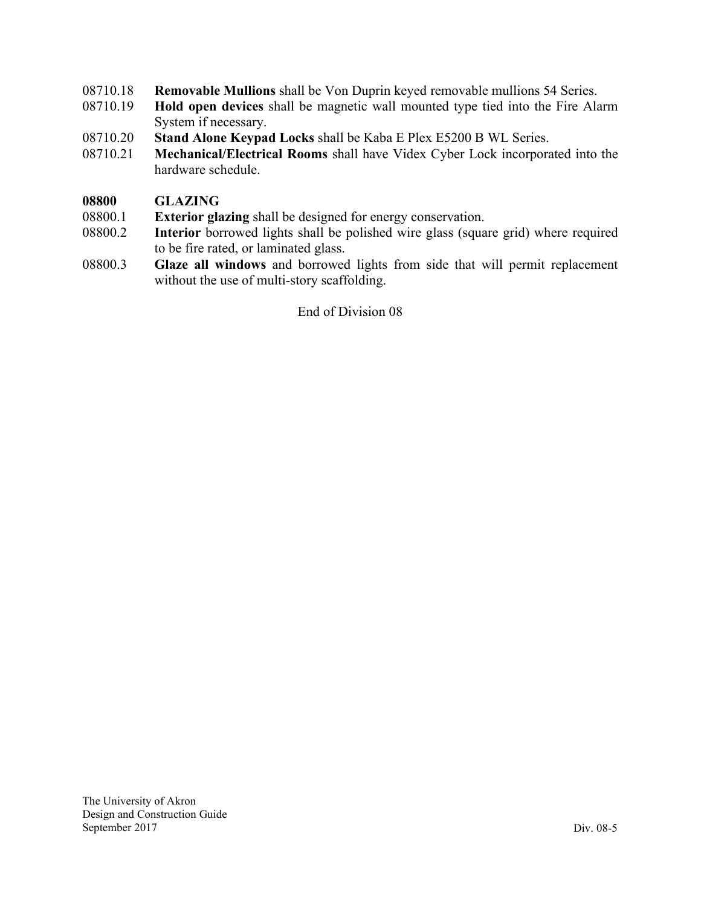08710.18 **Removable Mullions** shall be Von Duprin keyed removable mullions 54 Series.

08710.19 **Hold open devices** shall be magnetic wall mounted type tied into the Fire Alarm System if necessary.

08710.20 **Stand Alone Keypad Locks** shall be Kaba E Plex E5200 B WL Series.

08710.21 **Mechanical/Electrical Rooms** shall have Videx Cyber Lock incorporated into the hardware schedule.

## 08800 GLAZING

08800.1 **Exterior glazing** shall be designed for energy conservation.

08800.2 **Interior** borrowed lights shall be polished wire glass (square grid) where required to be fire rated, or laminated glass.

08800.3 **Glaze all windows** and borrowed lights from side that will permit replacement without the use of multi-story scaffolding.

End of Division 08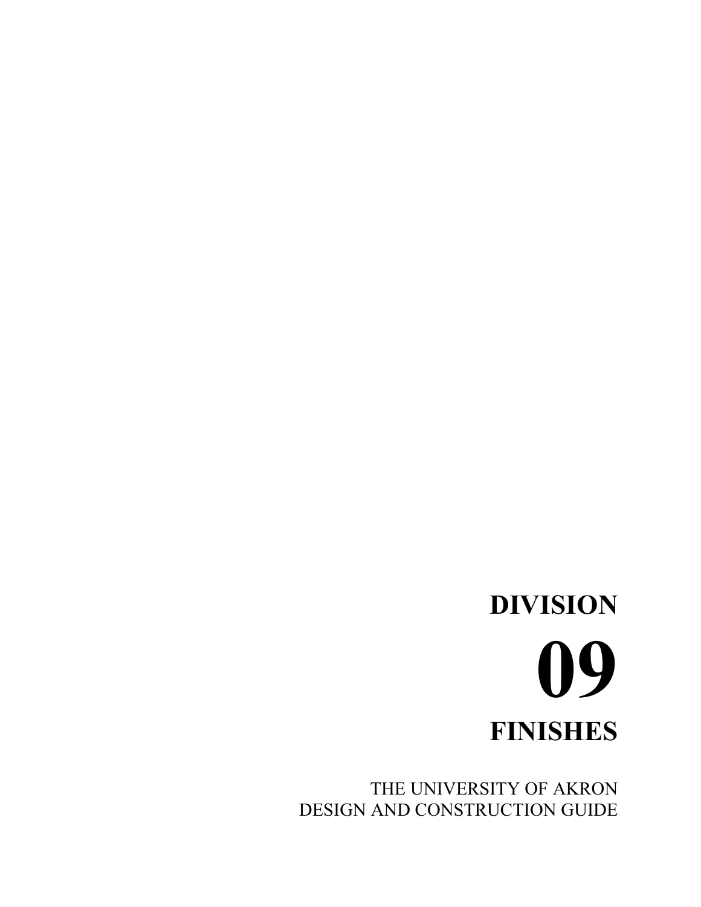# DIVISION

# 09

# FINISHES

THE UNIVERSITY OF AKRON
DESIGN AND CONSTRUCTION GUIDE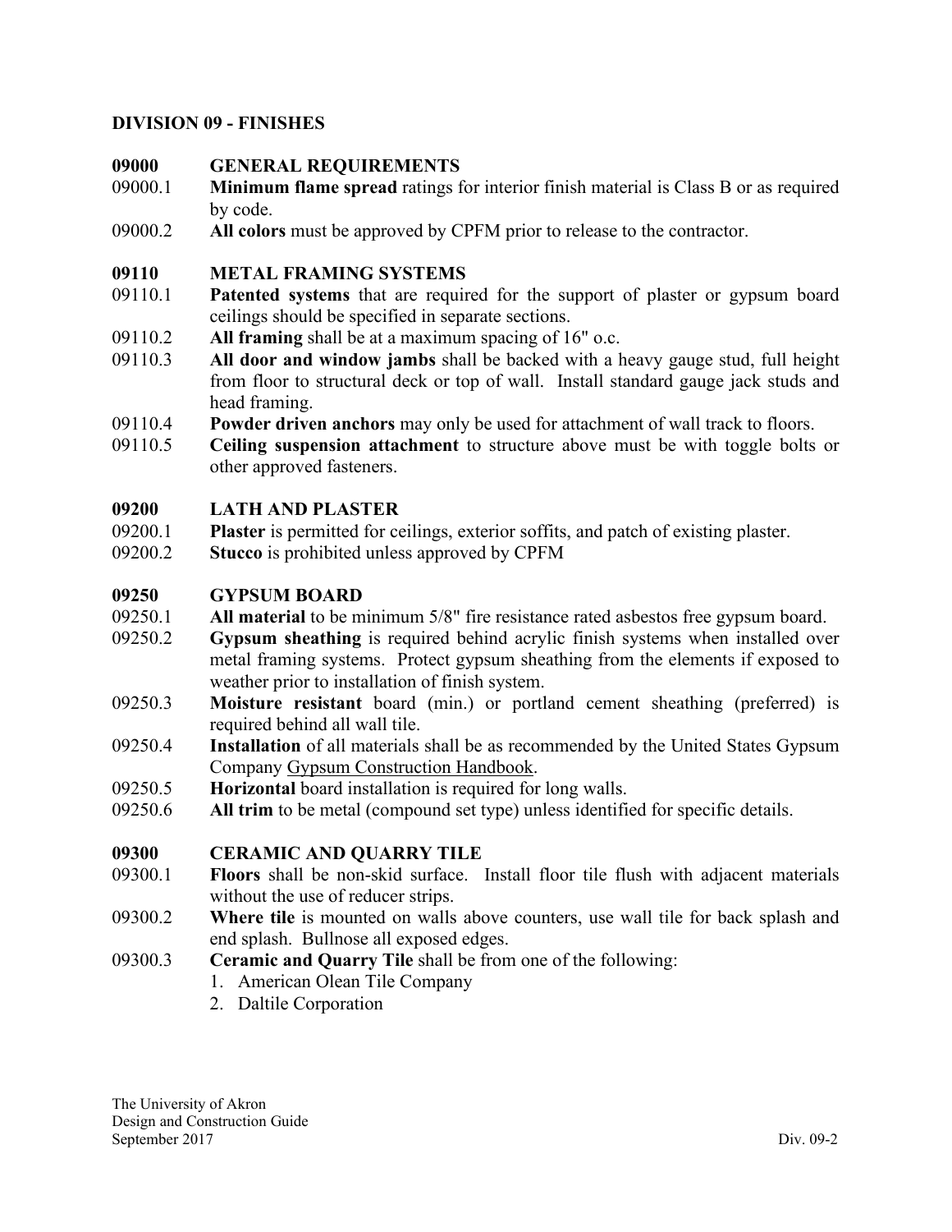## DIVISION 09 - FINISHES

### 09000 GENERAL REQUIREMENTS

09000.1 **Minimum flame spread** ratings for interior finish material is Class B or as required by code.

09000.2 **All colors** must be approved by CPFM prior to release to the contractor.

### 09110 METAL FRAMING SYSTEMS

09110.1 **Patented systems** that are required for the support of plaster or gypsum board ceilings should be specified in separate sections.

09110.2 **All framing** shall be at a maximum spacing of 16" o.c.

09110.3 **All door and window jambs** shall be backed with a heavy gauge stud, full height from floor to structural deck or top of wall. Install standard gauge jack studs and head framing.

09110.4 **Powder driven anchors** may only be used for attachment of wall track to floors.

09110.5 **Ceiling suspension attachment** to structure above must be with toggle bolts or other approved fasteners.

### 09200 LATH AND PLASTER

09200.1 **Plaster** is permitted for ceilings, exterior soffits, and patch of existing plaster.

09200.2 **Stucco** is prohibited unless approved by CPFM

### 09250 GYPSUM BOARD

09250.1 **All material** to be minimum 5/8" fire resistance rated asbestos free gypsum board.

09250.2 **Gypsum sheathing** is required behind acrylic finish systems when installed over metal framing systems. Protect gypsum sheathing from the elements if exposed to weather prior to installation of finish system.

09250.3 **Moisture resistant** board (min.) or portland cement sheathing (preferred) is required behind all wall tile.

09250.4 **Installation** of all materials shall be as recommended by the United States Gypsum Company Gypsum Construction Handbook.

09250.5 **Horizontal** board installation is required for long walls.

09250.6 **All trim** to be metal (compound set type) unless identified for specific details.

### 09300 CERAMIC AND QUARRY TILE

09300.1 **Floors** shall be non-skid surface. Install floor tile flush with adjacent materials without the use of reducer strips.

09300.2 **Where tile** is mounted on walls above counters, use wall tile for back splash and end splash. Bullnose all exposed edges.

09300.3 **Ceramic and Quarry Tile** shall be from one of the following:

1. American Olean Tile Company
2. Daltile Corporation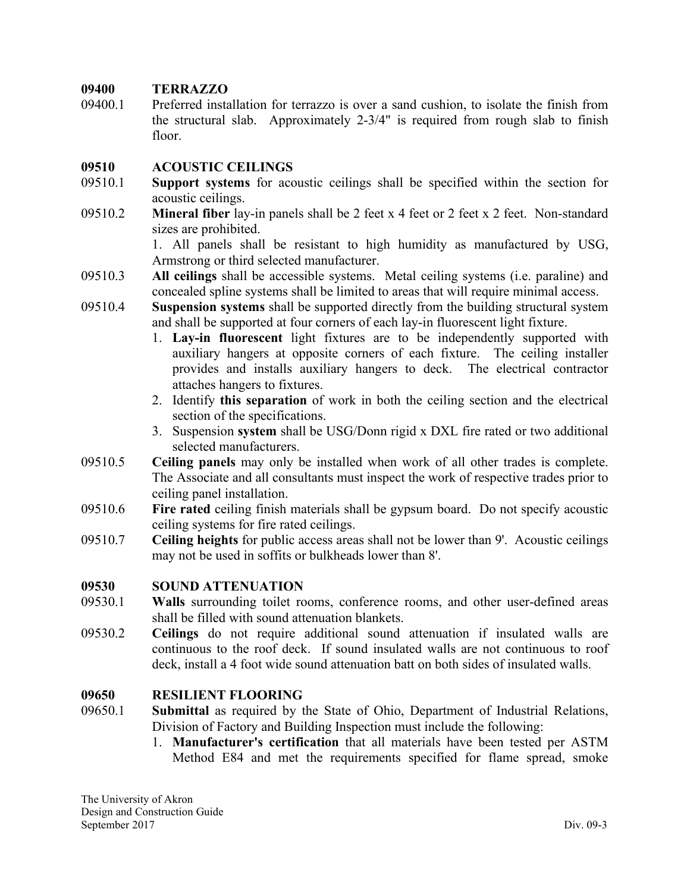**09400 TERRAZZO**

09400.1 Preferred installation for terrazzo is over a sand cushion, to isolate the finish from the structural slab. Approximately 2-3/4" is required from rough slab to finish floor.

**09510 ACOUSTIC CEILINGS**

09510.1 **Support systems** for acoustic ceilings shall be specified within the section for acoustic ceilings.

09510.2 **Mineral fiber** lay-in panels shall be 2 feet x 4 feet or 2 feet x 2 feet. Non-standard sizes are prohibited.

1. All panels shall be resistant to high humidity as manufactured by USG, Armstrong or third selected manufacturer.

09510.3 **All ceilings** shall be accessible systems. Metal ceiling systems (i.e. paraline) and concealed spline systems shall be limited to areas that will require minimal access.

09510.4 **Suspension systems** shall be supported directly from the building structural system and shall be supported at four corners of each lay-in fluorescent light fixture.

1. **Lay-in fluorescent** light fixtures are to be independently supported with auxiliary hangers at opposite corners of each fixture. The ceiling installer provides and installs auxiliary hangers to deck. The electrical contractor attaches hangers to fixtures.
2. Identify **this separation** of work in both the ceiling section and the electrical section of the specifications.
3. Suspension **system** shall be USG/Donn rigid x DXL fire rated or two additional selected manufacturers.

09510.5 **Ceiling panels** may only be installed when work of all other trades is complete. The Associate and all consultants must inspect the work of respective trades prior to ceiling panel installation.

09510.6 **Fire rated** ceiling finish materials shall be gypsum board. Do not specify acoustic ceiling systems for fire rated ceilings.

09510.7 **Ceiling heights** for public access areas shall not be lower than 9'. Acoustic ceilings may not be used in soffits or bulkheads lower than 8'.

**09530 SOUND ATTENUATION**

09530.1 **Walls** surrounding toilet rooms, conference rooms, and other user-defined areas shall be filled with sound attenuation blankets.

09530.2 **Ceilings** do not require additional sound attenuation if insulated walls are continuous to the roof deck. If sound insulated walls are not continuous to roof deck, install a 4 foot wide sound attenuation batt on both sides of insulated walls.

**09650 RESILIENT FLOORING**

09650.1 **Submittal** as required by the State of Ohio, Department of Industrial Relations, Division of Factory and Building Inspection must include the following:

1. **Manufacturer's certification** that all materials have been tested per ASTM Method E84 and met the requirements specified for flame spread, smoke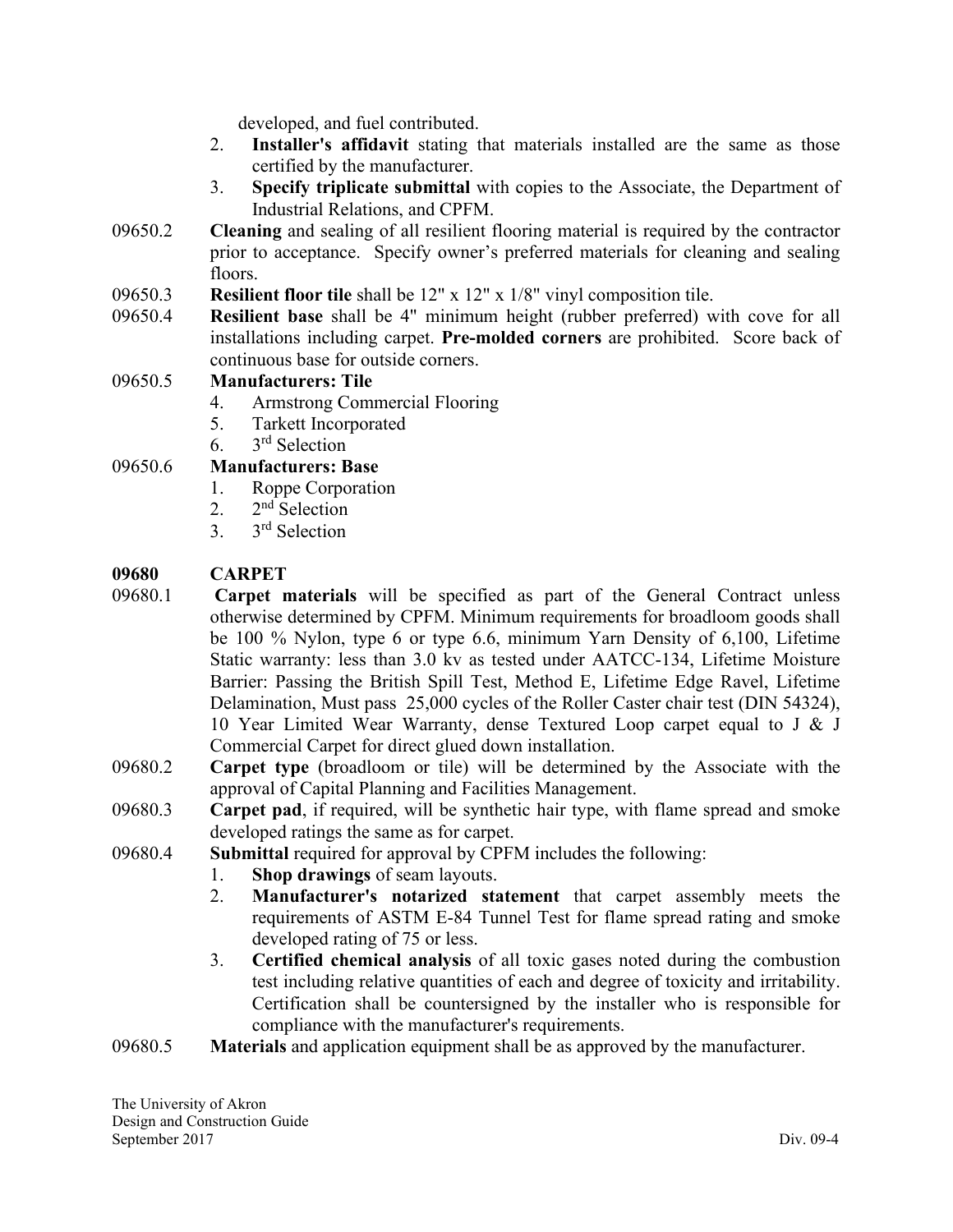developed, and fuel contributed.

2. **Installer's affidavit** stating that materials installed are the same as those certified by the manufacturer.
3. **Specify triplicate submittal** with copies to the Associate, the Department of Industrial Relations, and CPFM.

09650.2 **Cleaning** and sealing of all resilient flooring material is required by the contractor prior to acceptance. Specify owner's preferred materials for cleaning and sealing floors.

09650.3 **Resilient floor tile** shall be 12" x 12" x 1/8" vinyl composition tile.

09650.4 **Resilient base** shall be 4" minimum height (rubber preferred) with cove for all installations including carpet. **Pre-molded corners** are prohibited. Score back of continuous base for outside corners.

09650.5 **Manufacturers: Tile**

4. Armstrong Commercial Flooring
5. Tarkett Incorporated
6. 3rd Selection

09650.6 **Manufacturers: Base**

1. Roppe Corporation
2. 2nd Selection
3. 3rd Selection

## 09680 CARPET

09680.1 **Carpet materials** will be specified as part of the General Contract unless otherwise determined by CPFM. Minimum requirements for broadloom goods shall be 100 % Nylon, type 6 or type 6.6, minimum Yarn Density of 6,100, Lifetime Static warranty: less than 3.0 kv as tested under AATCC-134, Lifetime Moisture Barrier: Passing the British Spill Test, Method E, Lifetime Edge Ravel, Lifetime Delamination, Must pass 25,000 cycles of the Roller Caster chair test (DIN 54324), 10 Year Limited Wear Warranty, dense Textured Loop carpet equal to J & J Commercial Carpet for direct glued down installation.

09680.2 **Carpet type** (broadloom or tile) will be determined by the Associate with the approval of Capital Planning and Facilities Management.

09680.3 **Carpet pad**, if required, will be synthetic hair type, with flame spread and smoke developed ratings the same as for carpet.

09680.4 **Submittal** required for approval by CPFM includes the following:

1. **Shop drawings** of seam layouts.
2. **Manufacturer's notarized statement** that carpet assembly meets the requirements of ASTM E-84 Tunnel Test for flame spread rating and smoke developed rating of 75 or less.
3. **Certified chemical analysis** of all toxic gases noted during the combustion test including relative quantities of each and degree of toxicity and irritability. Certification shall be countersigned by the installer who is responsible for compliance with the manufacturer's requirements.

09680.5 **Materials** and application equipment shall be as approved by the manufacturer.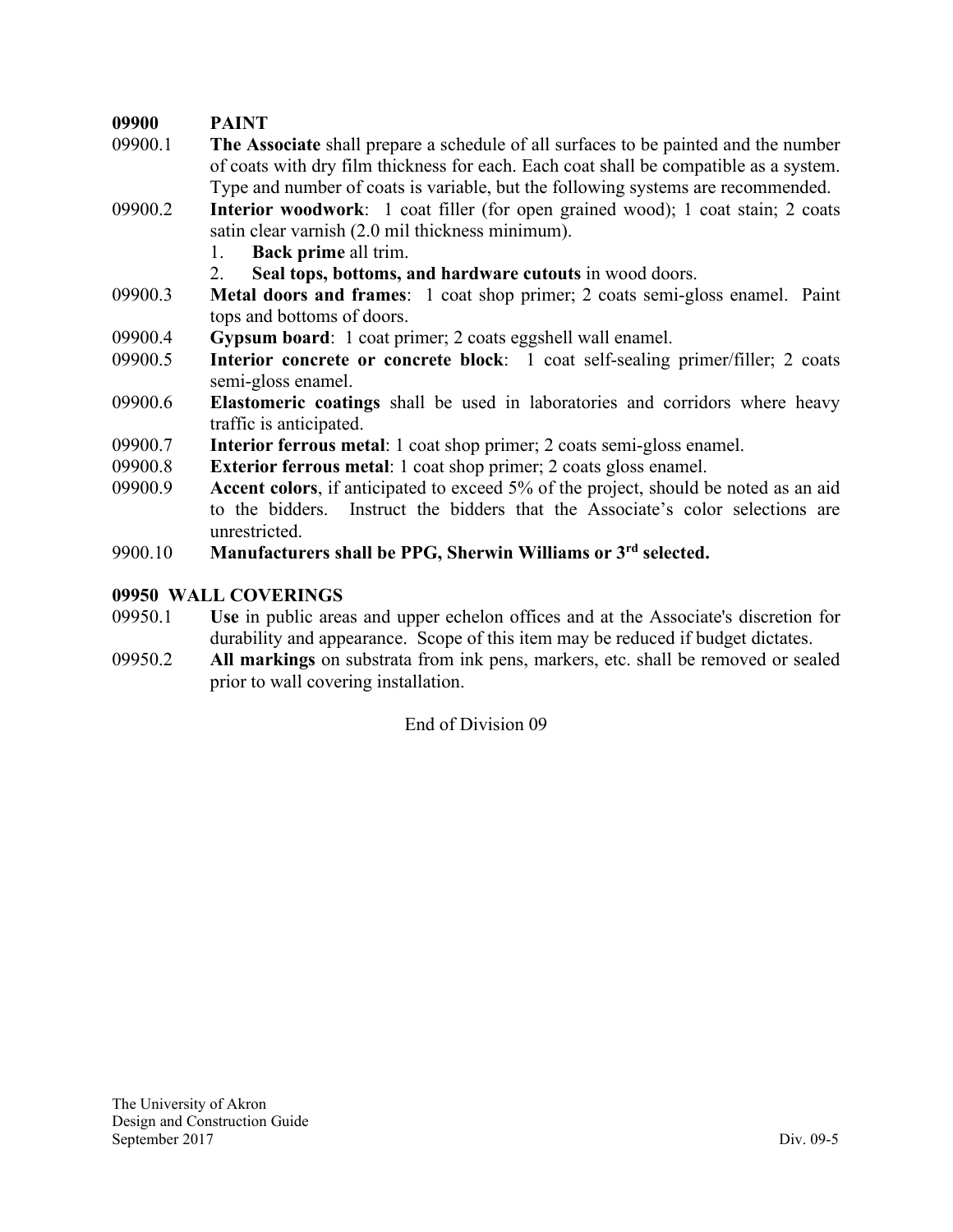## 09900 PAINT

09900.1 **The Associate** shall prepare a schedule of all surfaces to be painted and the number of coats with dry film thickness for each. Each coat shall be compatible as a system. Type and number of coats is variable, but the following systems are recommended.

09900.2 **Interior woodwork**: 1 coat filler (for open grained wood); 1 coat stain; 2 coats satin clear varnish (2.0 mil thickness minimum).

1. **Back prime** all trim.
2. **Seal tops, bottoms, and hardware cutouts** in wood doors.

09900.3 **Metal doors and frames**: 1 coat shop primer; 2 coats semi-gloss enamel. Paint tops and bottoms of doors.

09900.4 **Gypsum board**: 1 coat primer; 2 coats eggshell wall enamel.

09900.5 **Interior concrete or concrete block**: 1 coat self-sealing primer/filler; 2 coats semi-gloss enamel.

09900.6 **Elastomeric coatings** shall be used in laboratories and corridors where heavy traffic is anticipated.

09900.7 **Interior ferrous metal**: 1 coat shop primer; 2 coats semi-gloss enamel.

09900.8 **Exterior ferrous metal**: 1 coat shop primer; 2 coats gloss enamel.

09900.9 **Accent colors**, if anticipated to exceed 5% of the project, should be noted as an aid to the bidders. Instruct the bidders that the Associate's color selections are unrestricted.

9900.10 **Manufacturers shall be PPG, Sherwin Williams or 3rd selected.**

## 09950 WALL COVERINGS

09950.1 **Use** in public areas and upper echelon offices and at the Associate's discretion for durability and appearance. Scope of this item may be reduced if budget dictates.

09950.2 **All markings** on substrata from ink pens, markers, etc. shall be removed or sealed prior to wall covering installation.

End of Division 09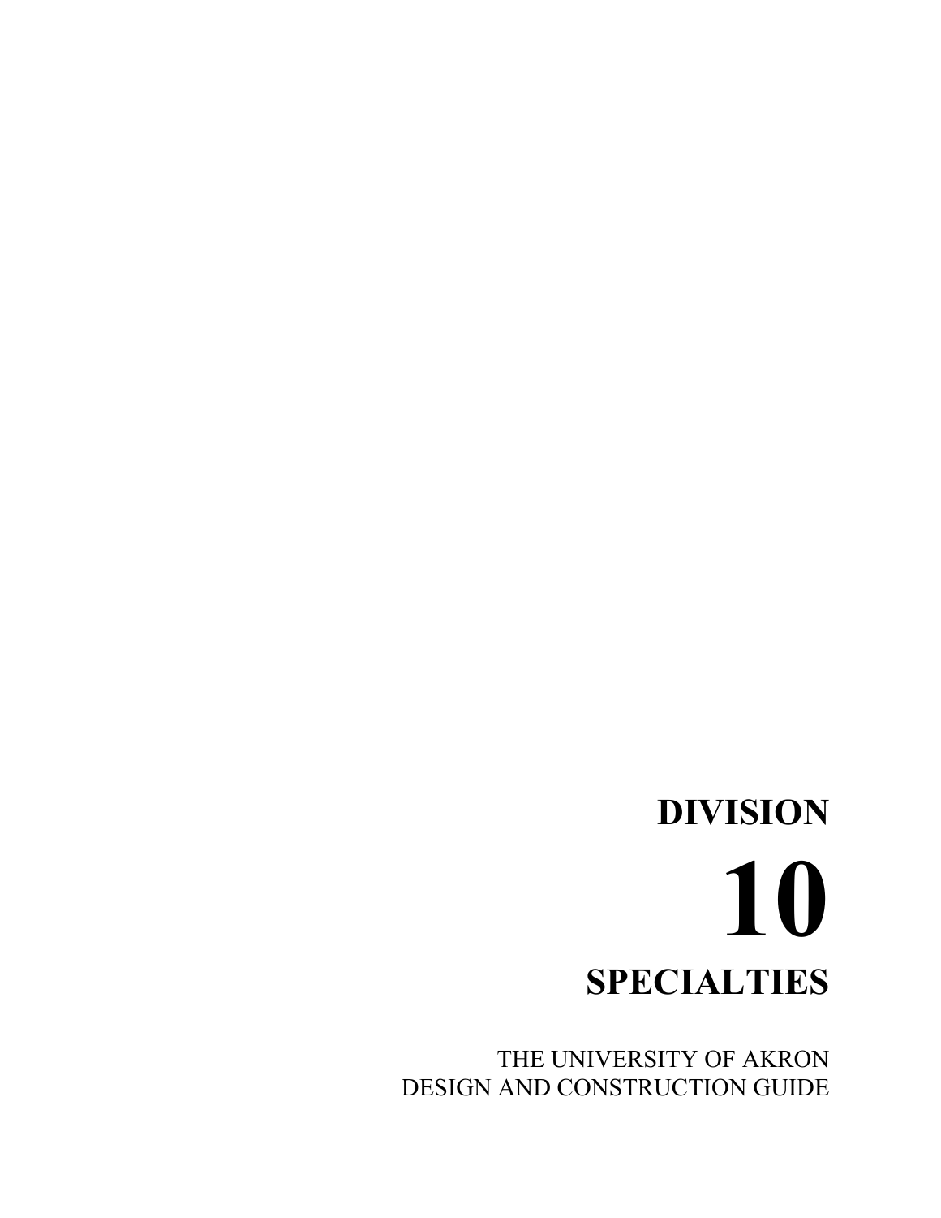# DIVISION

# 10

# SPECIALTIES

THE UNIVERSITY OF AKRON
DESIGN AND CONSTRUCTION GUIDE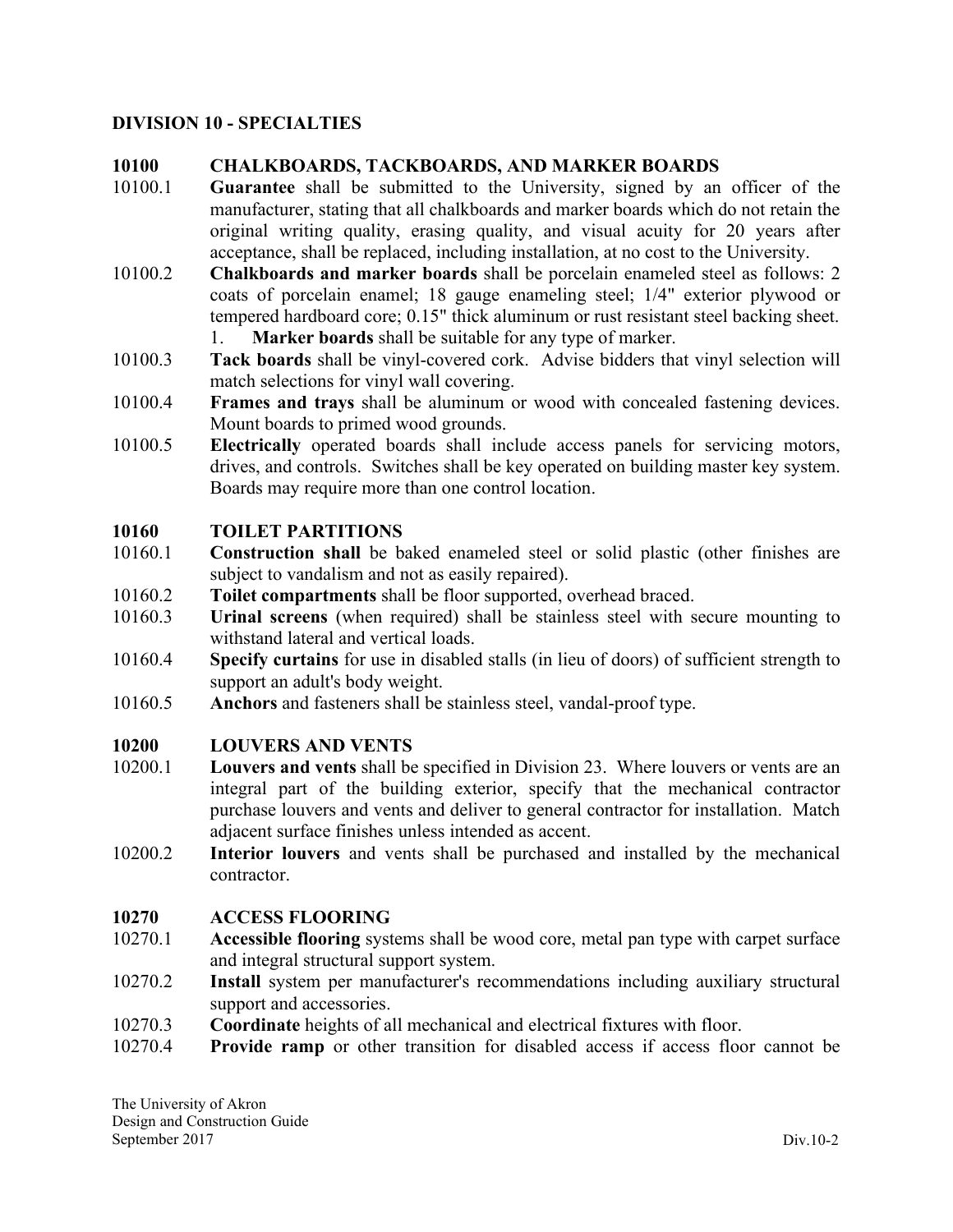## DIVISION 10 - SPECIALTIES

### 10100 CHALKBOARDS, TACKBOARDS, AND MARKER BOARDS

10100.1 **Guarantee** shall be submitted to the University, signed by an officer of the manufacturer, stating that all chalkboards and marker boards which do not retain the original writing quality, erasing quality, and visual acuity for 20 years after acceptance, shall be replaced, including installation, at no cost to the University.

10100.2 **Chalkboards and marker boards** shall be porcelain enameled steel as follows: 2 coats of porcelain enamel; 18 gauge enameling steel; 1/4" exterior plywood or tempered hardboard core; 0.15" thick aluminum or rust resistant steel backing sheet.

1. **Marker boards** shall be suitable for any type of marker.

10100.3 **Tack boards** shall be vinyl-covered cork. Advise bidders that vinyl selection will match selections for vinyl wall covering.

10100.4 **Frames and trays** shall be aluminum or wood with concealed fastening devices. Mount boards to primed wood grounds.

10100.5 **Electrically** operated boards shall include access panels for servicing motors, drives, and controls. Switches shall be key operated on building master key system. Boards may require more than one control location.

### 10160 TOILET PARTITIONS

10160.1 **Construction shall** be baked enameled steel or solid plastic (other finishes are subject to vandalism and not as easily repaired).

10160.2 **Toilet compartments** shall be floor supported, overhead braced.

10160.3 **Urinal screens** (when required) shall be stainless steel with secure mounting to withstand lateral and vertical loads.

10160.4 **Specify curtains** for use in disabled stalls (in lieu of doors) of sufficient strength to support an adult's body weight.

10160.5 **Anchors** and fasteners shall be stainless steel, vandal-proof type.

### 10200 LOUVERS AND VENTS

10200.1 **Louvers and vents** shall be specified in Division 23. Where louvers or vents are an integral part of the building exterior, specify that the mechanical contractor purchase louvers and vents and deliver to general contractor for installation. Match adjacent surface finishes unless intended as accent.

10200.2 **Interior louvers** and vents shall be purchased and installed by the mechanical contractor.

### 10270 ACCESS FLOORING

10270.1 **Accessible flooring** systems shall be wood core, metal pan type with carpet surface and integral structural support system.

10270.2 **Install** system per manufacturer's recommendations including auxiliary structural support and accessories.

10270.3 **Coordinate** heights of all mechanical and electrical fixtures with floor.

10270.4 **Provide ramp** or other transition for disabled access if access floor cannot be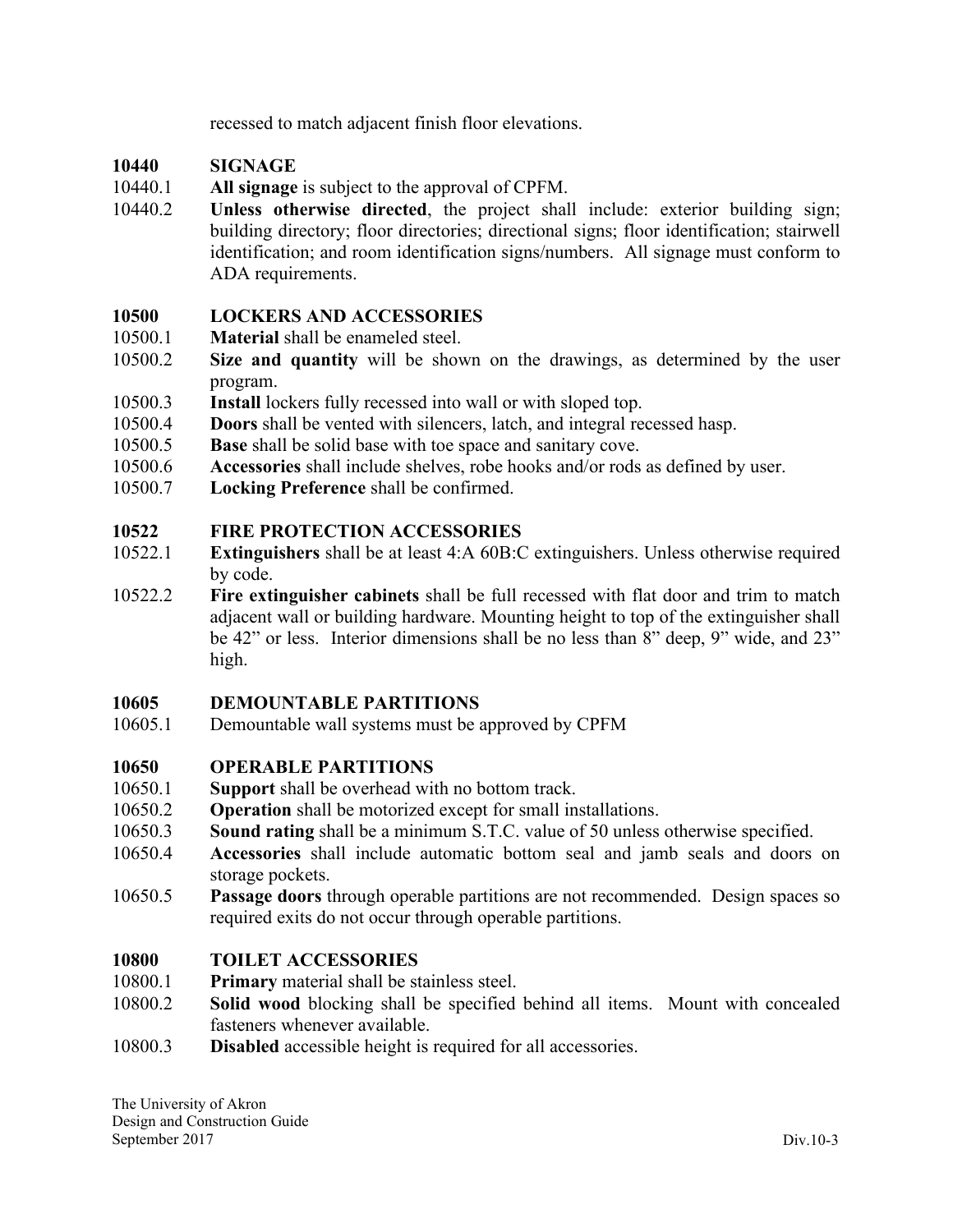recessed to match adjacent finish floor elevations.

## 10440 SIGNAGE

10440.1 **All signage** is subject to the approval of CPFM.

10440.2 **Unless otherwise directed**, the project shall include: exterior building sign; building directory; floor directories; directional signs; floor identification; stairwell identification; and room identification signs/numbers. All signage must conform to ADA requirements.

## 10500 LOCKERS AND ACCESSORIES

10500.1 **Material** shall be enameled steel.

10500.2 **Size and quantity** will be shown on the drawings, as determined by the user program.

10500.3 **Install** lockers fully recessed into wall or with sloped top.

10500.4 **Doors** shall be vented with silencers, latch, and integral recessed hasp.

10500.5 **Base** shall be solid base with toe space and sanitary cove.

10500.6 **Accessories** shall include shelves, robe hooks and/or rods as defined by user.

10500.7 **Locking Preference** shall be confirmed.

## 10522 FIRE PROTECTION ACCESSORIES

10522.1 **Extinguishers** shall be at least 4:A 60B:C extinguishers. Unless otherwise required by code.

10522.2 **Fire extinguisher cabinets** shall be full recessed with flat door and trim to match adjacent wall or building hardware. Mounting height to top of the extinguisher shall be 42" or less. Interior dimensions shall be no less than 8" deep, 9" wide, and 23" high.

## 10605 DEMOUNTABLE PARTITIONS

10605.1 Demountable wall systems must be approved by CPFM

## 10650 OPERABLE PARTITIONS

10650.1 **Support** shall be overhead with no bottom track.

10650.2 **Operation** shall be motorized except for small installations.

10650.3 **Sound rating** shall be a minimum S.T.C. value of 50 unless otherwise specified.

10650.4 **Accessories** shall include automatic bottom seal and jamb seals and doors on storage pockets.

10650.5 **Passage doors** through operable partitions are not recommended. Design spaces so required exits do not occur through operable partitions.

## 10800 TOILET ACCESSORIES

10800.1 **Primary** material shall be stainless steel.

10800.2 **Solid wood** blocking shall be specified behind all items. Mount with concealed fasteners whenever available.

10800.3 **Disabled** accessible height is required for all accessories.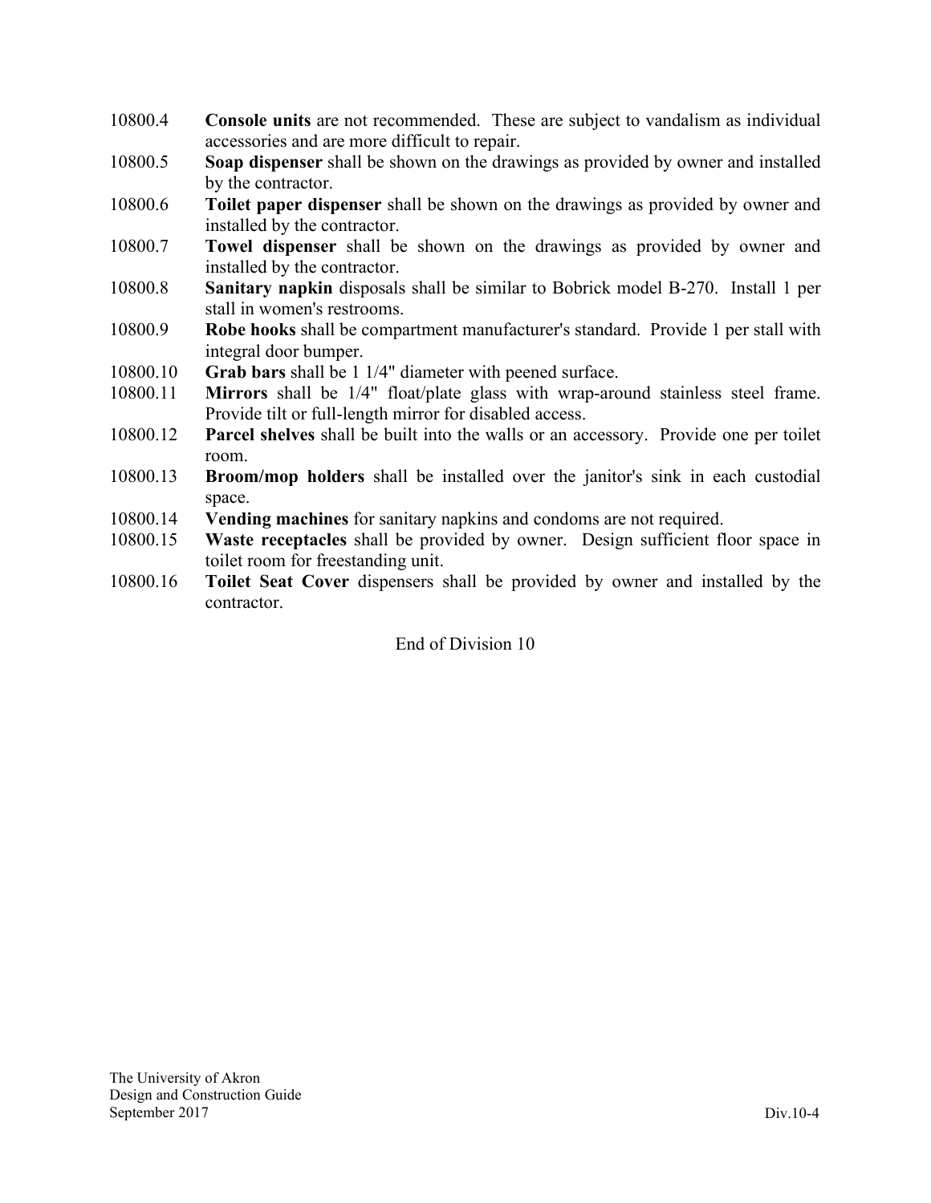10800.4 **Console units** are not recommended. These are subject to vandalism as individual accessories and are more difficult to repair.

10800.5 **Soap dispenser** shall be shown on the drawings as provided by owner and installed by the contractor.

10800.6 **Toilet paper dispenser** shall be shown on the drawings as provided by owner and installed by the contractor.

10800.7 **Towel dispenser** shall be shown on the drawings as provided by owner and installed by the contractor.

10800.8 **Sanitary napkin** disposals shall be similar to Bobrick model B-270. Install 1 per stall in women's restrooms.

10800.9 **Robe hooks** shall be compartment manufacturer's standard. Provide 1 per stall with integral door bumper.

10800.10 **Grab bars** shall be 1 1/4" diameter with peened surface.

10800.11 **Mirrors** shall be 1/4" float/plate glass with wrap-around stainless steel frame. Provide tilt or full-length mirror for disabled access.

10800.12 **Parcel shelves** shall be built into the walls or an accessory. Provide one per toilet room.

10800.13 **Broom/mop holders** shall be installed over the janitor's sink in each custodial space.

10800.14 **Vending machines** for sanitary napkins and condoms are not required.

10800.15 **Waste receptacles** shall be provided by owner. Design sufficient floor space in toilet room for freestanding unit.

10800.16 **Toilet Seat Cover** dispensers shall be provided by owner and installed by the contractor.

End of Division 10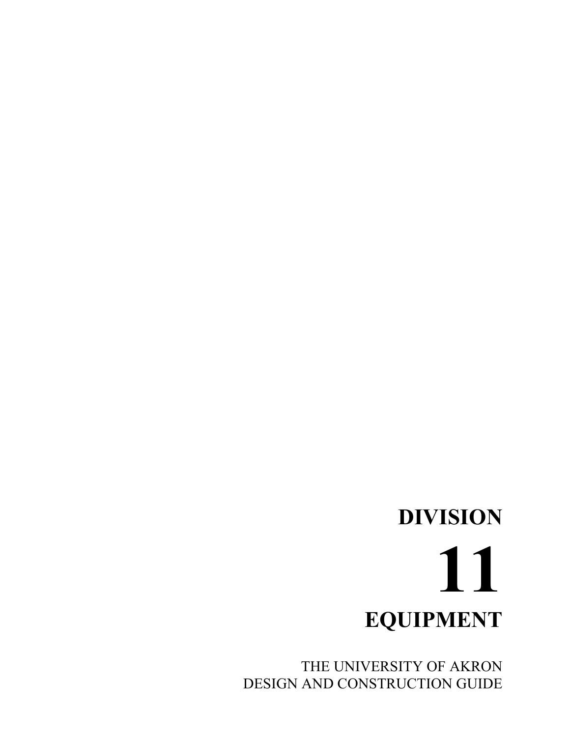# DIVISION

# 11

# EQUIPMENT

THE UNIVERSITY OF AKRON
DESIGN AND CONSTRUCTION GUIDE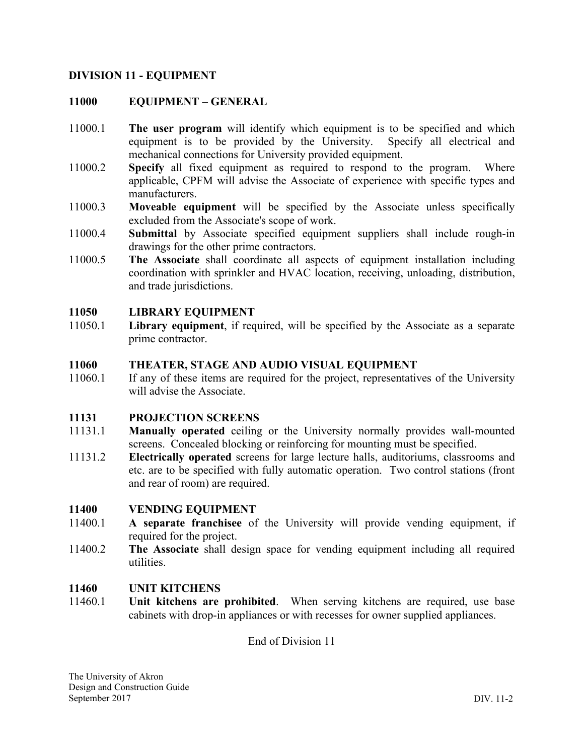## DIVISION 11 - EQUIPMENT

### 11000 EQUIPMENT – GENERAL

11000.1 **The user program** will identify which equipment is to be specified and which equipment is to be provided by the University. Specify all electrical and mechanical connections for University provided equipment.

11000.2 **Specify** all fixed equipment as required to respond to the program. Where applicable, CPFM will advise the Associate of experience with specific types and manufacturers.

11000.3 **Moveable equipment** will be specified by the Associate unless specifically excluded from the Associate's scope of work.

11000.4 **Submittal** by Associate specified equipment suppliers shall include rough-in drawings for the other prime contractors.

11000.5 **The Associate** shall coordinate all aspects of equipment installation including coordination with sprinkler and HVAC location, receiving, unloading, distribution, and trade jurisdictions.

### 11050 LIBRARY EQUIPMENT

11050.1 **Library equipment**, if required, will be specified by the Associate as a separate prime contractor.

### 11060 THEATER, STAGE AND AUDIO VISUAL EQUIPMENT

11060.1 If any of these items are required for the project, representatives of the University will advise the Associate.

### 11131 PROJECTION SCREENS

11131.1 **Manually operated** ceiling or the University normally provides wall-mounted screens. Concealed blocking or reinforcing for mounting must be specified.

11131.2 **Electrically operated** screens for large lecture halls, auditoriums, classrooms and etc. are to be specified with fully automatic operation. Two control stations (front and rear of room) are required.

### 11400 VENDING EQUIPMENT

11400.1 **A separate franchisee** of the University will provide vending equipment, if required for the project.

11400.2 **The Associate** shall design space for vending equipment including all required utilities.

### 11460 UNIT KITCHENS

11460.1 **Unit kitchens are prohibited**. When serving kitchens are required, use base cabinets with drop-in appliances or with recesses for owner supplied appliances.

End of Division 11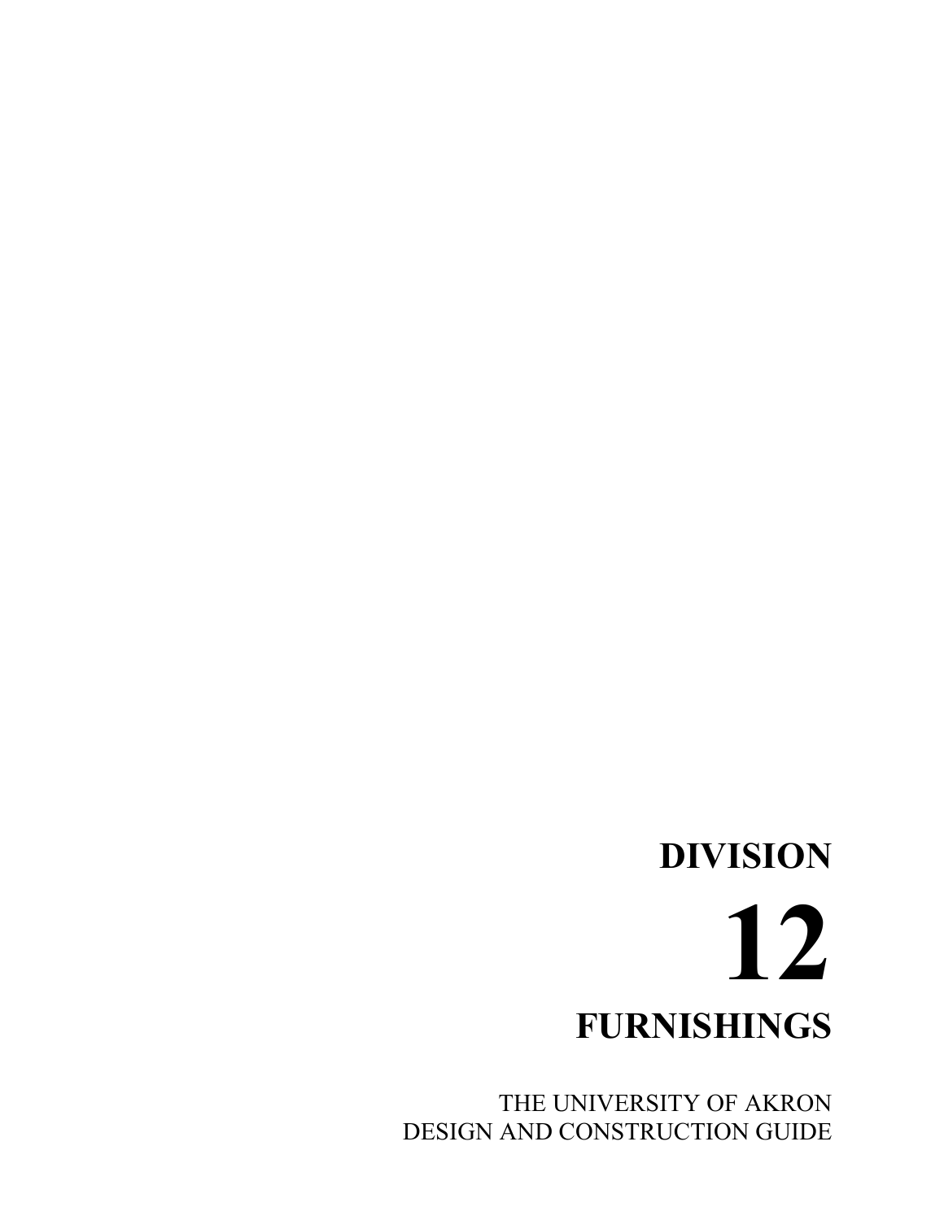# DIVISION

# 12

# FURNISHINGS

THE UNIVERSITY OF AKRON
DESIGN AND CONSTRUCTION GUIDE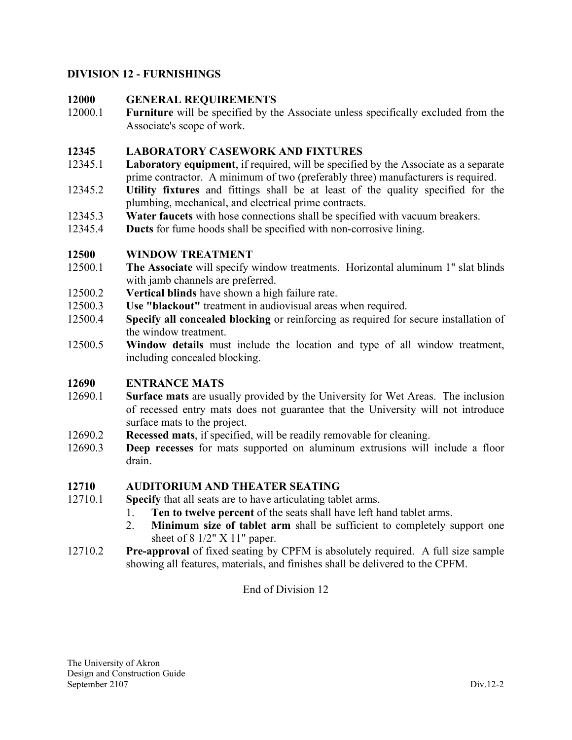## DIVISION 12 - FURNISHINGS

### 12000 GENERAL REQUIREMENTS

12000.1 **Furniture** will be specified by the Associate unless specifically excluded from the Associate's scope of work.

### 12345 LABORATORY CASEWORK AND FIXTURES

12345.1 **Laboratory equipment**, if required, will be specified by the Associate as a separate prime contractor. A minimum of two (preferably three) manufacturers is required.

12345.2 **Utility fixtures** and fittings shall be at least of the quality specified for the plumbing, mechanical, and electrical prime contracts.

12345.3 **Water faucets** with hose connections shall be specified with vacuum breakers.

12345.4 **Ducts** for fume hoods shall be specified with non-corrosive lining.

### 12500 WINDOW TREATMENT

12500.1 **The Associate** will specify window treatments. Horizontal aluminum 1" slat blinds with jamb channels are preferred.

12500.2 **Vertical blinds** have shown a high failure rate.

12500.3 **Use "blackout"** treatment in audiovisual areas when required.

12500.4 **Specify all concealed blocking** or reinforcing as required for secure installation of the window treatment.

12500.5 **Window details** must include the location and type of all window treatment, including concealed blocking.

### 12690 ENTRANCE MATS

12690.1 **Surface mats** are usually provided by the University for Wet Areas. The inclusion of recessed entry mats does not guarantee that the University will not introduce surface mats to the project.

12690.2 **Recessed mats**, if specified, will be readily removable for cleaning.

12690.3 **Deep recesses** for mats supported on aluminum extrusions will include a floor drain.

### 12710 AUDITORIUM AND THEATER SEATING

12710.1 **Specify** that all seats are to have articulating tablet arms.

1. **Ten to twelve percent** of the seats shall have left hand tablet arms.
2. **Minimum size of tablet arm** shall be sufficient to completely support one sheet of 8 1/2" X 11" paper.

12710.2 **Pre-approval** of fixed seating by CPFM is absolutely required. A full size sample showing all features, materials, and finishes shall be delivered to the CPFM.

End of Division 12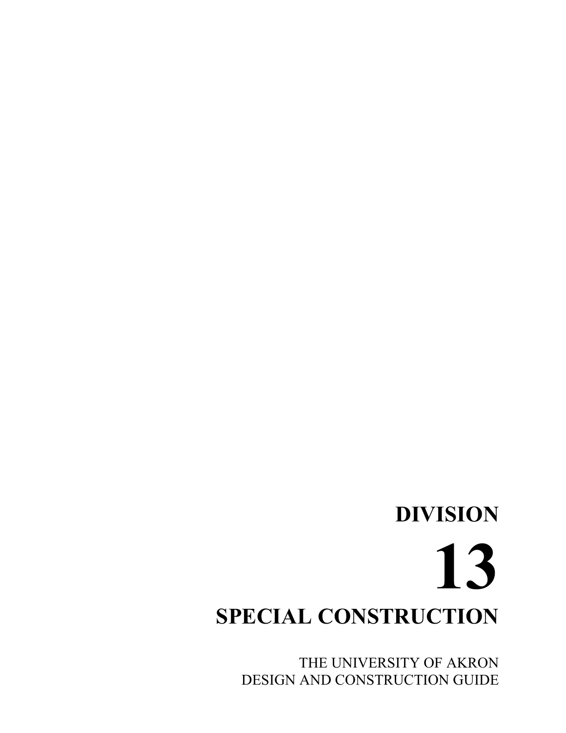# DIVISION

# 13

# SPECIAL CONSTRUCTION

THE UNIVERSITY OF AKRON
DESIGN AND CONSTRUCTION GUIDE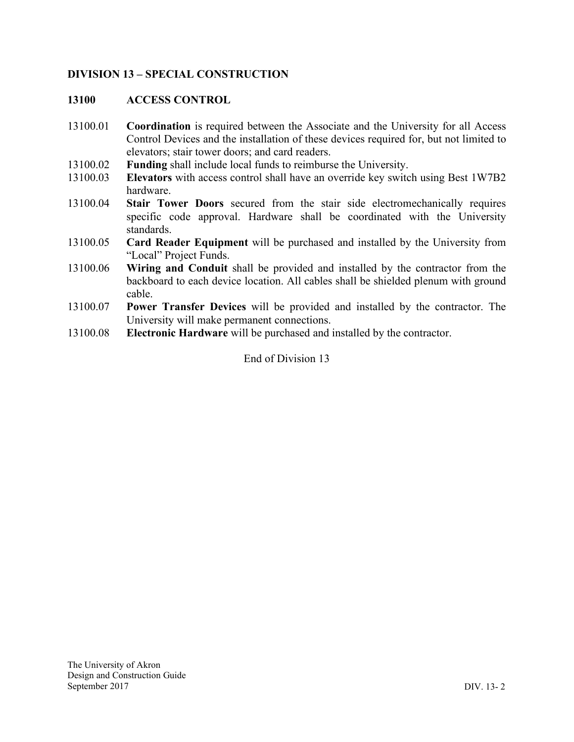# DIVISION 13 – SPECIAL CONSTRUCTION

## 13100 ACCESS CONTROL

13100.01 **Coordination** is required between the Associate and the University for all Access Control Devices and the installation of these devices required for, but not limited to elevators; stair tower doors; and card readers.

13100.02 **Funding** shall include local funds to reimburse the University.

13100.03 **Elevators** with access control shall have an override key switch using Best 1W7B2 hardware.

13100.04 **Stair Tower Doors** secured from the stair side electromechanically requires specific code approval. Hardware shall be coordinated with the University standards.

13100.05 **Card Reader Equipment** will be purchased and installed by the University from "Local" Project Funds.

13100.06 **Wiring and Conduit** shall be provided and installed by the contractor from the backboard to each device location. All cables shall be shielded plenum with ground cable.

13100.07 **Power Transfer Devices** will be provided and installed by the contractor. The University will make permanent connections.

13100.08 **Electronic Hardware** will be purchased and installed by the contractor.

End of Division 13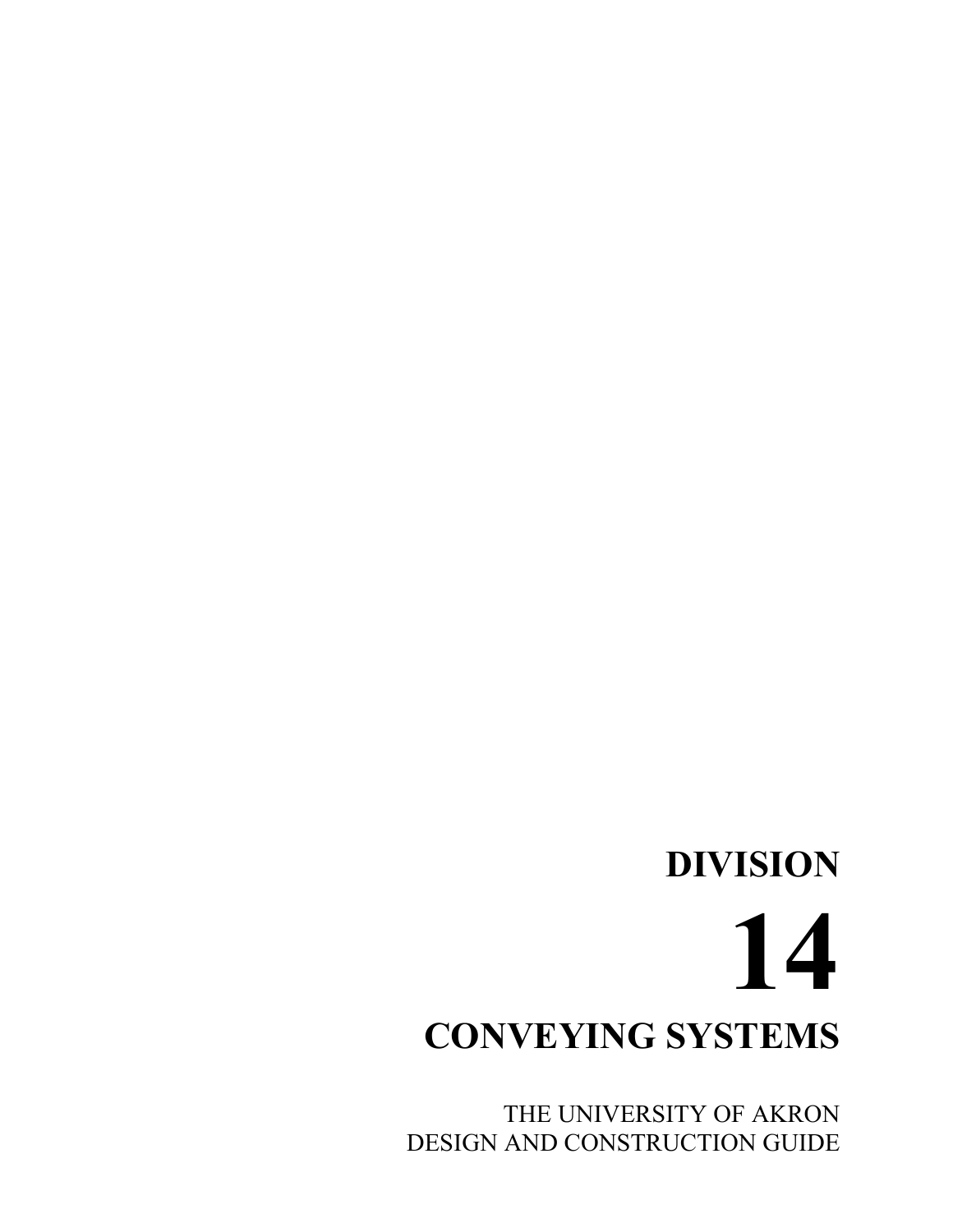# DIVISION

# 14

# CONVEYING SYSTEMS

THE UNIVERSITY OF AKRON
DESIGN AND CONSTRUCTION GUIDE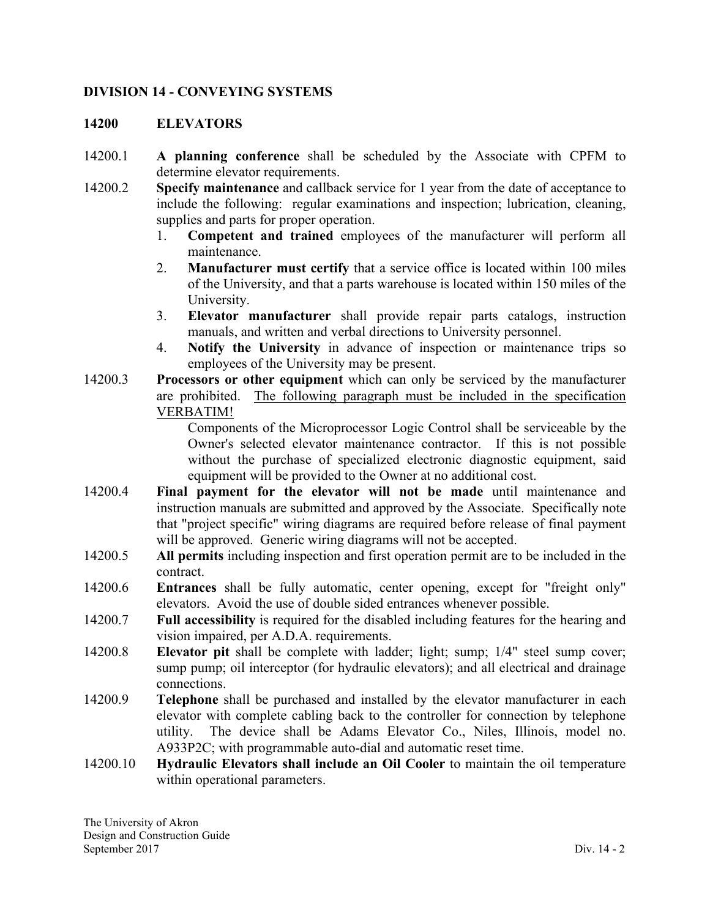## DIVISION 14 - CONVEYING SYSTEMS

### 14200 ELEVATORS

14200.1 **A planning conference** shall be scheduled by the Associate with CPFM to determine elevator requirements.

14200.2 **Specify maintenance** and callback service for 1 year from the date of acceptance to include the following: regular examinations and inspection; lubrication, cleaning, supplies and parts for proper operation.

1. **Competent and trained** employees of the manufacturer will perform all maintenance.
2. **Manufacturer must certify** that a service office is located within 100 miles of the University, and that a parts warehouse is located within 150 miles of the University.
3. **Elevator manufacturer** shall provide repair parts catalogs, instruction manuals, and written and verbal directions to University personnel.
4. **Notify the University** in advance of inspection or maintenance trips so employees of the University may be present.

14200.3 **Processors or other equipment** which can only be serviced by the manufacturer are prohibited. <u>The following paragraph must be included in the specification VERBATIM!</u>

> Components of the Microprocessor Logic Control shall be serviceable by the Owner's selected elevator maintenance contractor. If this is not possible without the purchase of specialized electronic diagnostic equipment, said equipment will be provided to the Owner at no additional cost.

14200.4 **Final payment for the elevator will not be made** until maintenance and instruction manuals are submitted and approved by the Associate. Specifically note that "project specific" wiring diagrams are required before release of final payment will be approved. Generic wiring diagrams will not be accepted.

14200.5 **All permits** including inspection and first operation permit are to be included in the contract.

14200.6 **Entrances** shall be fully automatic, center opening, except for "freight only" elevators. Avoid the use of double sided entrances whenever possible.

14200.7 **Full accessibility** is required for the disabled including features for the hearing and vision impaired, per A.D.A. requirements.

14200.8 **Elevator pit** shall be complete with ladder; light; sump; 1/4" steel sump cover; sump pump; oil interceptor (for hydraulic elevators); and all electrical and drainage connections.

14200.9 **Telephone** shall be purchased and installed by the elevator manufacturer in each elevator with complete cabling back to the controller for connection by telephone utility. The device shall be Adams Elevator Co., Niles, Illinois, model no. A933P2C; with programmable auto-dial and automatic reset time.

14200.10 **Hydraulic Elevators shall include an Oil Cooler** to maintain the oil temperature within operational parameters.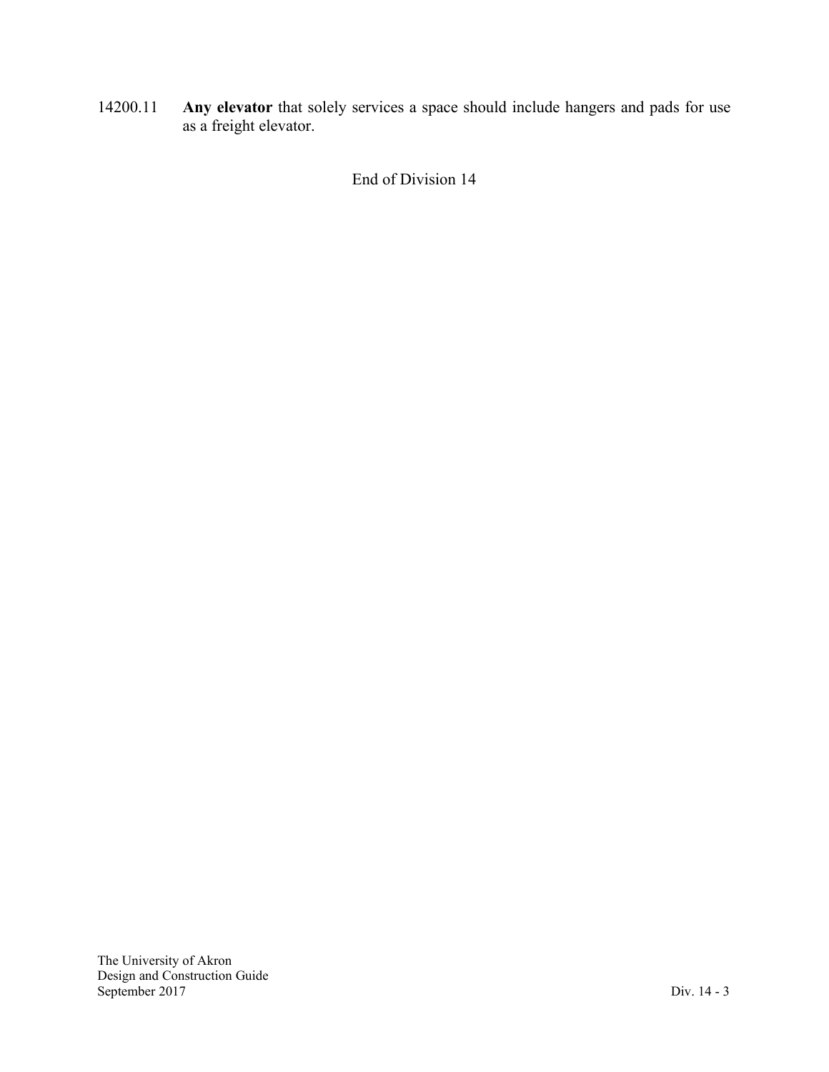14200.11 **Any elevator** that solely services a space should include hangers and pads for use as a freight elevator.

End of Division 14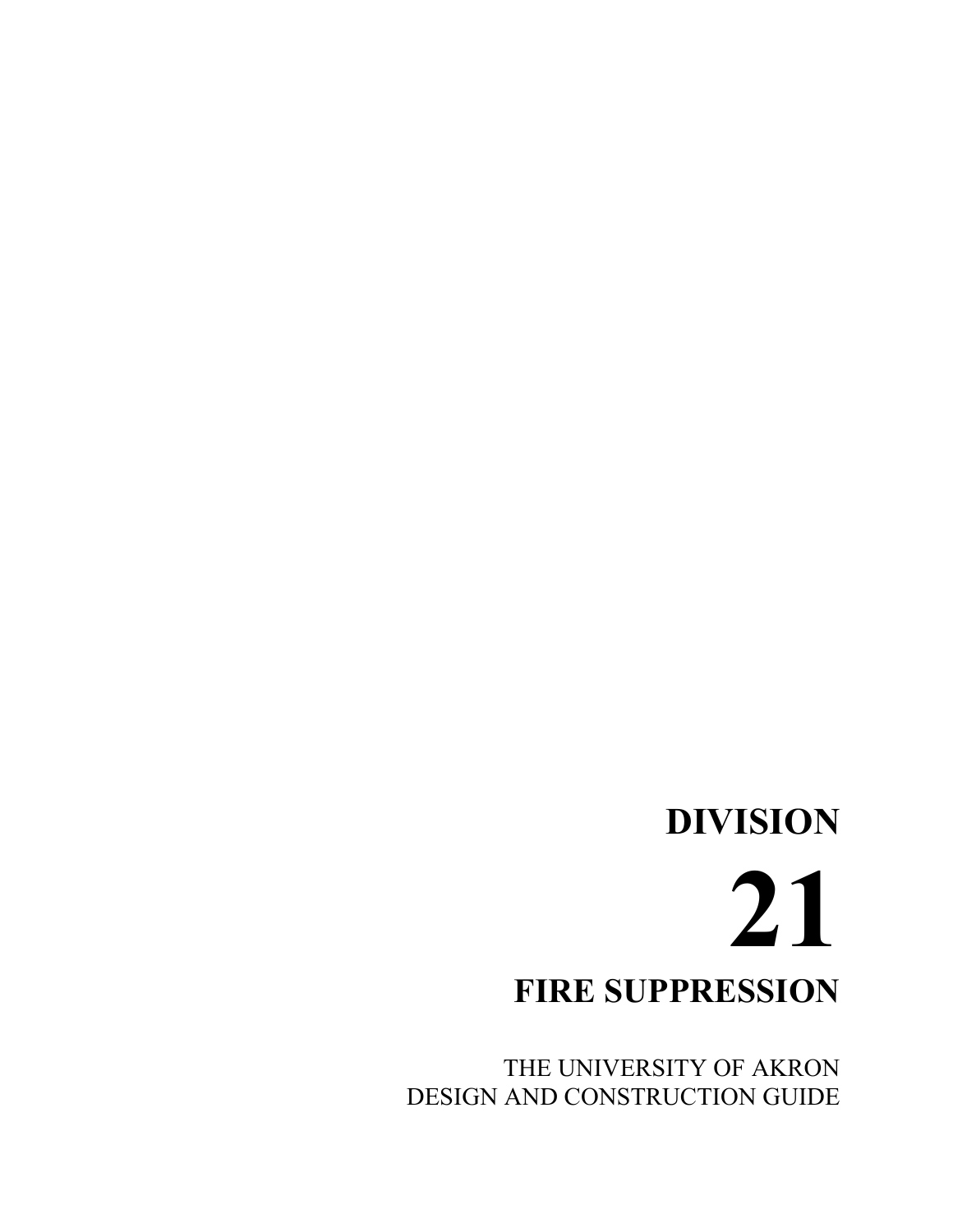# DIVISION

# 21

# FIRE SUPPRESSION

THE UNIVERSITY OF AKRON
DESIGN AND CONSTRUCTION GUIDE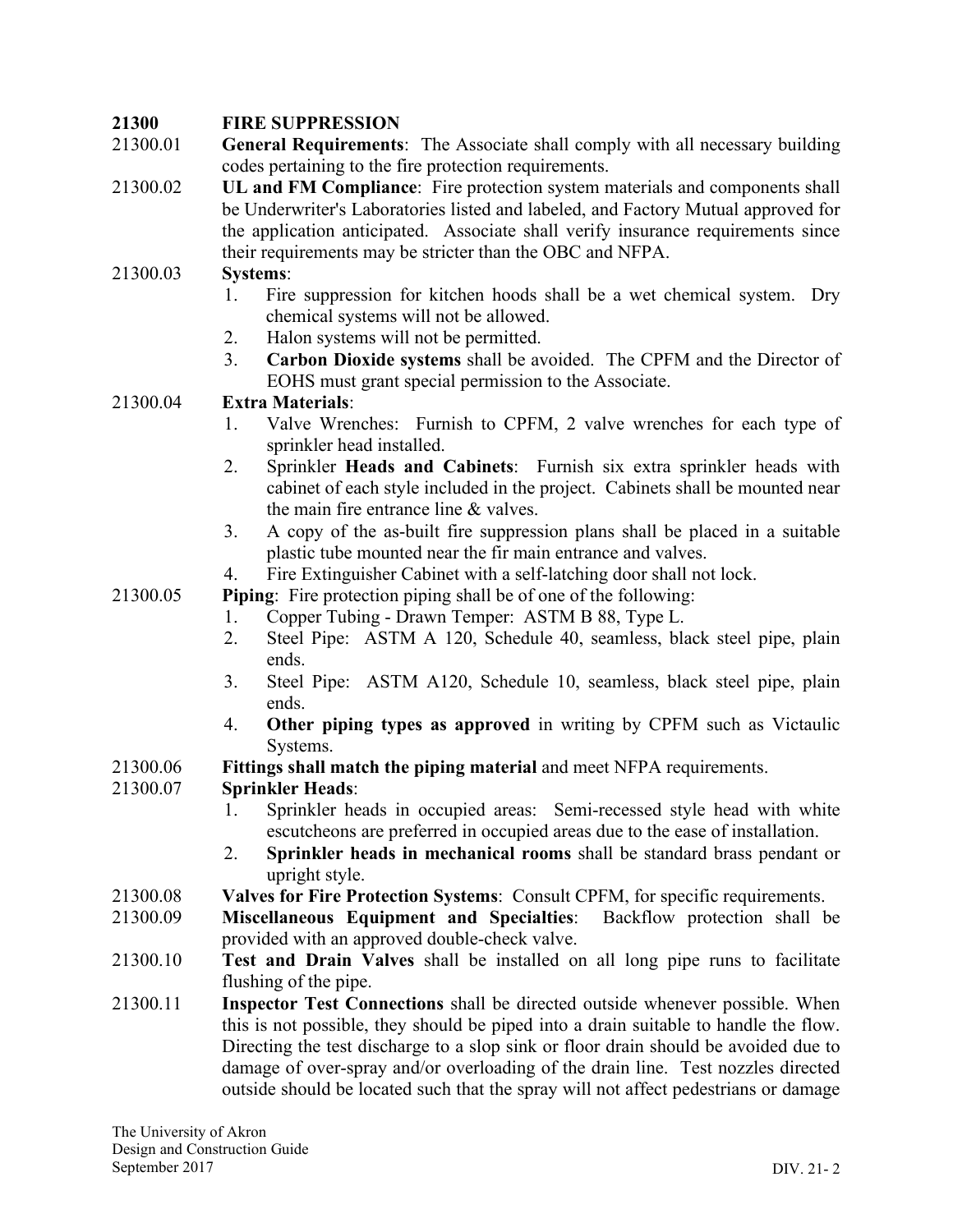## 21300 FIRE SUPPRESSION

21300.01 **General Requirements**: The Associate shall comply with all necessary building codes pertaining to the fire protection requirements.

21300.02 **UL and FM Compliance**: Fire protection system materials and components shall be Underwriter's Laboratories listed and labeled, and Factory Mutual approved for the application anticipated. Associate shall verify insurance requirements since their requirements may be stricter than the OBC and NFPA.

21300.03 **Systems**:

1. Fire suppression for kitchen hoods shall be a wet chemical system. Dry chemical systems will not be allowed.
2. Halon systems will not be permitted.
3. **Carbon Dioxide systems** shall be avoided. The CPFM and the Director of EOHS must grant special permission to the Associate.

21300.04 **Extra Materials**:

1. Valve Wrenches: Furnish to CPFM, 2 valve wrenches for each type of sprinkler head installed.
2. Sprinkler **Heads and Cabinets**: Furnish six extra sprinkler heads with cabinet of each style included in the project. Cabinets shall be mounted near the main fire entrance line & valves.
3. A copy of the as-built fire suppression plans shall be placed in a suitable plastic tube mounted near the fir main entrance and valves.
4. Fire Extinguisher Cabinet with a self-latching door shall not lock.

21300.05 **Piping**: Fire protection piping shall be of one of the following:

1. Copper Tubing - Drawn Temper: ASTM B 88, Type L.
2. Steel Pipe: ASTM A 120, Schedule 40, seamless, black steel pipe, plain ends.
3. Steel Pipe: ASTM A120, Schedule 10, seamless, black steel pipe, plain ends.
4. **Other piping types as approved** in writing by CPFM such as Victaulic Systems.

21300.06 **Fittings shall match the piping material** and meet NFPA requirements.

21300.07 **Sprinkler Heads**:

1. Sprinkler heads in occupied areas: Semi-recessed style head with white escutcheons are preferred in occupied areas due to the ease of installation.
2. **Sprinkler heads in mechanical rooms** shall be standard brass pendant or upright style.

21300.08 **Valves for Fire Protection Systems**: Consult CPFM, for specific requirements.

21300.09 **Miscellaneous Equipment and Specialties**: Backflow protection shall be provided with an approved double-check valve.

21300.10 **Test and Drain Valves** shall be installed on all long pipe runs to facilitate flushing of the pipe.

21300.11 **Inspector Test Connections** shall be directed outside whenever possible. When this is not possible, they should be piped into a drain suitable to handle the flow. Directing the test discharge to a slop sink or floor drain should be avoided due to damage of over-spray and/or overloading of the drain line. Test nozzles directed outside should be located such that the spray will not affect pedestrians or damage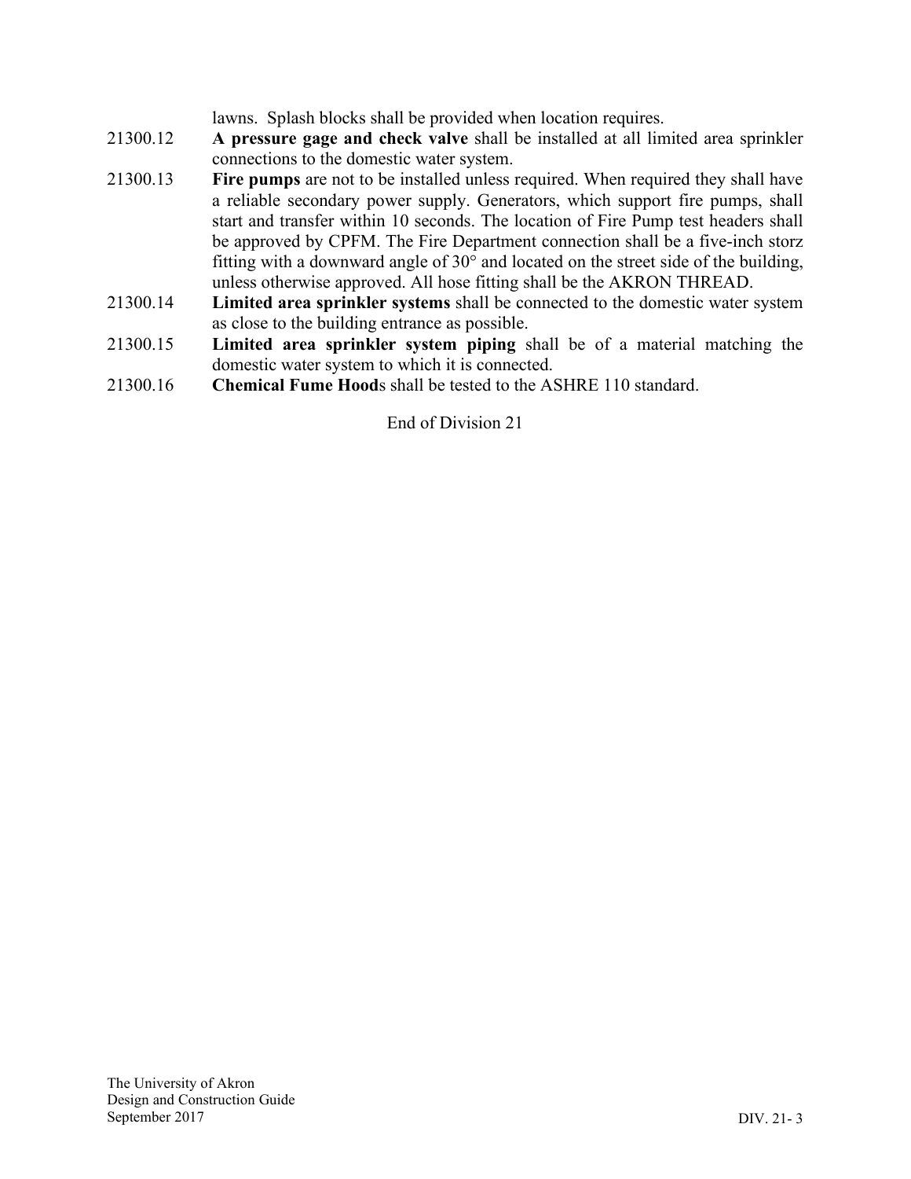lawns. Splash blocks shall be provided when location requires.

21300.12 **A pressure gage and check valve** shall be installed at all limited area sprinkler connections to the domestic water system.

21300.13 **Fire pumps** are not to be installed unless required. When required they shall have a reliable secondary power supply. Generators, which support fire pumps, shall start and transfer within 10 seconds. The location of Fire Pump test headers shall be approved by CPFM. The Fire Department connection shall be a five-inch storz fitting with a downward angle of 30° and located on the street side of the building, unless otherwise approved. All hose fitting shall be the AKRON THREAD.

21300.14 **Limited area sprinkler systems** shall be connected to the domestic water system as close to the building entrance as possible.

21300.15 **Limited area sprinkler system piping** shall be of a material matching the domestic water system to which it is connected.

21300.16 **Chemical Fume Hood**s shall be tested to the ASHRE 110 standard.

End of Division 21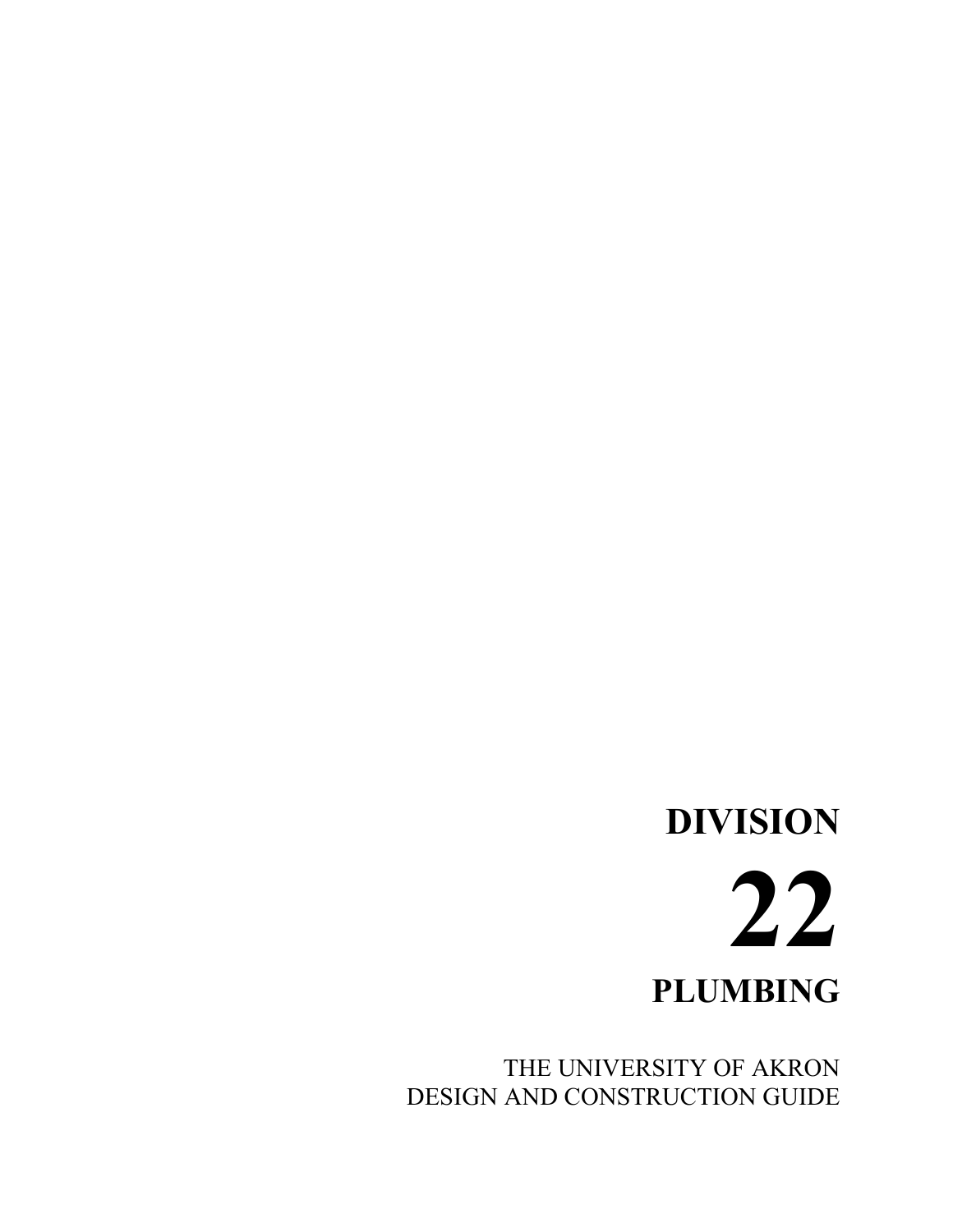# DIVISION

# 22

# PLUMBING

THE UNIVERSITY OF AKRON
DESIGN AND CONSTRUCTION GUIDE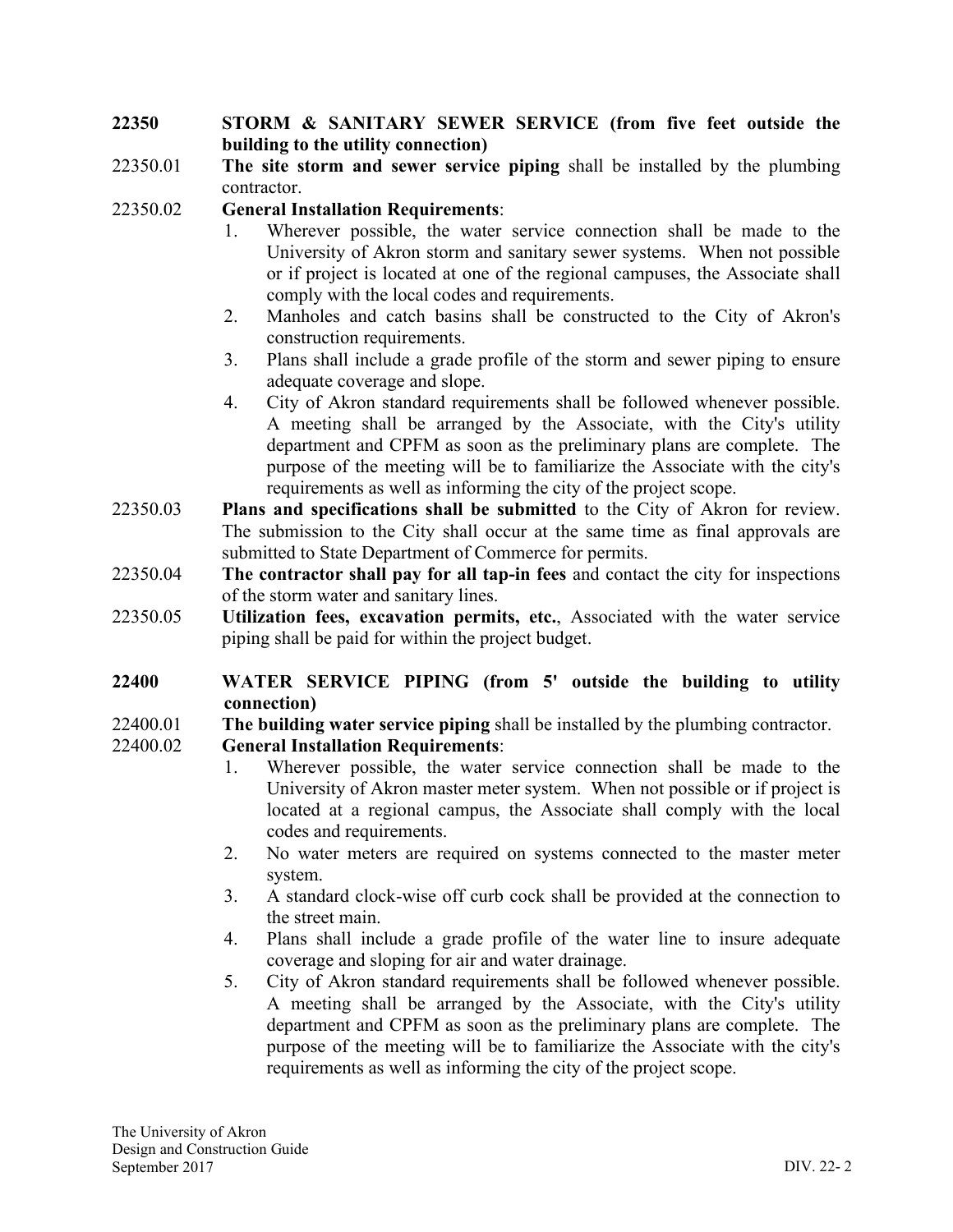**22350 STORM & SANITARY SEWER SERVICE (from five feet outside the building to the utility connection)**

22350.01 **The site storm and sewer service piping** shall be installed by the plumbing contractor.

22350.02 **General Installation Requirements**:

1. Wherever possible, the water service connection shall be made to the University of Akron storm and sanitary sewer systems. When not possible or if project is located at one of the regional campuses, the Associate shall comply with the local codes and requirements.
2. Manholes and catch basins shall be constructed to the City of Akron's construction requirements.
3. Plans shall include a grade profile of the storm and sewer piping to ensure adequate coverage and slope.
4. City of Akron standard requirements shall be followed whenever possible. A meeting shall be arranged by the Associate, with the City's utility department and CPFM as soon as the preliminary plans are complete. The purpose of the meeting will be to familiarize the Associate with the city's requirements as well as informing the city of the project scope.

22350.03 **Plans and specifications shall be submitted** to the City of Akron for review. The submission to the City shall occur at the same time as final approvals are submitted to State Department of Commerce for permits.

22350.04 **The contractor shall pay for all tap-in fees** and contact the city for inspections of the storm water and sanitary lines.

22350.05 **Utilization fees, excavation permits, etc.**, Associated with the water service piping shall be paid for within the project budget.

**22400 WATER SERVICE PIPING (from 5' outside the building to utility connection)**

22400.01 **The building water service piping** shall be installed by the plumbing contractor.

22400.02 **General Installation Requirements**:

1. Wherever possible, the water service connection shall be made to the University of Akron master meter system. When not possible or if project is located at a regional campus, the Associate shall comply with the local codes and requirements.
2. No water meters are required on systems connected to the master meter system.
3. A standard clock-wise off curb cock shall be provided at the connection to the street main.
4. Plans shall include a grade profile of the water line to insure adequate coverage and sloping for air and water drainage.
5. City of Akron standard requirements shall be followed whenever possible. A meeting shall be arranged by the Associate, with the City's utility department and CPFM as soon as the preliminary plans are complete. The purpose of the meeting will be to familiarize the Associate with the city's requirements as well as informing the city of the project scope.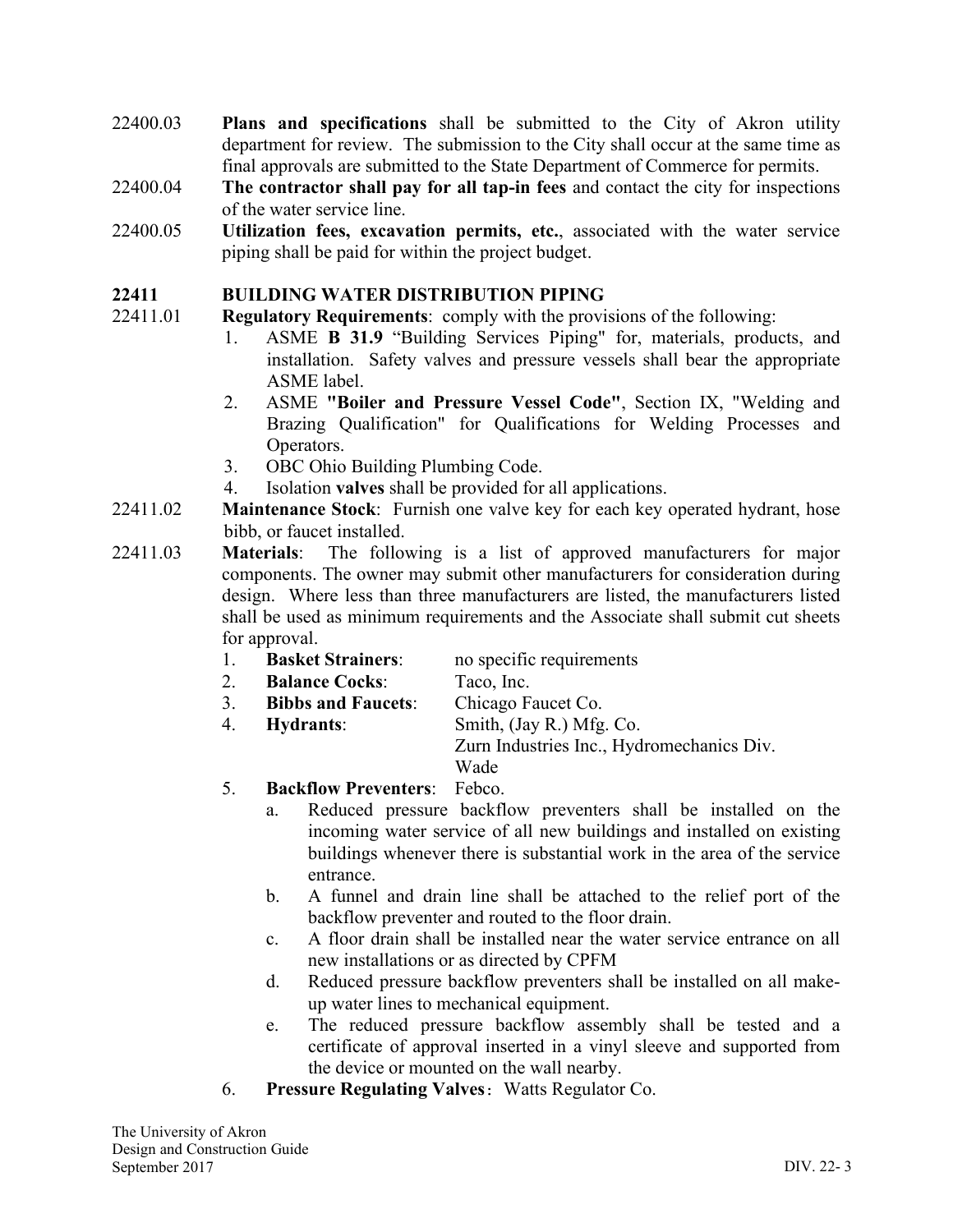22400.03 **Plans and specifications** shall be submitted to the City of Akron utility department for review. The submission to the City shall occur at the same time as final approvals are submitted to the State Department of Commerce for permits.

22400.04 **The contractor shall pay for all tap-in fees** and contact the city for inspections of the water service line.

22400.05 **Utilization fees, excavation permits, etc.**, associated with the water service piping shall be paid for within the project budget.

## 22411 BUILDING WATER DISTRIBUTION PIPING

22411.01 **Regulatory Requirements**: comply with the provisions of the following:

1. ASME **B 31.9** "Building Services Piping" for, materials, products, and installation. Safety valves and pressure vessels shall bear the appropriate ASME label.
2. ASME **"Boiler and Pressure Vessel Code"**, Section IX, "Welding and Brazing Qualification" for Qualifications for Welding Processes and Operators.
3. OBC Ohio Building Plumbing Code.
4. Isolation **valves** shall be provided for all applications.

22411.02 **Maintenance Stock**: Furnish one valve key for each key operated hydrant, hose bibb, or faucet installed.

22411.03 **Materials**: The following is a list of approved manufacturers for major components. The owner may submit other manufacturers for consideration during design. Where less than three manufacturers are listed, the manufacturers listed shall be used as minimum requirements and the Associate shall submit cut sheets for approval.

1. **Basket Strainers**: no specific requirements
2. **Balance Cocks**: Taco, Inc.
3. **Bibbs and Faucets**: Chicago Faucet Co.
4. **Hydrants**: Smith, (Jay R.) Mfg. Co.
   Zurn Industries Inc., Hydromechanics Div.
   Wade
5. **Backflow Preventers**: Febco.
   a. Reduced pressure backflow preventers shall be installed on the incoming water service of all new buildings and installed on existing buildings whenever there is substantial work in the area of the service entrance.
   b. A funnel and drain line shall be attached to the relief port of the backflow preventer and routed to the floor drain.
   c. A floor drain shall be installed near the water service entrance on all new installations or as directed by CPFM
   d. Reduced pressure backflow preventers shall be installed on all make-up water lines to mechanical equipment.
   e. The reduced pressure backflow assembly shall be tested and a certificate of approval inserted in a vinyl sleeve and supported from the device or mounted on the wall nearby.
6. **Pressure Regulating Valves**: Watts Regulator Co.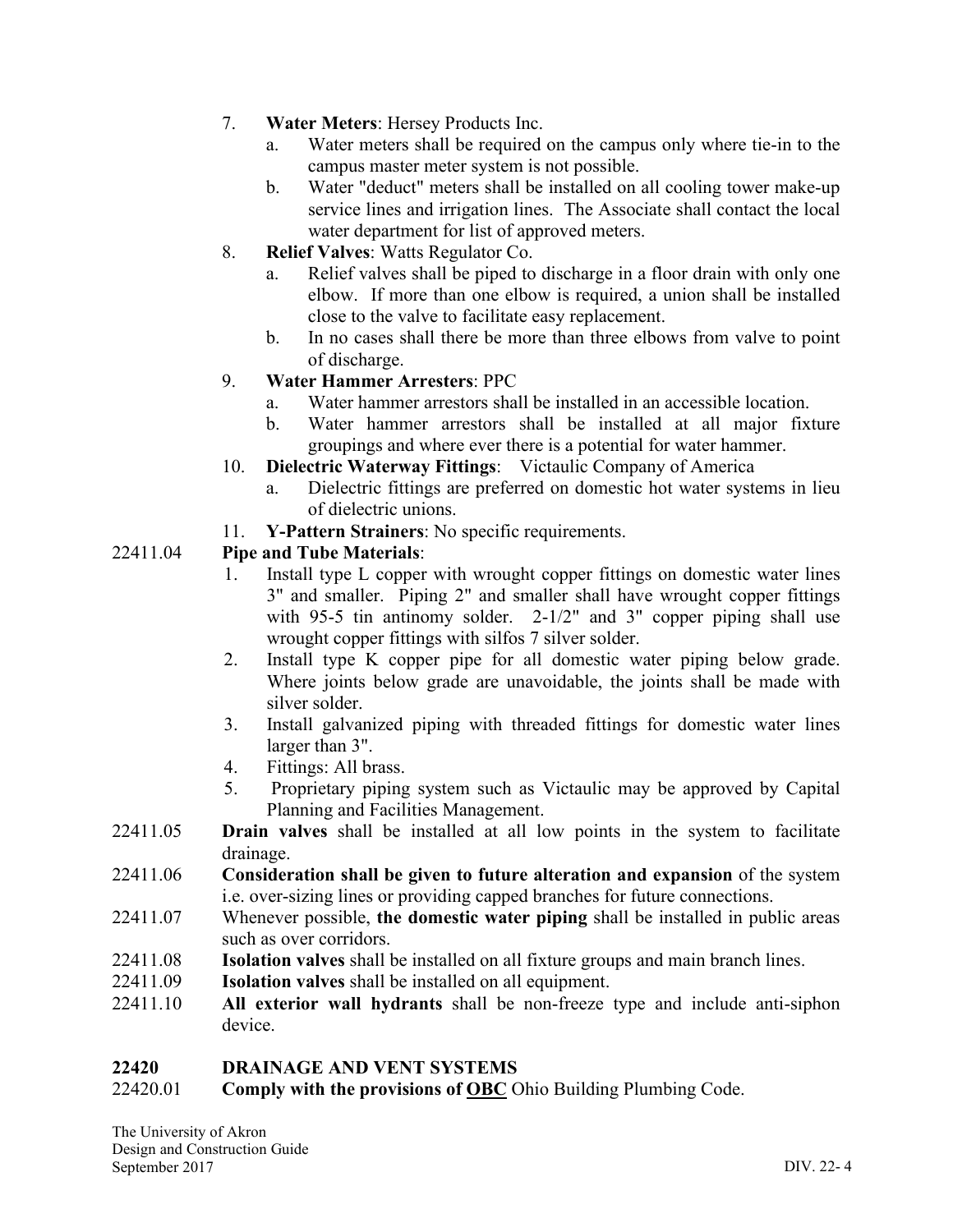7. **Water Meters**: Hersey Products Inc.
   a. Water meters shall be required on the campus only where tie-in to the campus master meter system is not possible.
   b. Water "deduct" meters shall be installed on all cooling tower make-up service lines and irrigation lines. The Associate shall contact the local water department for list of approved meters.
8. **Relief Valves**: Watts Regulator Co.
   a. Relief valves shall be piped to discharge in a floor drain with only one elbow. If more than one elbow is required, a union shall be installed close to the valve to facilitate easy replacement.
   b. In no cases shall there be more than three elbows from valve to point of discharge.
9. **Water Hammer Arresters**: PPC
   a. Water hammer arrestors shall be installed in an accessible location.
   b. Water hammer arrestors shall be installed at all major fixture groupings and where ever there is a potential for water hammer.
10. **Dielectric Waterway Fittings**: Victaulic Company of America
    a. Dielectric fittings are preferred on domestic hot water systems in lieu of dielectric unions.
11. **Y-Pattern Strainers**: No specific requirements.

22411.04 **Pipe and Tube Materials**:

1. Install type L copper with wrought copper fittings on domestic water lines 3" and smaller. Piping 2" and smaller shall have wrought copper fittings with 95-5 tin antinomy solder. 2-1/2" and 3" copper piping shall use wrought copper fittings with silfos 7 silver solder.
2. Install type K copper pipe for all domestic water piping below grade. Where joints below grade are unavoidable, the joints shall be made with silver solder.
3. Install galvanized piping with threaded fittings for domestic water lines larger than 3".
4. Fittings: All brass.
5. Proprietary piping system such as Victaulic may be approved by Capital Planning and Facilities Management.

22411.05 **Drain valves** shall be installed at all low points in the system to facilitate drainage.

22411.06 **Consideration shall be given to future alteration and expansion** of the system i.e. over-sizing lines or providing capped branches for future connections.

22411.07 Whenever possible, **the domestic water piping** shall be installed in public areas such as over corridors.

22411.08 **Isolation valves** shall be installed on all fixture groups and main branch lines.

22411.09 **Isolation valves** shall be installed on all equipment.

22411.10 **All exterior wall hydrants** shall be non-freeze type and include anti-siphon device.

## 22420 DRAINAGE AND VENT SYSTEMS

22420.01 **Comply with the provisions of <u>OBC</u>** Ohio Building Plumbing Code.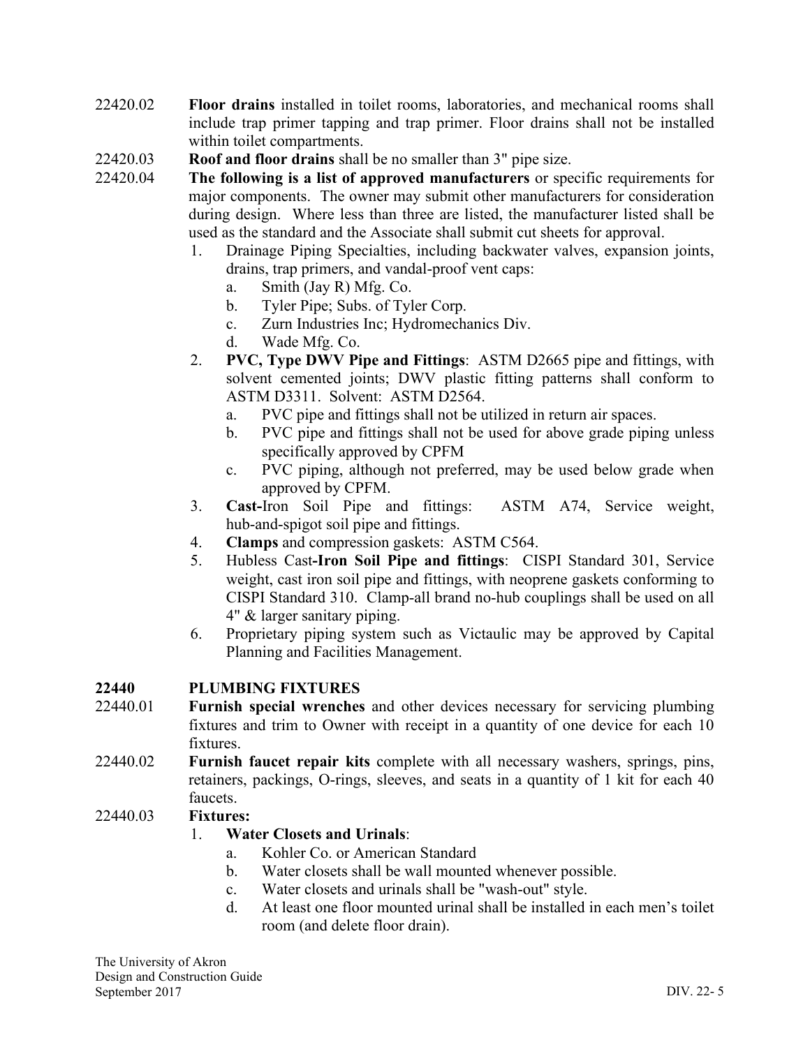22420.02 **Floor drains** installed in toilet rooms, laboratories, and mechanical rooms shall include trap primer tapping and trap primer. Floor drains shall not be installed within toilet compartments.

22420.03 **Roof and floor drains** shall be no smaller than 3" pipe size.

22420.04 **The following is a list of approved manufacturers** or specific requirements for major components. The owner may submit other manufacturers for consideration during design. Where less than three are listed, the manufacturer listed shall be used as the standard and the Associate shall submit cut sheets for approval.

1. Drainage Piping Specialties, including backwater valves, expansion joints, drains, trap primers, and vandal-proof vent caps:
   a. Smith (Jay R) Mfg. Co.
   b. Tyler Pipe; Subs. of Tyler Corp.
   c. Zurn Industries Inc; Hydromechanics Div.
   d. Wade Mfg. Co.
2. **PVC, Type DWV Pipe and Fittings**: ASTM D2665 pipe and fittings, with solvent cemented joints; DWV plastic fitting patterns shall conform to ASTM D3311. Solvent: ASTM D2564.
   a. PVC pipe and fittings shall not be utilized in return air spaces.
   b. PVC pipe and fittings shall not be used for above grade piping unless specifically approved by CPFM
   c. PVC piping, although not preferred, may be used below grade when approved by CPFM.
3. **Cast-**Iron Soil Pipe and fittings: ASTM A74, Service weight, hub-and-spigot soil pipe and fittings.
4. **Clamps** and compression gaskets: ASTM C564.
5. Hubless Cast**-Iron Soil Pipe and fittings**: CISPI Standard 301, Service weight, cast iron soil pipe and fittings, with neoprene gaskets conforming to CISPI Standard 310. Clamp-all brand no-hub couplings shall be used on all 4" & larger sanitary piping.
6. Proprietary piping system such as Victaulic may be approved by Capital Planning and Facilities Management.

## 22440 PLUMBING FIXTURES

22440.01 **Furnish special wrenches** and other devices necessary for servicing plumbing fixtures and trim to Owner with receipt in a quantity of one device for each 10 fixtures.

22440.02 **Furnish faucet repair kits** complete with all necessary washers, springs, pins, retainers, packings, O-rings, sleeves, and seats in a quantity of 1 kit for each 40 faucets.

22440.03 **Fixtures:**

1. **Water Closets and Urinals**:
   a. Kohler Co. or American Standard
   b. Water closets shall be wall mounted whenever possible.
   c. Water closets and urinals shall be "wash-out" style.
   d. At least one floor mounted urinal shall be installed in each men's toilet room (and delete floor drain).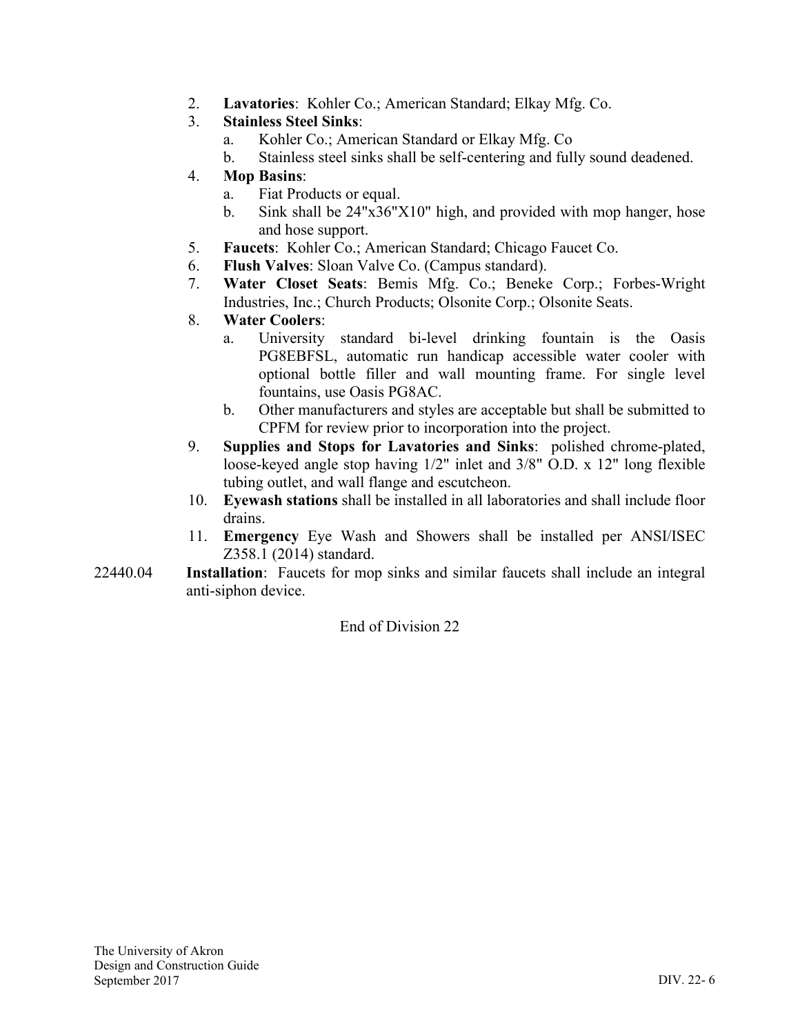2. **Lavatories**: Kohler Co.; American Standard; Elkay Mfg. Co.
3. **Stainless Steel Sinks**:
   a. Kohler Co.; American Standard or Elkay Mfg. Co
   b. Stainless steel sinks shall be self-centering and fully sound deadened.
4. **Mop Basins**:
   a. Fiat Products or equal.
   b. Sink shall be 24"x36"X10" high, and provided with mop hanger, hose and hose support.
5. **Faucets**: Kohler Co.; American Standard; Chicago Faucet Co.
6. **Flush Valves**: Sloan Valve Co. (Campus standard).
7. **Water Closet Seats**: Bemis Mfg. Co.; Beneke Corp.; Forbes-Wright Industries, Inc.; Church Products; Olsonite Corp.; Olsonite Seats.
8. **Water Coolers**:
   a. University standard bi-level drinking fountain is the Oasis PG8EBFSL, automatic run handicap accessible water cooler with optional bottle filler and wall mounting frame. For single level fountains, use Oasis PG8AC.
   b. Other manufacturers and styles are acceptable but shall be submitted to CPFM for review prior to incorporation into the project.
9. **Supplies and Stops for Lavatories and Sinks**: polished chrome-plated, loose-keyed angle stop having 1/2" inlet and 3/8" O.D. x 12" long flexible tubing outlet, and wall flange and escutcheon.
10. **Eyewash stations** shall be installed in all laboratories and shall include floor drains.
11. **Emergency** Eye Wash and Showers shall be installed per ANSI/ISEC Z358.1 (2014) standard.

22440.04 **Installation**: Faucets for mop sinks and similar faucets shall include an integral anti-siphon device.

End of Division 22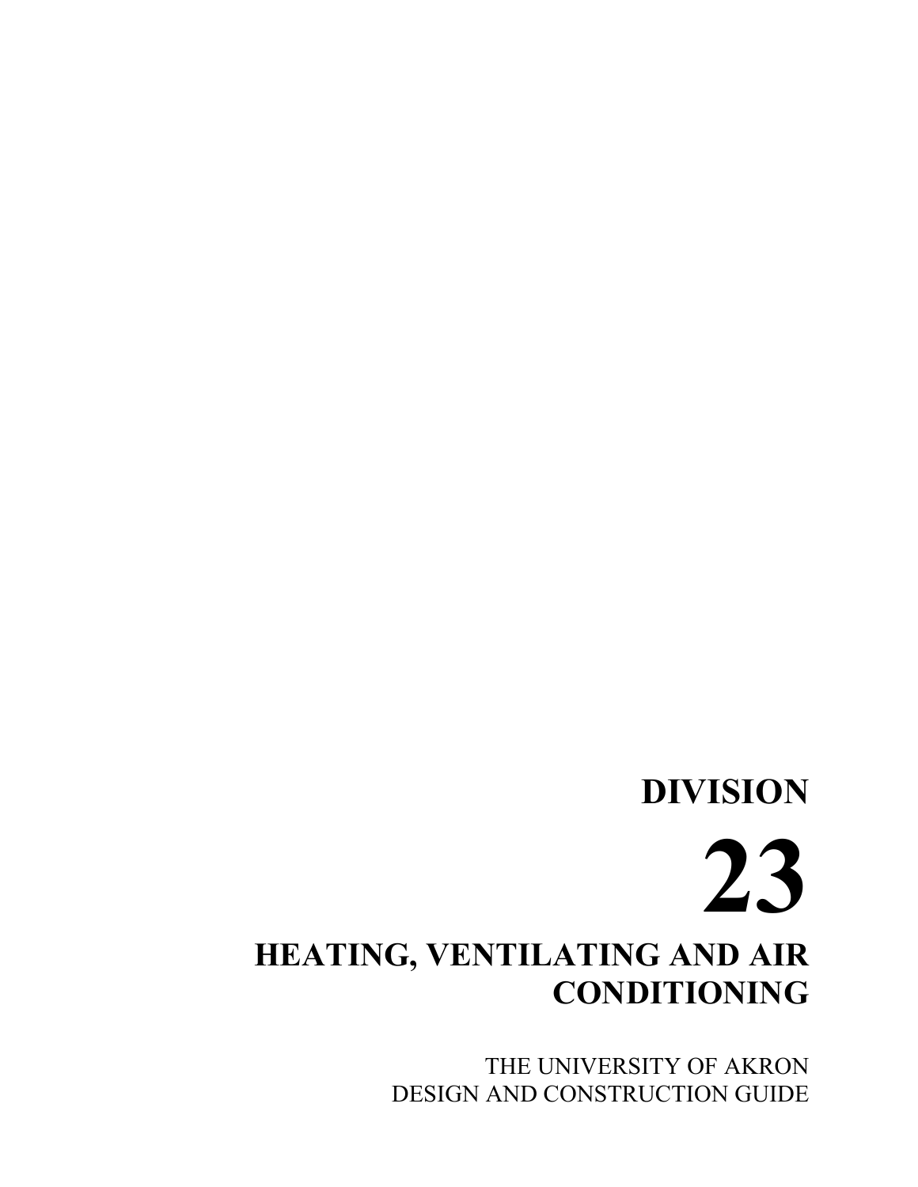# DIVISION

# 23

# HEATING, VENTILATING AND AIR CONDITIONING

THE UNIVERSITY OF AKRON
DESIGN AND CONSTRUCTION GUIDE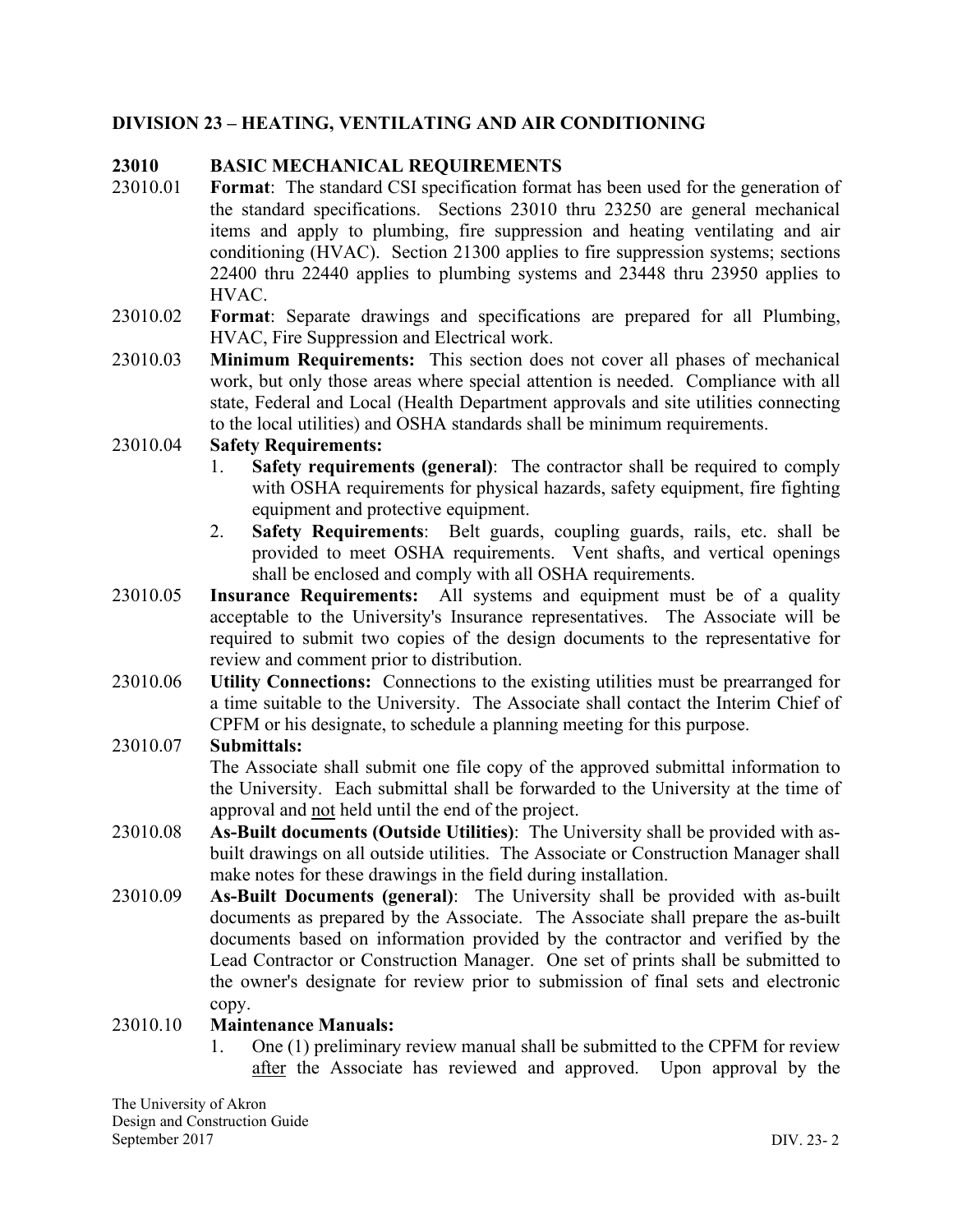## DIVISION 23 – HEATING, VENTILATING AND AIR CONDITIONING

### 23010 BASIC MECHANICAL REQUIREMENTS

23010.01 **Format**: The standard CSI specification format has been used for the generation of the standard specifications. Sections 23010 thru 23250 are general mechanical items and apply to plumbing, fire suppression and heating ventilating and air conditioning (HVAC). Section 21300 applies to fire suppression systems; sections 22400 thru 22440 applies to plumbing systems and 23448 thru 23950 applies to HVAC.

23010.02 **Format**: Separate drawings and specifications are prepared for all Plumbing, HVAC, Fire Suppression and Electrical work.

23010.03 **Minimum Requirements:** This section does not cover all phases of mechanical work, but only those areas where special attention is needed. Compliance with all state, Federal and Local (Health Department approvals and site utilities connecting to the local utilities) and OSHA standards shall be minimum requirements.

23010.04 **Safety Requirements:**

1. **Safety requirements (general)**: The contractor shall be required to comply with OSHA requirements for physical hazards, safety equipment, fire fighting equipment and protective equipment.
2. **Safety Requirements**: Belt guards, coupling guards, rails, etc. shall be provided to meet OSHA requirements. Vent shafts, and vertical openings shall be enclosed and comply with all OSHA requirements.

23010.05 **Insurance Requirements:** All systems and equipment must be of a quality acceptable to the University's Insurance representatives. The Associate will be required to submit two copies of the design documents to the representative for review and comment prior to distribution.

23010.06 **Utility Connections:** Connections to the existing utilities must be prearranged for a time suitable to the University. The Associate shall contact the Interim Chief of CPFM or his designate, to schedule a planning meeting for this purpose.

23010.07 **Submittals:**
The Associate shall submit one file copy of the approved submittal information to the University. Each submittal shall be forwarded to the University at the time of approval and <u>not</u> held until the end of the project.

23010.08 **As-Built documents (Outside Utilities)**: The University shall be provided with as-built drawings on all outside utilities. The Associate or Construction Manager shall make notes for these drawings in the field during installation.

23010.09 **As-Built Documents (general)**: The University shall be provided with as-built documents as prepared by the Associate. The Associate shall prepare the as-built documents based on information provided by the contractor and verified by the Lead Contractor or Construction Manager. One set of prints shall be submitted to the owner's designate for review prior to submission of final sets and electronic copy.

23010.10 **Maintenance Manuals:**

1. One (1) preliminary review manual shall be submitted to the CPFM for review <u>after</u> the Associate has reviewed and approved. Upon approval by the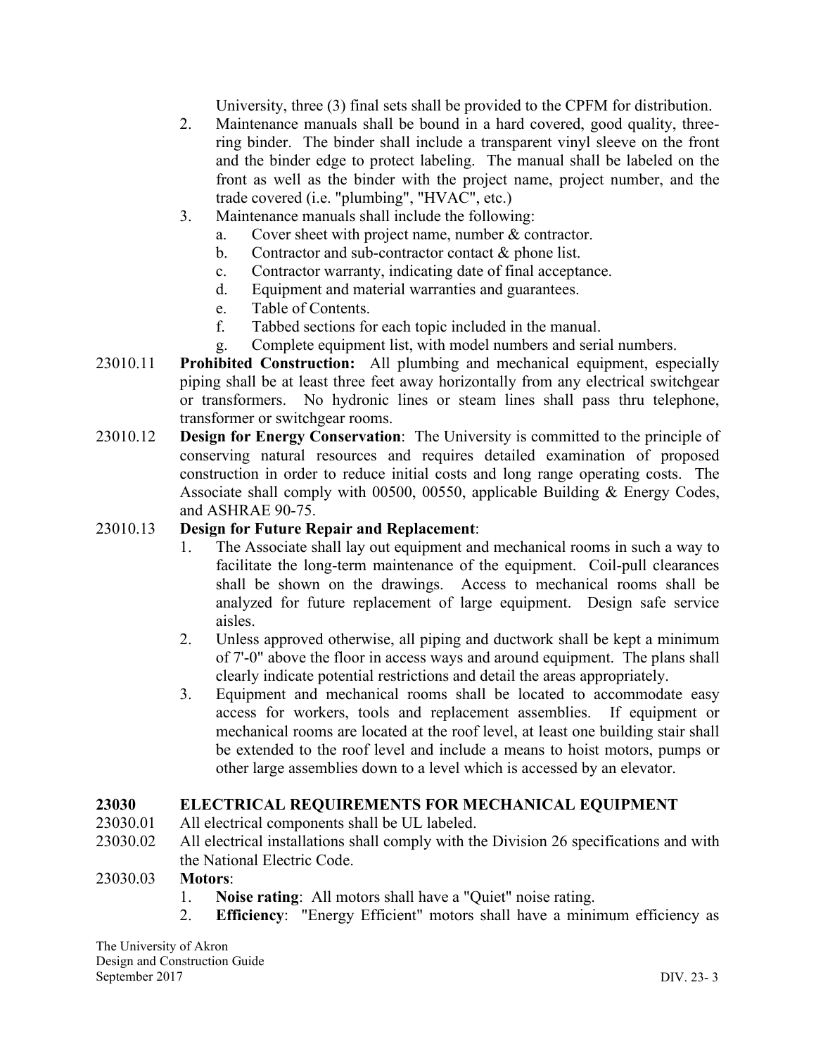University, three (3) final sets shall be provided to the CPFM for distribution.

2. Maintenance manuals shall be bound in a hard covered, good quality, three-ring binder. The binder shall include a transparent vinyl sleeve on the front and the binder edge to protect labeling. The manual shall be labeled on the front as well as the binder with the project name, project number, and the trade covered (i.e. "plumbing", "HVAC", etc.)
3. Maintenance manuals shall include the following:
   a. Cover sheet with project name, number & contractor.
   b. Contractor and sub-contractor contact & phone list.
   c. Contractor warranty, indicating date of final acceptance.
   d. Equipment and material warranties and guarantees.
   e. Table of Contents.
   f. Tabbed sections for each topic included in the manual.
   g. Complete equipment list, with model numbers and serial numbers.

23010.11 **Prohibited Construction:** All plumbing and mechanical equipment, especially piping shall be at least three feet away horizontally from any electrical switchgear or transformers. No hydronic lines or steam lines shall pass thru telephone, transformer or switchgear rooms.

23010.12 **Design for Energy Conservation**: The University is committed to the principle of conserving natural resources and requires detailed examination of proposed construction in order to reduce initial costs and long range operating costs. The Associate shall comply with 00500, 00550, applicable Building & Energy Codes, and ASHRAE 90-75.

23010.13 **Design for Future Repair and Replacement**:

1. The Associate shall lay out equipment and mechanical rooms in such a way to facilitate the long-term maintenance of the equipment. Coil-pull clearances shall be shown on the drawings. Access to mechanical rooms shall be analyzed for future replacement of large equipment. Design safe service aisles.
2. Unless approved otherwise, all piping and ductwork shall be kept a minimum of 7'-0" above the floor in access ways and around equipment. The plans shall clearly indicate potential restrictions and detail the areas appropriately.
3. Equipment and mechanical rooms shall be located to accommodate easy access for workers, tools and replacement assemblies. If equipment or mechanical rooms are located at the roof level, at least one building stair shall be extended to the roof level and include a means to hoist motors, pumps or other large assemblies down to a level which is accessed by an elevator.

## 23030 ELECTRICAL REQUIREMENTS FOR MECHANICAL EQUIPMENT

23030.01 All electrical components shall be UL labeled.

23030.02 All electrical installations shall comply with the Division 26 specifications and with the National Electric Code.

23030.03 **Motors**:

1. **Noise rating**: All motors shall have a "Quiet" noise rating.
2. **Efficiency**: "Energy Efficient" motors shall have a minimum efficiency as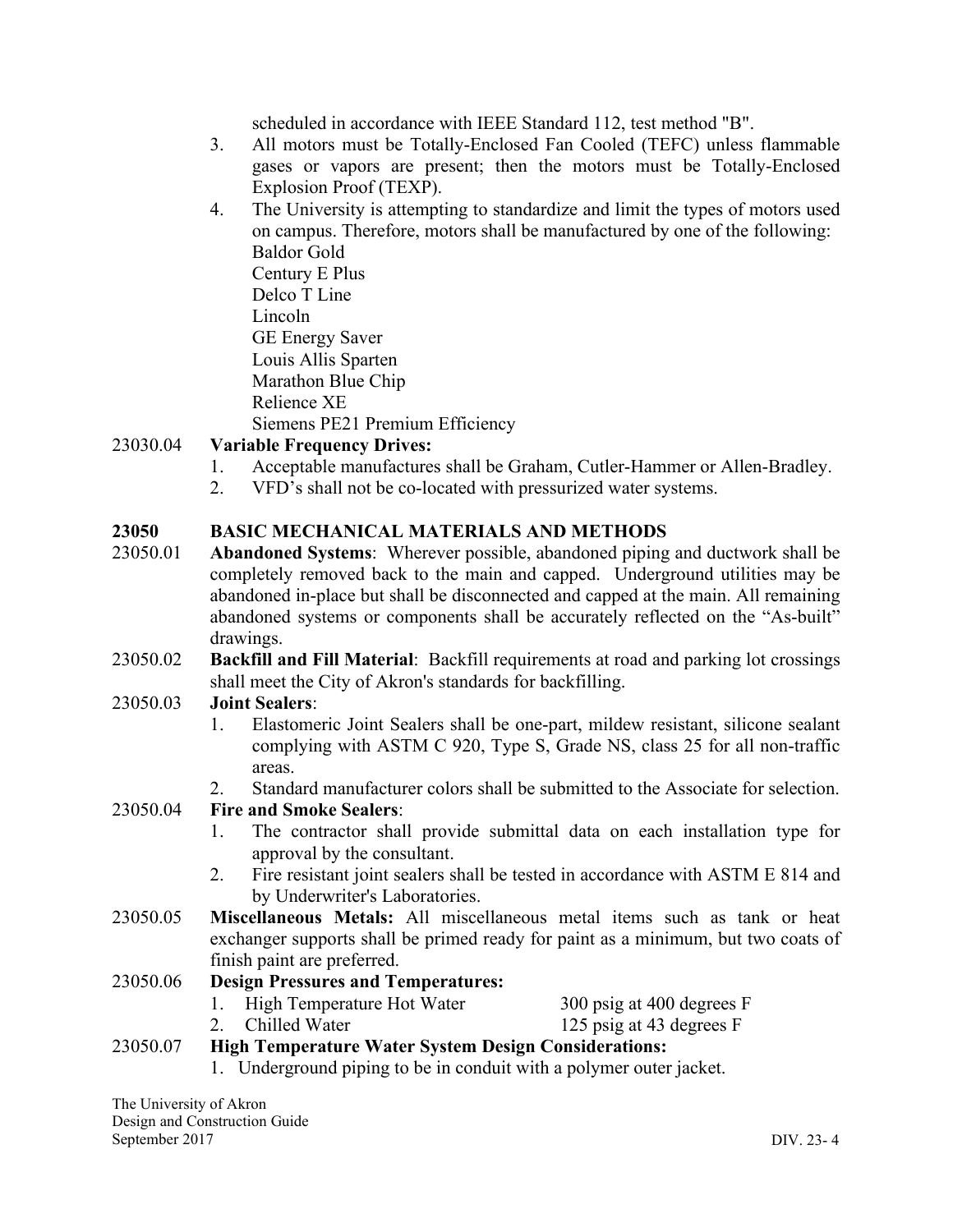scheduled in accordance with IEEE Standard 112, test method "B".

3. All motors must be Totally-Enclosed Fan Cooled (TEFC) unless flammable gases or vapors are present; then the motors must be Totally-Enclosed Explosion Proof (TEXP).
4. The University is attempting to standardize and limit the types of motors used on campus. Therefore, motors shall be manufactured by one of the following:
   Baldor Gold
   Century E Plus
   Delco T Line
   Lincoln
   GE Energy Saver
   Louis Allis Sparten
   Marathon Blue Chip
   Relience XE
   Siemens PE21 Premium Efficiency

23030.04 **Variable Frequency Drives:**

1. Acceptable manufactures shall be Graham, Cutler-Hammer or Allen-Bradley.
2. VFD's shall not be co-located with pressurized water systems.

## 23050 BASIC MECHANICAL MATERIALS AND METHODS

23050.01 **Abandoned Systems**: Wherever possible, abandoned piping and ductwork shall be completely removed back to the main and capped. Underground utilities may be abandoned in-place but shall be disconnected and capped at the main. All remaining abandoned systems or components shall be accurately reflected on the "As-built" drawings.

23050.02 **Backfill and Fill Material**: Backfill requirements at road and parking lot crossings shall meet the City of Akron's standards for backfilling.

23050.03 **Joint Sealers**:

1. Elastomeric Joint Sealers shall be one-part, mildew resistant, silicone sealant complying with ASTM C 920, Type S, Grade NS, class 25 for all non-traffic areas.
2. Standard manufacturer colors shall be submitted to the Associate for selection.

23050.04 **Fire and Smoke Sealers**:

1. The contractor shall provide submittal data on each installation type for approval by the consultant.
2. Fire resistant joint sealers shall be tested in accordance with ASTM E 814 and by Underwriter's Laboratories.

23050.05 **Miscellaneous Metals:** All miscellaneous metal items such as tank or heat exchanger supports shall be primed ready for paint as a minimum, but two coats of finish paint are preferred.

23050.06 **Design Pressures and Temperatures:**

1. High Temperature Hot Water — 300 psig at 400 degrees F
2. Chilled Water — 125 psig at 43 degrees F

23050.07 **High Temperature Water System Design Considerations:**

1. Underground piping to be in conduit with a polymer outer jacket.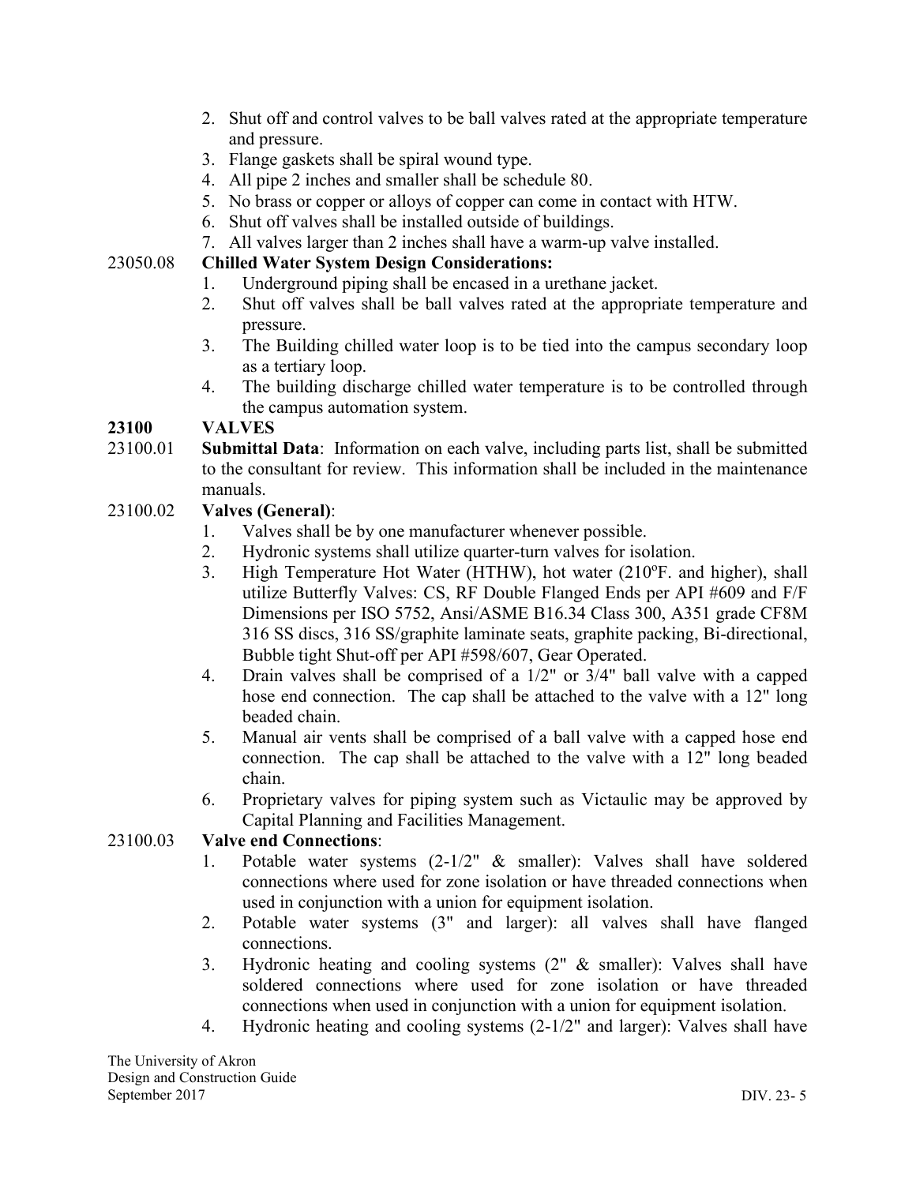2. Shut off and control valves to be ball valves rated at the appropriate temperature and pressure.
3. Flange gaskets shall be spiral wound type.
4. All pipe 2 inches and smaller shall be schedule 80.
5. No brass or copper or alloys of copper can come in contact with HTW.
6. Shut off valves shall be installed outside of buildings.
7. All valves larger than 2 inches shall have a warm-up valve installed.

23050.08 **Chilled Water System Design Considerations:**

1. Underground piping shall be encased in a urethane jacket.
2. Shut off valves shall be ball valves rated at the appropriate temperature and pressure.
3. The Building chilled water loop is to be tied into the campus secondary loop as a tertiary loop.
4. The building discharge chilled water temperature is to be controlled through the campus automation system.

## 23100 VALVES

23100.01 **Submittal Data**: Information on each valve, including parts list, shall be submitted to the consultant for review. This information shall be included in the maintenance manuals.

23100.02 **Valves (General)**:

1. Valves shall be by one manufacturer whenever possible.
2. Hydronic systems shall utilize quarter-turn valves for isolation.
3. High Temperature Hot Water (HTHW), hot water (210°F. and higher), shall utilize Butterfly Valves: CS, RF Double Flanged Ends per API #609 and F/F Dimensions per ISO 5752, Ansi/ASME B16.34 Class 300, A351 grade CF8M 316 SS discs, 316 SS/graphite laminate seats, graphite packing, Bi-directional, Bubble tight Shut-off per API #598/607, Gear Operated.
4. Drain valves shall be comprised of a 1/2" or 3/4" ball valve with a capped hose end connection. The cap shall be attached to the valve with a 12" long beaded chain.
5. Manual air vents shall be comprised of a ball valve with a capped hose end connection. The cap shall be attached to the valve with a 12" long beaded chain.
6. Proprietary valves for piping system such as Victaulic may be approved by Capital Planning and Facilities Management.

23100.03 **Valve end Connections**:

1. Potable water systems (2-1/2" & smaller): Valves shall have soldered connections where used for zone isolation or have threaded connections when used in conjunction with a union for equipment isolation.
2. Potable water systems (3" and larger): all valves shall have flanged connections.
3. Hydronic heating and cooling systems (2" & smaller): Valves shall have soldered connections where used for zone isolation or have threaded connections when used in conjunction with a union for equipment isolation.
4. Hydronic heating and cooling systems (2-1/2" and larger): Valves shall have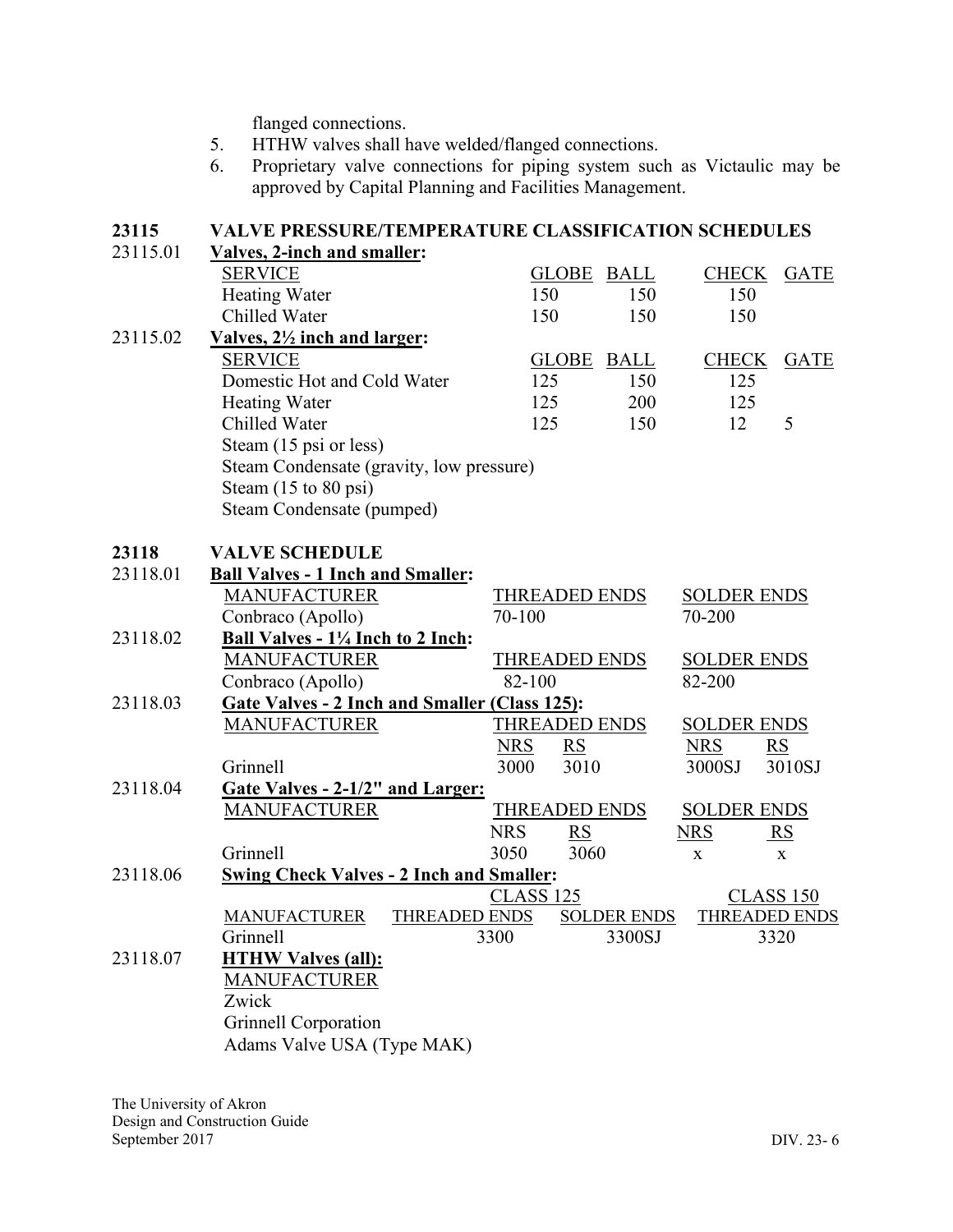flanged connections.

5. HTHW valves shall have welded/flanged connections.
6. Proprietary valve connections for piping system such as Victaulic may be approved by Capital Planning and Facilities Management.

## 23115 VALVE PRESSURE/TEMPERATURE CLASSIFICATION SCHEDULES

23115.01 **Valves, 2-inch and smaller:**

| SERVICE | GLOBE | BALL | CHECK | GATE |
|---|---|---|---|---|
| Heating Water | 150 | 150 | 150 | |
| Chilled Water | 150 | 150 | 150 | |

23115.02 **Valves, 2½ inch and larger:**

| SERVICE | GLOBE | BALL | CHECK | GATE |
|---|---|---|---|---|
| Domestic Hot and Cold Water | 125 | 150 | 125 | |
| Heating Water | 125 | 200 | 125 | |
| Chilled Water | 125 | 150 | 12 | 5 |
| Steam (15 psi or less) | | | | |
| Steam Condensate (gravity, low pressure) | | | | |
| Steam (15 to 80 psi) | | | | |
| Steam Condensate (pumped) | | | | |

## 23118 VALVE SCHEDULE

23118.01 **Ball Valves - 1 Inch and Smaller:**

| MANUFACTURER | THREADED ENDS | SOLDER ENDS |
|---|---|---|
| Conbraco (Apollo) | 70-100 | 70-200 |

23118.02 **Ball Valves - 1¼ Inch to 2 Inch:**

| MANUFACTURER | THREADED ENDS | SOLDER ENDS |
|---|---|---|
| Conbraco (Apollo) | 82-100 | 82-200 |

23118.03 **Gate Valves - 2 Inch and Smaller (Class 125):**

| MANUFACTURER | THREADED ENDS | | SOLDER ENDS | |
|---|---|---|---|---|
| | NRS | RS | NRS | RS |
| Grinnell | 3000 | 3010 | 3000SJ | 3010SJ |

23118.04 **Gate Valves - 2-1/2" and Larger:**

| MANUFACTURER | THREADED ENDS | | SOLDER ENDS | |
|---|---|---|---|---|
| | NRS | RS | NRS | RS |
| Grinnell | 3050 | 3060 | x | x |

23118.06 **Swing Check Valves - 2 Inch and Smaller:**

| | CLASS 125 | | CLASS 150 |
|---|---|---|---|
| MANUFACTURER | THREADED ENDS | SOLDER ENDS | THREADED ENDS |
| Grinnell | 3300 | 3300SJ | 3320 |

23118.07 **HTHW Valves (all):**

MANUFACTURER

Zwick

Grinnell Corporation

Adams Valve USA (Type MAK)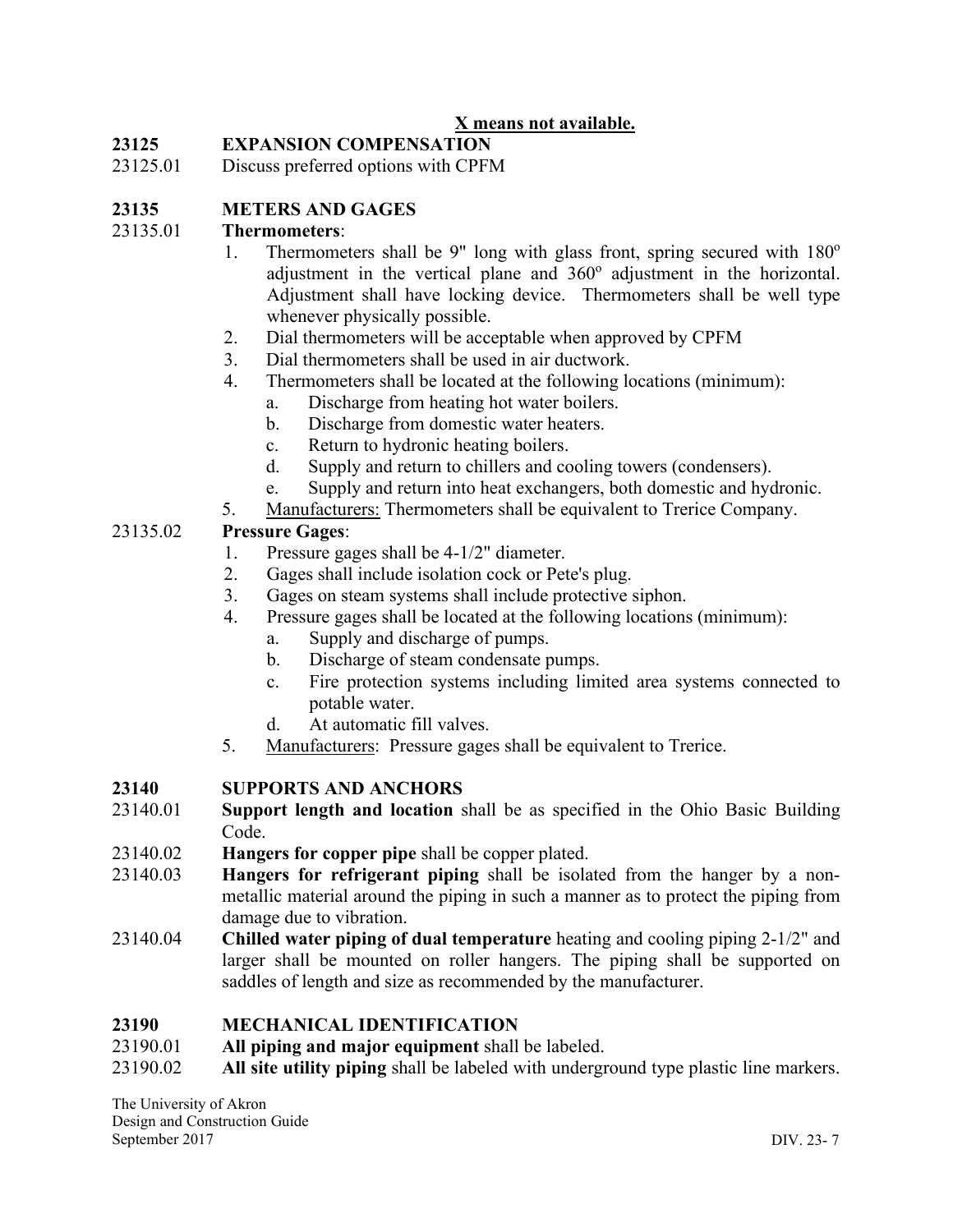**X means not available.**

**23125 EXPANSION COMPENSATION**

23125.01 Discuss preferred options with CPFM

**23135 METERS AND GAGES**

23135.01 **Thermometers**:

1. Thermometers shall be 9" long with glass front, spring secured with 180° adjustment in the vertical plane and 360° adjustment in the horizontal. Adjustment shall have locking device. Thermometers shall be well type whenever physically possible.
2. Dial thermometers will be acceptable when approved by CPFM
3. Dial thermometers shall be used in air ductwork.
4. Thermometers shall be located at the following locations (minimum):
   a. Discharge from heating hot water boilers.
   b. Discharge from domestic water heaters.
   c. Return to hydronic heating boilers.
   d. Supply and return to chillers and cooling towers (condensers).
   e. Supply and return into heat exchangers, both domestic and hydronic.
5. Manufacturers: Thermometers shall be equivalent to Trerice Company.

23135.02 **Pressure Gages**:

1. Pressure gages shall be 4-1/2" diameter.
2. Gages shall include isolation cock or Pete's plug.
3. Gages on steam systems shall include protective siphon.
4. Pressure gages shall be located at the following locations (minimum):
   a. Supply and discharge of pumps.
   b. Discharge of steam condensate pumps.
   c. Fire protection systems including limited area systems connected to potable water.
   d. At automatic fill valves.
5. Manufacturers: Pressure gages shall be equivalent to Trerice.

**23140 SUPPORTS AND ANCHORS**

23140.01 **Support length and location** shall be as specified in the Ohio Basic Building Code.

23140.02 **Hangers for copper pipe** shall be copper plated.

23140.03 **Hangers for refrigerant piping** shall be isolated from the hanger by a non-metallic material around the piping in such a manner as to protect the piping from damage due to vibration.

23140.04 **Chilled water piping of dual temperature** heating and cooling piping 2-1/2" and larger shall be mounted on roller hangers. The piping shall be supported on saddles of length and size as recommended by the manufacturer.

**23190 MECHANICAL IDENTIFICATION**

23190.01 **All piping and major equipment** shall be labeled.

23190.02 **All site utility piping** shall be labeled with underground type plastic line markers.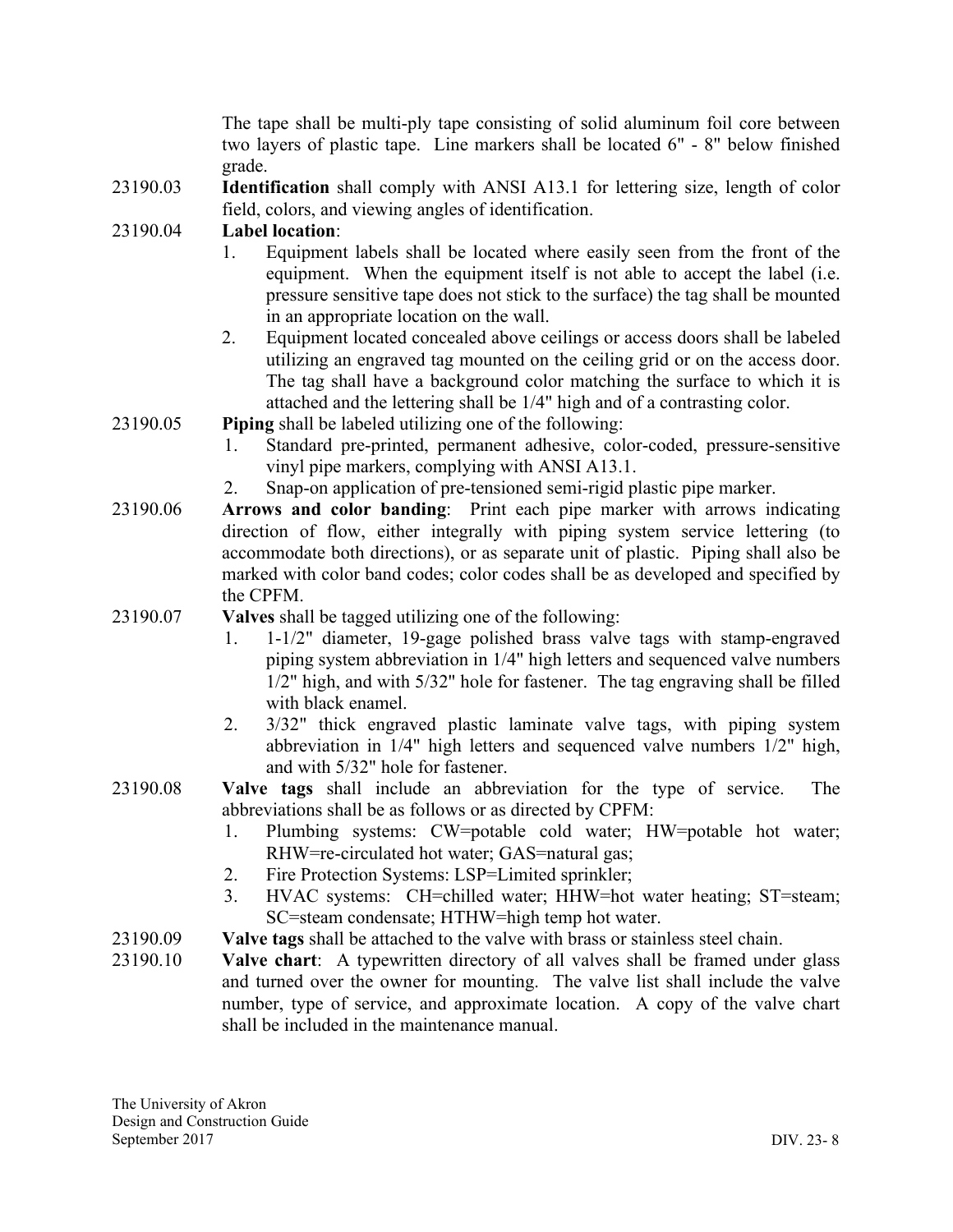The tape shall be multi-ply tape consisting of solid aluminum foil core between two layers of plastic tape. Line markers shall be located 6" - 8" below finished grade.

23190.03 **Identification** shall comply with ANSI A13.1 for lettering size, length of color field, colors, and viewing angles of identification.

23190.04 **Label location**:

1. Equipment labels shall be located where easily seen from the front of the equipment. When the equipment itself is not able to accept the label (i.e. pressure sensitive tape does not stick to the surface) the tag shall be mounted in an appropriate location on the wall.
2. Equipment located concealed above ceilings or access doors shall be labeled utilizing an engraved tag mounted on the ceiling grid or on the access door. The tag shall have a background color matching the surface to which it is attached and the lettering shall be 1/4" high and of a contrasting color.

23190.05 **Piping** shall be labeled utilizing one of the following:

1. Standard pre-printed, permanent adhesive, color-coded, pressure-sensitive vinyl pipe markers, complying with ANSI A13.1.
2. Snap-on application of pre-tensioned semi-rigid plastic pipe marker.

23190.06 **Arrows and color banding**: Print each pipe marker with arrows indicating direction of flow, either integrally with piping system service lettering (to accommodate both directions), or as separate unit of plastic. Piping shall also be marked with color band codes; color codes shall be as developed and specified by the CPFM.

23190.07 **Valves** shall be tagged utilizing one of the following:

1. 1-1/2" diameter, 19-gage polished brass valve tags with stamp-engraved piping system abbreviation in 1/4" high letters and sequenced valve numbers 1/2" high, and with 5/32" hole for fastener. The tag engraving shall be filled with black enamel.
2. 3/32" thick engraved plastic laminate valve tags, with piping system abbreviation in 1/4" high letters and sequenced valve numbers 1/2" high, and with 5/32" hole for fastener.

23190.08 **Valve tags** shall include an abbreviation for the type of service. The abbreviations shall be as follows or as directed by CPFM:

1. Plumbing systems: CW=potable cold water; HW=potable hot water; RHW=re-circulated hot water; GAS=natural gas;
2. Fire Protection Systems: LSP=Limited sprinkler;
3. HVAC systems: CH=chilled water; HHW=hot water heating; ST=steam; SC=steam condensate; HTHW=high temp hot water.

23190.09 **Valve tags** shall be attached to the valve with brass or stainless steel chain.

23190.10 **Valve chart**: A typewritten directory of all valves shall be framed under glass and turned over the owner for mounting. The valve list shall include the valve number, type of service, and approximate location. A copy of the valve chart shall be included in the maintenance manual.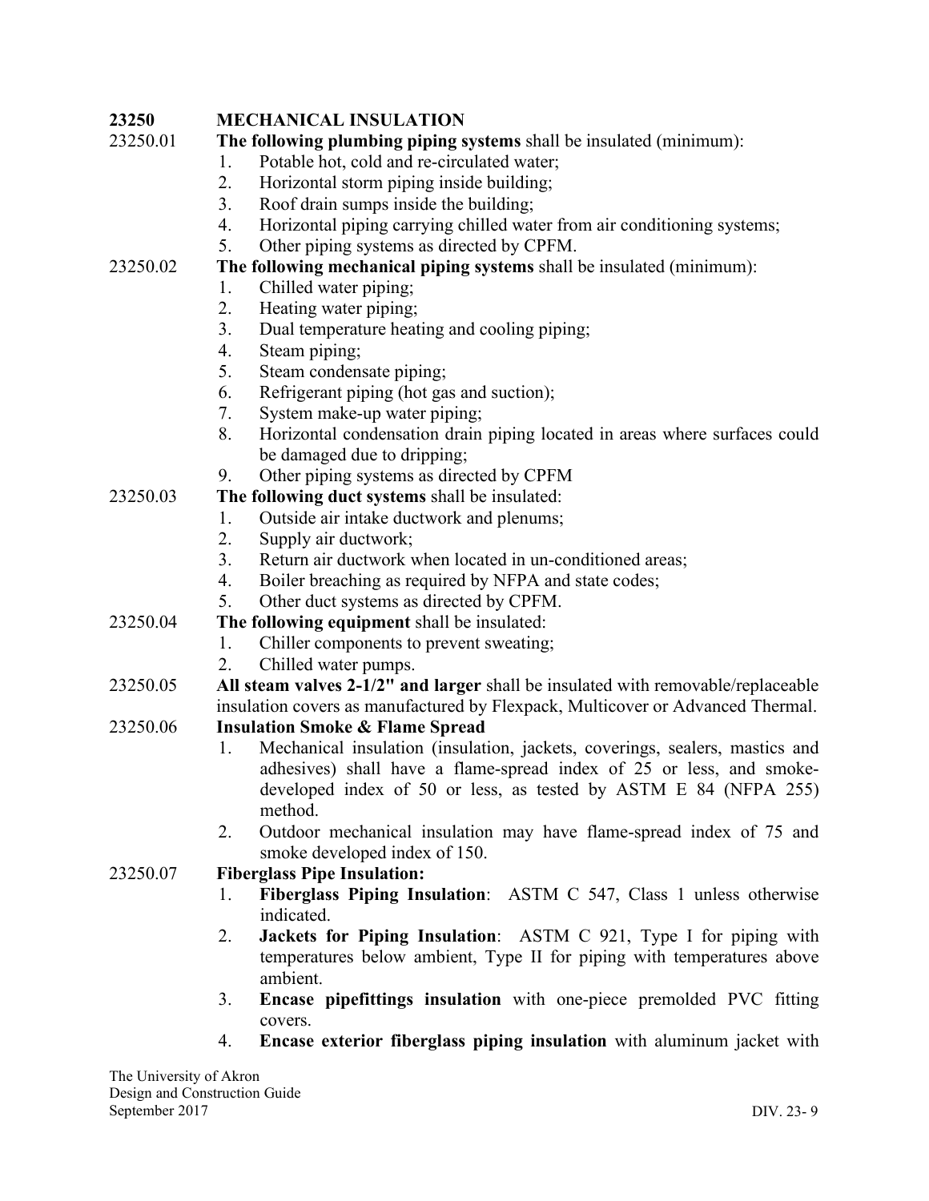## 23250 MECHANICAL INSULATION

23250.01 **The following plumbing piping systems** shall be insulated (minimum):

1. Potable hot, cold and re-circulated water;
2. Horizontal storm piping inside building;
3. Roof drain sumps inside the building;
4. Horizontal piping carrying chilled water from air conditioning systems;
5. Other piping systems as directed by CPFM.

23250.02 **The following mechanical piping systems** shall be insulated (minimum):

1. Chilled water piping;
2. Heating water piping;
3. Dual temperature heating and cooling piping;
4. Steam piping;
5. Steam condensate piping;
6. Refrigerant piping (hot gas and suction);
7. System make-up water piping;
8. Horizontal condensation drain piping located in areas where surfaces could be damaged due to dripping;
9. Other piping systems as directed by CPFM

23250.03 **The following duct systems** shall be insulated:

1. Outside air intake ductwork and plenums;
2. Supply air ductwork;
3. Return air ductwork when located in un-conditioned areas;
4. Boiler breaching as required by NFPA and state codes;
5. Other duct systems as directed by CPFM.

23250.04 **The following equipment** shall be insulated:

1. Chiller components to prevent sweating;
2. Chilled water pumps.

23250.05 **All steam valves 2-1/2" and larger** shall be insulated with removable/replaceable insulation covers as manufactured by Flexpack, Multicover or Advanced Thermal.

23250.06 **Insulation Smoke & Flame Spread**

1. Mechanical insulation (insulation, jackets, coverings, sealers, mastics and adhesives) shall have a flame-spread index of 25 or less, and smoke-developed index of 50 or less, as tested by ASTM E 84 (NFPA 255) method.
2. Outdoor mechanical insulation may have flame-spread index of 75 and smoke developed index of 150.

23250.07 **Fiberglass Pipe Insulation:**

1. **Fiberglass Piping Insulation**: ASTM C 547, Class 1 unless otherwise indicated.
2. **Jackets for Piping Insulation**: ASTM C 921, Type I for piping with temperatures below ambient, Type II for piping with temperatures above ambient.
3. **Encase pipefittings insulation** with one-piece premolded PVC fitting covers.
4. **Encase exterior fiberglass piping insulation** with aluminum jacket with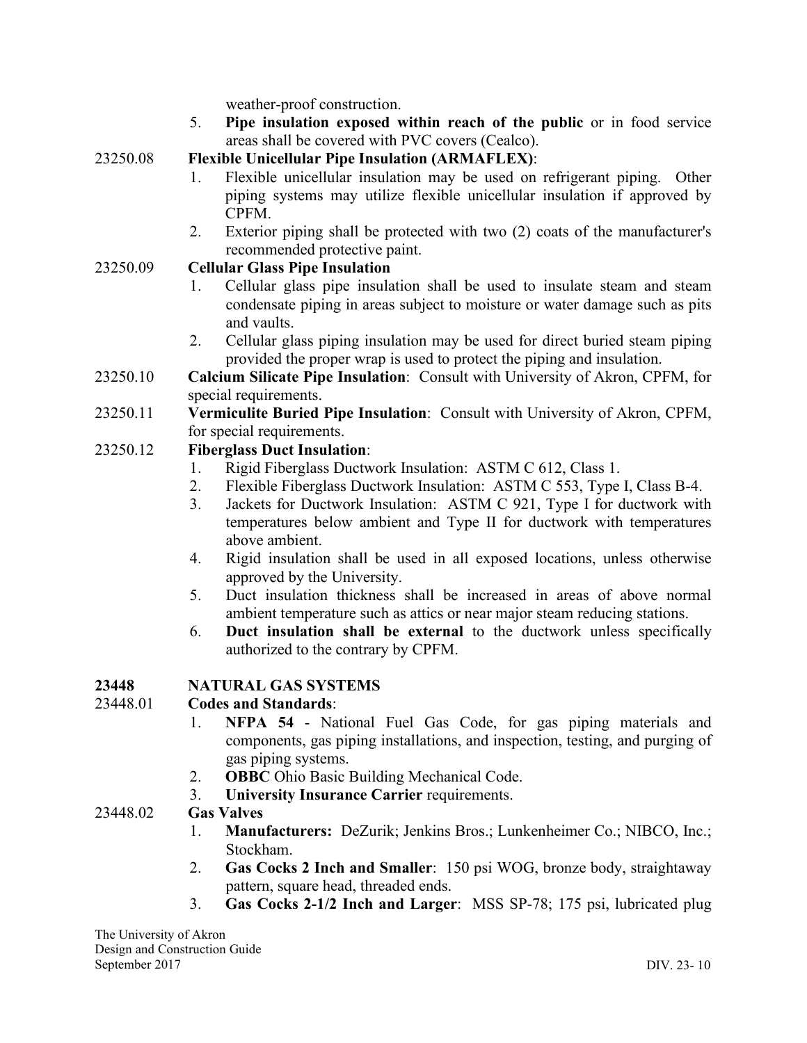weather-proof construction.

5. **Pipe insulation exposed within reach of the public** or in food service areas shall be covered with PVC covers (Cealco).

23250.08 **Flexible Unicellular Pipe Insulation (ARMAFLEX)**:

1. Flexible unicellular insulation may be used on refrigerant piping. Other piping systems may utilize flexible unicellular insulation if approved by CPFM.
2. Exterior piping shall be protected with two (2) coats of the manufacturer's recommended protective paint.

23250.09 **Cellular Glass Pipe Insulation**

1. Cellular glass pipe insulation shall be used to insulate steam and steam condensate piping in areas subject to moisture or water damage such as pits and vaults.
2. Cellular glass piping insulation may be used for direct buried steam piping provided the proper wrap is used to protect the piping and insulation.

23250.10 **Calcium Silicate Pipe Insulation**: Consult with University of Akron, CPFM, for special requirements.

23250.11 **Vermiculite Buried Pipe Insulation**: Consult with University of Akron, CPFM, for special requirements.

23250.12 **Fiberglass Duct Insulation**:

1. Rigid Fiberglass Ductwork Insulation: ASTM C 612, Class 1.
2. Flexible Fiberglass Ductwork Insulation: ASTM C 553, Type I, Class B-4.
3. Jackets for Ductwork Insulation: ASTM C 921, Type I for ductwork with temperatures below ambient and Type II for ductwork with temperatures above ambient.
4. Rigid insulation shall be used in all exposed locations, unless otherwise approved by the University.
5. Duct insulation thickness shall be increased in areas of above normal ambient temperature such as attics or near major steam reducing stations.
6. **Duct insulation shall be external** to the ductwork unless specifically authorized to the contrary by CPFM.

## 23448 NATURAL GAS SYSTEMS

23448.01 **Codes and Standards**:

1. **NFPA 54** - National Fuel Gas Code, for gas piping materials and components, gas piping installations, and inspection, testing, and purging of gas piping systems.
2. **OBBC** Ohio Basic Building Mechanical Code.
3. **University Insurance Carrier** requirements.

23448.02 **Gas Valves**

1. **Manufacturers:** DeZurik; Jenkins Bros.; Lunkenheimer Co.; NIBCO, Inc.; Stockham.
2. **Gas Cocks 2 Inch and Smaller**: 150 psi WOG, bronze body, straightaway pattern, square head, threaded ends.
3. **Gas Cocks 2-1/2 Inch and Larger**: MSS SP-78; 175 psi, lubricated plug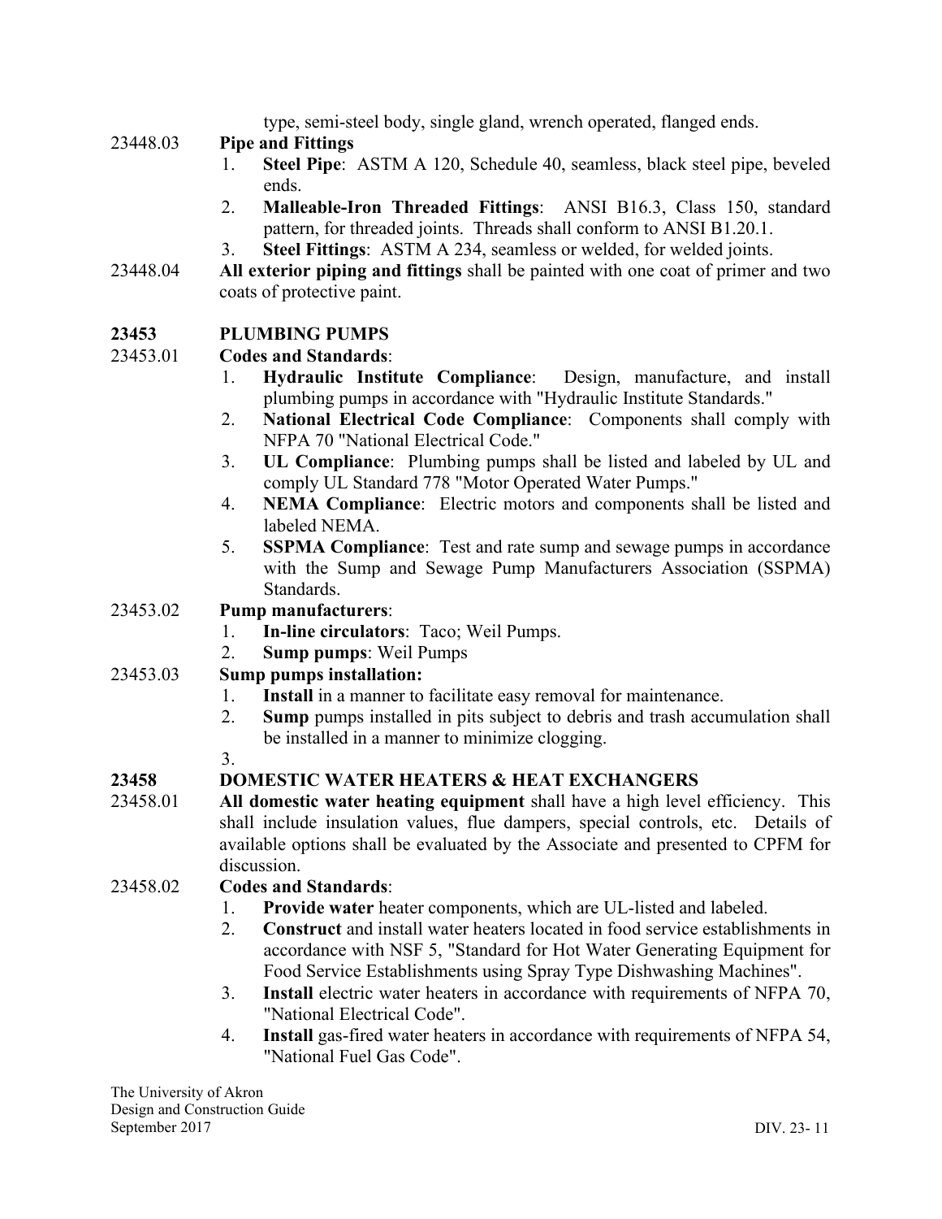type, semi-steel body, single gland, wrench operated, flanged ends.

23448.03 **Pipe and Fittings**

1. **Steel Pipe**: ASTM A 120, Schedule 40, seamless, black steel pipe, beveled ends.
2. **Malleable-Iron Threaded Fittings**: ANSI B16.3, Class 150, standard pattern, for threaded joints. Threads shall conform to ANSI B1.20.1.
3. **Steel Fittings**: ASTM A 234, seamless or welded, for welded joints.

23448.04 **All exterior piping and fittings** shall be painted with one coat of primer and two coats of protective paint.

## 23453 PLUMBING PUMPS

23453.01 **Codes and Standards**:

1. **Hydraulic Institute Compliance**: Design, manufacture, and install plumbing pumps in accordance with "Hydraulic Institute Standards."
2. **National Electrical Code Compliance**: Components shall comply with NFPA 70 "National Electrical Code."
3. **UL Compliance**: Plumbing pumps shall be listed and labeled by UL and comply UL Standard 778 "Motor Operated Water Pumps."
4. **NEMA Compliance**: Electric motors and components shall be listed and labeled NEMA.
5. **SSPMA Compliance**: Test and rate sump and sewage pumps in accordance with the Sump and Sewage Pump Manufacturers Association (SSPMA) Standards.

23453.02 **Pump manufacturers**:

1. **In-line circulators**: Taco; Weil Pumps.
2. **Sump pumps**: Weil Pumps

23453.03 **Sump pumps installation:**

1. **Install** in a manner to facilitate easy removal for maintenance.
2. **Sump** pumps installed in pits subject to debris and trash accumulation shall be installed in a manner to minimize clogging.
3. 

## 23458 DOMESTIC WATER HEATERS & HEAT EXCHANGERS

23458.01 **All domestic water heating equipment** shall have a high level efficiency. This shall include insulation values, flue dampers, special controls, etc. Details of available options shall be evaluated by the Associate and presented to CPFM for discussion.

23458.02 **Codes and Standards**:

1. **Provide water** heater components, which are UL-listed and labeled.
2. **Construct** and install water heaters located in food service establishments in accordance with NSF 5, "Standard for Hot Water Generating Equipment for Food Service Establishments using Spray Type Dishwashing Machines".
3. **Install** electric water heaters in accordance with requirements of NFPA 70, "National Electrical Code".
4. **Install** gas-fired water heaters in accordance with requirements of NFPA 54, "National Fuel Gas Code".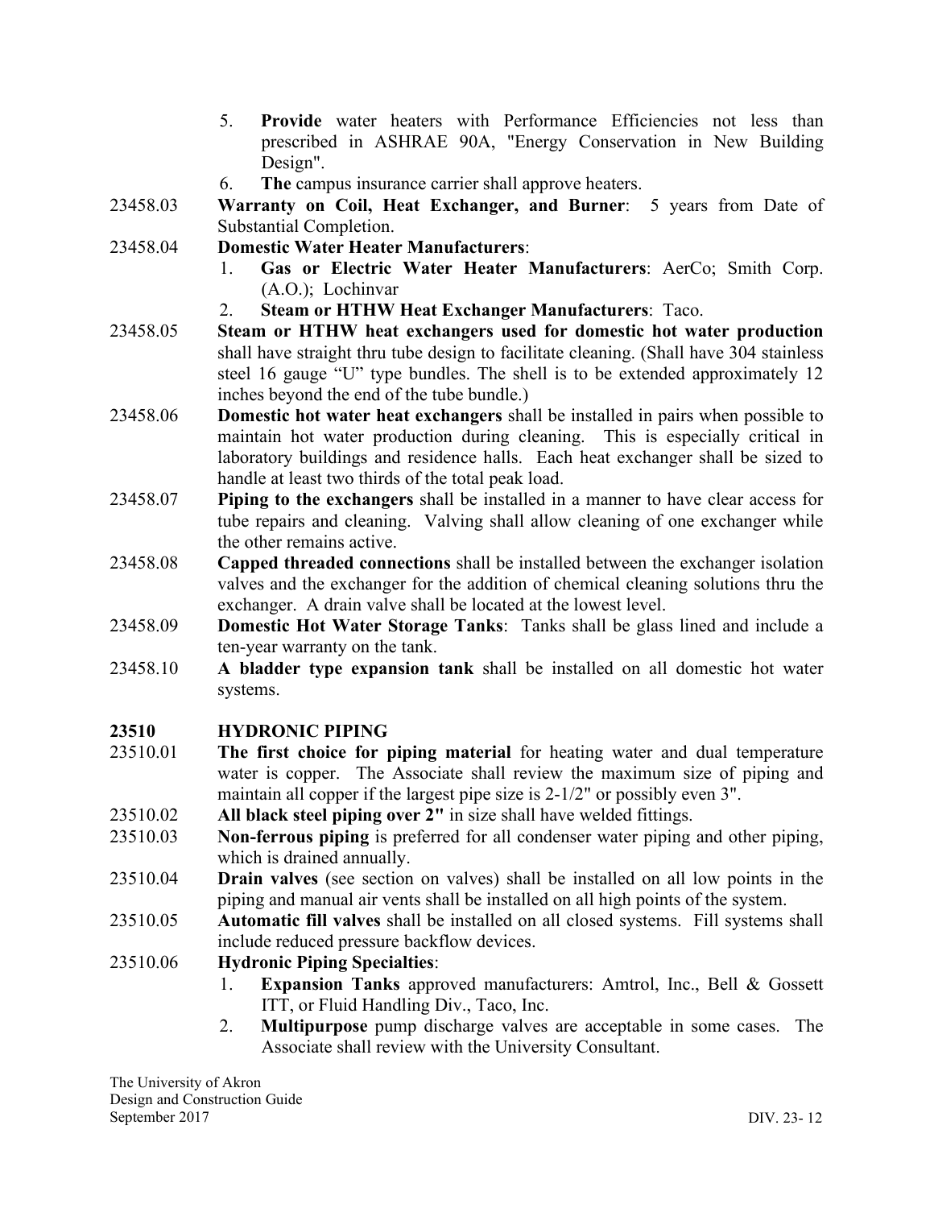5. **Provide** water heaters with Performance Efficiencies not less than prescribed in ASHRAE 90A, "Energy Conservation in New Building Design".
6. **The** campus insurance carrier shall approve heaters.

23458.03 **Warranty on Coil, Heat Exchanger, and Burner**: 5 years from Date of Substantial Completion.

23458.04 **Domestic Water Heater Manufacturers**:

1. **Gas or Electric Water Heater Manufacturers**: AerCo; Smith Corp. (A.O.); Lochinvar
2. **Steam or HTHW Heat Exchanger Manufacturers**: Taco.

23458.05 **Steam or HTHW heat exchangers used for domestic hot water production** shall have straight thru tube design to facilitate cleaning. (Shall have 304 stainless steel 16 gauge "U" type bundles. The shell is to be extended approximately 12 inches beyond the end of the tube bundle.)

23458.06 **Domestic hot water heat exchangers** shall be installed in pairs when possible to maintain hot water production during cleaning. This is especially critical in laboratory buildings and residence halls. Each heat exchanger shall be sized to handle at least two thirds of the total peak load.

23458.07 **Piping to the exchangers** shall be installed in a manner to have clear access for tube repairs and cleaning. Valving shall allow cleaning of one exchanger while the other remains active.

23458.08 **Capped threaded connections** shall be installed between the exchanger isolation valves and the exchanger for the addition of chemical cleaning solutions thru the exchanger. A drain valve shall be located at the lowest level.

23458.09 **Domestic Hot Water Storage Tanks**: Tanks shall be glass lined and include a ten-year warranty on the tank.

23458.10 **A bladder type expansion tank** shall be installed on all domestic hot water systems.

## 23510 HYDRONIC PIPING

23510.01 **The first choice for piping material** for heating water and dual temperature water is copper. The Associate shall review the maximum size of piping and maintain all copper if the largest pipe size is 2-1/2" or possibly even 3".

23510.02 **All black steel piping over 2"** in size shall have welded fittings.

23510.03 **Non-ferrous piping** is preferred for all condenser water piping and other piping, which is drained annually.

23510.04 **Drain valves** (see section on valves) shall be installed on all low points in the piping and manual air vents shall be installed on all high points of the system.

23510.05 **Automatic fill valves** shall be installed on all closed systems. Fill systems shall include reduced pressure backflow devices.

23510.06 **Hydronic Piping Specialties**:

1. **Expansion Tanks** approved manufacturers: Amtrol, Inc., Bell & Gossett ITT, or Fluid Handling Div., Taco, Inc.
2. **Multipurpose** pump discharge valves are acceptable in some cases. The Associate shall review with the University Consultant.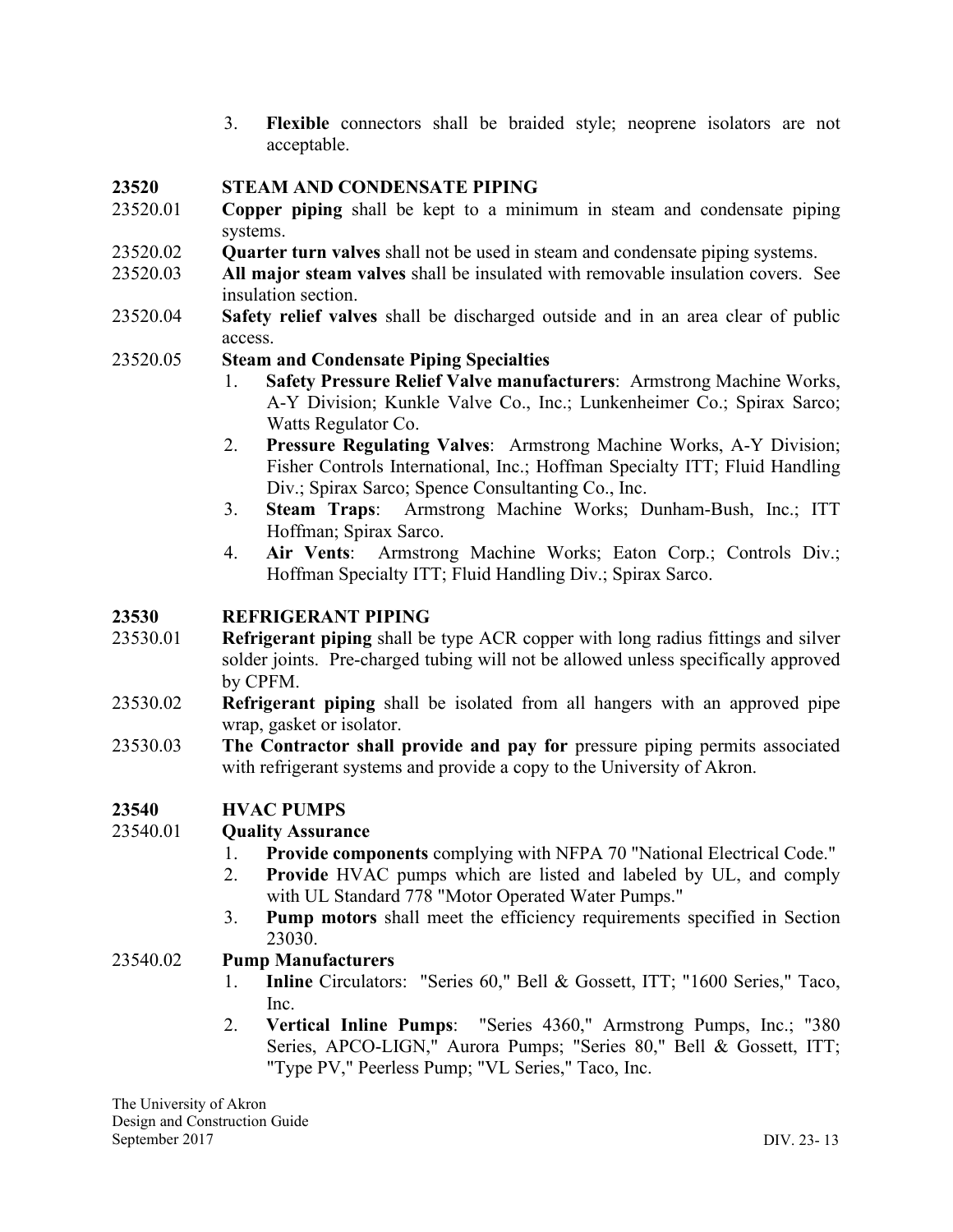3. **Flexible** connectors shall be braided style; neoprene isolators are not acceptable.

## 23520 STEAM AND CONDENSATE PIPING

23520.01 **Copper piping** shall be kept to a minimum in steam and condensate piping systems.

23520.02 **Quarter turn valves** shall not be used in steam and condensate piping systems.

23520.03 **All major steam valves** shall be insulated with removable insulation covers. See insulation section.

23520.04 **Safety relief valves** shall be discharged outside and in an area clear of public access.

23520.05 **Steam and Condensate Piping Specialties**

1. **Safety Pressure Relief Valve manufacturers**: Armstrong Machine Works, A-Y Division; Kunkle Valve Co., Inc.; Lunkenheimer Co.; Spirax Sarco; Watts Regulator Co.
2. **Pressure Regulating Valves**: Armstrong Machine Works, A-Y Division; Fisher Controls International, Inc.; Hoffman Specialty ITT; Fluid Handling Div.; Spirax Sarco; Spence Consultanting Co., Inc.
3. **Steam Traps**: Armstrong Machine Works; Dunham-Bush, Inc.; ITT Hoffman; Spirax Sarco.
4. **Air Vents**: Armstrong Machine Works; Eaton Corp.; Controls Div.; Hoffman Specialty ITT; Fluid Handling Div.; Spirax Sarco.

## 23530 REFRIGERANT PIPING

23530.01 **Refrigerant piping** shall be type ACR copper with long radius fittings and silver solder joints. Pre-charged tubing will not be allowed unless specifically approved by CPFM.

23530.02 **Refrigerant piping** shall be isolated from all hangers with an approved pipe wrap, gasket or isolator.

23530.03 **The Contractor shall provide and pay for** pressure piping permits associated with refrigerant systems and provide a copy to the University of Akron.

## 23540 HVAC PUMPS

23540.01 **Quality Assurance**

1. **Provide components** complying with NFPA 70 "National Electrical Code."
2. **Provide** HVAC pumps which are listed and labeled by UL, and comply with UL Standard 778 "Motor Operated Water Pumps."
3. **Pump motors** shall meet the efficiency requirements specified in Section 23030.

23540.02 **Pump Manufacturers**

1. **Inline** Circulators: "Series 60," Bell & Gossett, ITT; "1600 Series," Taco, Inc.
2. **Vertical Inline Pumps**: "Series 4360," Armstrong Pumps, Inc.; "380 Series, APCO-LIGN," Aurora Pumps; "Series 80," Bell & Gossett, ITT; "Type PV," Peerless Pump; "VL Series," Taco, Inc.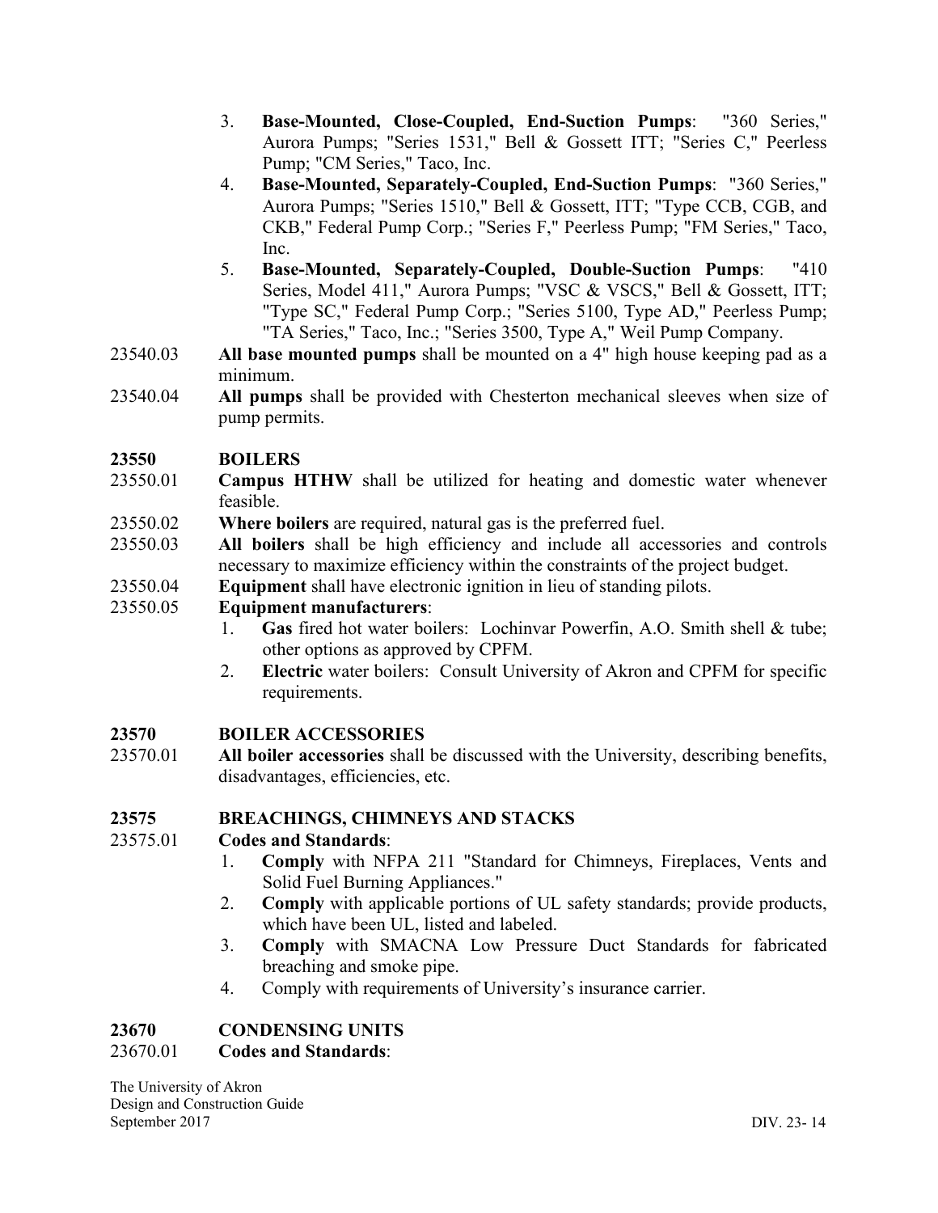3. **Base-Mounted, Close-Coupled, End-Suction Pumps**: "360 Series," Aurora Pumps; "Series 1531," Bell & Gossett ITT; "Series C," Peerless Pump; "CM Series," Taco, Inc.
4. **Base-Mounted, Separately-Coupled, End-Suction Pumps**: "360 Series," Aurora Pumps; "Series 1510," Bell & Gossett, ITT; "Type CCB, CGB, and CKB," Federal Pump Corp.; "Series F," Peerless Pump; "FM Series," Taco, Inc.
5. **Base-Mounted, Separately-Coupled, Double-Suction Pumps**: "410 Series, Model 411," Aurora Pumps; "VSC & VSCS," Bell & Gossett, ITT; "Type SC," Federal Pump Corp.; "Series 5100, Type AD," Peerless Pump; "TA Series," Taco, Inc.; "Series 3500, Type A," Weil Pump Company.

23540.03 **All base mounted pumps** shall be mounted on a 4" high house keeping pad as a minimum.

23540.04 **All pumps** shall be provided with Chesterton mechanical sleeves when size of pump permits.

## 23550 BOILERS

23550.01 **Campus HTHW** shall be utilized for heating and domestic water whenever feasible.

23550.02 **Where boilers** are required, natural gas is the preferred fuel.

23550.03 **All boilers** shall be high efficiency and include all accessories and controls necessary to maximize efficiency within the constraints of the project budget.

23550.04 **Equipment** shall have electronic ignition in lieu of standing pilots.

23550.05 **Equipment manufacturers**:

1. **Gas** fired hot water boilers: Lochinvar Powerfin, A.O. Smith shell & tube; other options as approved by CPFM.
2. **Electric** water boilers: Consult University of Akron and CPFM for specific requirements.

## 23570 BOILER ACCESSORIES

23570.01 **All boiler accessories** shall be discussed with the University, describing benefits, disadvantages, efficiencies, etc.

## 23575 BREACHINGS, CHIMNEYS AND STACKS

23575.01 **Codes and Standards**:

1. **Comply** with NFPA 211 "Standard for Chimneys, Fireplaces, Vents and Solid Fuel Burning Appliances."
2. **Comply** with applicable portions of UL safety standards; provide products, which have been UL, listed and labeled.
3. **Comply** with SMACNA Low Pressure Duct Standards for fabricated breaching and smoke pipe.
4. Comply with requirements of University's insurance carrier.

## 23670 CONDENSING UNITS

23670.01 **Codes and Standards**: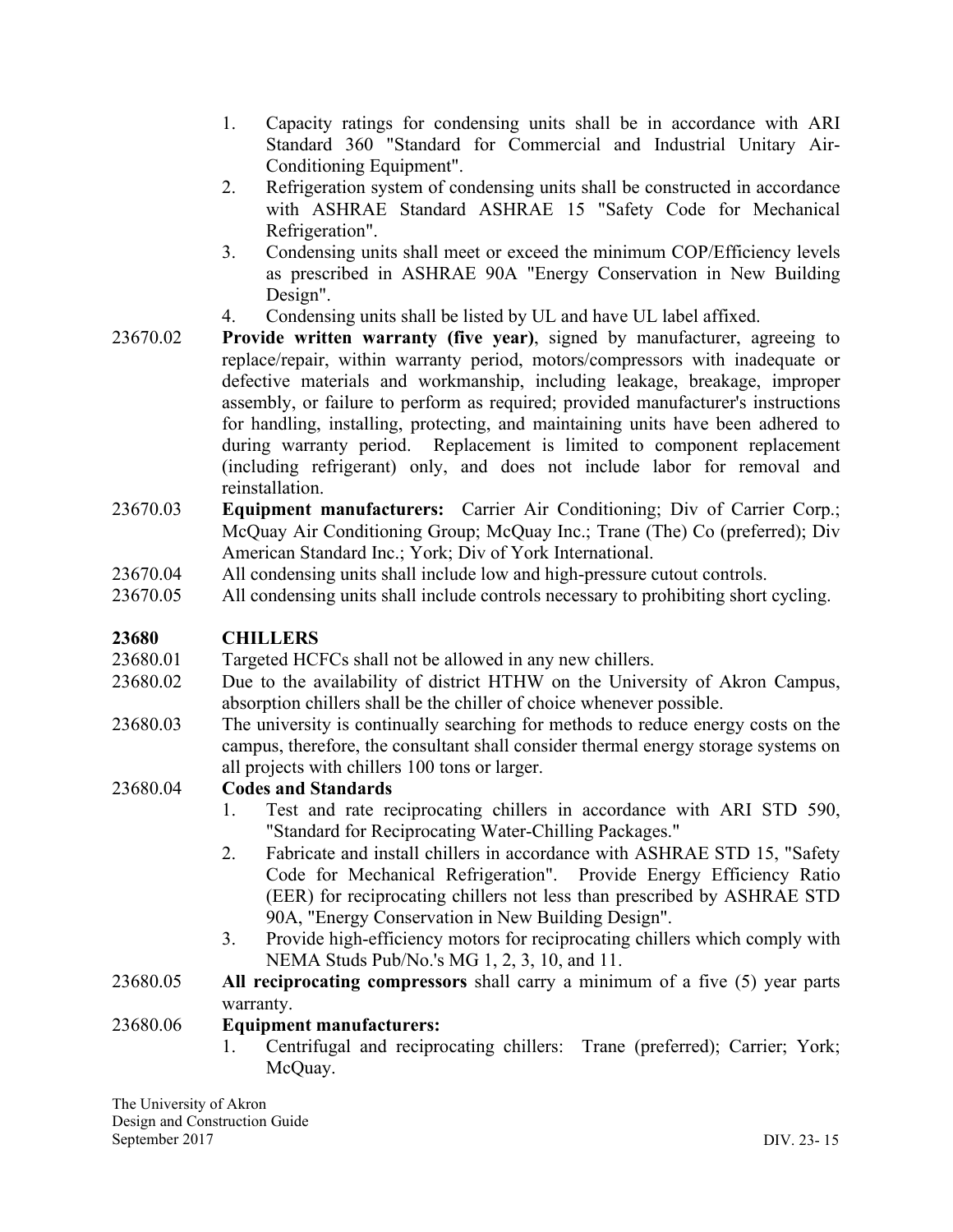1. Capacity ratings for condensing units shall be in accordance with ARI Standard 360 "Standard for Commercial and Industrial Unitary Air-Conditioning Equipment".
2. Refrigeration system of condensing units shall be constructed in accordance with ASHRAE Standard ASHRAE 15 "Safety Code for Mechanical Refrigeration".
3. Condensing units shall meet or exceed the minimum COP/Efficiency levels as prescribed in ASHRAE 90A "Energy Conservation in New Building Design".
4. Condensing units shall be listed by UL and have UL label affixed.

23670.02 **Provide written warranty (five year)**, signed by manufacturer, agreeing to replace/repair, within warranty period, motors/compressors with inadequate or defective materials and workmanship, including leakage, breakage, improper assembly, or failure to perform as required; provided manufacturer's instructions for handling, installing, protecting, and maintaining units have been adhered to during warranty period. Replacement is limited to component replacement (including refrigerant) only, and does not include labor for removal and reinstallation.

23670.03 **Equipment manufacturers:** Carrier Air Conditioning; Div of Carrier Corp.; McQuay Air Conditioning Group; McQuay Inc.; Trane (The) Co (preferred); Div American Standard Inc.; York; Div of York International.

23670.04 All condensing units shall include low and high-pressure cutout controls.

23670.05 All condensing units shall include controls necessary to prohibiting short cycling.

## 23680 CHILLERS

23680.01 Targeted HCFCs shall not be allowed in any new chillers.

23680.02 Due to the availability of district HTHW on the University of Akron Campus, absorption chillers shall be the chiller of choice whenever possible.

23680.03 The university is continually searching for methods to reduce energy costs on the campus, therefore, the consultant shall consider thermal energy storage systems on all projects with chillers 100 tons or larger.

23680.04 **Codes and Standards**

1. Test and rate reciprocating chillers in accordance with ARI STD 590, "Standard for Reciprocating Water-Chilling Packages."
2. Fabricate and install chillers in accordance with ASHRAE STD 15, "Safety Code for Mechanical Refrigeration". Provide Energy Efficiency Ratio (EER) for reciprocating chillers not less than prescribed by ASHRAE STD 90A, "Energy Conservation in New Building Design".
3. Provide high-efficiency motors for reciprocating chillers which comply with NEMA Studs Pub/No.'s MG 1, 2, 3, 10, and 11.

23680.05 **All reciprocating compressors** shall carry a minimum of a five (5) year parts warranty.

23680.06 **Equipment manufacturers:**

1. Centrifugal and reciprocating chillers: Trane (preferred); Carrier; York; McQuay.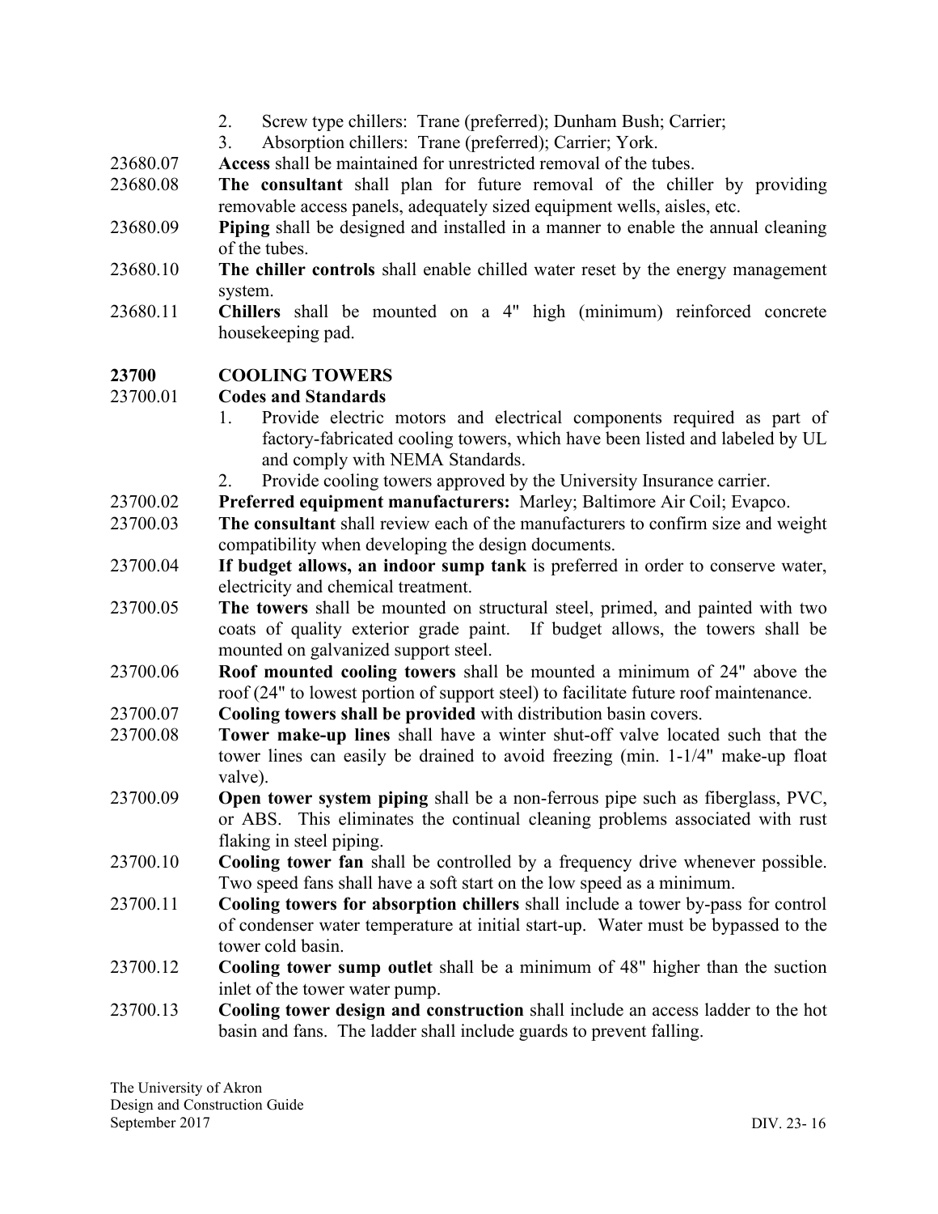2. Screw type chillers: Trane (preferred); Dunham Bush; Carrier;
3. Absorption chillers: Trane (preferred); Carrier; York.

23680.07 **Access** shall be maintained for unrestricted removal of the tubes.

23680.08 **The consultant** shall plan for future removal of the chiller by providing removable access panels, adequately sized equipment wells, aisles, etc.

23680.09 **Piping** shall be designed and installed in a manner to enable the annual cleaning of the tubes.

23680.10 **The chiller controls** shall enable chilled water reset by the energy management system.

23680.11 **Chillers** shall be mounted on a 4" high (minimum) reinforced concrete housekeeping pad.

## 23700 COOLING TOWERS

23700.01 **Codes and Standards**

1. Provide electric motors and electrical components required as part of factory-fabricated cooling towers, which have been listed and labeled by UL and comply with NEMA Standards.
2. Provide cooling towers approved by the University Insurance carrier.

23700.02 **Preferred equipment manufacturers:** Marley; Baltimore Air Coil; Evapco.

23700.03 **The consultant** shall review each of the manufacturers to confirm size and weight compatibility when developing the design documents.

23700.04 **If budget allows, an indoor sump tank** is preferred in order to conserve water, electricity and chemical treatment.

23700.05 **The towers** shall be mounted on structural steel, primed, and painted with two coats of quality exterior grade paint. If budget allows, the towers shall be mounted on galvanized support steel.

23700.06 **Roof mounted cooling towers** shall be mounted a minimum of 24" above the roof (24" to lowest portion of support steel) to facilitate future roof maintenance.

23700.07 **Cooling towers shall be provided** with distribution basin covers.

23700.08 **Tower make-up lines** shall have a winter shut-off valve located such that the tower lines can easily be drained to avoid freezing (min. 1-1/4" make-up float valve).

23700.09 **Open tower system piping** shall be a non-ferrous pipe such as fiberglass, PVC, or ABS. This eliminates the continual cleaning problems associated with rust flaking in steel piping.

23700.10 **Cooling tower fan** shall be controlled by a frequency drive whenever possible. Two speed fans shall have a soft start on the low speed as a minimum.

23700.11 **Cooling towers for absorption chillers** shall include a tower by-pass for control of condenser water temperature at initial start-up. Water must be bypassed to the tower cold basin.

23700.12 **Cooling tower sump outlet** shall be a minimum of 48" higher than the suction inlet of the tower water pump.

23700.13 **Cooling tower design and construction** shall include an access ladder to the hot basin and fans. The ladder shall include guards to prevent falling.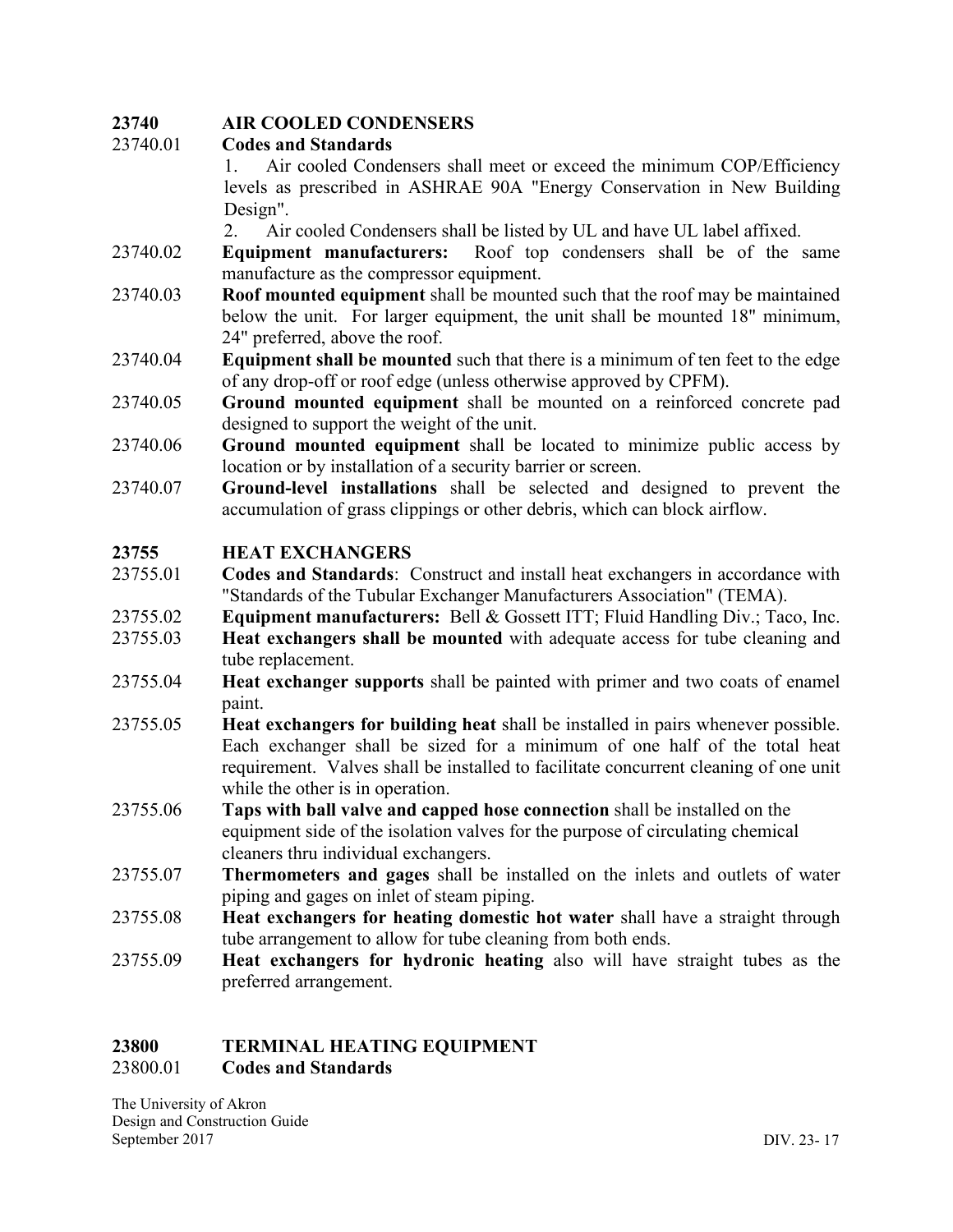**23740 AIR COOLED CONDENSERS**

23740.01 **Codes and Standards**

1. Air cooled Condensers shall meet or exceed the minimum COP/Efficiency levels as prescribed in ASHRAE 90A "Energy Conservation in New Building Design".
2. Air cooled Condensers shall be listed by UL and have UL label affixed.

23740.02 **Equipment manufacturers:** Roof top condensers shall be of the same manufacture as the compressor equipment.

23740.03 **Roof mounted equipment** shall be mounted such that the roof may be maintained below the unit. For larger equipment, the unit shall be mounted 18" minimum, 24" preferred, above the roof.

23740.04 **Equipment shall be mounted** such that there is a minimum of ten feet to the edge of any drop-off or roof edge (unless otherwise approved by CPFM).

23740.05 **Ground mounted equipment** shall be mounted on a reinforced concrete pad designed to support the weight of the unit.

23740.06 **Ground mounted equipment** shall be located to minimize public access by location or by installation of a security barrier or screen.

23740.07 **Ground-level installations** shall be selected and designed to prevent the accumulation of grass clippings or other debris, which can block airflow.

**23755 HEAT EXCHANGERS**

23755.01 **Codes and Standards**: Construct and install heat exchangers in accordance with "Standards of the Tubular Exchanger Manufacturers Association" (TEMA).

23755.02 **Equipment manufacturers:** Bell & Gossett ITT; Fluid Handling Div.; Taco, Inc.

23755.03 **Heat exchangers shall be mounted** with adequate access for tube cleaning and tube replacement.

23755.04 **Heat exchanger supports** shall be painted with primer and two coats of enamel paint.

23755.05 **Heat exchangers for building heat** shall be installed in pairs whenever possible. Each exchanger shall be sized for a minimum of one half of the total heat requirement. Valves shall be installed to facilitate concurrent cleaning of one unit while the other is in operation.

23755.06 **Taps with ball valve and capped hose connection** shall be installed on the equipment side of the isolation valves for the purpose of circulating chemical cleaners thru individual exchangers.

23755.07 **Thermometers and gages** shall be installed on the inlets and outlets of water piping and gages on inlet of steam piping.

23755.08 **Heat exchangers for heating domestic hot water** shall have a straight through tube arrangement to allow for tube cleaning from both ends.

23755.09 **Heat exchangers for hydronic heating** also will have straight tubes as the preferred arrangement.

**23800 TERMINAL HEATING EQUIPMENT**

23800.01 **Codes and Standards**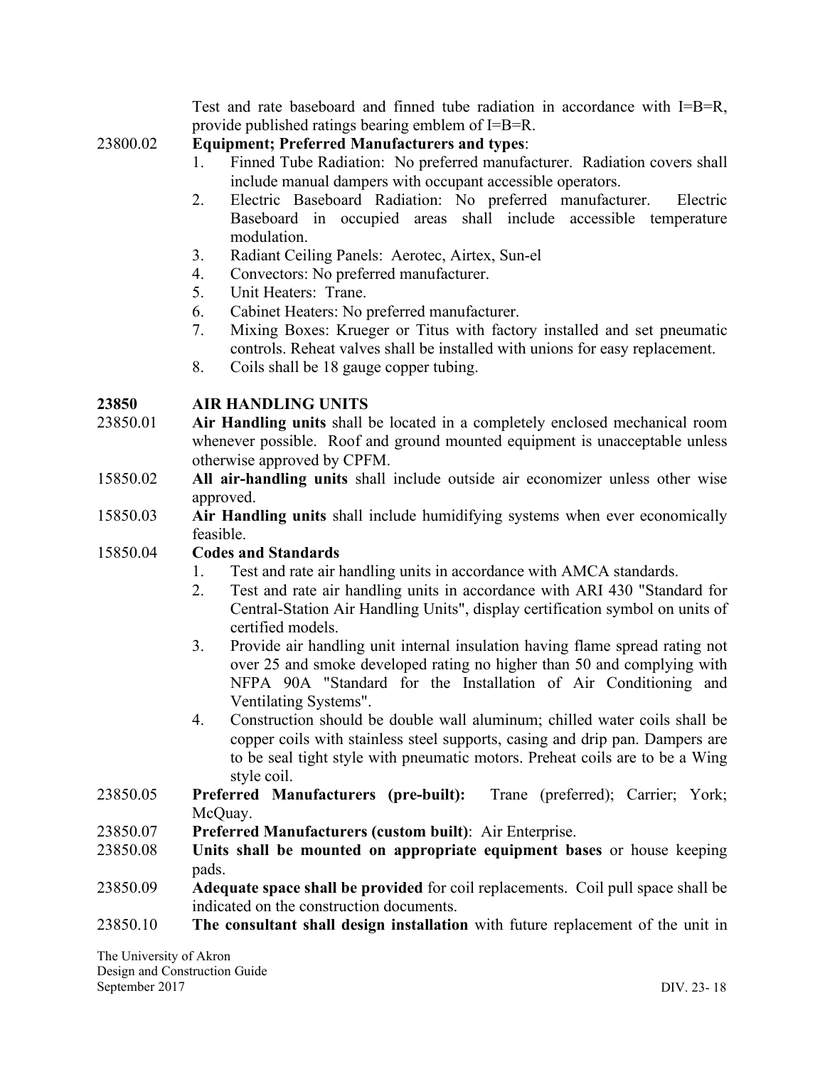Test and rate baseboard and finned tube radiation in accordance with I=B=R, provide published ratings bearing emblem of I=B=R.

23800.02 **Equipment; Preferred Manufacturers and types**:

1. Finned Tube Radiation: No preferred manufacturer. Radiation covers shall include manual dampers with occupant accessible operators.
2. Electric Baseboard Radiation: No preferred manufacturer. Electric Baseboard in occupied areas shall include accessible temperature modulation.
3. Radiant Ceiling Panels: Aerotec, Airtex, Sun-el
4. Convectors: No preferred manufacturer.
5. Unit Heaters: Trane.
6. Cabinet Heaters: No preferred manufacturer.
7. Mixing Boxes: Krueger or Titus with factory installed and set pneumatic controls. Reheat valves shall be installed with unions for easy replacement.
8. Coils shall be 18 gauge copper tubing.

## 23850 AIR HANDLING UNITS

23850.01 **Air Handling units** shall be located in a completely enclosed mechanical room whenever possible. Roof and ground mounted equipment is unacceptable unless otherwise approved by CPFM.

15850.02 **All air-handling units** shall include outside air economizer unless other wise approved.

15850.03 **Air Handling units** shall include humidifying systems when ever economically feasible.

15850.04 **Codes and Standards**

1. Test and rate air handling units in accordance with AMCA standards.
2. Test and rate air handling units in accordance with ARI 430 "Standard for Central-Station Air Handling Units", display certification symbol on units of certified models.
3. Provide air handling unit internal insulation having flame spread rating not over 25 and smoke developed rating no higher than 50 and complying with NFPA 90A "Standard for the Installation of Air Conditioning and Ventilating Systems".
4. Construction should be double wall aluminum; chilled water coils shall be copper coils with stainless steel supports, casing and drip pan. Dampers are to be seal tight style with pneumatic motors. Preheat coils are to be a Wing style coil.

23850.05 **Preferred Manufacturers (pre-built):** Trane (preferred); Carrier; York; McQuay.

23850.07 **Preferred Manufacturers (custom built)**: Air Enterprise.

23850.08 **Units shall be mounted on appropriate equipment bases** or house keeping pads.

23850.09 **Adequate space shall be provided** for coil replacements. Coil pull space shall be indicated on the construction documents.

23850.10 **The consultant shall design installation** with future replacement of the unit in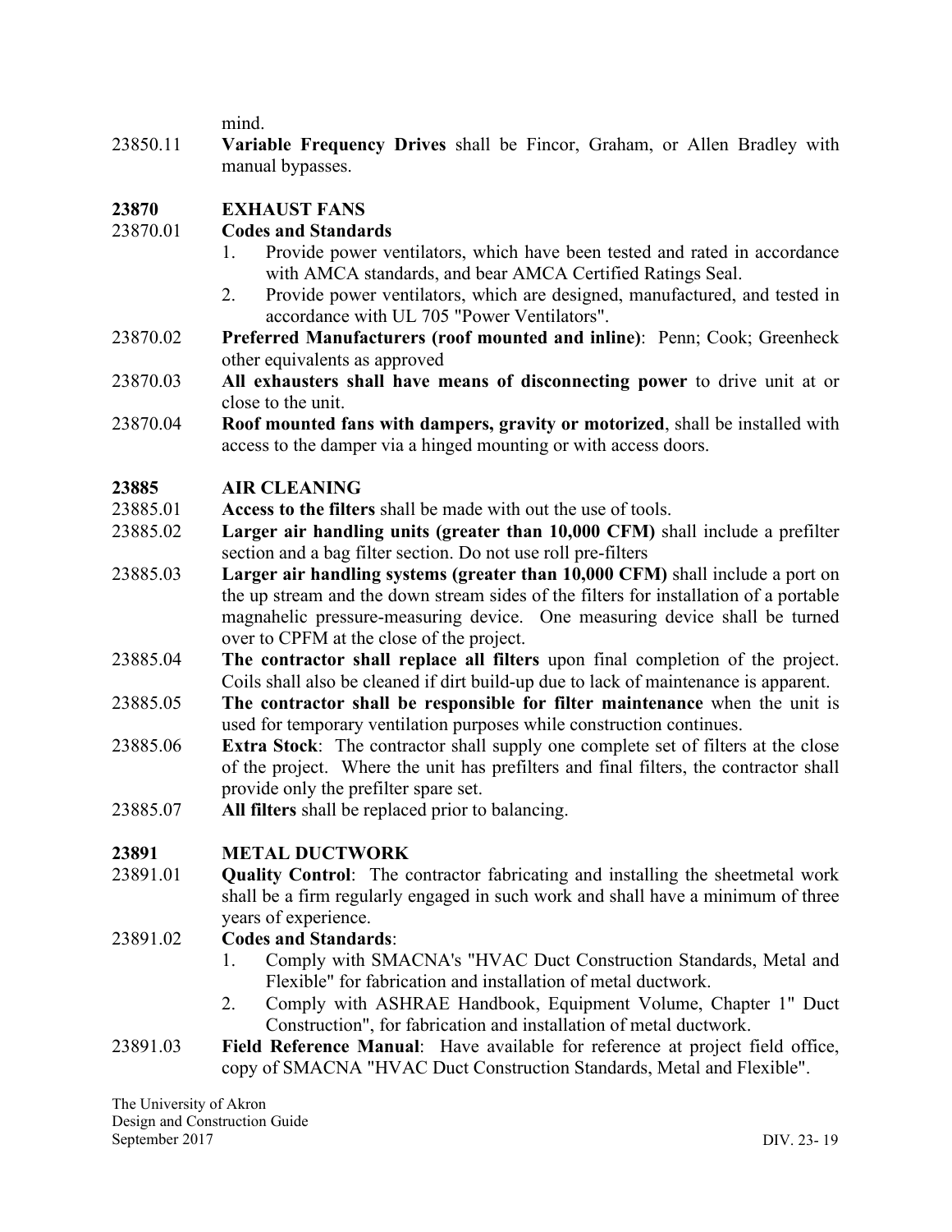mind.

23850.11 **Variable Frequency Drives** shall be Fincor, Graham, or Allen Bradley with manual bypasses.

## 23870 EXHAUST FANS

23870.01 **Codes and Standards**

1. Provide power ventilators, which have been tested and rated in accordance with AMCA standards, and bear AMCA Certified Ratings Seal.
2. Provide power ventilators, which are designed, manufactured, and tested in accordance with UL 705 "Power Ventilators".

23870.02 **Preferred Manufacturers (roof mounted and inline)**: Penn; Cook; Greenheck other equivalents as approved

23870.03 **All exhausters shall have means of disconnecting power** to drive unit at or close to the unit.

23870.04 **Roof mounted fans with dampers, gravity or motorized**, shall be installed with access to the damper via a hinged mounting or with access doors.

## 23885 AIR CLEANING

23885.01 **Access to the filters** shall be made with out the use of tools.

23885.02 **Larger air handling units (greater than 10,000 CFM)** shall include a prefilter section and a bag filter section. Do not use roll pre-filters

23885.03 **Larger air handling systems (greater than 10,000 CFM)** shall include a port on the up stream and the down stream sides of the filters for installation of a portable magnahelic pressure-measuring device. One measuring device shall be turned over to CPFM at the close of the project.

23885.04 **The contractor shall replace all filters** upon final completion of the project. Coils shall also be cleaned if dirt build-up due to lack of maintenance is apparent.

23885.05 **The contractor shall be responsible for filter maintenance** when the unit is used for temporary ventilation purposes while construction continues.

23885.06 **Extra Stock**: The contractor shall supply one complete set of filters at the close of the project. Where the unit has prefilters and final filters, the contractor shall provide only the prefilter spare set.

23885.07 **All filters** shall be replaced prior to balancing.

## 23891 METAL DUCTWORK

23891.01 **Quality Control**: The contractor fabricating and installing the sheetmetal work shall be a firm regularly engaged in such work and shall have a minimum of three years of experience.

23891.02 **Codes and Standards**:

1. Comply with SMACNA's "HVAC Duct Construction Standards, Metal and Flexible" for fabrication and installation of metal ductwork.
2. Comply with ASHRAE Handbook, Equipment Volume, Chapter 1" Duct Construction", for fabrication and installation of metal ductwork.

23891.03 **Field Reference Manual**: Have available for reference at project field office, copy of SMACNA "HVAC Duct Construction Standards, Metal and Flexible".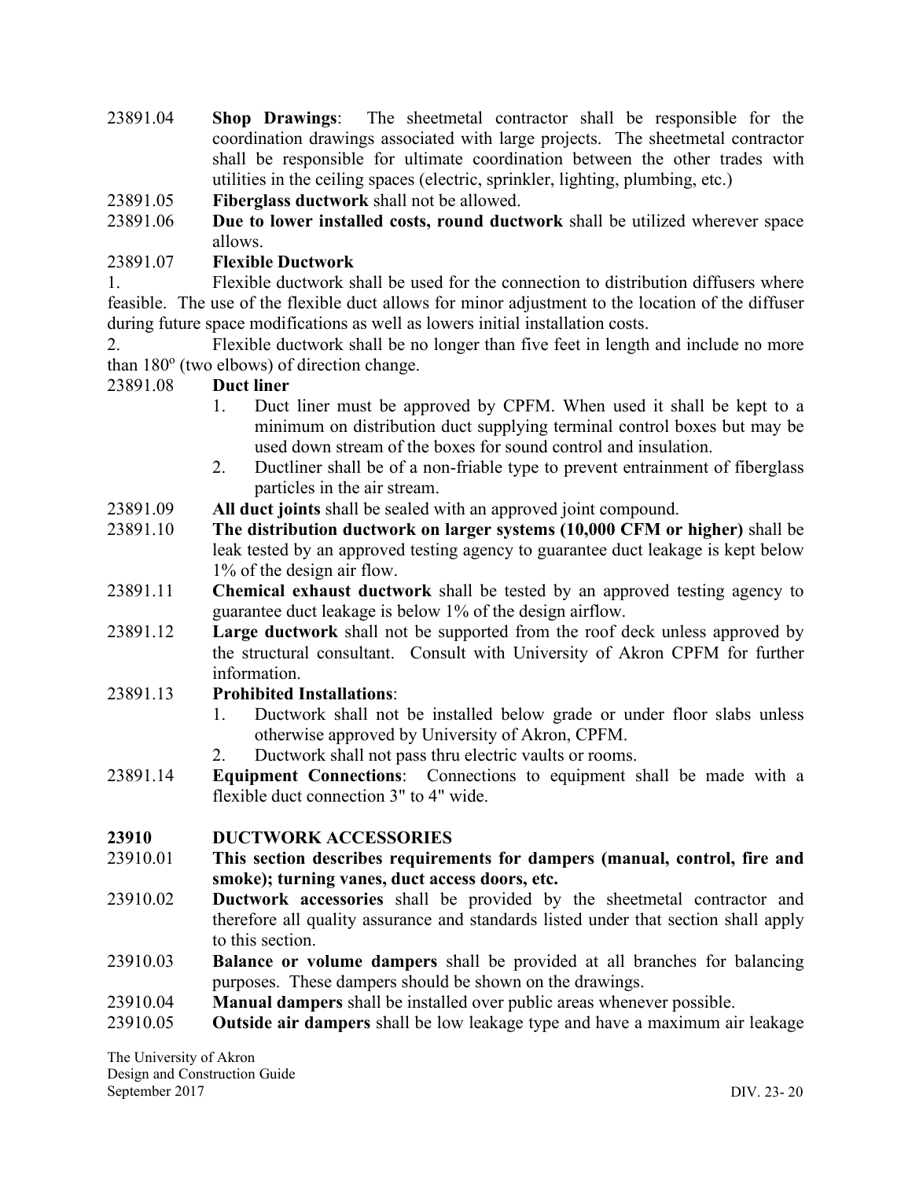23891.04 **Shop Drawings**: The sheetmetal contractor shall be responsible for the coordination drawings associated with large projects. The sheetmetal contractor shall be responsible for ultimate coordination between the other trades with utilities in the ceiling spaces (electric, sprinkler, lighting, plumbing, etc.)

23891.05 **Fiberglass ductwork** shall not be allowed.

23891.06 **Due to lower installed costs, round ductwork** shall be utilized wherever space allows.

23891.07 **Flexible Ductwork**

1. Flexible ductwork shall be used for the connection to distribution diffusers where feasible. The use of the flexible duct allows for minor adjustment to the location of the diffuser during future space modifications as well as lowers initial installation costs.

2. Flexible ductwork shall be no longer than five feet in length and include no more than 180º (two elbows) of direction change.

23891.08 **Duct liner**

1. Duct liner must be approved by CPFM. When used it shall be kept to a minimum on distribution duct supplying terminal control boxes but may be used down stream of the boxes for sound control and insulation.
2. Ductliner shall be of a non-friable type to prevent entrainment of fiberglass particles in the air stream.

23891.09 **All duct joints** shall be sealed with an approved joint compound.

23891.10 **The distribution ductwork on larger systems (10,000 CFM or higher)** shall be leak tested by an approved testing agency to guarantee duct leakage is kept below 1% of the design air flow.

23891.11 **Chemical exhaust ductwork** shall be tested by an approved testing agency to guarantee duct leakage is below 1% of the design airflow.

23891.12 **Large ductwork** shall not be supported from the roof deck unless approved by the structural consultant. Consult with University of Akron CPFM for further information.

23891.13 **Prohibited Installations**:

1. Ductwork shall not be installed below grade or under floor slabs unless otherwise approved by University of Akron, CPFM.
2. Ductwork shall not pass thru electric vaults or rooms.

23891.14 **Equipment Connections**: Connections to equipment shall be made with a flexible duct connection 3" to 4" wide.

## 23910 DUCTWORK ACCESSORIES

23910.01 **This section describes requirements for dampers (manual, control, fire and smoke); turning vanes, duct access doors, etc.**

23910.02 **Ductwork accessories** shall be provided by the sheetmetal contractor and therefore all quality assurance and standards listed under that section shall apply to this section.

23910.03 **Balance or volume dampers** shall be provided at all branches for balancing purposes. These dampers should be shown on the drawings.

23910.04 **Manual dampers** shall be installed over public areas whenever possible.

23910.05 **Outside air dampers** shall be low leakage type and have a maximum air leakage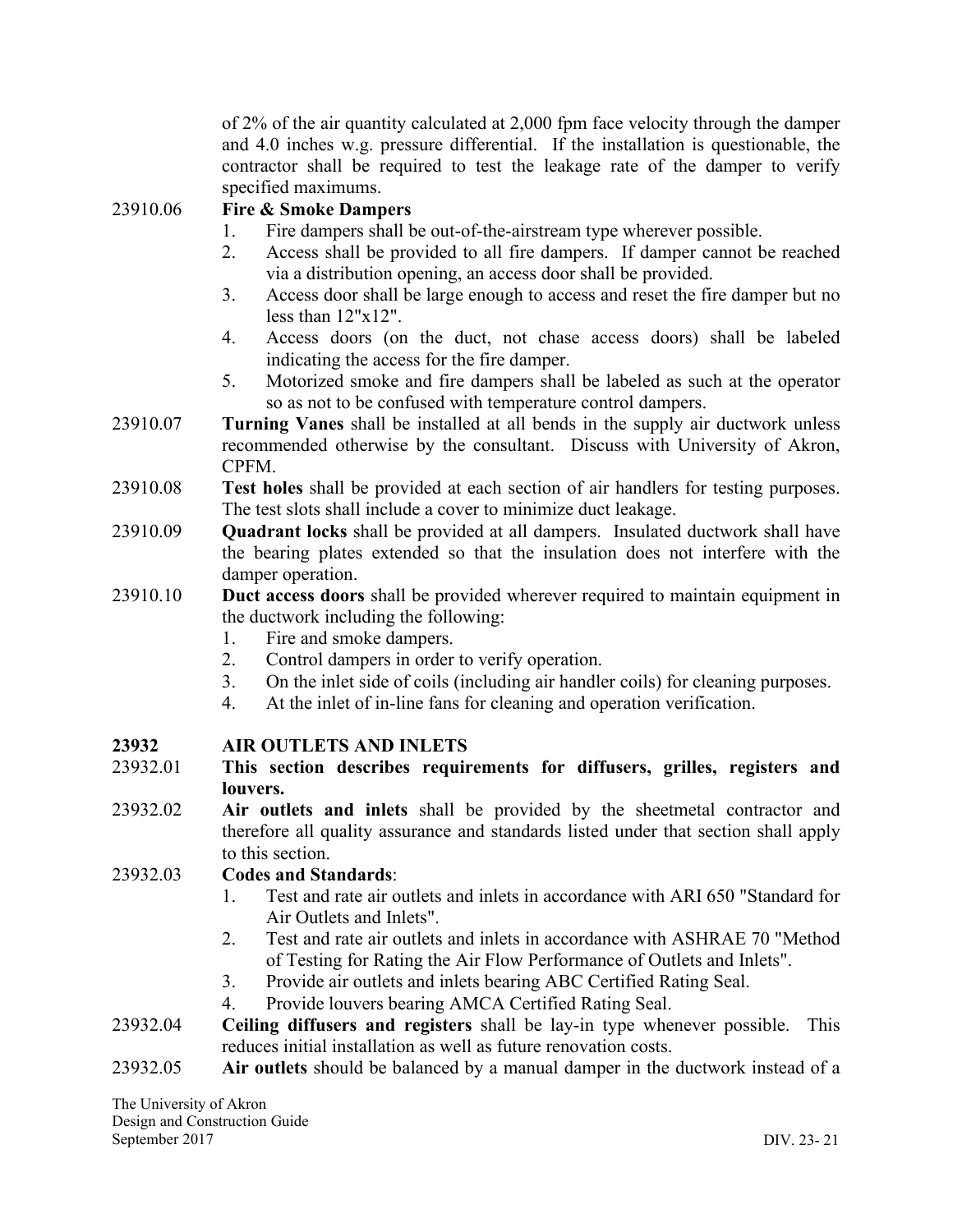of 2% of the air quantity calculated at 2,000 fpm face velocity through the damper and 4.0 inches w.g. pressure differential. If the installation is questionable, the contractor shall be required to test the leakage rate of the damper to verify specified maximums.

23910.06 **Fire & Smoke Dampers**

1. Fire dampers shall be out-of-the-airstream type wherever possible.
2. Access shall be provided to all fire dampers. If damper cannot be reached via a distribution opening, an access door shall be provided.
3. Access door shall be large enough to access and reset the fire damper but no less than 12"x12".
4. Access doors (on the duct, not chase access doors) shall be labeled indicating the access for the fire damper.
5. Motorized smoke and fire dampers shall be labeled as such at the operator so as not to be confused with temperature control dampers.

23910.07 **Turning Vanes** shall be installed at all bends in the supply air ductwork unless recommended otherwise by the consultant. Discuss with University of Akron, CPFM.

23910.08 **Test holes** shall be provided at each section of air handlers for testing purposes. The test slots shall include a cover to minimize duct leakage.

23910.09 **Quadrant locks** shall be provided at all dampers. Insulated ductwork shall have the bearing plates extended so that the insulation does not interfere with the damper operation.

23910.10 **Duct access doors** shall be provided wherever required to maintain equipment in the ductwork including the following:

1. Fire and smoke dampers.
2. Control dampers in order to verify operation.
3. On the inlet side of coils (including air handler coils) for cleaning purposes.
4. At the inlet of in-line fans for cleaning and operation verification.

## 23932 AIR OUTLETS AND INLETS

23932.01 **This section describes requirements for diffusers, grilles, registers and louvers.**

23932.02 **Air outlets and inlets** shall be provided by the sheetmetal contractor and therefore all quality assurance and standards listed under that section shall apply to this section.

23932.03 **Codes and Standards**:

1. Test and rate air outlets and inlets in accordance with ARI 650 "Standard for Air Outlets and Inlets".
2. Test and rate air outlets and inlets in accordance with ASHRAE 70 "Method of Testing for Rating the Air Flow Performance of Outlets and Inlets".
3. Provide air outlets and inlets bearing ABC Certified Rating Seal.
4. Provide louvers bearing AMCA Certified Rating Seal.

23932.04 **Ceiling diffusers and registers** shall be lay-in type whenever possible. This reduces initial installation as well as future renovation costs.

23932.05 **Air outlets** should be balanced by a manual damper in the ductwork instead of a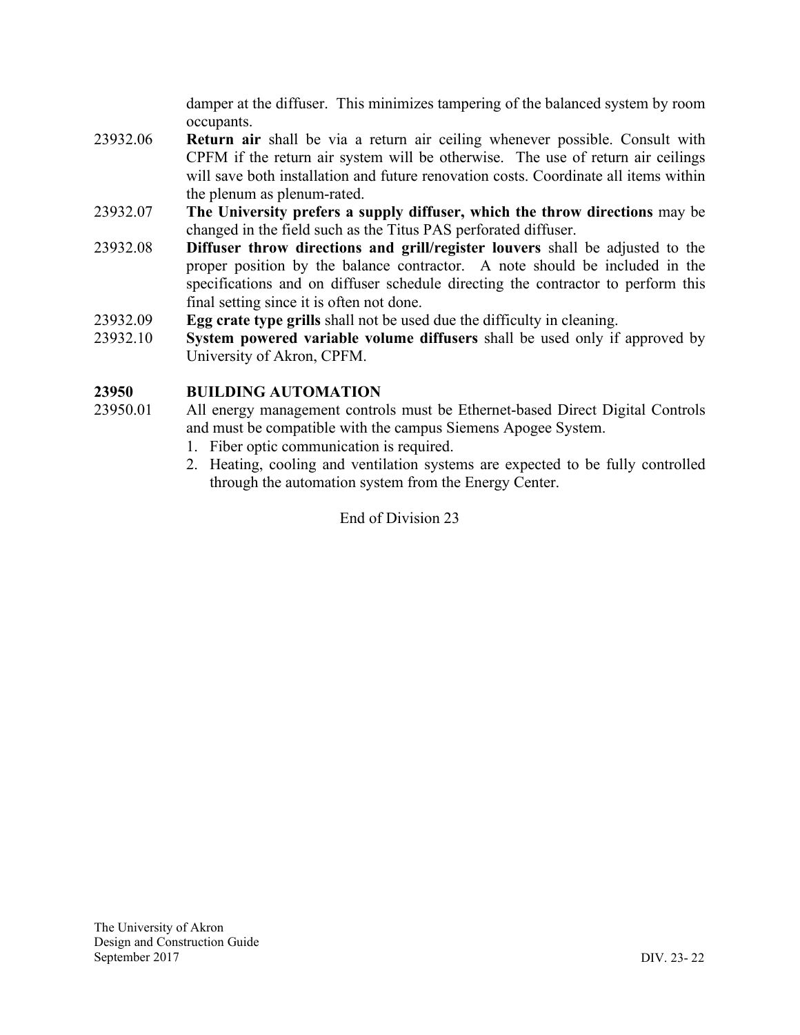damper at the diffuser. This minimizes tampering of the balanced system by room occupants.

23932.06 **Return air** shall be via a return air ceiling whenever possible. Consult with CPFM if the return air system will be otherwise. The use of return air ceilings will save both installation and future renovation costs. Coordinate all items within the plenum as plenum-rated.

23932.07 **The University prefers a supply diffuser, which the throw directions** may be changed in the field such as the Titus PAS perforated diffuser.

23932.08 **Diffuser throw directions and grill/register louvers** shall be adjusted to the proper position by the balance contractor. A note should be included in the specifications and on diffuser schedule directing the contractor to perform this final setting since it is often not done.

23932.09 **Egg crate type grills** shall not be used due the difficulty in cleaning.

23932.10 **System powered variable volume diffusers** shall be used only if approved by University of Akron, CPFM.

## 23950 BUILDING AUTOMATION

23950.01 All energy management controls must be Ethernet-based Direct Digital Controls and must be compatible with the campus Siemens Apogee System.

1. Fiber optic communication is required.
2. Heating, cooling and ventilation systems are expected to be fully controlled through the automation system from the Energy Center.

End of Division 23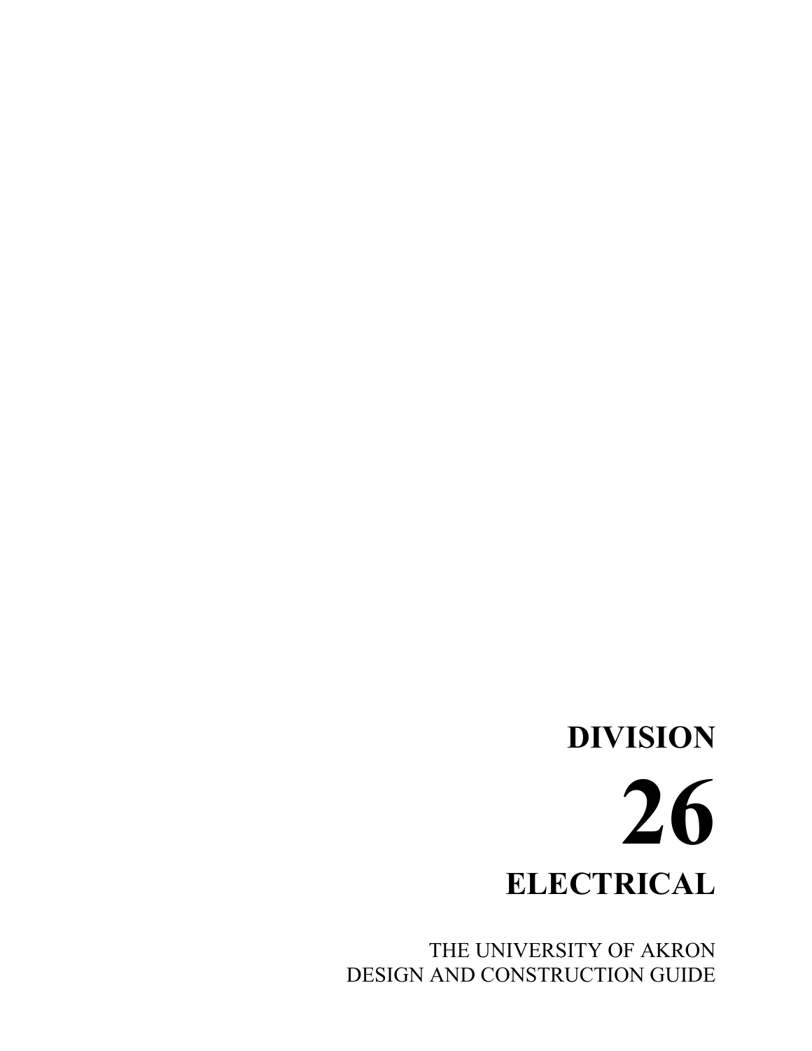# DIVISION

# 26

# ELECTRICAL

THE UNIVERSITY OF AKRON
DESIGN AND CONSTRUCTION GUIDE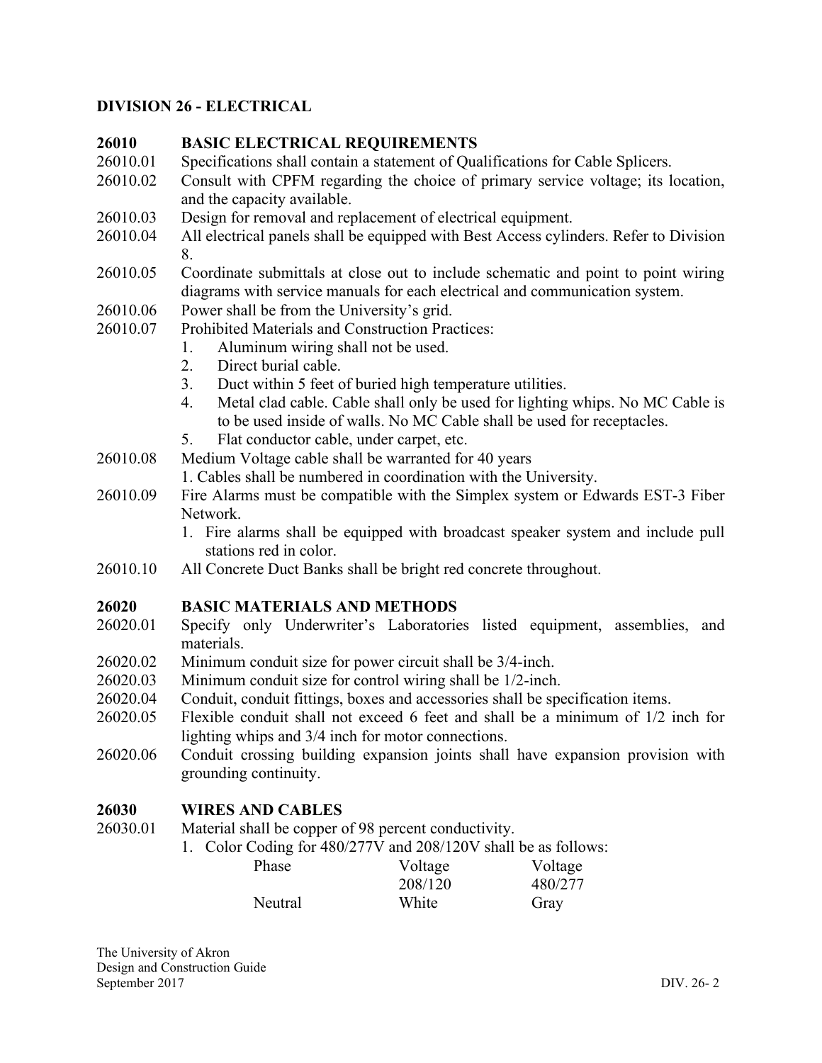# DIVISION 26 - ELECTRICAL

## 26010 BASIC ELECTRICAL REQUIREMENTS

26010.01 Specifications shall contain a statement of Qualifications for Cable Splicers.

26010.02 Consult with CPFM regarding the choice of primary service voltage; its location, and the capacity available.

26010.03 Design for removal and replacement of electrical equipment.

26010.04 All electrical panels shall be equipped with Best Access cylinders. Refer to Division 8.

26010.05 Coordinate submittals at close out to include schematic and point to point wiring diagrams with service manuals for each electrical and communication system.

26010.06 Power shall be from the University's grid.

26010.07 Prohibited Materials and Construction Practices:

1. Aluminum wiring shall not be used.
2. Direct burial cable.
3. Duct within 5 feet of buried high temperature utilities.
4. Metal clad cable. Cable shall only be used for lighting whips. No MC Cable is to be used inside of walls. No MC Cable shall be used for receptacles.
5. Flat conductor cable, under carpet, etc.

26010.08 Medium Voltage cable shall be warranted for 40 years

1. Cables shall be numbered in coordination with the University.

26010.09 Fire Alarms must be compatible with the Simplex system or Edwards EST-3 Fiber Network.

1. Fire alarms shall be equipped with broadcast speaker system and include pull stations red in color.

26010.10 All Concrete Duct Banks shall be bright red concrete throughout.

## 26020 BASIC MATERIALS AND METHODS

26020.01 Specify only Underwriter's Laboratories listed equipment, assemblies, and materials.

26020.02 Minimum conduit size for power circuit shall be 3/4-inch.

26020.03 Minimum conduit size for control wiring shall be 1/2-inch.

26020.04 Conduit, conduit fittings, boxes and accessories shall be specification items.

26020.05 Flexible conduit shall not exceed 6 feet and shall be a minimum of 1/2 inch for lighting whips and 3/4 inch for motor connections.

26020.06 Conduit crossing building expansion joints shall have expansion provision with grounding continuity.

## 26030 WIRES AND CABLES

26030.01 Material shall be copper of 98 percent conductivity.

1. Color Coding for 480/277V and 208/120V shall be as follows:

| Phase | Voltage 208/120 | Voltage 480/277 |
|---|---|---|
| Neutral | White | Gray |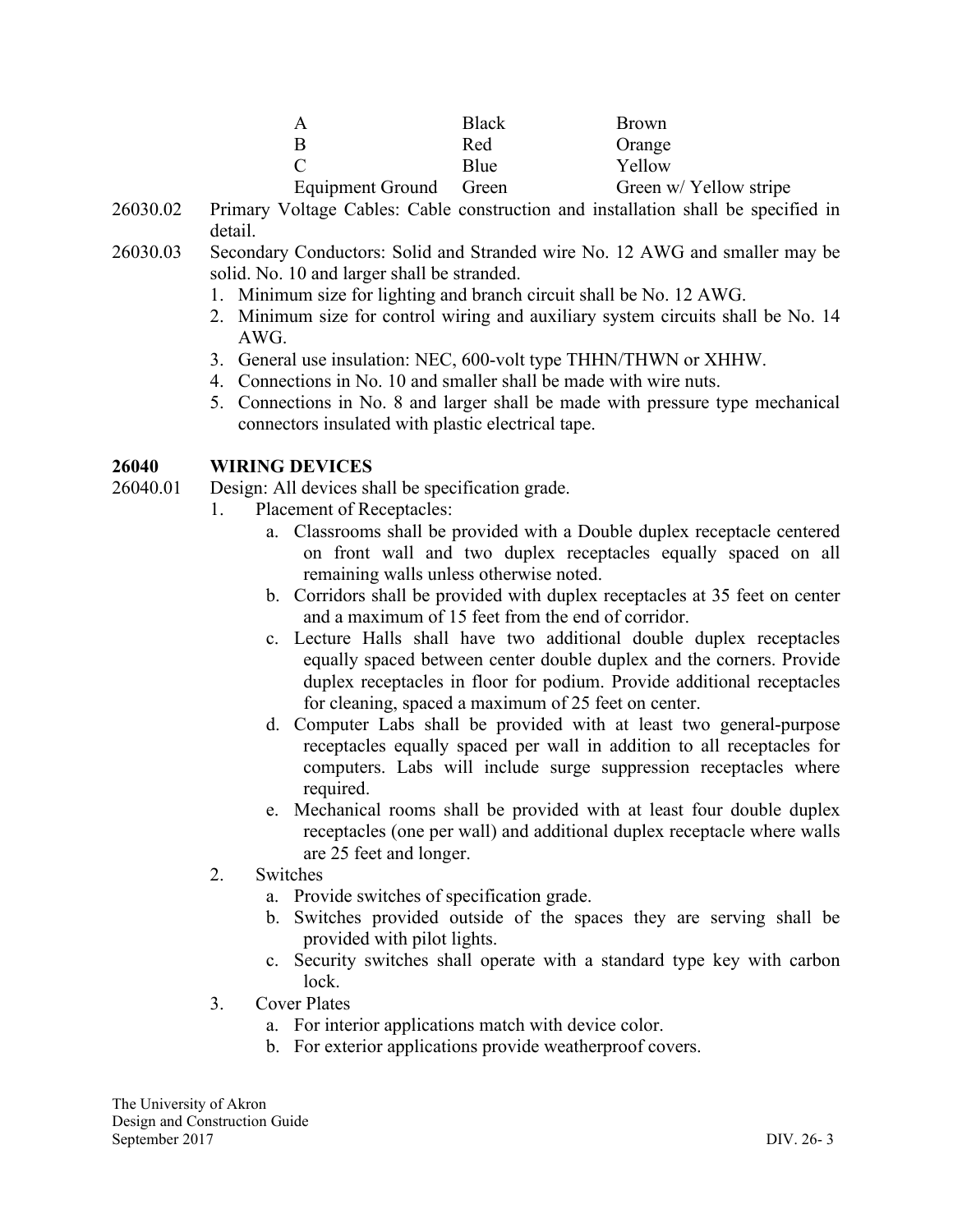| | | |
|---|---|---|
| A | Black | Brown |
| B | Red | Orange |
| C | Blue | Yellow |
| Equipment Ground | Green | Green w/ Yellow stripe |

26030.02 Primary Voltage Cables: Cable construction and installation shall be specified in detail.

26030.03 Secondary Conductors: Solid and Stranded wire No. 12 AWG and smaller may be solid. No. 10 and larger shall be stranded.

1. Minimum size for lighting and branch circuit shall be No. 12 AWG.
2. Minimum size for control wiring and auxiliary system circuits shall be No. 14 AWG.
3. General use insulation: NEC, 600-volt type THHN/THWN or XHHW.
4. Connections in No. 10 and smaller shall be made with wire nuts.
5. Connections in No. 8 and larger shall be made with pressure type mechanical connectors insulated with plastic electrical tape.

## 26040 WIRING DEVICES

26040.01 Design: All devices shall be specification grade.

1. Placement of Receptacles:
   a. Classrooms shall be provided with a Double duplex receptacle centered on front wall and two duplex receptacles equally spaced on all remaining walls unless otherwise noted.
   b. Corridors shall be provided with duplex receptacles at 35 feet on center and a maximum of 15 feet from the end of corridor.
   c. Lecture Halls shall have two additional double duplex receptacles equally spaced between center double duplex and the corners. Provide duplex receptacles in floor for podium. Provide additional receptacles for cleaning, spaced a maximum of 25 feet on center.
   d. Computer Labs shall be provided with at least two general-purpose receptacles equally spaced per wall in addition to all receptacles for computers. Labs will include surge suppression receptacles where required.
   e. Mechanical rooms shall be provided with at least four double duplex receptacles (one per wall) and additional duplex receptacle where walls are 25 feet and longer.
2. Switches
   a. Provide switches of specification grade.
   b. Switches provided outside of the spaces they are serving shall be provided with pilot lights.
   c. Security switches shall operate with a standard type key with carbon lock.
3. Cover Plates
   a. For interior applications match with device color.
   b. For exterior applications provide weatherproof covers.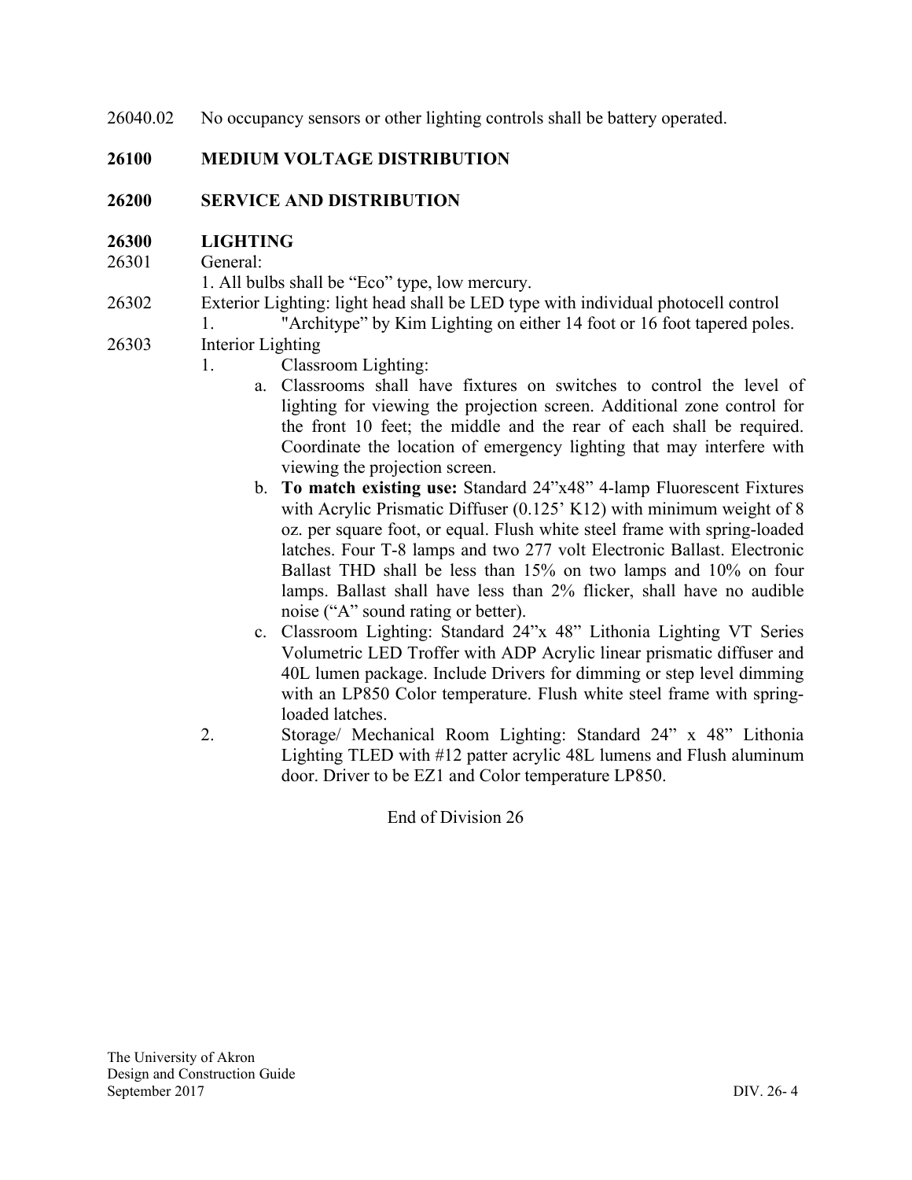26040.02 No occupancy sensors or other lighting controls shall be battery operated.

**26100 MEDIUM VOLTAGE DISTRIBUTION**

**26200 SERVICE AND DISTRIBUTION**

**26300 LIGHTING**

26301 General:

1. All bulbs shall be “Eco” type, low mercury.

26302 Exterior Lighting: light head shall be LED type with individual photocell control

1. "Architype” by Kim Lighting on either 14 foot or 16 foot tapered poles.

26303 Interior Lighting

1. Classroom Lighting:
   a. Classrooms shall have fixtures on switches to control the level of lighting for viewing the projection screen. Additional zone control for the front 10 feet; the middle and the rear of each shall be required. Coordinate the location of emergency lighting that may interfere with viewing the projection screen.
   b. **To match existing use:** Standard 24”x48” 4-lamp Fluorescent Fixtures with Acrylic Prismatic Diffuser (0.125’ K12) with minimum weight of 8 oz. per square foot, or equal. Flush white steel frame with spring-loaded latches. Four T-8 lamps and two 277 volt Electronic Ballast. Electronic Ballast THD shall be less than 15% on two lamps and 10% on four lamps. Ballast shall have less than 2% flicker, shall have no audible noise (“A” sound rating or better).
   c. Classroom Lighting: Standard 24”x 48” Lithonia Lighting VT Series Volumetric LED Troffer with ADP Acrylic linear prismatic diffuser and 40L lumen package. Include Drivers for dimming or step level dimming with an LP850 Color temperature. Flush white steel frame with spring-loaded latches.
2. Storage/ Mechanical Room Lighting: Standard 24” x 48” Lithonia Lighting TLED with #12 patter acrylic 48L lumens and Flush aluminum door. Driver to be EZ1 and Color temperature LP850.

End of Division 26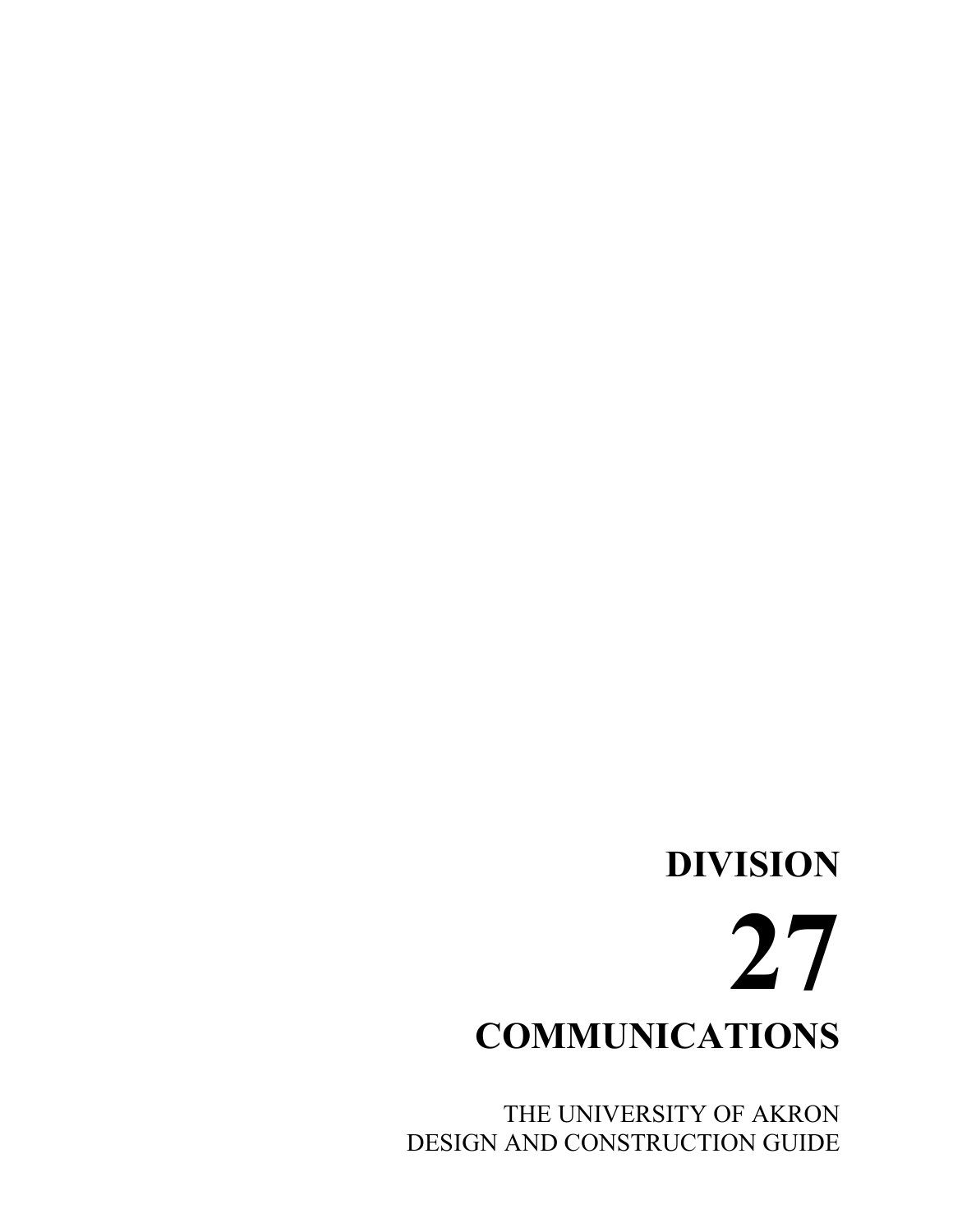# DIVISION

# 27

# COMMUNICATIONS

THE UNIVERSITY OF AKRON
DESIGN AND CONSTRUCTION GUIDE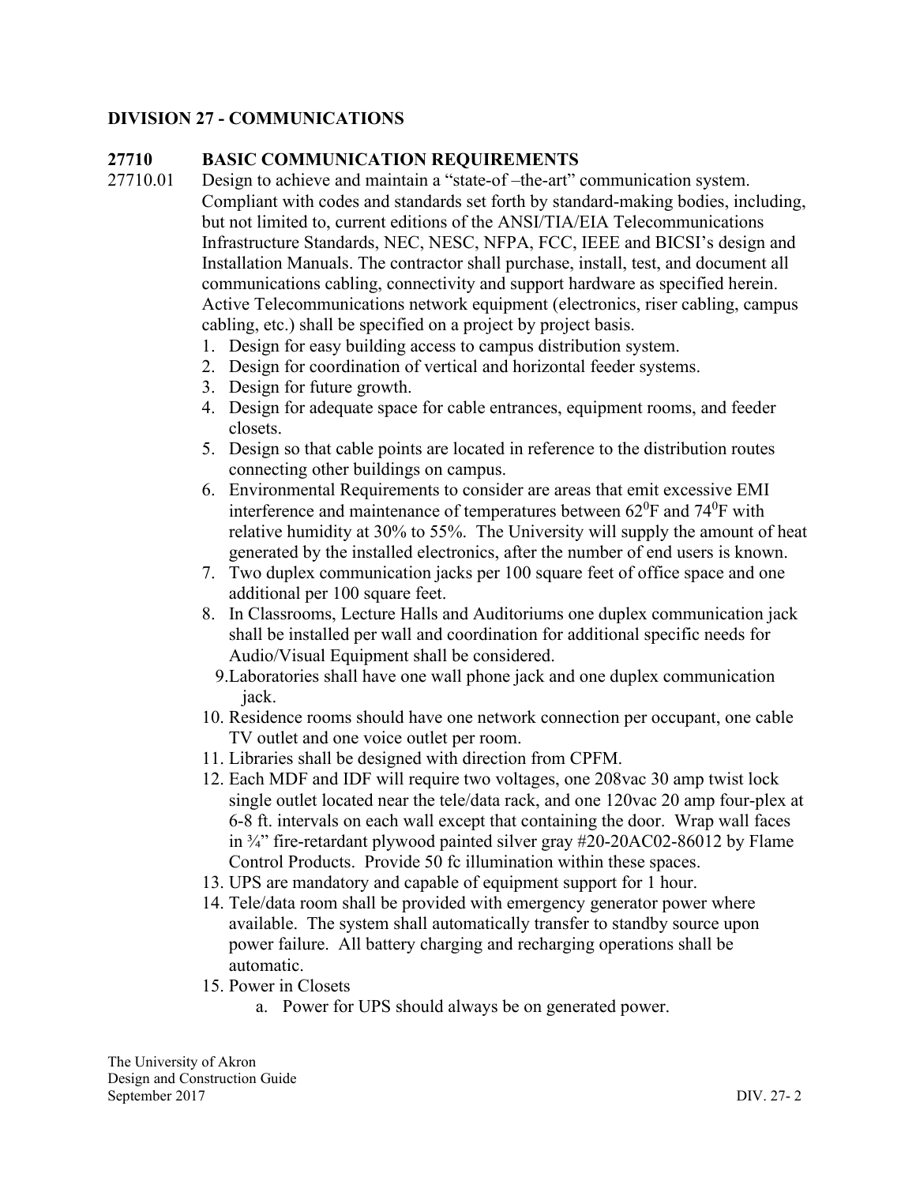## DIVISION 27 - COMMUNICATIONS

### 27710 BASIC COMMUNICATION REQUIREMENTS

27710.01 Design to achieve and maintain a "state-of –the-art" communication system. Compliant with codes and standards set forth by standard-making bodies, including, but not limited to, current editions of the ANSI/TIA/EIA Telecommunications Infrastructure Standards, NEC, NESC, NFPA, FCC, IEEE and BICSI's design and Installation Manuals. The contractor shall purchase, install, test, and document all communications cabling, connectivity and support hardware as specified herein. Active Telecommunications network equipment (electronics, riser cabling, campus cabling, etc.) shall be specified on a project by project basis.

1. Design for easy building access to campus distribution system.
2. Design for coordination of vertical and horizontal feeder systems.
3. Design for future growth.
4. Design for adequate space for cable entrances, equipment rooms, and feeder closets.
5. Design so that cable points are located in reference to the distribution routes connecting other buildings on campus.
6. Environmental Requirements to consider are areas that emit excessive EMI interference and maintenance of temperatures between $62^0$F and $74^0$F with relative humidity at 30% to 55%. The University will supply the amount of heat generated by the installed electronics, after the number of end users is known.
7. Two duplex communication jacks per 100 square feet of office space and one additional per 100 square feet.
8. In Classrooms, Lecture Halls and Auditoriums one duplex communication jack shall be installed per wall and coordination for additional specific needs for Audio/Visual Equipment shall be considered.
9. Laboratories shall have one wall phone jack and one duplex communication jack.
10. Residence rooms should have one network connection per occupant, one cable TV outlet and one voice outlet per room.
11. Libraries shall be designed with direction from CPFM.
12. Each MDF and IDF will require two voltages, one 208vac 30 amp twist lock single outlet located near the tele/data rack, and one 120vac 20 amp four-plex at 6-8 ft. intervals on each wall except that containing the door. Wrap wall faces in ¾" fire-retardant plywood painted silver gray #20-20AC02-86012 by Flame Control Products. Provide 50 fc illumination within these spaces.
13. UPS are mandatory and capable of equipment support for 1 hour.
14. Tele/data room shall be provided with emergency generator power where available. The system shall automatically transfer to standby source upon power failure. All battery charging and recharging operations shall be automatic.
15. Power in Closets
    a. Power for UPS should always be on generated power.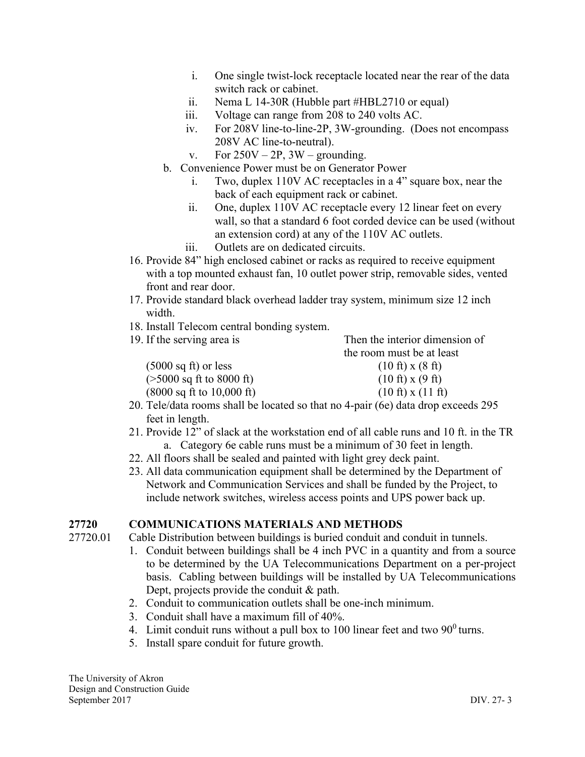i. One single twist-lock receptacle located near the rear of the data switch rack or cabinet.
   ii. Nema L 14-30R (Hubble part #HBL2710 or equal)
   iii. Voltage can range from 208 to 240 volts AC.
   iv. For 208V line-to-line-2P, 3W-grounding. (Does not encompass 208V AC line-to-neutral).
   v. For 250V – 2P, 3W – grounding.

b. Convenience Power must be on Generator Power
   i. Two, duplex 110V AC receptacles in a 4" square box, near the back of each equipment rack or cabinet.
   ii. One, duplex 110V AC receptacle every 12 linear feet on every wall, so that a standard 6 foot corded device can be used (without an extension cord) at any of the 110V AC outlets.
   iii. Outlets are on dedicated circuits.

16. Provide 84" high enclosed cabinet or racks as required to receive equipment with a top mounted exhaust fan, 10 outlet power strip, removable sides, vented front and rear door.
17. Provide standard black overhead ladder tray system, minimum size 12 inch width.
18. Install Telecom central bonding system.
19. If the serving area is / Then the interior dimension of the room must be at least

| If the serving area is | Then the interior dimension of the room must be at least |
|---|---|
| (5000 sq ft) or less | (10 ft) x (8 ft) |
| (>5000 sq ft to 8000 ft) | (10 ft) x (9 ft) |
| (8000 sq ft to 10,000 ft) | (10 ft) x (11 ft) |

20. Tele/data rooms shall be located so that no 4-pair (6e) data drop exceeds 295 feet in length.
21. Provide 12" of slack at the workstation end of all cable runs and 10 ft. in the TR
    a. Category 6e cable runs must be a minimum of 30 feet in length.
22. All floors shall be sealed and painted with light grey deck paint.
23. All data communication equipment shall be determined by the Department of Network and Communication Services and shall be funded by the Project, to include network switches, wireless access points and UPS power back up.

## 27720 COMMUNICATIONS MATERIALS AND METHODS

27720.01 Cable Distribution between buildings is buried conduit and conduit in tunnels.

1. Conduit between buildings shall be 4 inch PVC in a quantity and from a source to be determined by the UA Telecommunications Department on a per-project basis. Cabling between buildings will be installed by UA Telecommunications Dept, projects provide the conduit & path.
2. Conduit to communication outlets shall be one-inch minimum.
3. Conduit shall have a maximum fill of 40%.
4. Limit conduit runs without a pull box to 100 linear feet and two $90^0$ turns.
5. Install spare conduit for future growth.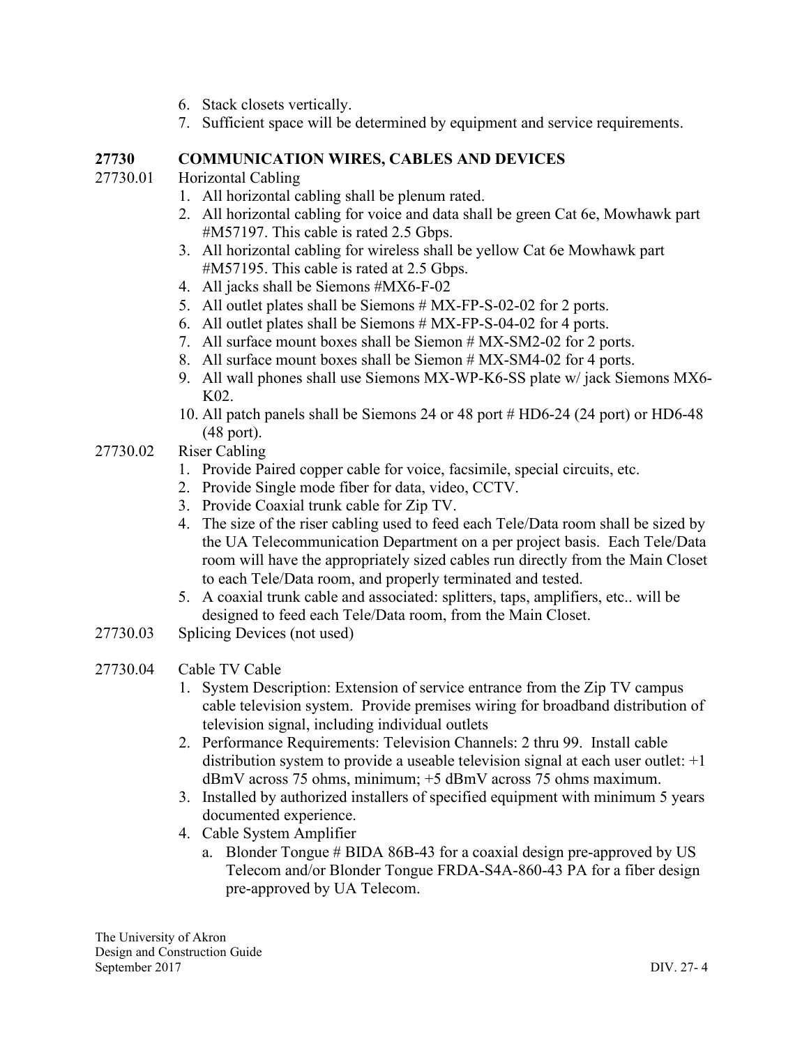6. Stack closets vertically.
7. Sufficient space will be determined by equipment and service requirements.

**27730 COMMUNICATION WIRES, CABLES AND DEVICES**

27730.01 Horizontal Cabling

1. All horizontal cabling shall be plenum rated.
2. All horizontal cabling for voice and data shall be green Cat 6e, Mowhawk part #M57197. This cable is rated 2.5 Gbps.
3. All horizontal cabling for wireless shall be yellow Cat 6e Mowhawk part #M57195. This cable is rated at 2.5 Gbps.
4. All jacks shall be Siemons #MX6-F-02
5. All outlet plates shall be Siemons # MX-FP-S-02-02 for 2 ports.
6. All outlet plates shall be Siemons # MX-FP-S-04-02 for 4 ports.
7. All surface mount boxes shall be Siemon # MX-SM2-02 for 2 ports.
8. All surface mount boxes shall be Siemon # MX-SM4-02 for 4 ports.
9. All wall phones shall use Siemons MX-WP-K6-SS plate w/ jack Siemons MX6-K02.
10. All patch panels shall be Siemons 24 or 48 port # HD6-24 (24 port) or HD6-48 (48 port).

27730.02 Riser Cabling

1. Provide Paired copper cable for voice, facsimile, special circuits, etc.
2. Provide Single mode fiber for data, video, CCTV.
3. Provide Coaxial trunk cable for Zip TV.
4. The size of the riser cabling used to feed each Tele/Data room shall be sized by the UA Telecommunication Department on a per project basis. Each Tele/Data room will have the appropriately sized cables run directly from the Main Closet to each Tele/Data room, and properly terminated and tested.
5. A coaxial trunk cable and associated: splitters, taps, amplifiers, etc.. will be designed to feed each Tele/Data room, from the Main Closet.

27730.03 Splicing Devices (not used)

27730.04 Cable TV Cable

1. System Description: Extension of service entrance from the Zip TV campus cable television system. Provide premises wiring for broadband distribution of television signal, including individual outlets
2. Performance Requirements: Television Channels: 2 thru 99. Install cable distribution system to provide a useable television signal at each user outlet: +1 dBmV across 75 ohms, minimum; +5 dBmV across 75 ohms maximum.
3. Installed by authorized installers of specified equipment with minimum 5 years documented experience.
4. Cable System Amplifier
   a. Blonder Tongue # BIDA 86B-43 for a coaxial design pre-approved by US Telecom and/or Blonder Tongue FRDA-S4A-860-43 PA for a fiber design pre-approved by UA Telecom.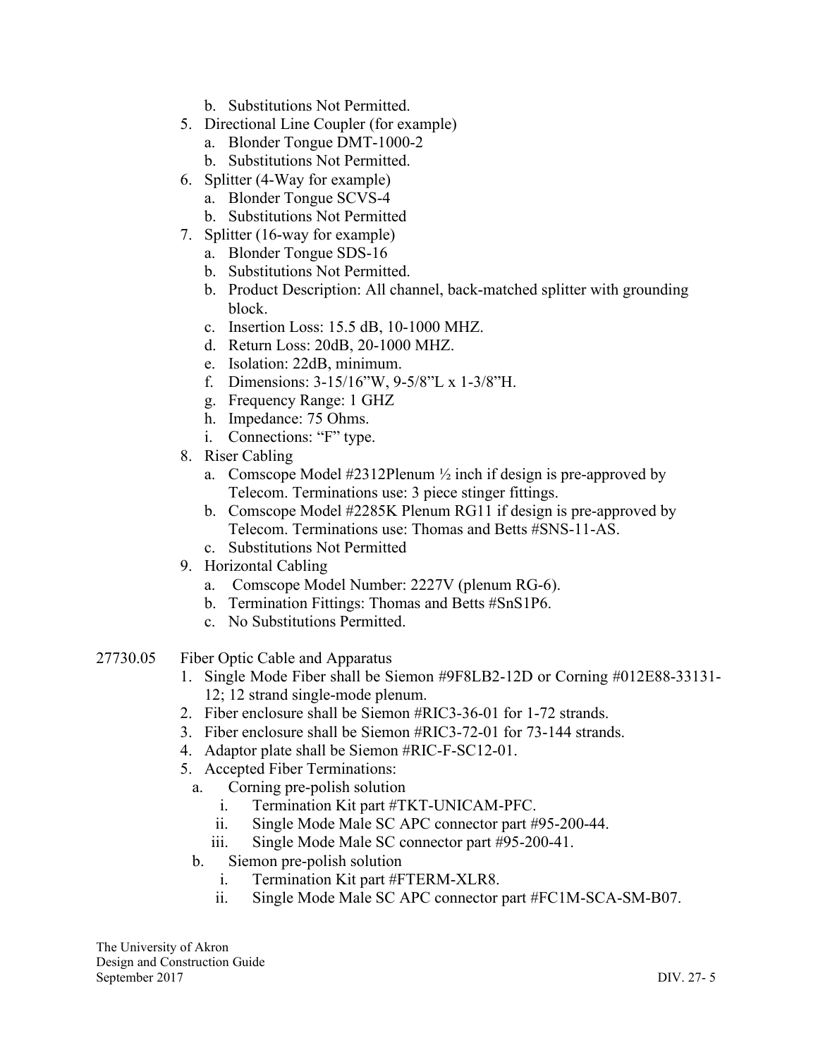b. Substitutions Not Permitted.

5. Directional Line Coupler (for example)
   a. Blonder Tongue DMT-1000-2
   b. Substitutions Not Permitted.
6. Splitter (4-Way for example)
   a. Blonder Tongue SCVS-4
   b. Substitutions Not Permitted
7. Splitter (16-way for example)
   a. Blonder Tongue SDS-16
   b. Substitutions Not Permitted.
   b. Product Description: All channel, back-matched splitter with grounding block.
   c. Insertion Loss: 15.5 dB, 10-1000 MHZ.
   d. Return Loss: 20dB, 20-1000 MHZ.
   e. Isolation: 22dB, minimum.
   f. Dimensions: 3-15/16"W, 9-5/8"L x 1-3/8"H.
   g. Frequency Range: 1 GHZ
   h. Impedance: 75 Ohms.
   i. Connections: "F" type.
8. Riser Cabling
   a. Comscope Model #2312Plenum ½ inch if design is pre-approved by Telecom. Terminations use: 3 piece stinger fittings.
   b. Comscope Model #2285K Plenum RG11 if design is pre-approved by Telecom. Terminations use: Thomas and Betts #SNS-11-AS.
   c. Substitutions Not Permitted
9. Horizontal Cabling
   a. Comscope Model Number: 2227V (plenum RG-6).
   b. Termination Fittings: Thomas and Betts #SnS1P6.
   c. No Substitutions Permitted.

27730.05 Fiber Optic Cable and Apparatus

1. Single Mode Fiber shall be Siemon #9F8LB2-12D or Corning #012E88-33131-12; 12 strand single-mode plenum.
2. Fiber enclosure shall be Siemon #RIC3-36-01 for 1-72 strands.
3. Fiber enclosure shall be Siemon #RIC3-72-01 for 73-144 strands.
4. Adaptor plate shall be Siemon #RIC-F-SC12-01.
5. Accepted Fiber Terminations:
   a. Corning pre-polish solution
      i. Termination Kit part #TKT-UNICAM-PFC.
      ii. Single Mode Male SC APC connector part #95-200-44.
      iii. Single Mode Male SC connector part #95-200-41.
   b. Siemon pre-polish solution
      i. Termination Kit part #FTERM-XLR8.
      ii. Single Mode Male SC APC connector part #FC1M-SCA-SM-B07.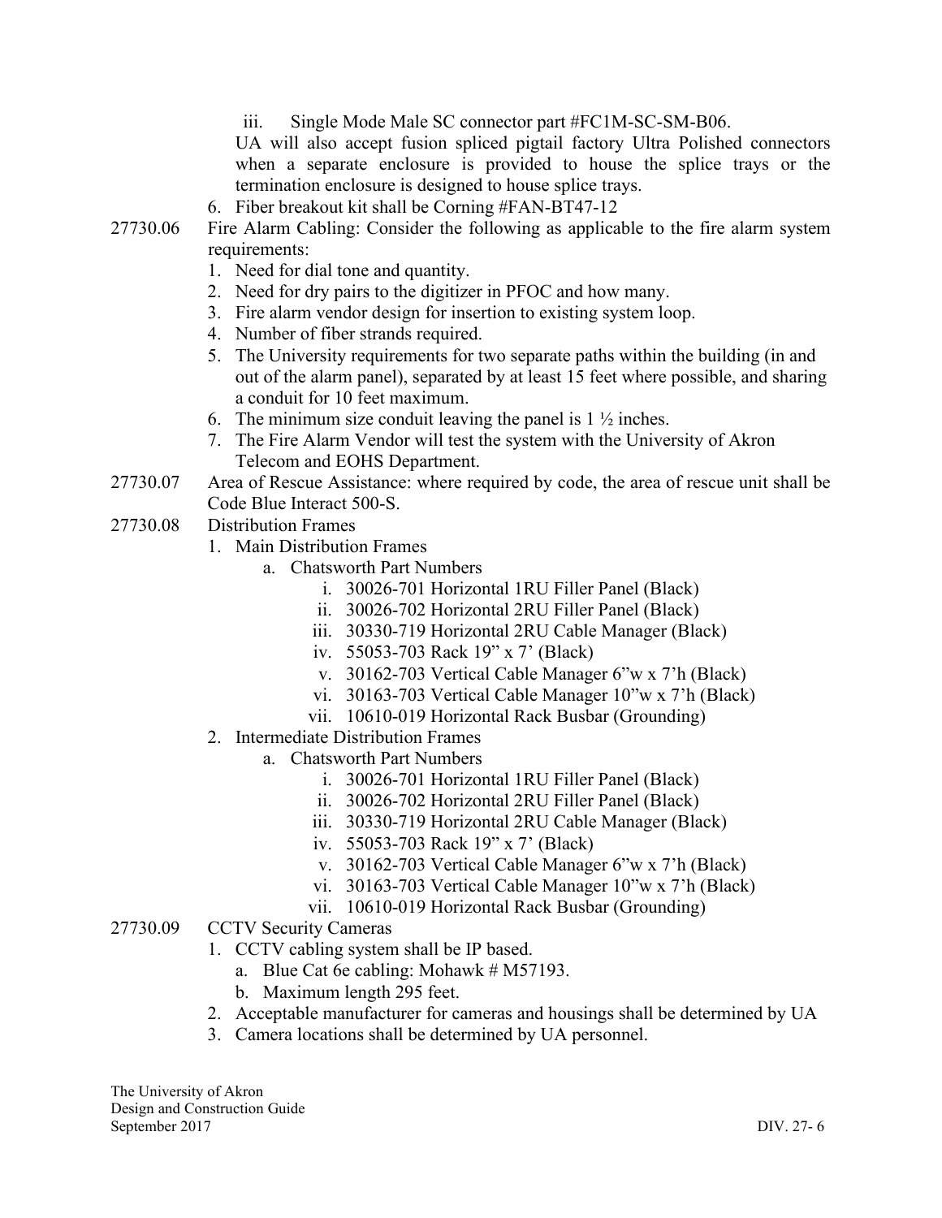iii. Single Mode Male SC connector part #FC1M-SC-SM-B06.

UA will also accept fusion spliced pigtail factory Ultra Polished connectors when a separate enclosure is provided to house the splice trays or the termination enclosure is designed to house splice trays.

6. Fiber breakout kit shall be Corning #FAN-BT47-12

27730.06 Fire Alarm Cabling: Consider the following as applicable to the fire alarm system requirements:

1. Need for dial tone and quantity.
2. Need for dry pairs to the digitizer in PFOC and how many.
3. Fire alarm vendor design for insertion to existing system loop.
4. Number of fiber strands required.
5. The University requirements for two separate paths within the building (in and out of the alarm panel), separated by at least 15 feet where possible, and sharing a conduit for 10 feet maximum.
6. The minimum size conduit leaving the panel is 1 ½ inches.
7. The Fire Alarm Vendor will test the system with the University of Akron Telecom and EOHS Department.

27730.07 Area of Rescue Assistance: where required by code, the area of rescue unit shall be Code Blue Interact 500-S.

27730.08 Distribution Frames

1. Main Distribution Frames
   a. Chatsworth Part Numbers
      i. 30026-701 Horizontal 1RU Filler Panel (Black)
      ii. 30026-702 Horizontal 2RU Filler Panel (Black)
      iii. 30330-719 Horizontal 2RU Cable Manager (Black)
      iv. 55053-703 Rack 19" x 7' (Black)
      v. 30162-703 Vertical Cable Manager 6"w x 7'h (Black)
      vi. 30163-703 Vertical Cable Manager 10"w x 7'h (Black)
      vii. 10610-019 Horizontal Rack Busbar (Grounding)
2. Intermediate Distribution Frames
   a. Chatsworth Part Numbers
      i. 30026-701 Horizontal 1RU Filler Panel (Black)
      ii. 30026-702 Horizontal 2RU Filler Panel (Black)
      iii. 30330-719 Horizontal 2RU Cable Manager (Black)
      iv. 55053-703 Rack 19" x 7' (Black)
      v. 30162-703 Vertical Cable Manager 6"w x 7'h (Black)
      vi. 30163-703 Vertical Cable Manager 10"w x 7'h (Black)
      vii. 10610-019 Horizontal Rack Busbar (Grounding)

27730.09 CCTV Security Cameras

1. CCTV cabling system shall be IP based.
   a. Blue Cat 6e cabling: Mohawk # M57193.
   b. Maximum length 295 feet.
2. Acceptable manufacturer for cameras and housings shall be determined by UA
3. Camera locations shall be determined by UA personnel.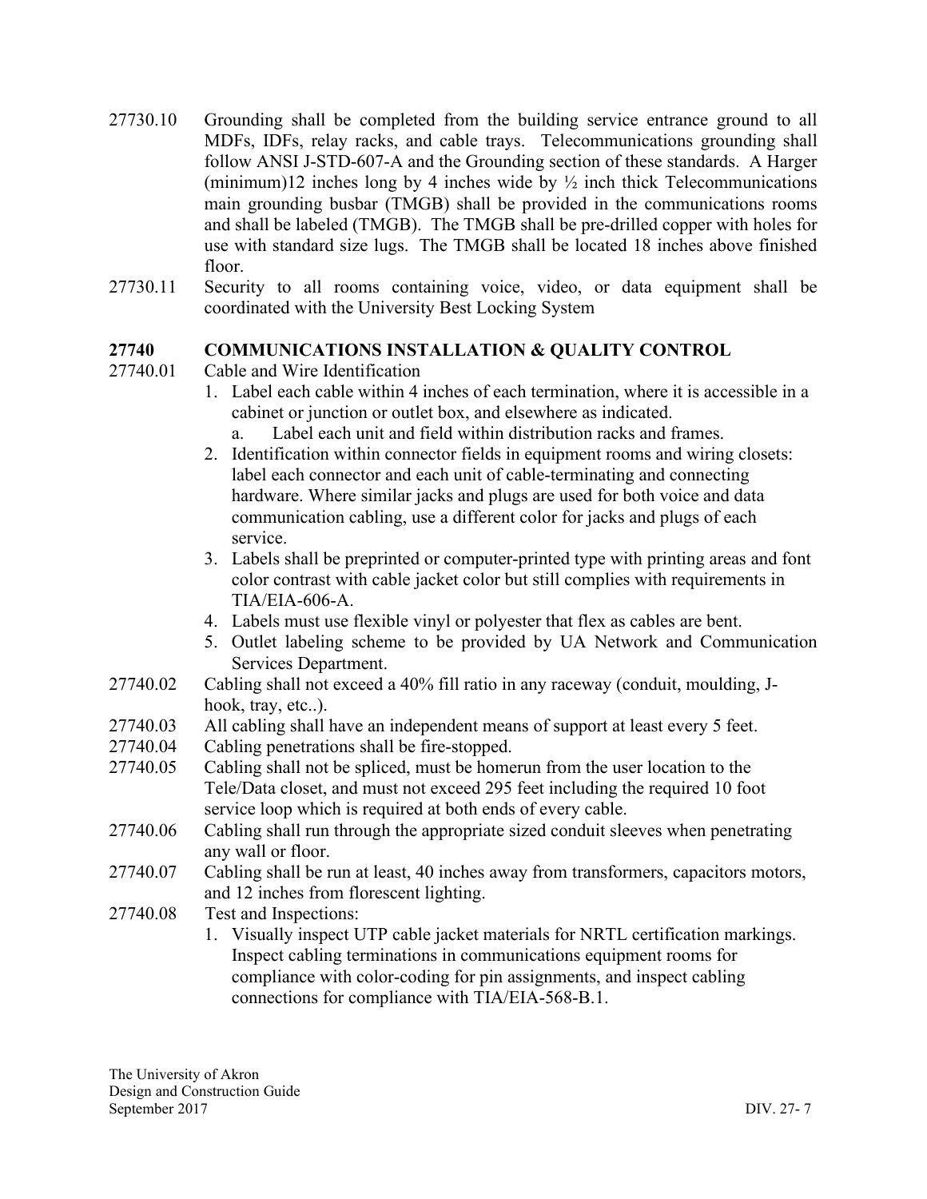27730.10 Grounding shall be completed from the building service entrance ground to all MDFs, IDFs, relay racks, and cable trays. Telecommunications grounding shall follow ANSI J-STD-607-A and the Grounding section of these standards. A Harger (minimum)12 inches long by 4 inches wide by ½ inch thick Telecommunications main grounding busbar (TMGB) shall be provided in the communications rooms and shall be labeled (TMGB). The TMGB shall be pre-drilled copper with holes for use with standard size lugs. The TMGB shall be located 18 inches above finished floor.

27730.11 Security to all rooms containing voice, video, or data equipment shall be coordinated with the University Best Locking System

## 27740 COMMUNICATIONS INSTALLATION & QUALITY CONTROL

27740.01 Cable and Wire Identification

1. Label each cable within 4 inches of each termination, where it is accessible in a cabinet or junction or outlet box, and elsewhere as indicated.
   a. Label each unit and field within distribution racks and frames.
2. Identification within connector fields in equipment rooms and wiring closets: label each connector and each unit of cable-terminating and connecting hardware. Where similar jacks and plugs are used for both voice and data communication cabling, use a different color for jacks and plugs of each service.
3. Labels shall be preprinted or computer-printed type with printing areas and font color contrast with cable jacket color but still complies with requirements in TIA/EIA-606-A.
4. Labels must use flexible vinyl or polyester that flex as cables are bent.
5. Outlet labeling scheme to be provided by UA Network and Communication Services Department.

27740.02 Cabling shall not exceed a 40% fill ratio in any raceway (conduit, moulding, J-hook, tray, etc..).

27740.03 All cabling shall have an independent means of support at least every 5 feet.

27740.04 Cabling penetrations shall be fire-stopped.

27740.05 Cabling shall not be spliced, must be homerun from the user location to the Tele/Data closet, and must not exceed 295 feet including the required 10 foot service loop which is required at both ends of every cable.

27740.06 Cabling shall run through the appropriate sized conduit sleeves when penetrating any wall or floor.

27740.07 Cabling shall be run at least, 40 inches away from transformers, capacitors motors, and 12 inches from florescent lighting.

27740.08 Test and Inspections:

1. Visually inspect UTP cable jacket materials for NRTL certification markings. Inspect cabling terminations in communications equipment rooms for compliance with color-coding for pin assignments, and inspect cabling connections for compliance with TIA/EIA-568-B.1.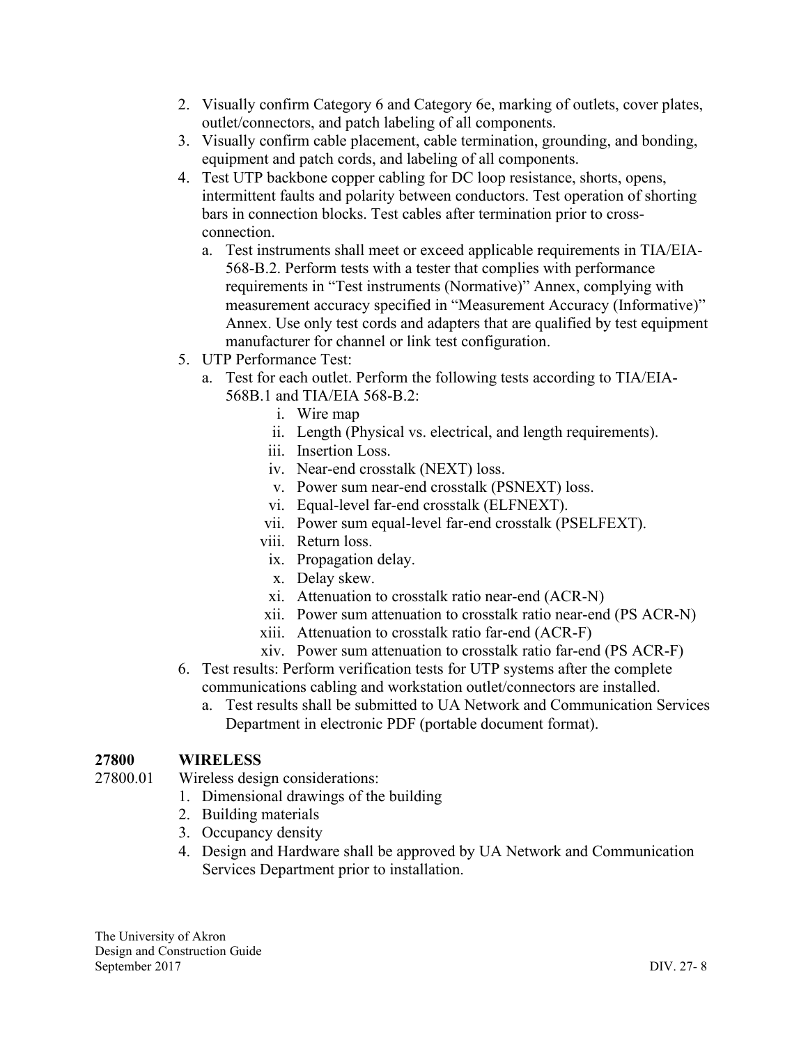2. Visually confirm Category 6 and Category 6e, marking of outlets, cover plates, outlet/connectors, and patch labeling of all components.
3. Visually confirm cable placement, cable termination, grounding, and bonding, equipment and patch cords, and labeling of all components.
4. Test UTP backbone copper cabling for DC loop resistance, shorts, opens, intermittent faults and polarity between conductors. Test operation of shorting bars in connection blocks. Test cables after termination prior to cross-connection.
   a. Test instruments shall meet or exceed applicable requirements in TIA/EIA-568-B.2. Perform tests with a tester that complies with performance requirements in "Test instruments (Normative)" Annex, complying with measurement accuracy specified in "Measurement Accuracy (Informative)" Annex. Use only test cords and adapters that are qualified by test equipment manufacturer for channel or link test configuration.
5. UTP Performance Test:
   a. Test for each outlet. Perform the following tests according to TIA/EIA-568B.1 and TIA/EIA 568-B.2:
      i. Wire map
      ii. Length (Physical vs. electrical, and length requirements).
      iii. Insertion Loss.
      iv. Near-end crosstalk (NEXT) loss.
      v. Power sum near-end crosstalk (PSNEXT) loss.
      vi. Equal-level far-end crosstalk (ELFNEXT).
      vii. Power sum equal-level far-end crosstalk (PSELFEXT).
      viii. Return loss.
      ix. Propagation delay.
      x. Delay skew.
      xi. Attenuation to crosstalk ratio near-end (ACR-N)
      xii. Power sum attenuation to crosstalk ratio near-end (PS ACR-N)
      xiii. Attenuation to crosstalk ratio far-end (ACR-F)
      xiv. Power sum attenuation to crosstalk ratio far-end (PS ACR-F)
6. Test results: Perform verification tests for UTP systems after the complete communications cabling and workstation outlet/connectors are installed.
   a. Test results shall be submitted to UA Network and Communication Services Department in electronic PDF (portable document format).

## 27800 WIRELESS

27800.01 Wireless design considerations:

1. Dimensional drawings of the building
2. Building materials
3. Occupancy density
4. Design and Hardware shall be approved by UA Network and Communication Services Department prior to installation.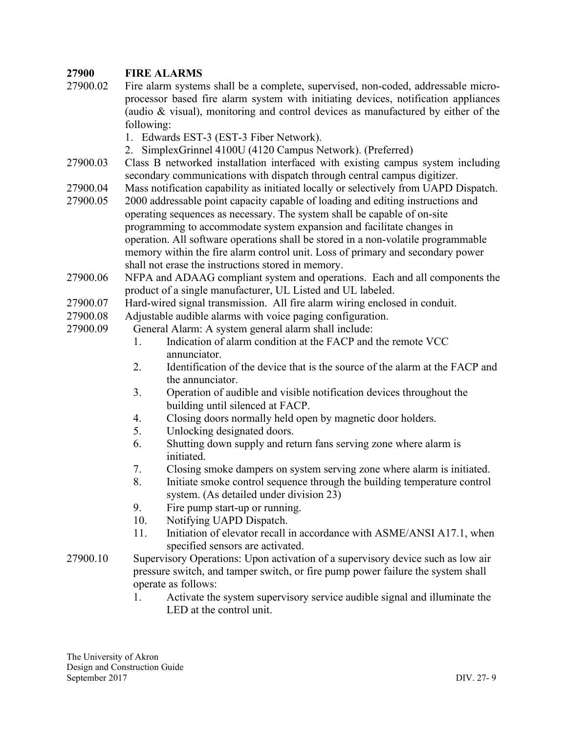## 27900 FIRE ALARMS

27900.02 Fire alarm systems shall be a complete, supervised, non-coded, addressable micro-processor based fire alarm system with initiating devices, notification appliances (audio & visual), monitoring and control devices as manufactured by either of the following:

1. Edwards EST-3 (EST-3 Fiber Network).
2. SimplexGrinnel 4100U (4120 Campus Network). (Preferred)

27900.03 Class B networked installation interfaced with existing campus system including secondary communications with dispatch through central campus digitizer.

27900.04 Mass notification capability as initiated locally or selectively from UAPD Dispatch.

27900.05 2000 addressable point capacity capable of loading and editing instructions and operating sequences as necessary. The system shall be capable of on-site programming to accommodate system expansion and facilitate changes in operation. All software operations shall be stored in a non-volatile programmable memory within the fire alarm control unit. Loss of primary and secondary power shall not erase the instructions stored in memory.

27900.06 NFPA and ADAAG compliant system and operations. Each and all components the product of a single manufacturer, UL Listed and UL labeled.

27900.07 Hard-wired signal transmission. All fire alarm wiring enclosed in conduit.

27900.08 Adjustable audible alarms with voice paging configuration.

27900.09 General Alarm: A system general alarm shall include:

1. Indication of alarm condition at the FACP and the remote VCC annunciator.
2. Identification of the device that is the source of the alarm at the FACP and the annunciator.
3. Operation of audible and visible notification devices throughout the building until silenced at FACP.
4. Closing doors normally held open by magnetic door holders.
5. Unlocking designated doors.
6. Shutting down supply and return fans serving zone where alarm is initiated.
7. Closing smoke dampers on system serving zone where alarm is initiated.
8. Initiate smoke control sequence through the building temperature control system. (As detailed under division 23)
9. Fire pump start-up or running.
10. Notifying UAPD Dispatch.
11. Initiation of elevator recall in accordance with ASME/ANSI A17.1, when specified sensors are activated.

27900.10 Supervisory Operations: Upon activation of a supervisory device such as low air pressure switch, and tamper switch, or fire pump power failure the system shall operate as follows:

1. Activate the system supervisory service audible signal and illuminate the LED at the control unit.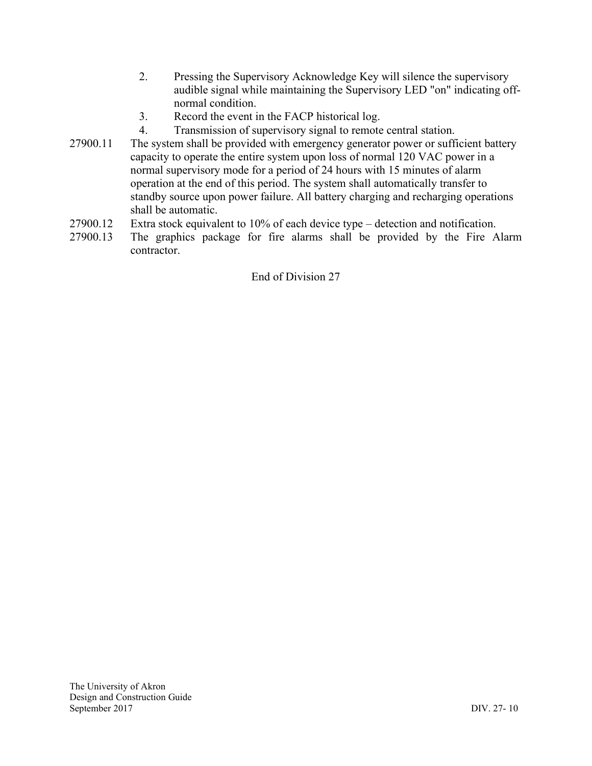2. Pressing the Supervisory Acknowledge Key will silence the supervisory audible signal while maintaining the Supervisory LED "on" indicating off-normal condition.
3. Record the event in the FACP historical log.
4. Transmission of supervisory signal to remote central station.

27900.11 The system shall be provided with emergency generator power or sufficient battery capacity to operate the entire system upon loss of normal 120 VAC power in a normal supervisory mode for a period of 24 hours with 15 minutes of alarm operation at the end of this period. The system shall automatically transfer to standby source upon power failure. All battery charging and recharging operations shall be automatic.

27900.12 Extra stock equivalent to 10% of each device type – detection and notification.

27900.13 The graphics package for fire alarms shall be provided by the Fire Alarm contractor.

End of Division 27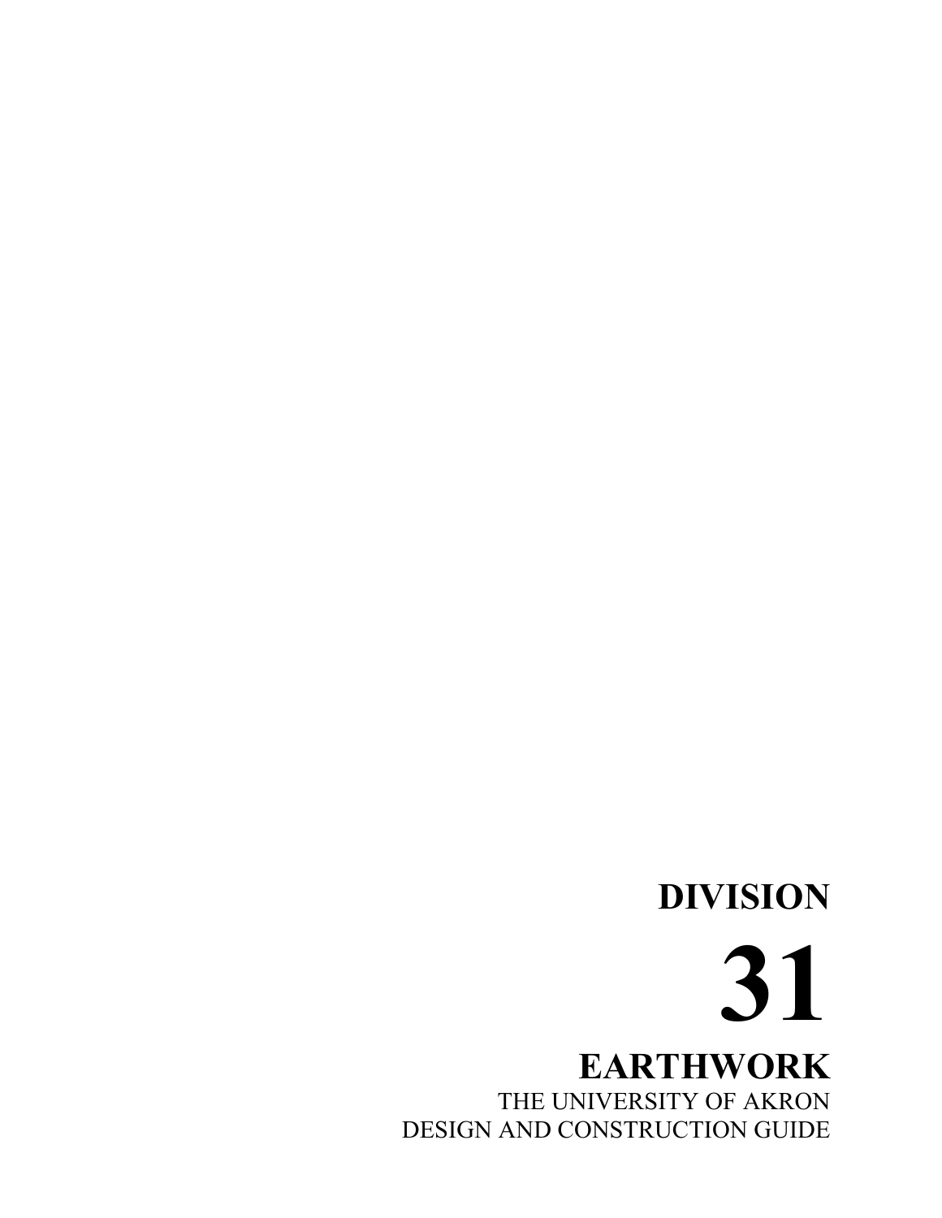# DIVISION

# 31

# EARTHWORK

THE UNIVERSITY OF AKRON
DESIGN AND CONSTRUCTION GUIDE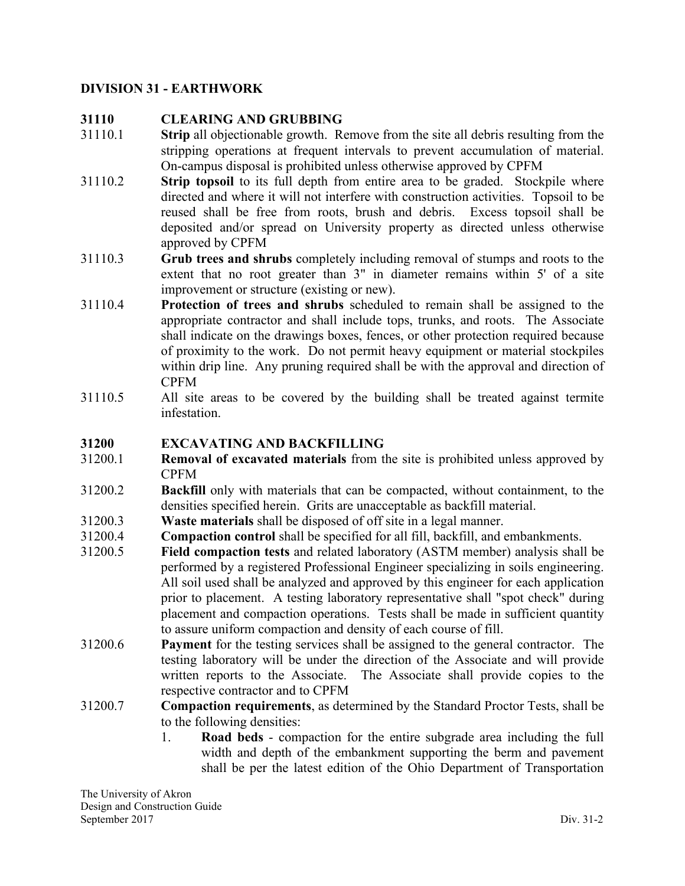## DIVISION 31 - EARTHWORK

### 31110 CLEARING AND GRUBBING

31110.1 **Strip** all objectionable growth. Remove from the site all debris resulting from the stripping operations at frequent intervals to prevent accumulation of material. On-campus disposal is prohibited unless otherwise approved by CPFM

31110.2 **Strip topsoil** to its full depth from entire area to be graded. Stockpile where directed and where it will not interfere with construction activities. Topsoil to be reused shall be free from roots, brush and debris. Excess topsoil shall be deposited and/or spread on University property as directed unless otherwise approved by CPFM

31110.3 **Grub trees and shrubs** completely including removal of stumps and roots to the extent that no root greater than 3" in diameter remains within 5' of a site improvement or structure (existing or new).

31110.4 **Protection of trees and shrubs** scheduled to remain shall be assigned to the appropriate contractor and shall include tops, trunks, and roots. The Associate shall indicate on the drawings boxes, fences, or other protection required because of proximity to the work. Do not permit heavy equipment or material stockpiles within drip line. Any pruning required shall be with the approval and direction of CPFM

31110.5 All site areas to be covered by the building shall be treated against termite infestation.

### 31200 EXCAVATING AND BACKFILLING

31200.1 **Removal of excavated materials** from the site is prohibited unless approved by CPFM

31200.2 **Backfill** only with materials that can be compacted, without containment, to the densities specified herein. Grits are unacceptable as backfill material.

31200.3 **Waste materials** shall be disposed of off site in a legal manner.

31200.4 **Compaction control** shall be specified for all fill, backfill, and embankments.

31200.5 **Field compaction tests** and related laboratory (ASTM member) analysis shall be performed by a registered Professional Engineer specializing in soils engineering. All soil used shall be analyzed and approved by this engineer for each application prior to placement. A testing laboratory representative shall "spot check" during placement and compaction operations. Tests shall be made in sufficient quantity to assure uniform compaction and density of each course of fill.

31200.6 **Payment** for the testing services shall be assigned to the general contractor. The testing laboratory will be under the direction of the Associate and will provide written reports to the Associate. The Associate shall provide copies to the respective contractor and to CPFM

31200.7 **Compaction requirements**, as determined by the Standard Proctor Tests, shall be to the following densities:

1. **Road beds** - compaction for the entire subgrade area including the full width and depth of the embankment supporting the berm and pavement shall be per the latest edition of the Ohio Department of Transportation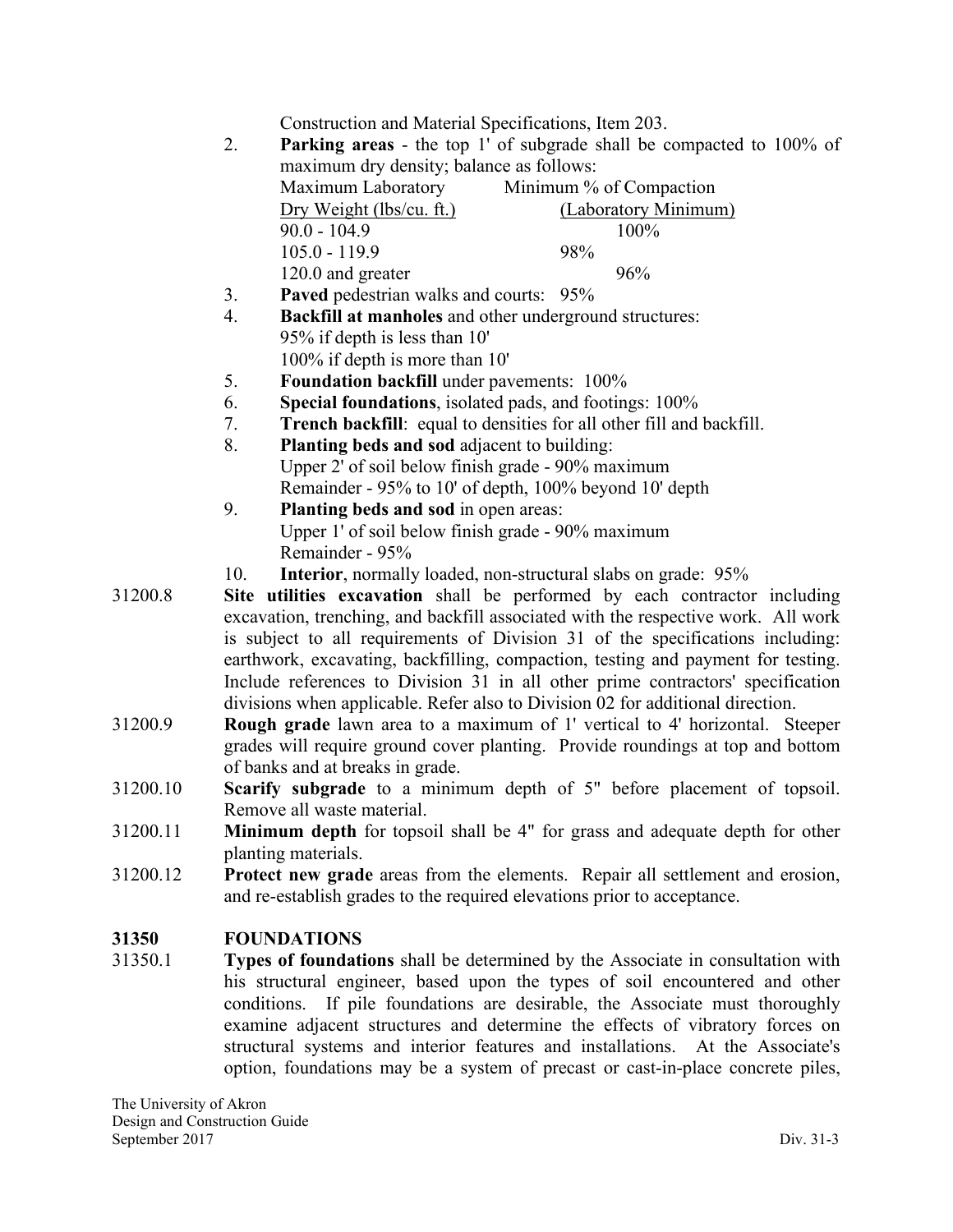Construction and Material Specifications, Item 203.

2. **Parking areas** - the top 1' of subgrade shall be compacted to 100% of maximum dry density; balance as follows:

| Maximum Laboratory Dry Weight (lbs/cu. ft.) | Minimum % of Compaction (Laboratory Minimum) |
|---|---|
| 90.0 - 104.9 | 100% |
| 105.0 - 119.9 | 98% |
| 120.0 and greater | 96% |

3. **Paved** pedestrian walks and courts: 95%
4. **Backfill at manholes** and other underground structures:
   95% if depth is less than 10'
   100% if depth is more than 10'
5. **Foundation backfill** under pavements: 100%
6. **Special foundations**, isolated pads, and footings: 100%
7. **Trench backfill**: equal to densities for all other fill and backfill.
8. **Planting beds and sod** adjacent to building:
   Upper 2' of soil below finish grade - 90% maximum
   Remainder - 95% to 10' of depth, 100% beyond 10' depth
9. **Planting beds and sod** in open areas:
   Upper 1' of soil below finish grade - 90% maximum
   Remainder - 95%
10. **Interior**, normally loaded, non-structural slabs on grade: 95%

31200.8 **Site utilities excavation** shall be performed by each contractor including excavation, trenching, and backfill associated with the respective work. All work is subject to all requirements of Division 31 of the specifications including: earthwork, excavating, backfilling, compaction, testing and payment for testing. Include references to Division 31 in all other prime contractors' specification divisions when applicable. Refer also to Division 02 for additional direction.

31200.9 **Rough grade** lawn area to a maximum of 1' vertical to 4' horizontal. Steeper grades will require ground cover planting. Provide roundings at top and bottom of banks and at breaks in grade.

31200.10 **Scarify subgrade** to a minimum depth of 5" before placement of topsoil. Remove all waste material.

31200.11 **Minimum depth** for topsoil shall be 4" for grass and adequate depth for other planting materials.

31200.12 **Protect new grade** areas from the elements. Repair all settlement and erosion, and re-establish grades to the required elevations prior to acceptance.

## 31350 FOUNDATIONS

31350.1 **Types of foundations** shall be determined by the Associate in consultation with his structural engineer, based upon the types of soil encountered and other conditions. If pile foundations are desirable, the Associate must thoroughly examine adjacent structures and determine the effects of vibratory forces on structural systems and interior features and installations. At the Associate's option, foundations may be a system of precast or cast-in-place concrete piles,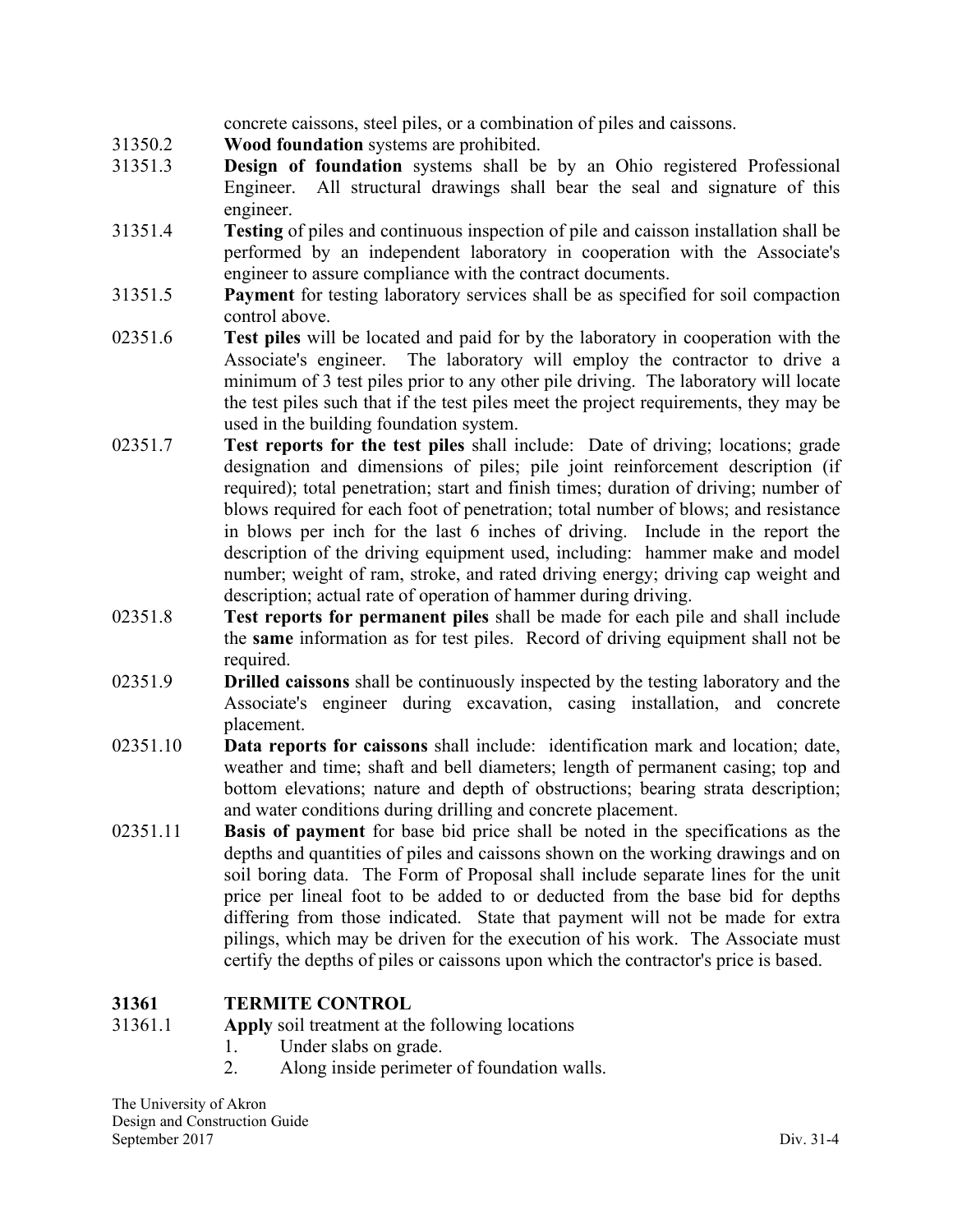concrete caissons, steel piles, or a combination of piles and caissons.

31350.2 **Wood foundation** systems are prohibited.

31351.3 **Design of foundation** systems shall be by an Ohio registered Professional Engineer. All structural drawings shall bear the seal and signature of this engineer.

31351.4 **Testing** of piles and continuous inspection of pile and caisson installation shall be performed by an independent laboratory in cooperation with the Associate's engineer to assure compliance with the contract documents.

31351.5 **Payment** for testing laboratory services shall be as specified for soil compaction control above.

02351.6 **Test piles** will be located and paid for by the laboratory in cooperation with the Associate's engineer. The laboratory will employ the contractor to drive a minimum of 3 test piles prior to any other pile driving. The laboratory will locate the test piles such that if the test piles meet the project requirements, they may be used in the building foundation system.

02351.7 **Test reports for the test piles** shall include: Date of driving; locations; grade designation and dimensions of piles; pile joint reinforcement description (if required); total penetration; start and finish times; duration of driving; number of blows required for each foot of penetration; total number of blows; and resistance in blows per inch for the last 6 inches of driving. Include in the report the description of the driving equipment used, including: hammer make and model number; weight of ram, stroke, and rated driving energy; driving cap weight and description; actual rate of operation of hammer during driving.

02351.8 **Test reports for permanent piles** shall be made for each pile and shall include the **same** information as for test piles. Record of driving equipment shall not be required.

02351.9 **Drilled caissons** shall be continuously inspected by the testing laboratory and the Associate's engineer during excavation, casing installation, and concrete placement.

02351.10 **Data reports for caissons** shall include: identification mark and location; date, weather and time; shaft and bell diameters; length of permanent casing; top and bottom elevations; nature and depth of obstructions; bearing strata description; and water conditions during drilling and concrete placement.

02351.11 **Basis of payment** for base bid price shall be noted in the specifications as the depths and quantities of piles and caissons shown on the working drawings and on soil boring data. The Form of Proposal shall include separate lines for the unit price per lineal foot to be added to or deducted from the base bid for depths differing from those indicated. State that payment will not be made for extra pilings, which may be driven for the execution of his work. The Associate must certify the depths of piles or caissons upon which the contractor's price is based.

## 31361 TERMITE CONTROL

31361.1 **Apply** soil treatment at the following locations

1. Under slabs on grade.
2. Along inside perimeter of foundation walls.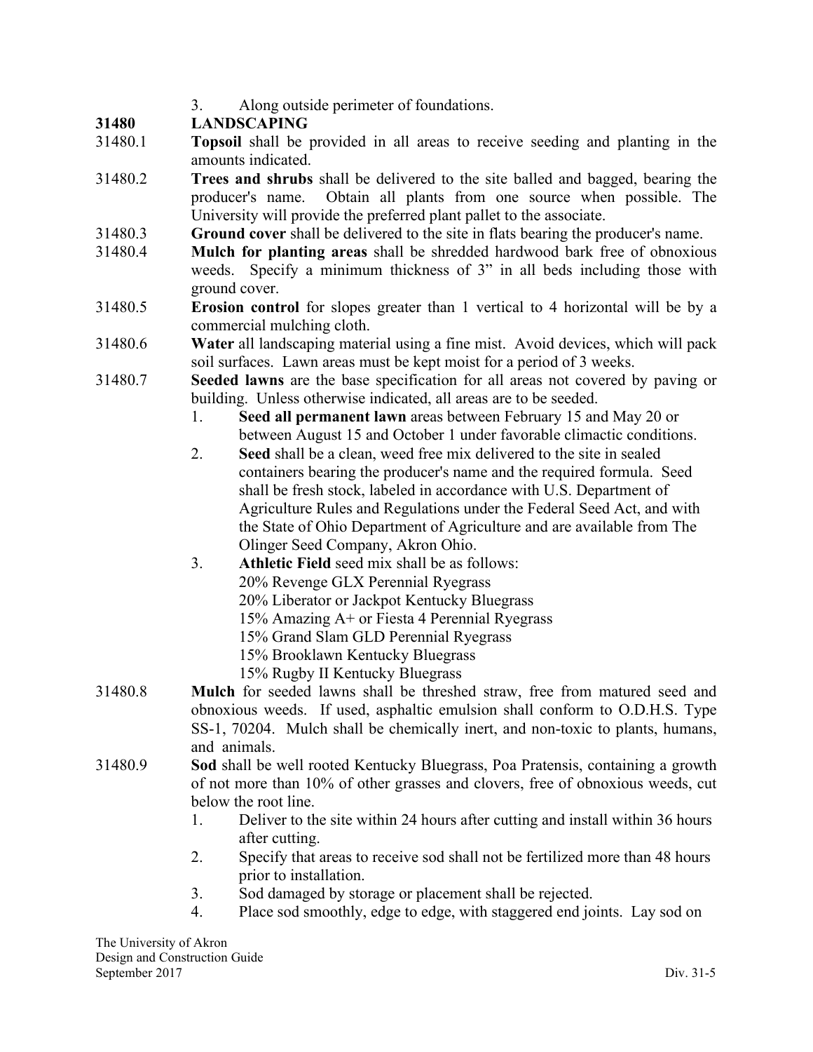3. Along outside perimeter of foundations.

## 31480 LANDSCAPING

31480.1 **Topsoil** shall be provided in all areas to receive seeding and planting in the amounts indicated.

31480.2 **Trees and shrubs** shall be delivered to the site balled and bagged, bearing the producer's name. Obtain all plants from one source when possible. The University will provide the preferred plant pallet to the associate.

31480.3 **Ground cover** shall be delivered to the site in flats bearing the producer's name.

31480.4 **Mulch for planting areas** shall be shredded hardwood bark free of obnoxious weeds. Specify a minimum thickness of 3" in all beds including those with ground cover.

31480.5 **Erosion control** for slopes greater than 1 vertical to 4 horizontal will be by a commercial mulching cloth.

31480.6 **Water** all landscaping material using a fine mist. Avoid devices, which will pack soil surfaces. Lawn areas must be kept moist for a period of 3 weeks.

31480.7 **Seeded lawns** are the base specification for all areas not covered by paving or building. Unless otherwise indicated, all areas are to be seeded.

1. **Seed all permanent lawn** areas between February 15 and May 20 or between August 15 and October 1 under favorable climactic conditions.
2. **Seed** shall be a clean, weed free mix delivered to the site in sealed containers bearing the producer's name and the required formula. Seed shall be fresh stock, labeled in accordance with U.S. Department of Agriculture Rules and Regulations under the Federal Seed Act, and with the State of Ohio Department of Agriculture and are available from The Olinger Seed Company, Akron Ohio.
3. **Athletic Field** seed mix shall be as follows:
   20% Revenge GLX Perennial Ryegrass
   20% Liberator or Jackpot Kentucky Bluegrass
   15% Amazing A+ or Fiesta 4 Perennial Ryegrass
   15% Grand Slam GLD Perennial Ryegrass
   15% Brooklawn Kentucky Bluegrass
   15% Rugby II Kentucky Bluegrass

31480.8 **Mulch** for seeded lawns shall be threshed straw, free from matured seed and obnoxious weeds. If used, asphaltic emulsion shall conform to O.D.H.S. Type SS-1, 70204. Mulch shall be chemically inert, and non-toxic to plants, humans, and animals.

31480.9 **Sod** shall be well rooted Kentucky Bluegrass, Poa Pratensis, containing a growth of not more than 10% of other grasses and clovers, free of obnoxious weeds, cut below the root line.

1. Deliver to the site within 24 hours after cutting and install within 36 hours after cutting.
2. Specify that areas to receive sod shall not be fertilized more than 48 hours prior to installation.
3. Sod damaged by storage or placement shall be rejected.
4. Place sod smoothly, edge to edge, with staggered end joints. Lay sod on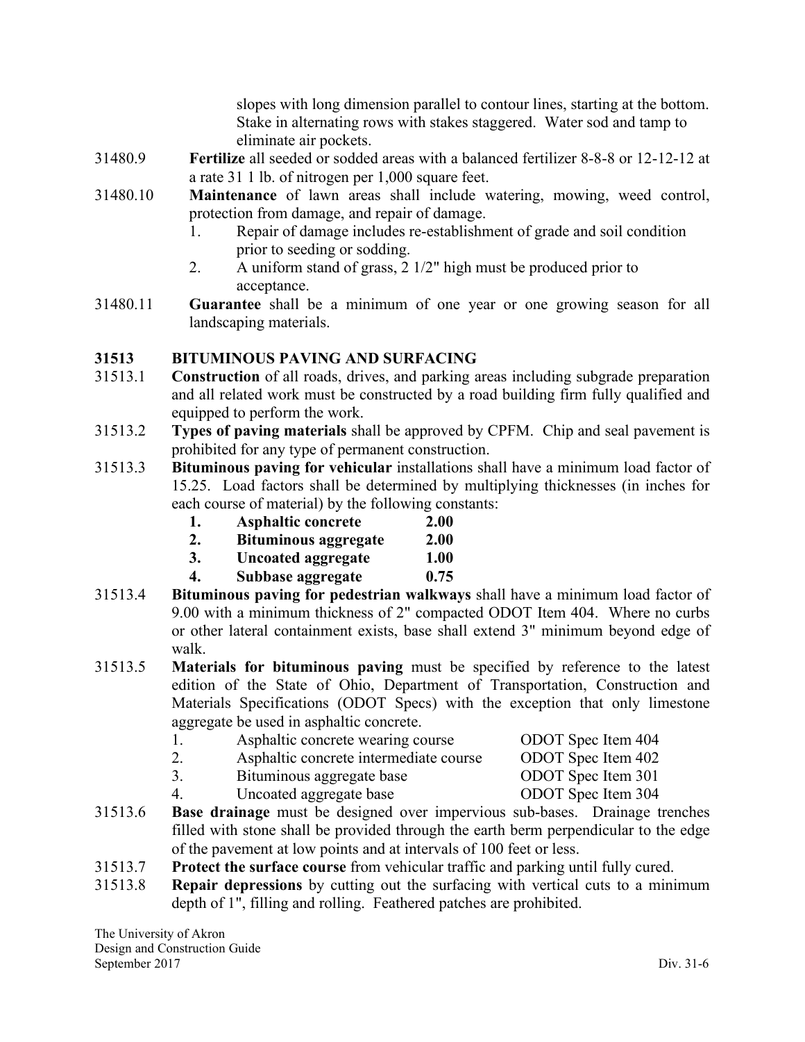slopes with long dimension parallel to contour lines, starting at the bottom. Stake in alternating rows with stakes staggered. Water sod and tamp to eliminate air pockets.

31480.9 **Fertilize** all seeded or sodded areas with a balanced fertilizer 8-8-8 or 12-12-12 at a rate 31 1 lb. of nitrogen per 1,000 square feet.

31480.10 **Maintenance** of lawn areas shall include watering, mowing, weed control, protection from damage, and repair of damage.

1. Repair of damage includes re-establishment of grade and soil condition prior to seeding or sodding.
2. A uniform stand of grass, 2 1/2" high must be produced prior to acceptance.

31480.11 **Guarantee** shall be a minimum of one year or one growing season for all landscaping materials.

## 31513 BITUMINOUS PAVING AND SURFACING

31513.1 **Construction** of all roads, drives, and parking areas including subgrade preparation and all related work must be constructed by a road building firm fully qualified and equipped to perform the work.

31513.2 **Types of paving materials** shall be approved by CPFM. Chip and seal pavement is prohibited for any type of permanent construction.

31513.3 **Bituminous paving for vehicular** installations shall have a minimum load factor of 15.25. Load factors shall be determined by multiplying thicknesses (in inches for each course of material) by the following constants:

1. **Asphaltic concrete 2.00**
2. **Bituminous aggregate 2.00**
3. **Uncoated aggregate 1.00**
4. **Subbase aggregate 0.75**

31513.4 **Bituminous paving for pedestrian walkways** shall have a minimum load factor of 9.00 with a minimum thickness of 2" compacted ODOT Item 404. Where no curbs or other lateral containment exists, base shall extend 3" minimum beyond edge of walk.

31513.5 **Materials for bituminous paving** must be specified by reference to the latest edition of the State of Ohio, Department of Transportation, Construction and Materials Specifications (ODOT Specs) with the exception that only limestone aggregate be used in asphaltic concrete.

1. Asphaltic concrete wearing course ODOT Spec Item 404
2. Asphaltic concrete intermediate course ODOT Spec Item 402
3. Bituminous aggregate base ODOT Spec Item 301
4. Uncoated aggregate base ODOT Spec Item 304

31513.6 **Base drainage** must be designed over impervious sub-bases. Drainage trenches filled with stone shall be provided through the earth berm perpendicular to the edge of the pavement at low points and at intervals of 100 feet or less.

31513.7 **Protect the surface course** from vehicular traffic and parking until fully cured.

31513.8 **Repair depressions** by cutting out the surfacing with vertical cuts to a minimum depth of 1", filling and rolling. Feathered patches are prohibited.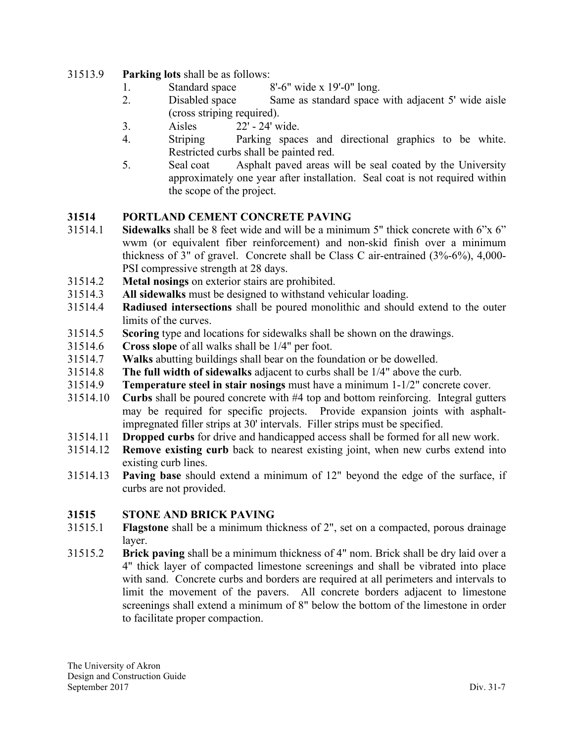31513.9 **Parking lots** shall be as follows:

1. Standard space 8'-6" wide x 19'-0" long.
2. Disabled space Same as standard space with adjacent 5' wide aisle (cross striping required).
3. Aisles 22' - 24' wide.
4. Striping Parking spaces and directional graphics to be white. Restricted curbs shall be painted red.
5. Seal coat Asphalt paved areas will be seal coated by the University approximately one year after installation. Seal coat is not required within the scope of the project.

## 31514 PORTLAND CEMENT CONCRETE PAVING

31514.1 **Sidewalks** shall be 8 feet wide and will be a minimum 5" thick concrete with 6"x 6" wwm (or equivalent fiber reinforcement) and non-skid finish over a minimum thickness of 3" of gravel. Concrete shall be Class C air-entrained (3%-6%), 4,000-PSI compressive strength at 28 days.

31514.2 **Metal nosings** on exterior stairs are prohibited.

31514.3 **All sidewalks** must be designed to withstand vehicular loading.

31514.4 **Radiused intersections** shall be poured monolithic and should extend to the outer limits of the curves.

31514.5 **Scoring** type and locations for sidewalks shall be shown on the drawings.

31514.6 **Cross slope** of all walks shall be 1/4" per foot.

31514.7 **Walks** abutting buildings shall bear on the foundation or be dowelled.

31514.8 **The full width of sidewalks** adjacent to curbs shall be 1/4" above the curb.

31514.9 **Temperature steel in stair nosings** must have a minimum 1-1/2" concrete cover.

31514.10 **Curbs** shall be poured concrete with #4 top and bottom reinforcing. Integral gutters may be required for specific projects. Provide expansion joints with asphalt-impregnated filler strips at 30' intervals. Filler strips must be specified.

31514.11 **Dropped curbs** for drive and handicapped access shall be formed for all new work.

31514.12 **Remove existing curb** back to nearest existing joint, when new curbs extend into existing curb lines.

31514.13 **Paving base** should extend a minimum of 12" beyond the edge of the surface, if curbs are not provided.

## 31515 STONE AND BRICK PAVING

31515.1 **Flagstone** shall be a minimum thickness of 2", set on a compacted, porous drainage layer.

31515.2 **Brick paving** shall be a minimum thickness of 4" nom. Brick shall be dry laid over a 4" thick layer of compacted limestone screenings and shall be vibrated into place with sand. Concrete curbs and borders are required at all perimeters and intervals to limit the movement of the pavers. All concrete borders adjacent to limestone screenings shall extend a minimum of 8" below the bottom of the limestone in order to facilitate proper compaction.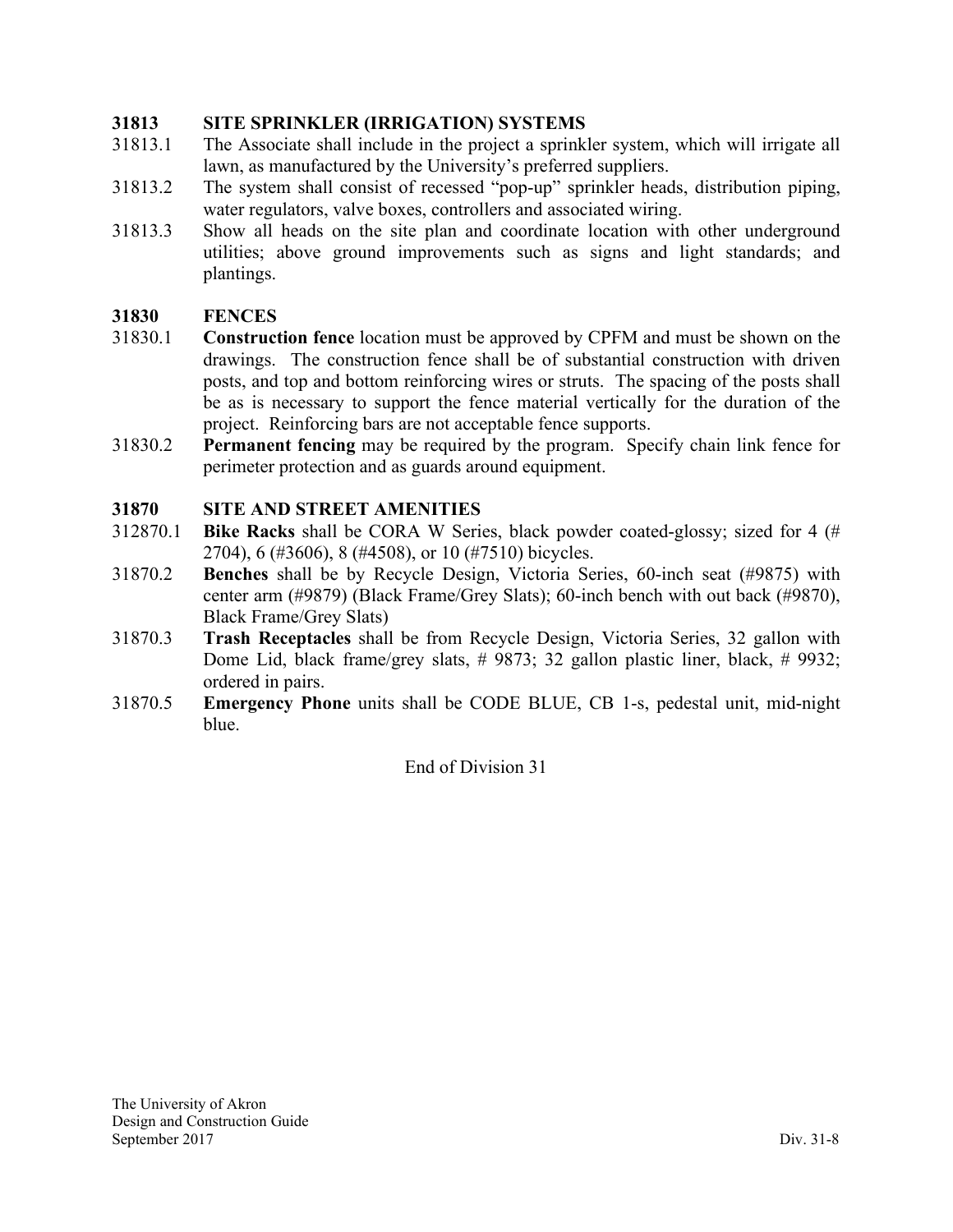## 31813 SITE SPRINKLER (IRRIGATION) SYSTEMS

31813.1 The Associate shall include in the project a sprinkler system, which will irrigate all lawn, as manufactured by the University's preferred suppliers.

31813.2 The system shall consist of recessed "pop-up" sprinkler heads, distribution piping, water regulators, valve boxes, controllers and associated wiring.

31813.3 Show all heads on the site plan and coordinate location with other underground utilities; above ground improvements such as signs and light standards; and plantings.

## 31830 FENCES

31830.1 **Construction fence** location must be approved by CPFM and must be shown on the drawings. The construction fence shall be of substantial construction with driven posts, and top and bottom reinforcing wires or struts. The spacing of the posts shall be as is necessary to support the fence material vertically for the duration of the project. Reinforcing bars are not acceptable fence supports.

31830.2 **Permanent fencing** may be required by the program. Specify chain link fence for perimeter protection and as guards around equipment.

## 31870 SITE AND STREET AMENITIES

312870.1 **Bike Racks** shall be CORA W Series, black powder coated-glossy; sized for 4 (# 2704), 6 (#3606), 8 (#4508), or 10 (#7510) bicycles.

31870.2 **Benches** shall be by Recycle Design, Victoria Series, 60-inch seat (#9875) with center arm (#9879) (Black Frame/Grey Slats); 60-inch bench with out back (#9870), Black Frame/Grey Slats)

31870.3 **Trash Receptacles** shall be from Recycle Design, Victoria Series, 32 gallon with Dome Lid, black frame/grey slats, # 9873; 32 gallon plastic liner, black, # 9932; ordered in pairs.

31870.5 **Emergency Phone** units shall be CODE BLUE, CB 1-s, pedestal unit, mid-night blue.

End of Division 31